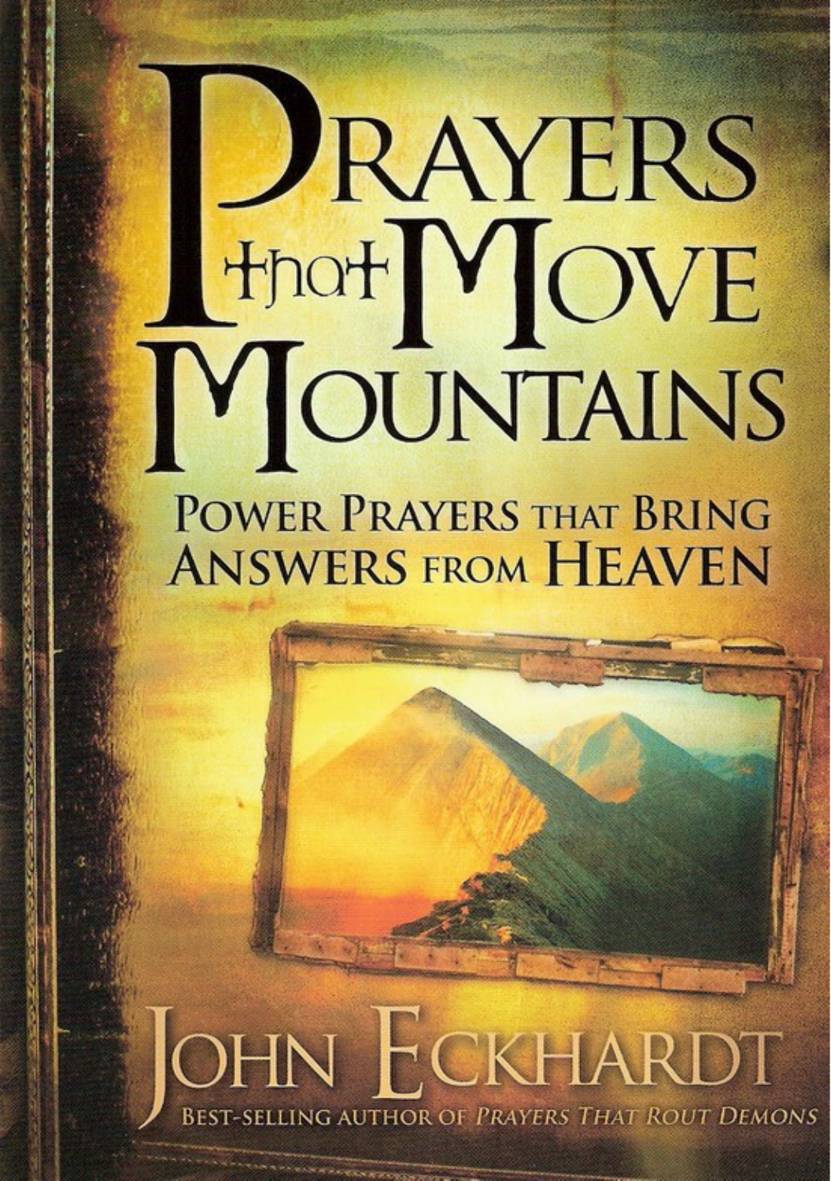# Prayers that Move Mountains

## Power Prayers that Bring Answers from Heaven

John Eckhardt

Best-Selling Author of *Prayers That Rout Demons*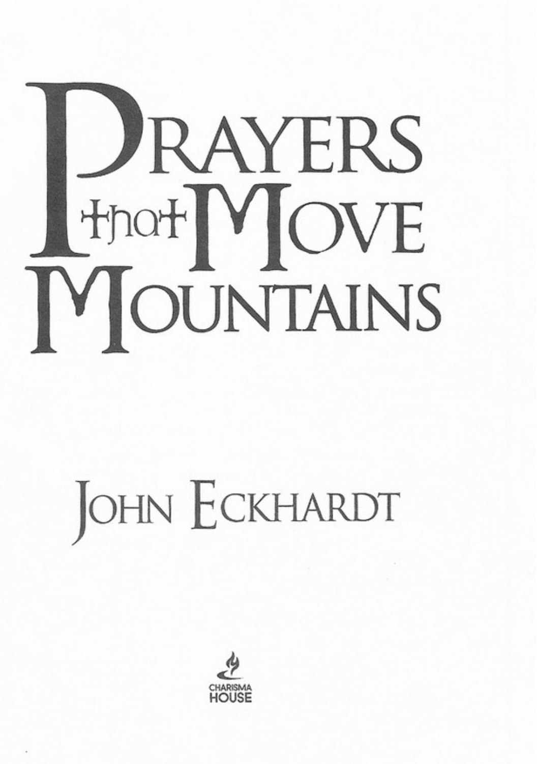# Prayers that Move Mountains

## John Eckhardt

Charisma House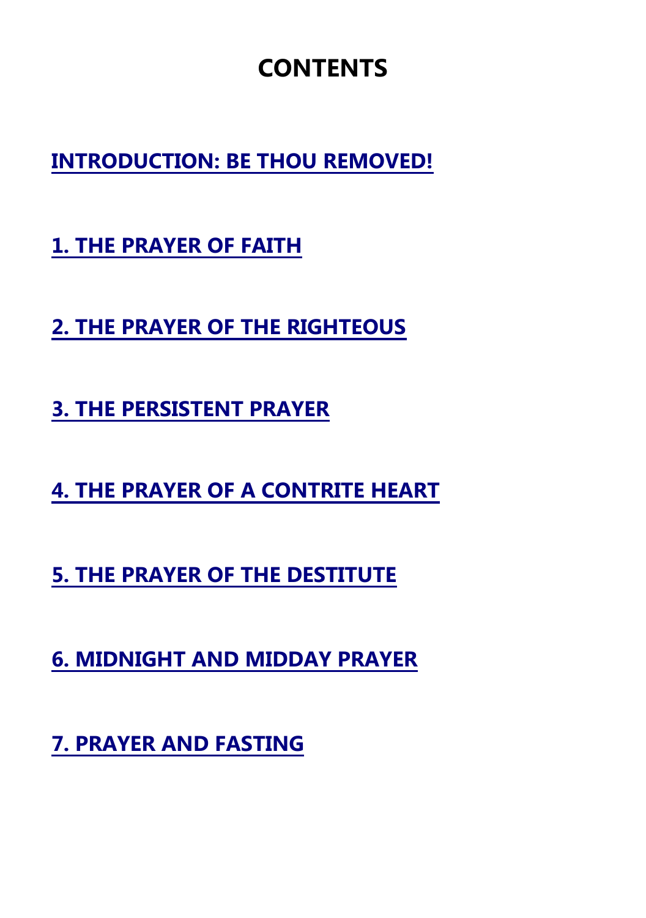# CONTENTS

[INTRODUCTION: BE THOU REMOVED!]

[1. THE PRAYER OF FAITH]

[2. THE PRAYER OF THE RIGHTEOUS]

[3. THE PERSISTENT PRAYER]

[4. THE PRAYER OF A CONTRITE HEART]

[5. THE PRAYER OF THE DESTITUTE]

[6. MIDNIGHT AND MIDDAY PRAYER]

[7. PRAYER AND FASTING]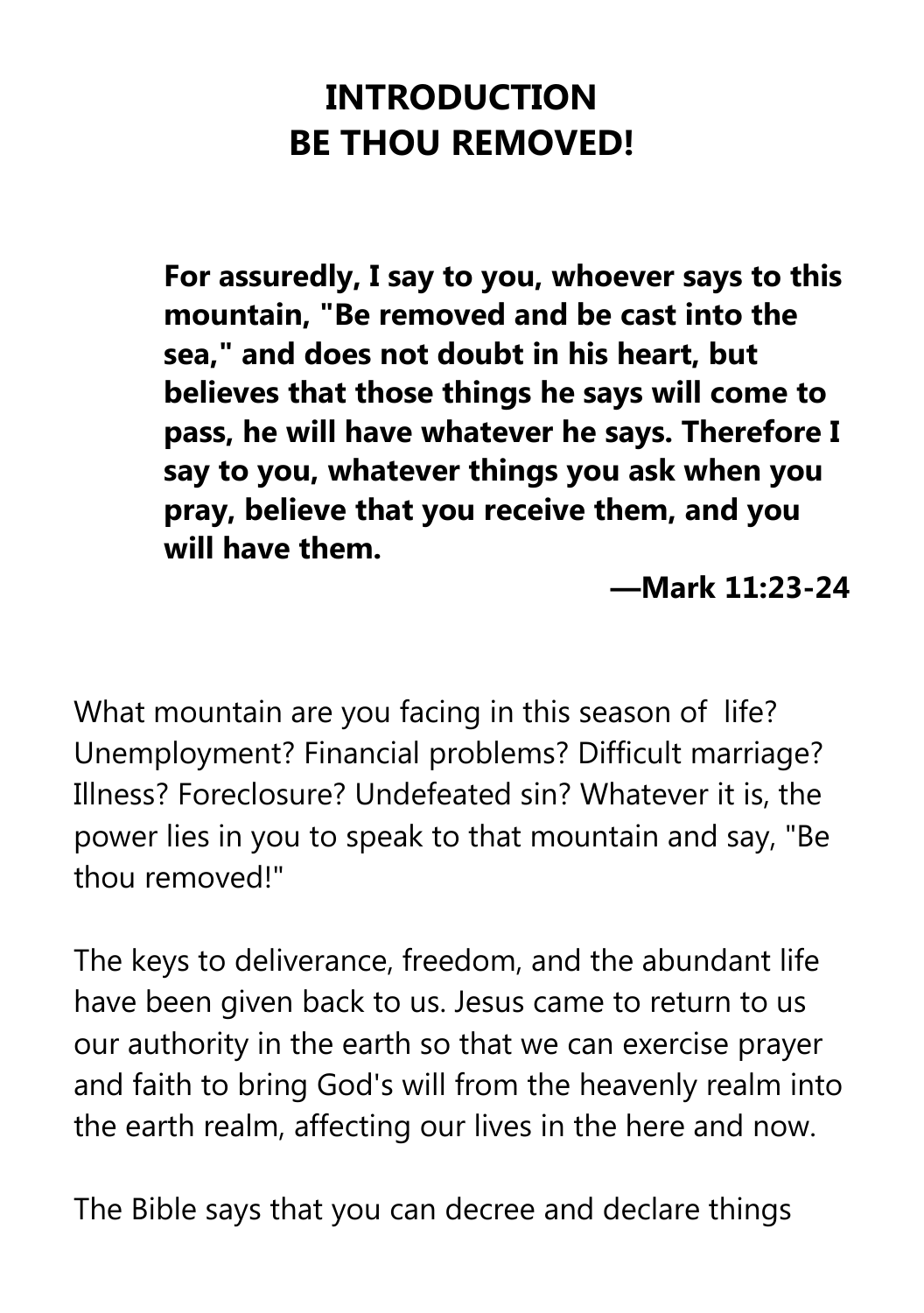# INTRODUCTION
# BE THOU REMOVED!

> **For assuredly, I say to you, whoever says to this mountain, "Be removed and be cast into the sea," and does not doubt in his heart, but believes that those things he says will come to pass, he will have whatever he says. Therefore I say to you, whatever things you ask when you pray, believe that you receive them, and you will have them.**
>
> **—Mark 11:23-24**

What mountain are you facing in this season of life? Unemployment? Financial problems? Difficult marriage? Illness? Foreclosure? Undefeated sin? Whatever it is, the power lies in you to speak to that mountain and say, "Be thou removed!"

The keys to deliverance, freedom, and the abundant life have been given back to us. Jesus came to return to us our authority in the earth so that we can exercise prayer and faith to bring God's will from the heavenly realm into the earth realm, affecting our lives in the here and now.

The Bible says that you can decree and declare things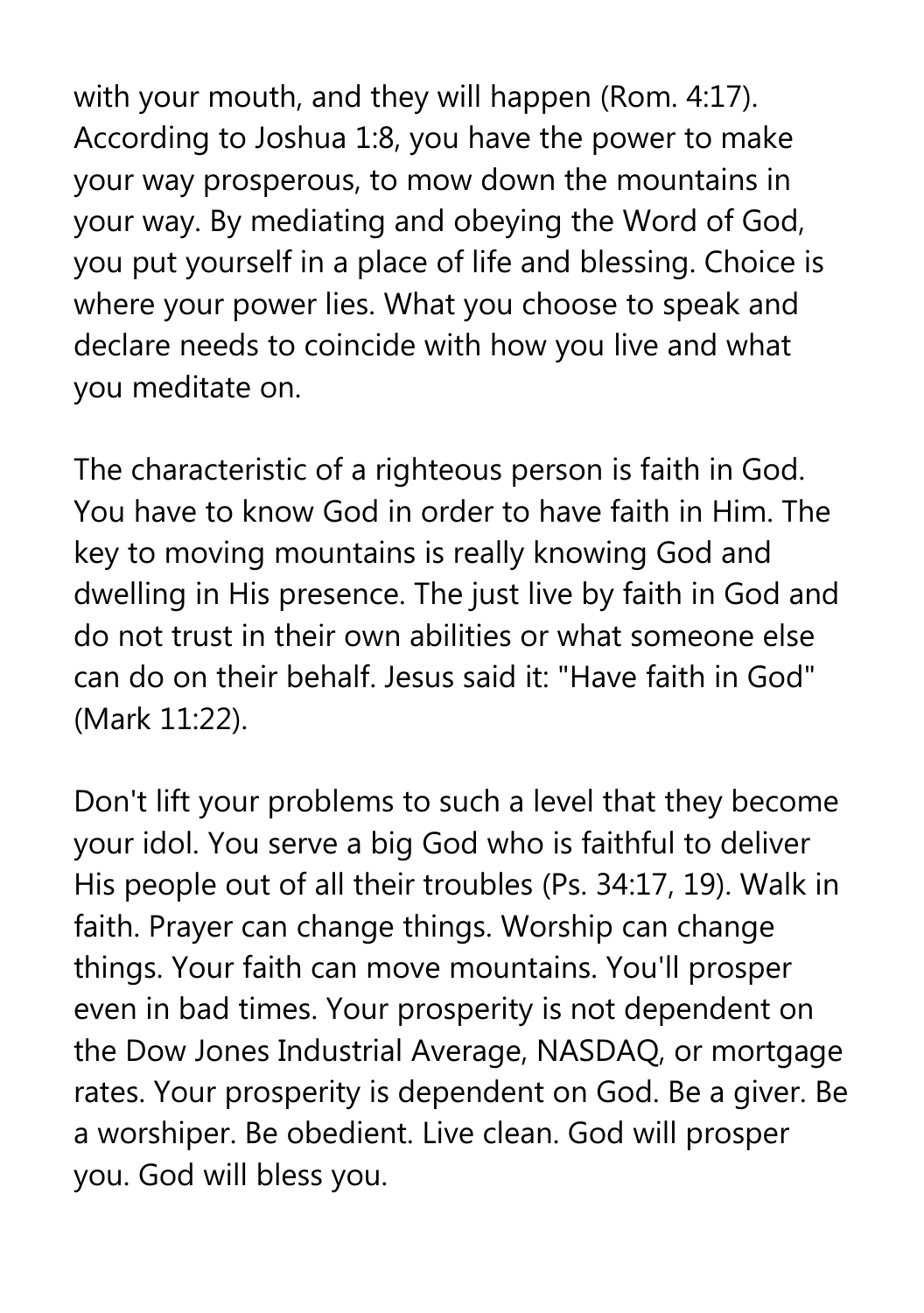with your mouth, and they will happen (Rom. 4:17). According to Joshua 1:8, you have the power to make your way prosperous, to mow down the mountains in your way. By mediating and obeying the Word of God, you put yourself in a place of life and blessing. Choice is where your power lies. What you choose to speak and declare needs to coincide with how you live and what you meditate on.

The characteristic of a righteous person is faith in God. You have to know God in order to have faith in Him. The key to moving mountains is really knowing God and dwelling in His presence. The just live by faith in God and do not trust in their own abilities or what someone else can do on their behalf. Jesus said it: "Have faith in God" (Mark 11:22).

Don't lift your problems to such a level that they become your idol. You serve a big God who is faithful to deliver His people out of all their troubles (Ps. 34:17, 19). Walk in faith. Prayer can change things. Worship can change things. Your faith can move mountains. You'll prosper even in bad times. Your prosperity is not dependent on the Dow Jones Industrial Average, NASDAQ, or mortgage rates. Your prosperity is dependent on God. Be a giver. Be a worshiper. Be obedient. Live clean. God will prosper you. God will bless you.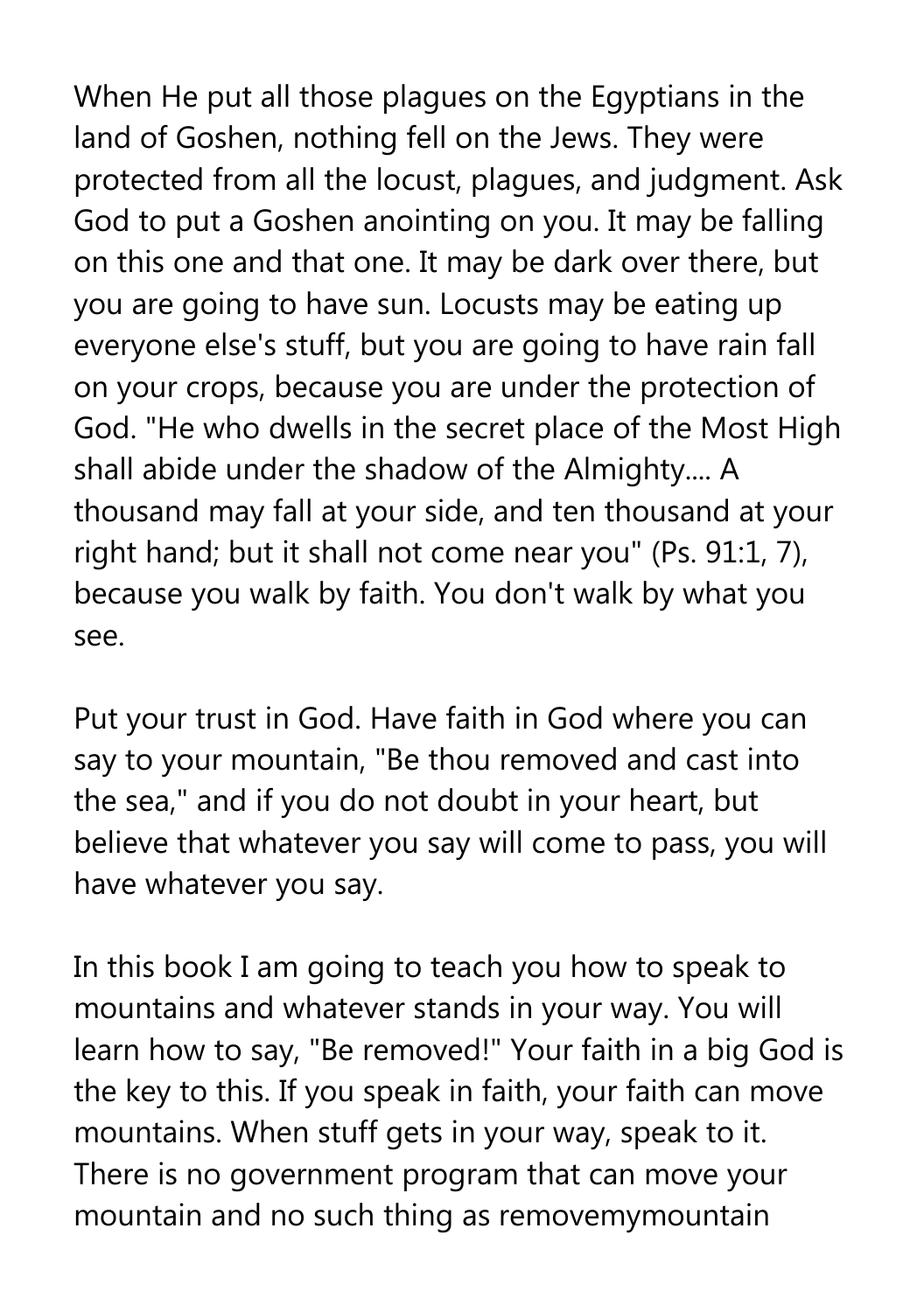When He put all those plagues on the Egyptians in the land of Goshen, nothing fell on the Jews. They were protected from all the locust, plagues, and judgment. Ask God to put a Goshen anointing on you. It may be falling on this one and that one. It may be dark over there, but you are going to have sun. Locusts may be eating up everyone else's stuff, but you are going to have rain fall on your crops, because you are under the protection of God. "He who dwells in the secret place of the Most High shall abide under the shadow of the Almighty.... A thousand may fall at your side, and ten thousand at your right hand; but it shall not come near you" (Ps. 91:1, 7), because you walk by faith. You don't walk by what you see.

Put your trust in God. Have faith in God where you can say to your mountain, "Be thou removed and cast into the sea," and if you do not doubt in your heart, but believe that whatever you say will come to pass, you will have whatever you say.

In this book I am going to teach you how to speak to mountains and whatever stands in your way. You will learn how to say, "Be removed!" Your faith in a big God is the key to this. If you speak in faith, your faith can move mountains. When stuff gets in your way, speak to it. There is no government program that can move your mountain and no such thing as removemymountain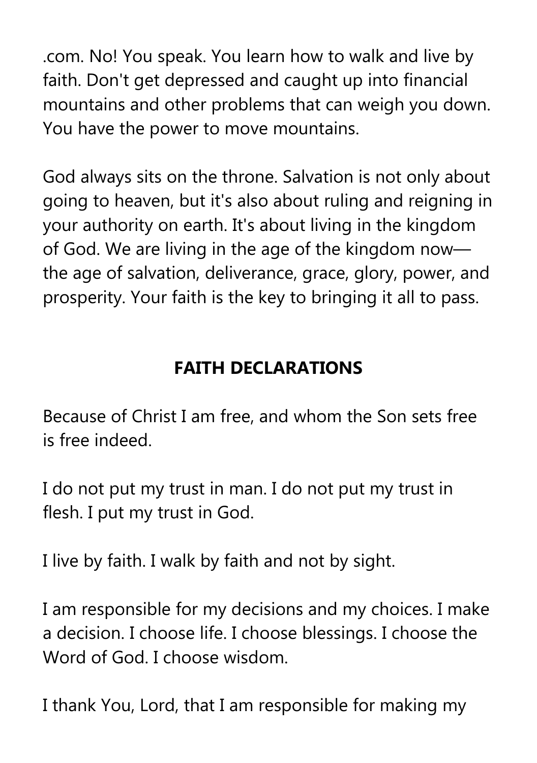.com. No! You speak. You learn how to walk and live by faith. Don't get depressed and caught up into financial mountains and other problems that can weigh you down. You have the power to move mountains.

God always sits on the throne. Salvation is not only about going to heaven, but it's also about ruling and reigning in your authority on earth. It's about living in the kingdom of God. We are living in the age of the kingdom now—the age of salvation, deliverance, grace, glory, power, and prosperity. Your faith is the key to bringing it all to pass.

## FAITH DECLARATIONS

Because of Christ I am free, and whom the Son sets free is free indeed.

I do not put my trust in man. I do not put my trust in flesh. I put my trust in God.

I live by faith. I walk by faith and not by sight.

I am responsible for my decisions and my choices. I make a decision. I choose life. I choose blessings. I choose the Word of God. I choose wisdom.

I thank You, Lord, that I am responsible for making my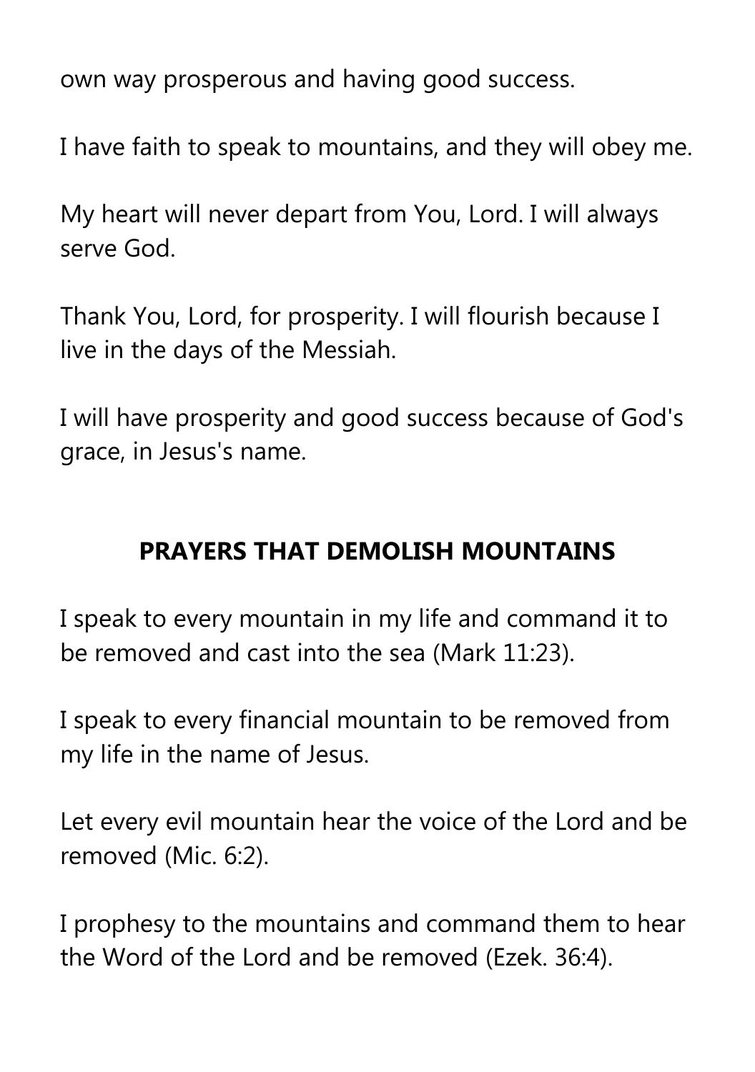own way prosperous and having good success.

I have faith to speak to mountains, and they will obey me.

My heart will never depart from You, Lord. I will always serve God.

Thank You, Lord, for prosperity. I will flourish because I live in the days of the Messiah.

I will have prosperity and good success because of God's grace, in Jesus's name.

## PRAYERS THAT DEMOLISH MOUNTAINS

I speak to every mountain in my life and command it to be removed and cast into the sea (Mark 11:23).

I speak to every financial mountain to be removed from my life in the name of Jesus.

Let every evil mountain hear the voice of the Lord and be removed (Mic. 6:2).

I prophesy to the mountains and command them to hear the Word of the Lord and be removed (Ezek. 36:4).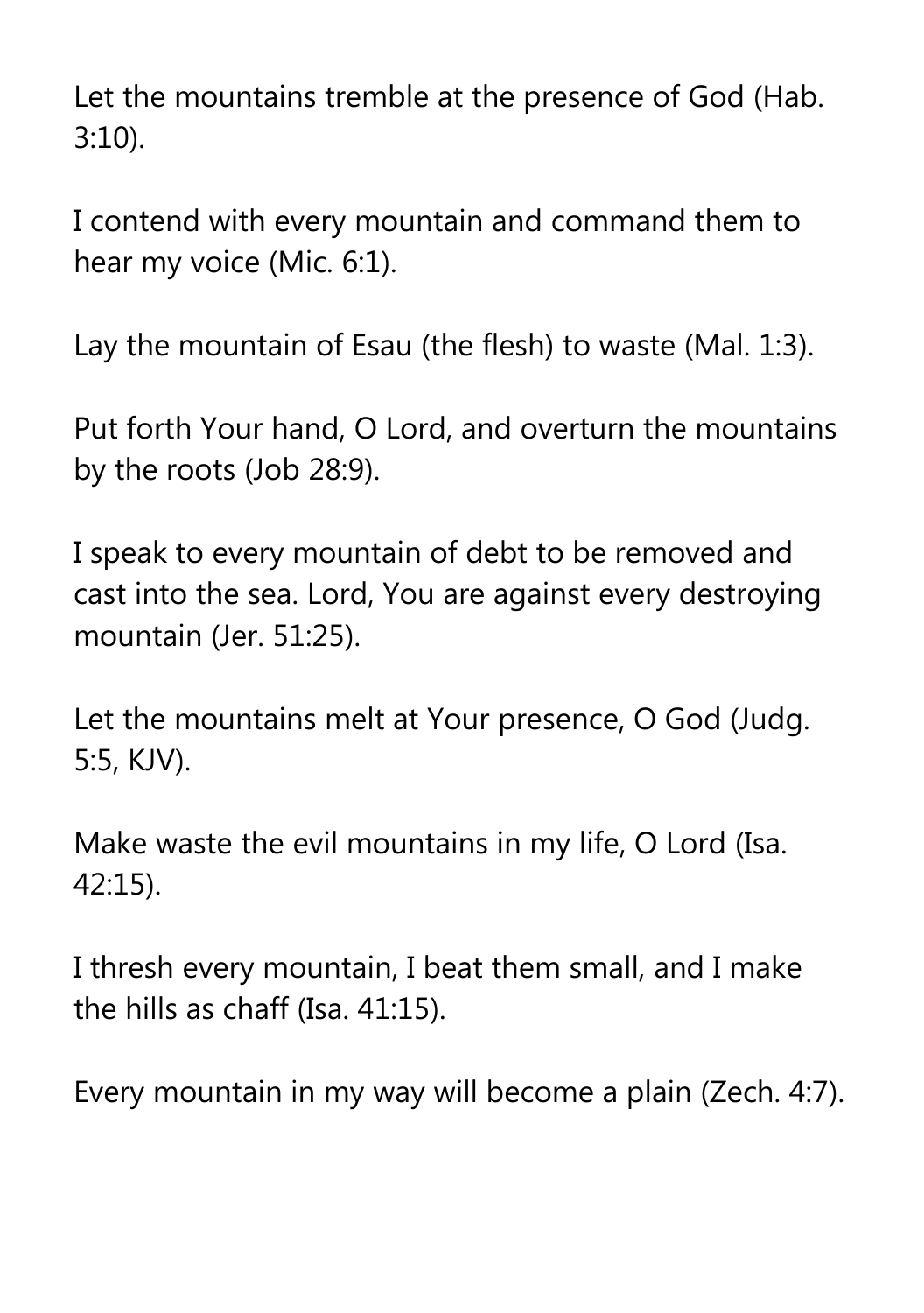Let the mountains tremble at the presence of God (Hab. 3:10).

I contend with every mountain and command them to hear my voice (Mic. 6:1).

Lay the mountain of Esau (the flesh) to waste (Mal. 1:3).

Put forth Your hand, O Lord, and overturn the mountains by the roots (Job 28:9).

I speak to every mountain of debt to be removed and cast into the sea. Lord, You are against every destroying mountain (Jer. 51:25).

Let the mountains melt at Your presence, O God (Judg. 5:5, KJV).

Make waste the evil mountains in my life, O Lord (Isa. 42:15).

I thresh every mountain, I beat them small, and I make the hills as chaff (Isa. 41:15).

Every mountain in my way will become a plain (Zech. 4:7).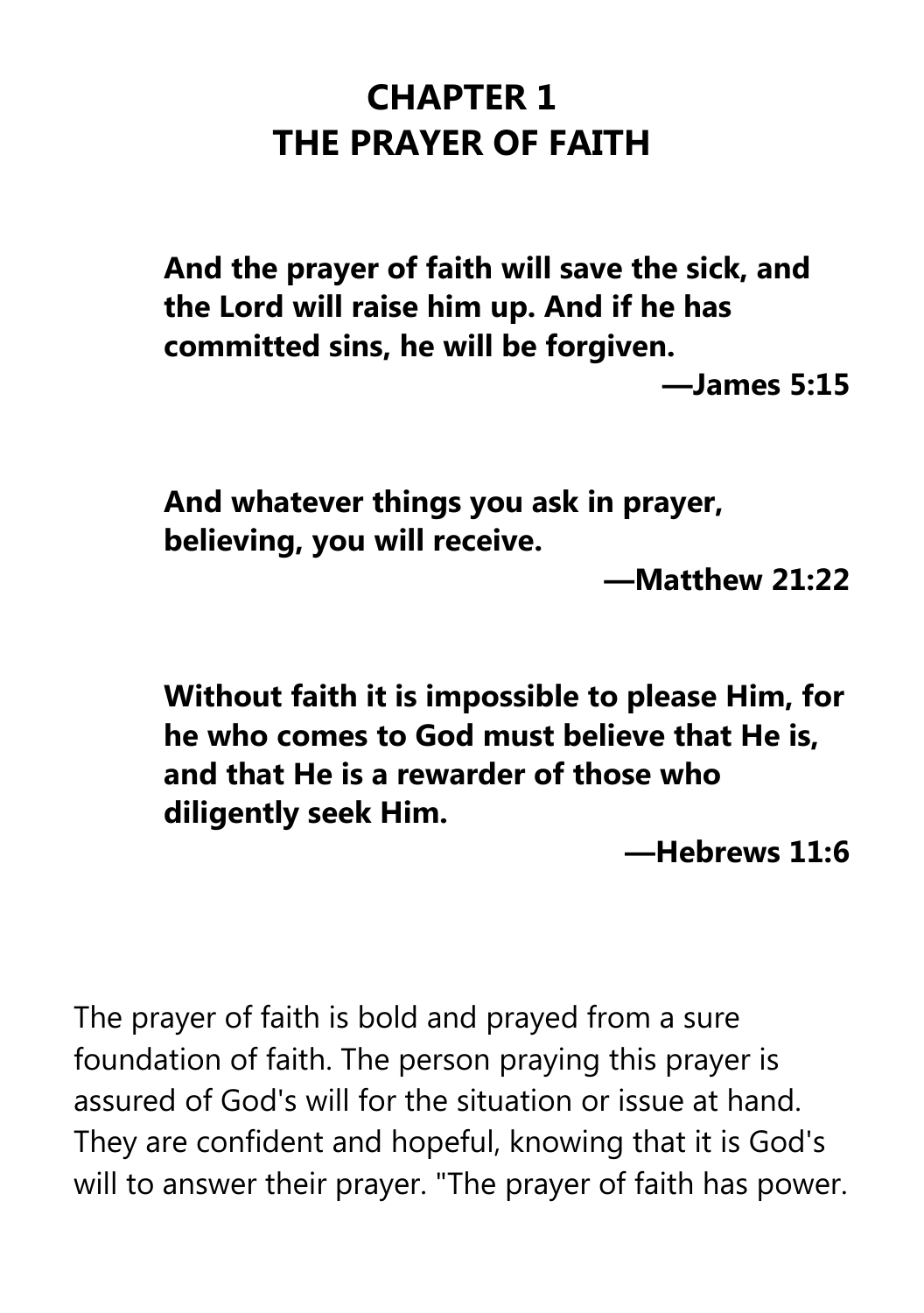# CHAPTER 1
# THE PRAYER OF FAITH

> **And the prayer of faith will save the sick, and the Lord will raise him up. And if he has committed sins, he will be forgiven.**
>
> **—James 5:15**

> **And whatever things you ask in prayer, believing, you will receive.**
>
> **—Matthew 21:22**

> **Without faith it is impossible to please Him, for he who comes to God must believe that He is, and that He is a rewarder of those who diligently seek Him.**
>
> **—Hebrews 11:6**

The prayer of faith is bold and prayed from a sure foundation of faith. The person praying this prayer is assured of God's will for the situation or issue at hand. They are confident and hopeful, knowing that it is God's will to answer their prayer. "The prayer of faith has power.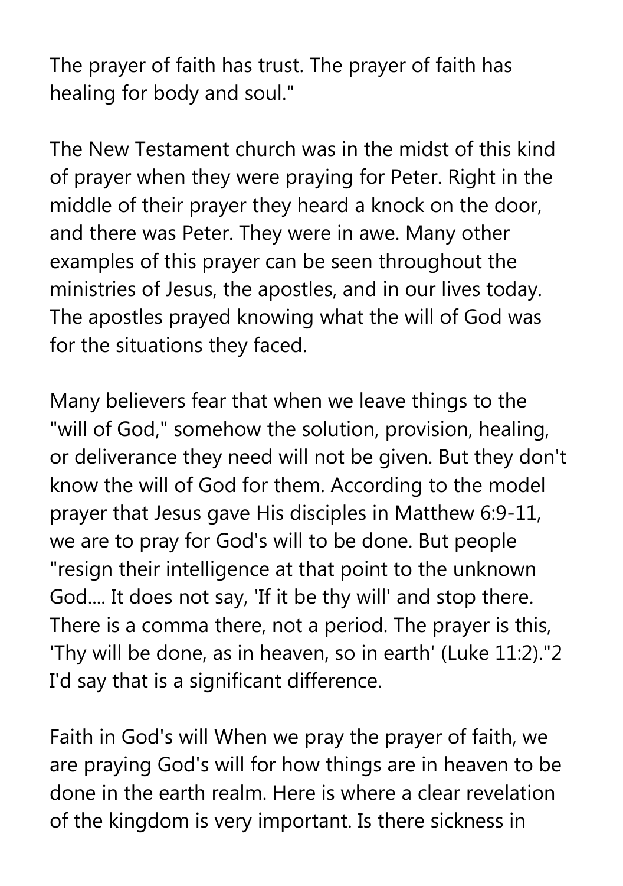The prayer of faith has trust. The prayer of faith has healing for body and soul."

The New Testament church was in the midst of this kind of prayer when they were praying for Peter. Right in the middle of their prayer they heard a knock on the door, and there was Peter. They were in awe. Many other examples of this prayer can be seen throughout the ministries of Jesus, the apostles, and in our lives today. The apostles prayed knowing what the will of God was for the situations they faced.

Many believers fear that when we leave things to the "will of God," somehow the solution, provision, healing, or deliverance they need will not be given. But they don't know the will of God for them. According to the model prayer that Jesus gave His disciples in Matthew 6:9-11, we are to pray for God's will to be done. But people "resign their intelligence at that point to the unknown God.... It does not say, 'If it be thy will' and stop there. There is a comma there, not a period. The prayer is this, 'Thy will be done, as in heaven, so in earth' (Luke 11:2)."2 I'd say that is a significant difference.

Faith in God's will When we pray the prayer of faith, we are praying God's will for how things are in heaven to be done in the earth realm. Here is where a clear revelation of the kingdom is very important. Is there sickness in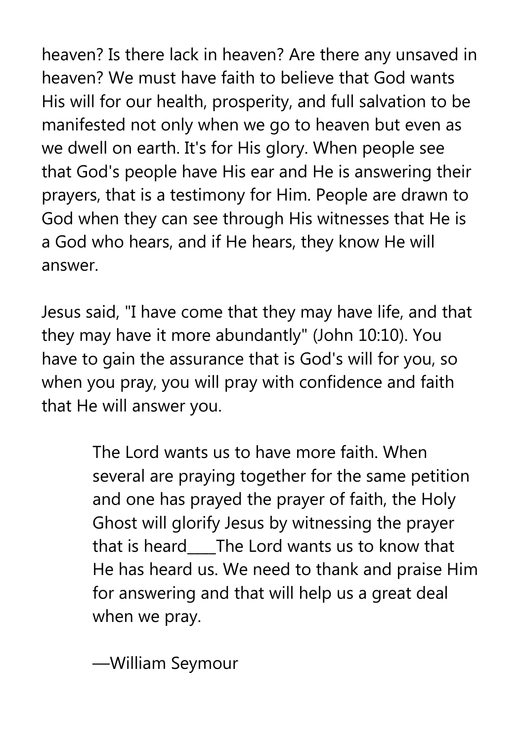heaven? Is there lack in heaven? Are there any unsaved in heaven? We must have faith to believe that God wants His will for our health, prosperity, and full salvation to be manifested not only when we go to heaven but even as we dwell on earth. It's for His glory. When people see that God's people have His ear and He is answering their prayers, that is a testimony for Him. People are drawn to God when they can see through His witnesses that He is a God who hears, and if He hears, they know He will answer.

Jesus said, "I have come that they may have life, and that they may have it more abundantly" (John 10:10). You have to gain the assurance that is God's will for you, so when you pray, you will pray with confidence and faith that He will answer you.

> The Lord wants us to have more faith. When several are praying together for the same petition and one has prayed the prayer of faith, the Holy Ghost will glorify Jesus by witnessing the prayer that is heard____The Lord wants us to know that He has heard us. We need to thank and praise Him for answering and that will help us a great deal when we pray.
>
> —William Seymour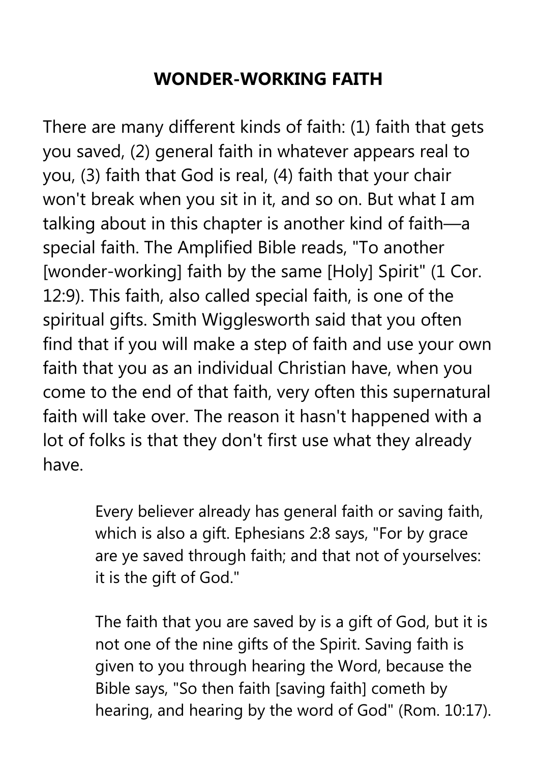## WONDER-WORKING FAITH

There are many different kinds of faith: (1) faith that gets you saved, (2) general faith in whatever appears real to you, (3) faith that God is real, (4) faith that your chair won't break when you sit in it, and so on. But what I am talking about in this chapter is another kind of faith—a special faith. The Amplified Bible reads, "To another [wonder-working] faith by the same [Holy] Spirit" (1 Cor. 12:9). This faith, also called special faith, is one of the spiritual gifts. Smith Wigglesworth said that you often find that if you will make a step of faith and use your own faith that you as an individual Christian have, when you come to the end of that faith, very often this supernatural faith will take over. The reason it hasn't happened with a lot of folks is that they don't first use what they already have.

> Every believer already has general faith or saving faith, which is also a gift. Ephesians 2:8 says, "For by grace are ye saved through faith; and that not of yourselves: it is the gift of God."
>
> The faith that you are saved by is a gift of God, but it is not one of the nine gifts of the Spirit. Saving faith is given to you through hearing the Word, because the Bible says, "So then faith [saving faith] cometh by hearing, and hearing by the word of God" (Rom. 10:17).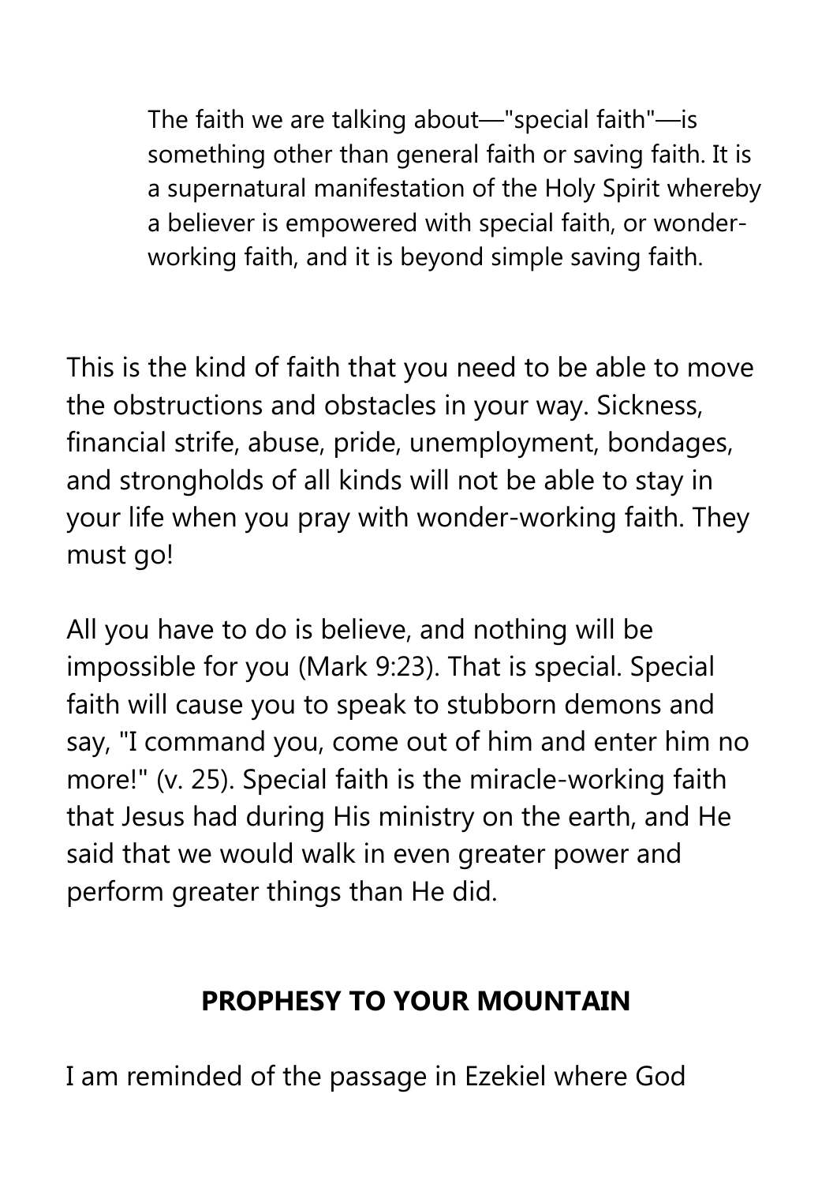> The faith we are talking about—"special faith"—is something other than general faith or saving faith. It is a supernatural manifestation of the Holy Spirit whereby a believer is empowered with special faith, or wonder-working faith, and it is beyond simple saving faith.

This is the kind of faith that you need to be able to move the obstructions and obstacles in your way. Sickness, financial strife, abuse, pride, unemployment, bondages, and strongholds of all kinds will not be able to stay in your life when you pray with wonder-working faith. They must go!

All you have to do is believe, and nothing will be impossible for you (Mark 9:23). That is special. Special faith will cause you to speak to stubborn demons and say, "I command you, come out of him and enter him no more!" (v. 25). Special faith is the miracle-working faith that Jesus had during His ministry on the earth, and He said that we would walk in even greater power and perform greater things than He did.

## PROPHESY TO YOUR MOUNTAIN

I am reminded of the passage in Ezekiel where God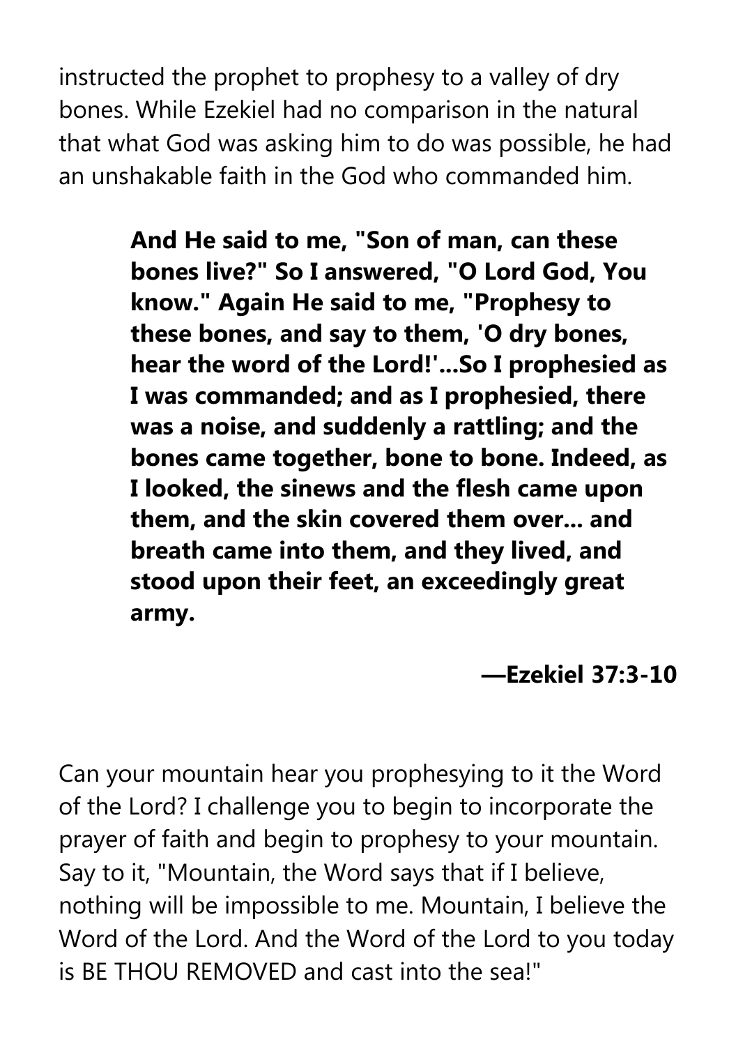instructed the prophet to prophesy to a valley of dry bones. While Ezekiel had no comparison in the natural that what God was asking him to do was possible, he had an unshakable faith in the God who commanded him.

> **And He said to me, "Son of man, can these bones live?" So I answered, "O Lord God, You know." Again He said to me, "Prophesy to these bones, and say to them, 'O dry bones, hear the word of the Lord!'...So I prophesied as I was commanded; and as I prophesied, there was a noise, and suddenly a rattling; and the bones came together, bone to bone. Indeed, as I looked, the sinews and the flesh came upon them, and the skin covered them over... and breath came into them, and they lived, and stood upon their feet, an exceedingly great army.**
>
> **—Ezekiel 37:3-10**

Can your mountain hear you prophesying to it the Word of the Lord? I challenge you to begin to incorporate the prayer of faith and begin to prophesy to your mountain. Say to it, "Mountain, the Word says that if I believe, nothing will be impossible to me. Mountain, I believe the Word of the Lord. And the Word of the Lord to you today is BE THOU REMOVED and cast into the sea!"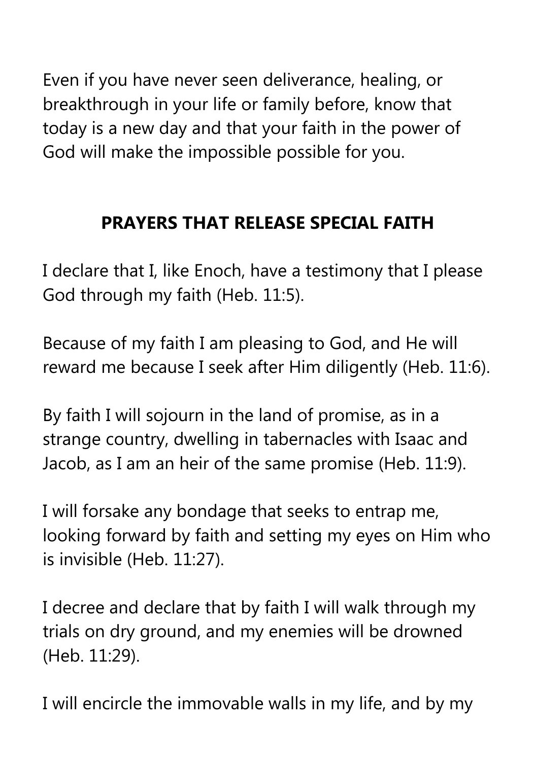Even if you have never seen deliverance, healing, or breakthrough in your life or family before, know that today is a new day and that your faith in the power of God will make the impossible possible for you.

## PRAYERS THAT RELEASE SPECIAL FAITH

I declare that I, like Enoch, have a testimony that I please God through my faith (Heb. 11:5).

Because of my faith I am pleasing to God, and He will reward me because I seek after Him diligently (Heb. 11:6).

By faith I will sojourn in the land of promise, as in a strange country, dwelling in tabernacles with Isaac and Jacob, as I am an heir of the same promise (Heb. 11:9).

I will forsake any bondage that seeks to entrap me, looking forward by faith and setting my eyes on Him who is invisible (Heb. 11:27).

I decree and declare that by faith I will walk through my trials on dry ground, and my enemies will be drowned (Heb. 11:29).

I will encircle the immovable walls in my life, and by my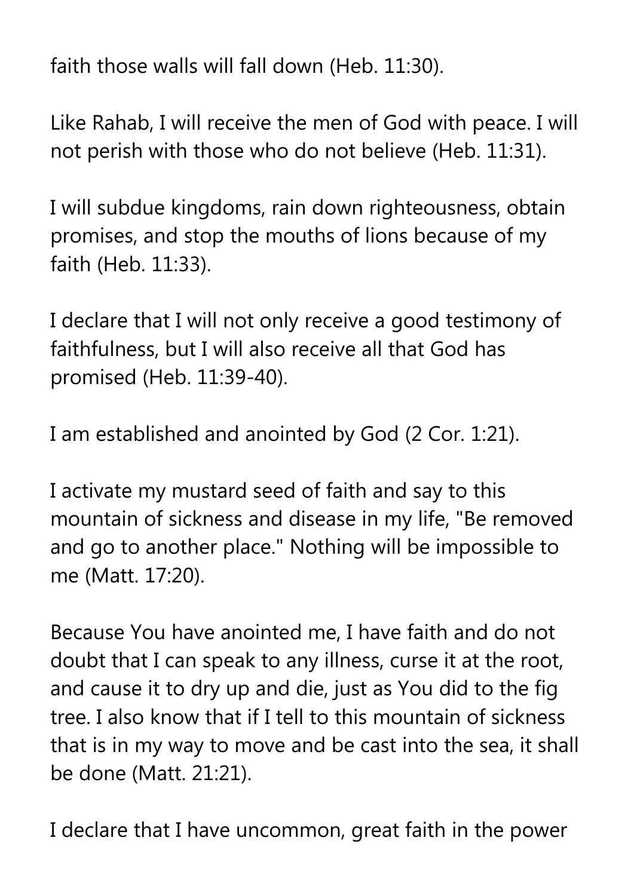faith those walls will fall down (Heb. 11:30).

Like Rahab, I will receive the men of God with peace. I will not perish with those who do not believe (Heb. 11:31).

I will subdue kingdoms, rain down righteousness, obtain promises, and stop the mouths of lions because of my faith (Heb. 11:33).

I declare that I will not only receive a good testimony of faithfulness, but I will also receive all that God has promised (Heb. 11:39-40).

I am established and anointed by God (2 Cor. 1:21).

I activate my mustard seed of faith and say to this mountain of sickness and disease in my life, "Be removed and go to another place." Nothing will be impossible to me (Matt. 17:20).

Because You have anointed me, I have faith and do not doubt that I can speak to any illness, curse it at the root, and cause it to dry up and die, just as You did to the fig tree. I also know that if I tell to this mountain of sickness that is in my way to move and be cast into the sea, it shall be done (Matt. 21:21).

I declare that I have uncommon, great faith in the power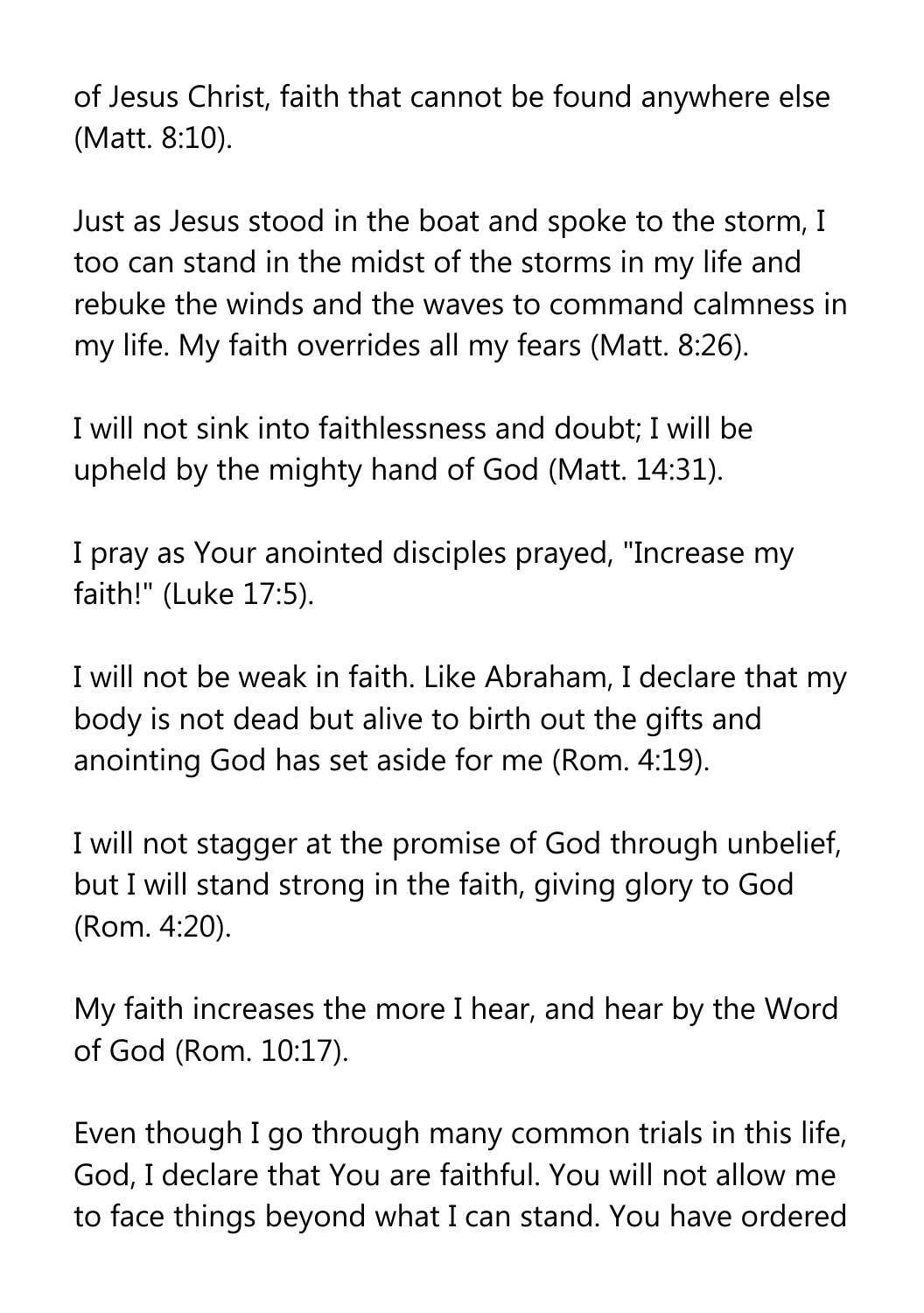of Jesus Christ, faith that cannot be found anywhere else (Matt. 8:10).

Just as Jesus stood in the boat and spoke to the storm, I too can stand in the midst of the storms in my life and rebuke the winds and the waves to command calmness in my life. My faith overrides all my fears (Matt. 8:26).

I will not sink into faithlessness and doubt; I will be upheld by the mighty hand of God (Matt. 14:31).

I pray as Your anointed disciples prayed, "Increase my faith!" (Luke 17:5).

I will not be weak in faith. Like Abraham, I declare that my body is not dead but alive to birth out the gifts and anointing God has set aside for me (Rom. 4:19).

I will not stagger at the promise of God through unbelief, but I will stand strong in the faith, giving glory to God (Rom. 4:20).

My faith increases the more I hear, and hear by the Word of God (Rom. 10:17).

Even though I go through many common trials in this life, God, I declare that You are faithful. You will not allow me to face things beyond what I can stand. You have ordered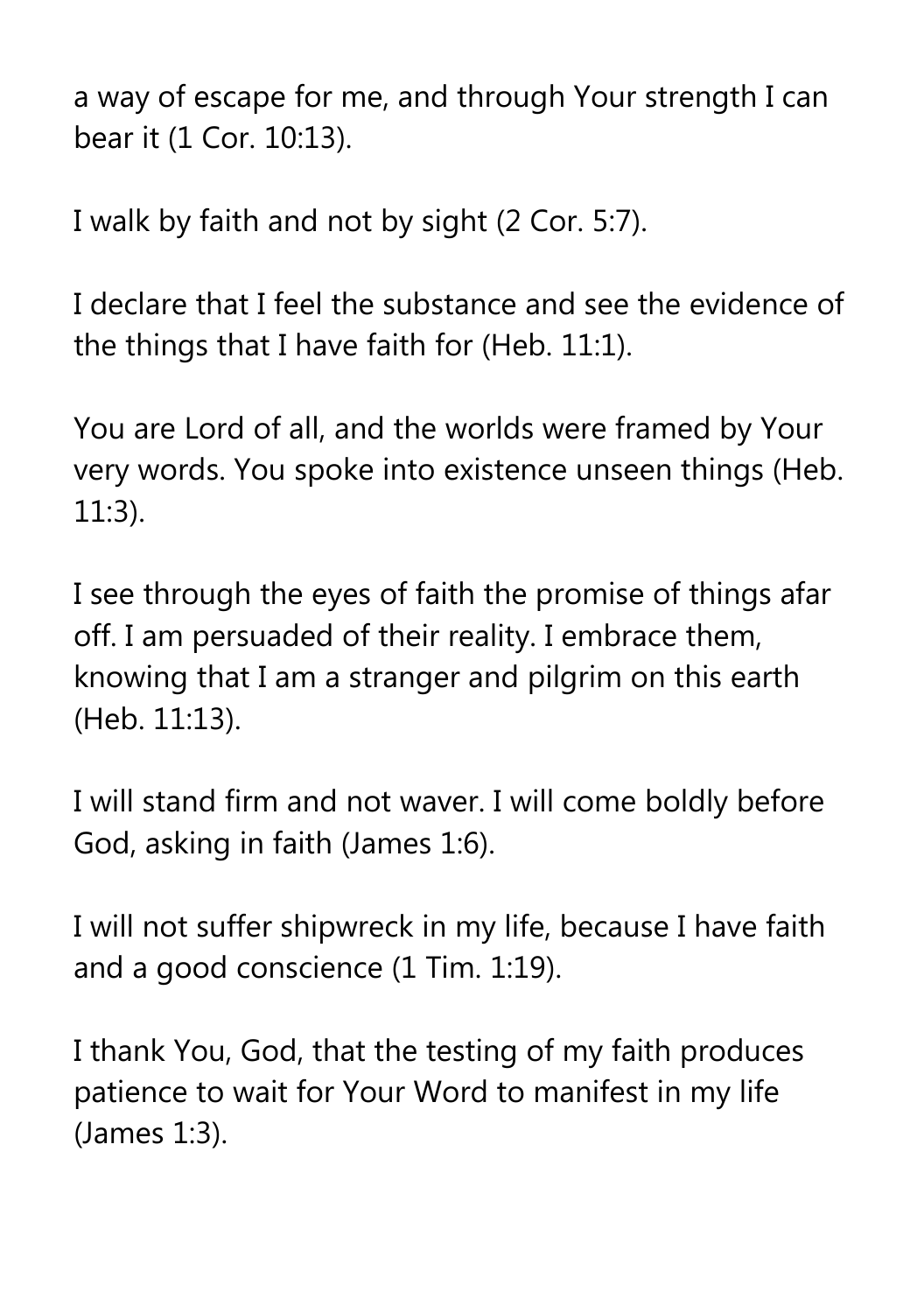a way of escape for me, and through Your strength I can bear it (1 Cor. 10:13).

I walk by faith and not by sight (2 Cor. 5:7).

I declare that I feel the substance and see the evidence of the things that I have faith for (Heb. 11:1).

You are Lord of all, and the worlds were framed by Your very words. You spoke into existence unseen things (Heb. 11:3).

I see through the eyes of faith the promise of things afar off. I am persuaded of their reality. I embrace them, knowing that I am a stranger and pilgrim on this earth (Heb. 11:13).

I will stand firm and not waver. I will come boldly before God, asking in faith (James 1:6).

I will not suffer shipwreck in my life, because I have faith and a good conscience (1 Tim. 1:19).

I thank You, God, that the testing of my faith produces patience to wait for Your Word to manifest in my life (James 1:3).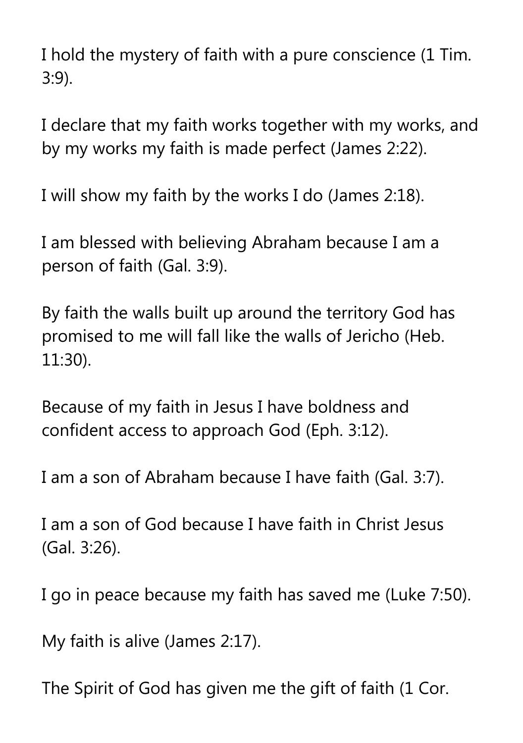I hold the mystery of faith with a pure conscience (1 Tim. 3:9).

I declare that my faith works together with my works, and by my works my faith is made perfect (James 2:22).

I will show my faith by the works I do (James 2:18).

I am blessed with believing Abraham because I am a person of faith (Gal. 3:9).

By faith the walls built up around the territory God has promised to me will fall like the walls of Jericho (Heb. 11:30).

Because of my faith in Jesus I have boldness and confident access to approach God (Eph. 3:12).

I am a son of Abraham because I have faith (Gal. 3:7).

I am a son of God because I have faith in Christ Jesus (Gal. 3:26).

I go in peace because my faith has saved me (Luke 7:50).

My faith is alive (James 2:17).

The Spirit of God has given me the gift of faith (1 Cor.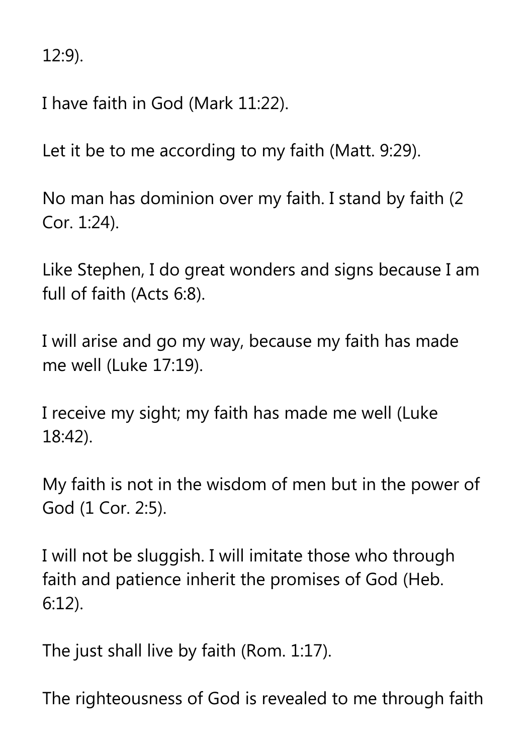12:9).

I have faith in God (Mark 11:22).

Let it be to me according to my faith (Matt. 9:29).

No man has dominion over my faith. I stand by faith (2 Cor. 1:24).

Like Stephen, I do great wonders and signs because I am full of faith (Acts 6:8).

I will arise and go my way, because my faith has made me well (Luke 17:19).

I receive my sight; my faith has made me well (Luke 18:42).

My faith is not in the wisdom of men but in the power of God (1 Cor. 2:5).

I will not be sluggish. I will imitate those who through faith and patience inherit the promises of God (Heb. 6:12).

The just shall live by faith (Rom. 1:17).

The righteousness of God is revealed to me through faith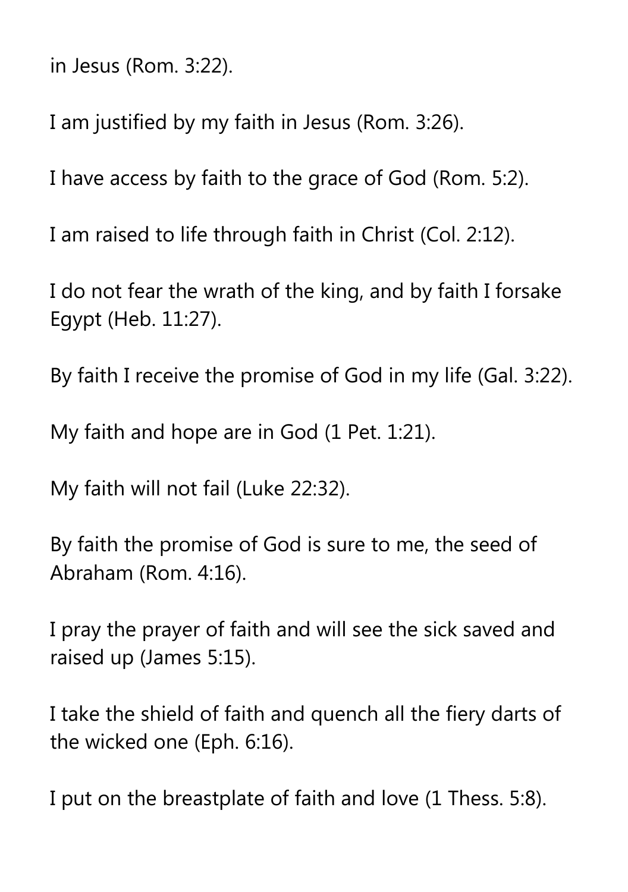in Jesus (Rom. 3:22).

I am justified by my faith in Jesus (Rom. 3:26).

I have access by faith to the grace of God (Rom. 5:2).

I am raised to life through faith in Christ (Col. 2:12).

I do not fear the wrath of the king, and by faith I forsake Egypt (Heb. 11:27).

By faith I receive the promise of God in my life (Gal. 3:22).

My faith and hope are in God (1 Pet. 1:21).

My faith will not fail (Luke 22:32).

By faith the promise of God is sure to me, the seed of Abraham (Rom. 4:16).

I pray the prayer of faith and will see the sick saved and raised up (James 5:15).

I take the shield of faith and quench all the fiery darts of the wicked one (Eph. 6:16).

I put on the breastplate of faith and love (1 Thess. 5:8).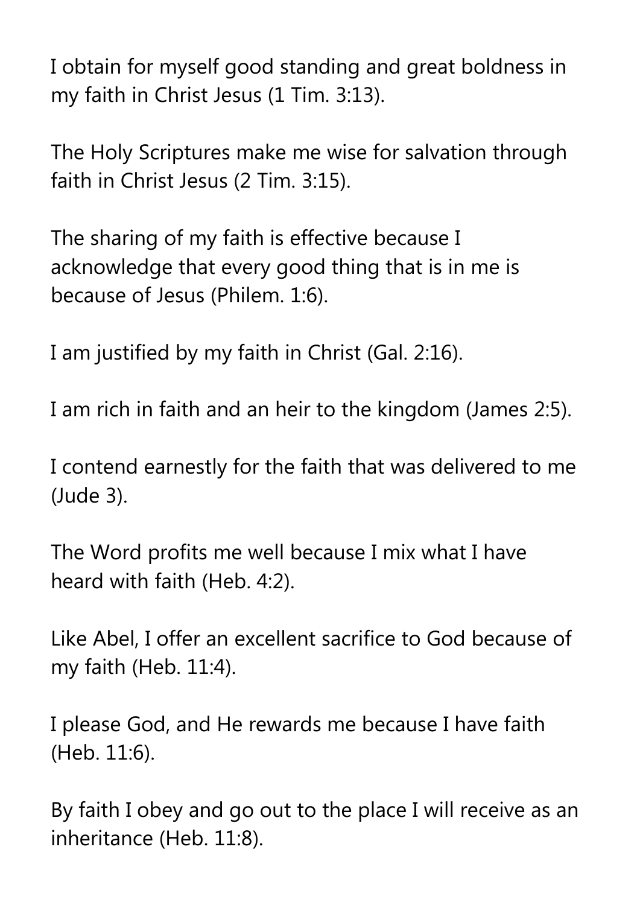I obtain for myself good standing and great boldness in my faith in Christ Jesus (1 Tim. 3:13).

The Holy Scriptures make me wise for salvation through faith in Christ Jesus (2 Tim. 3:15).

The sharing of my faith is effective because I acknowledge that every good thing that is in me is because of Jesus (Philem. 1:6).

I am justified by my faith in Christ (Gal. 2:16).

I am rich in faith and an heir to the kingdom (James 2:5).

I contend earnestly for the faith that was delivered to me (Jude 3).

The Word profits me well because I mix what I have heard with faith (Heb. 4:2).

Like Abel, I offer an excellent sacrifice to God because of my faith (Heb. 11:4).

I please God, and He rewards me because I have faith (Heb. 11:6).

By faith I obey and go out to the place I will receive as an inheritance (Heb. 11:8).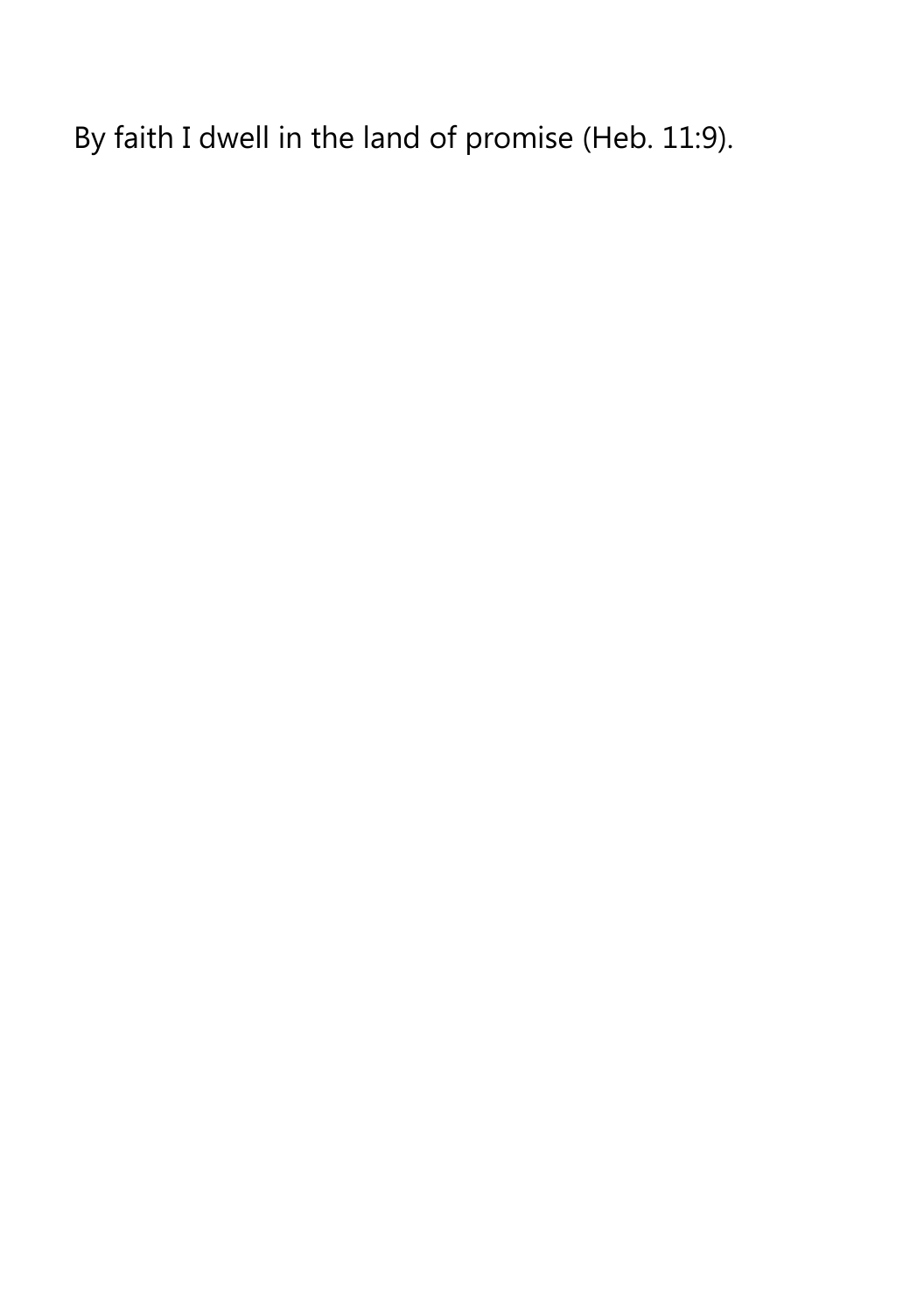By faith I dwell in the land of promise (Heb. 11:9).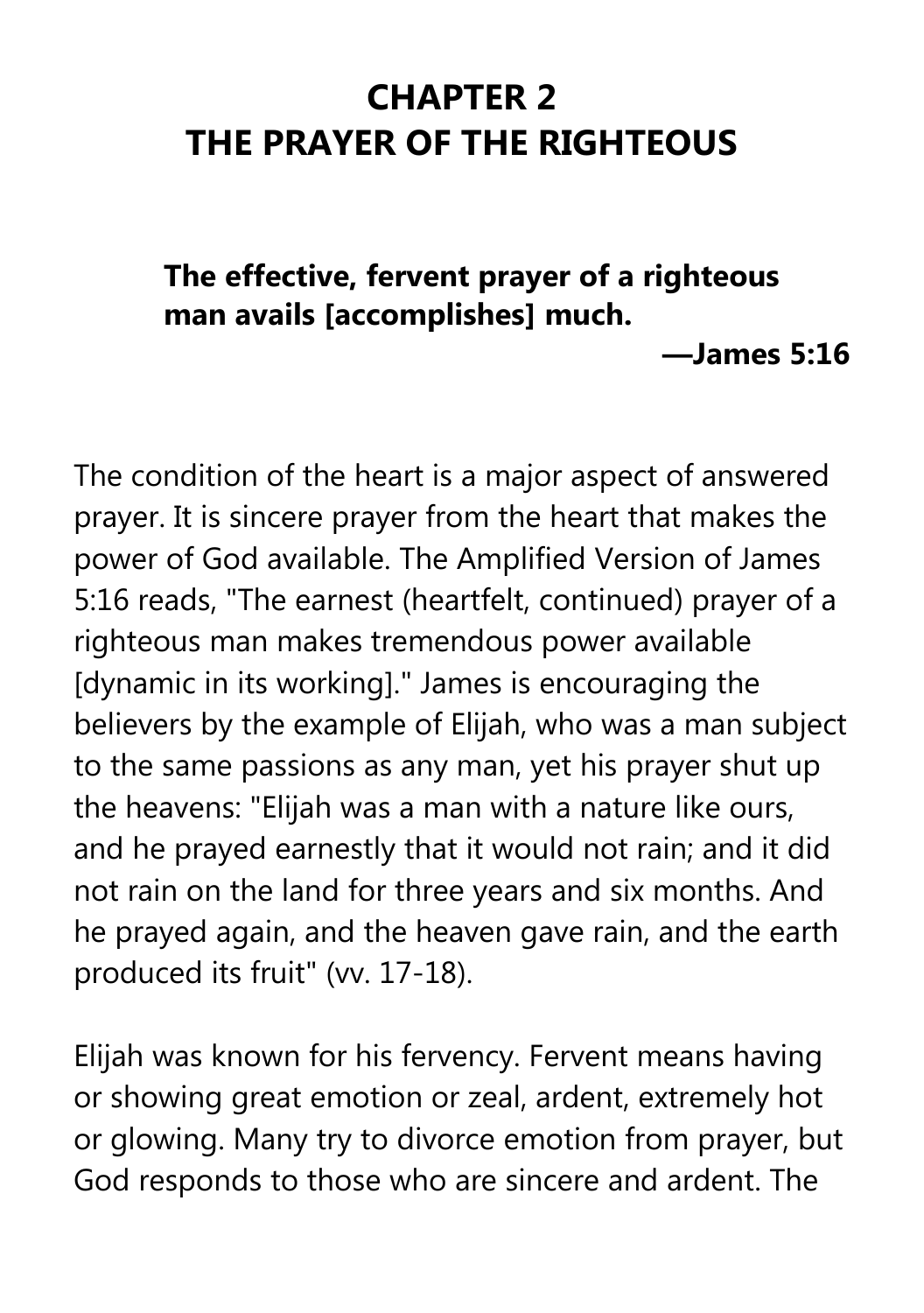# CHAPTER 2
# THE PRAYER OF THE RIGHTEOUS

> **The effective, fervent prayer of a righteous man avails [accomplishes] much.**
>
> **—James 5:16**

The condition of the heart is a major aspect of answered prayer. It is sincere prayer from the heart that makes the power of God available. The Amplified Version of James 5:16 reads, "The earnest (heartfelt, continued) prayer of a righteous man makes tremendous power available [dynamic in its working]." James is encouraging the believers by the example of Elijah, who was a man subject to the same passions as any man, yet his prayer shut up the heavens: "Elijah was a man with a nature like ours, and he prayed earnestly that it would not rain; and it did not rain on the land for three years and six months. And he prayed again, and the heaven gave rain, and the earth produced its fruit" (vv. 17-18).

Elijah was known for his fervency. Fervent means having or showing great emotion or zeal, ardent, extremely hot or glowing. Many try to divorce emotion from prayer, but God responds to those who are sincere and ardent. The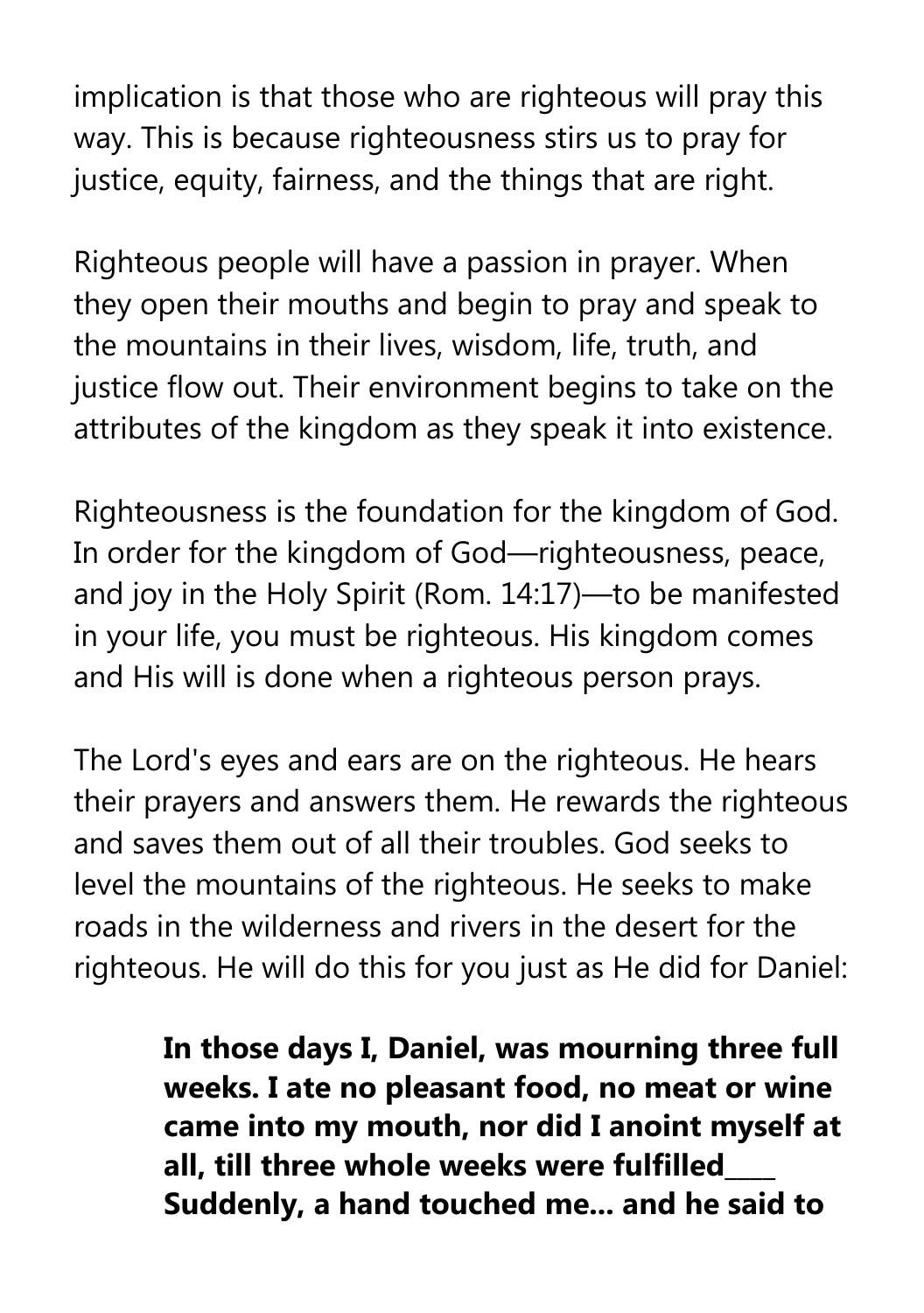implication is that those who are righteous will pray this way. This is because righteousness stirs us to pray for justice, equity, fairness, and the things that are right.

Righteous people will have a passion in prayer. When they open their mouths and begin to pray and speak to the mountains in their lives, wisdom, life, truth, and justice flow out. Their environment begins to take on the attributes of the kingdom as they speak it into existence.

Righteousness is the foundation for the kingdom of God. In order for the kingdom of God—righteousness, peace, and joy in the Holy Spirit (Rom. 14:17)—to be manifested in your life, you must be righteous. His kingdom comes and His will is done when a righteous person prays.

The Lord's eyes and ears are on the righteous. He hears their prayers and answers them. He rewards the righteous and saves them out of all their troubles. God seeks to level the mountains of the righteous. He seeks to make roads in the wilderness and rivers in the desert for the righteous. He will do this for you just as He did for Daniel:

> **In those days I, Daniel, was mourning three full weeks. I ate no pleasant food, no meat or wine came into my mouth, nor did I anoint myself at all, till three whole weeks were fulfilled____ Suddenly, a hand touched me... and he said to**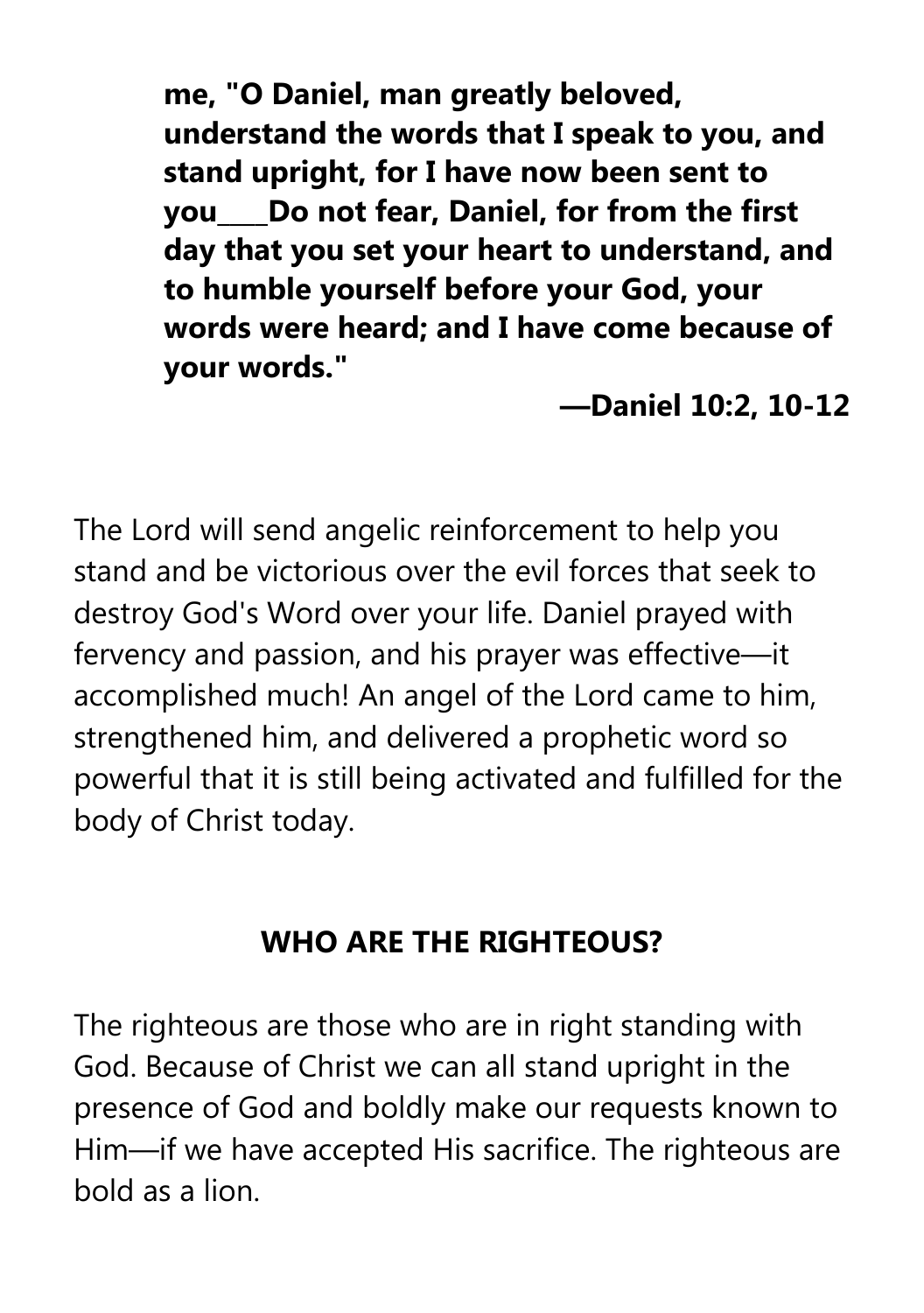**me, "O Daniel, man greatly beloved, understand the words that I speak to you, and stand upright, for I have now been sent to you____Do not fear, Daniel, for from the first day that you set your heart to understand, and to humble yourself before your God, your words were heard; and I have come because of your words."**

**—Daniel 10:2, 10-12**

The Lord will send angelic reinforcement to help you stand and be victorious over the evil forces that seek to destroy God's Word over your life. Daniel prayed with fervency and passion, and his prayer was effective—it accomplished much! An angel of the Lord came to him, strengthened him, and delivered a prophetic word so powerful that it is still being activated and fulfilled for the body of Christ today.

## WHO ARE THE RIGHTEOUS?

The righteous are those who are in right standing with God. Because of Christ we can all stand upright in the presence of God and boldly make our requests known to Him—if we have accepted His sacrifice. The righteous are bold as a lion.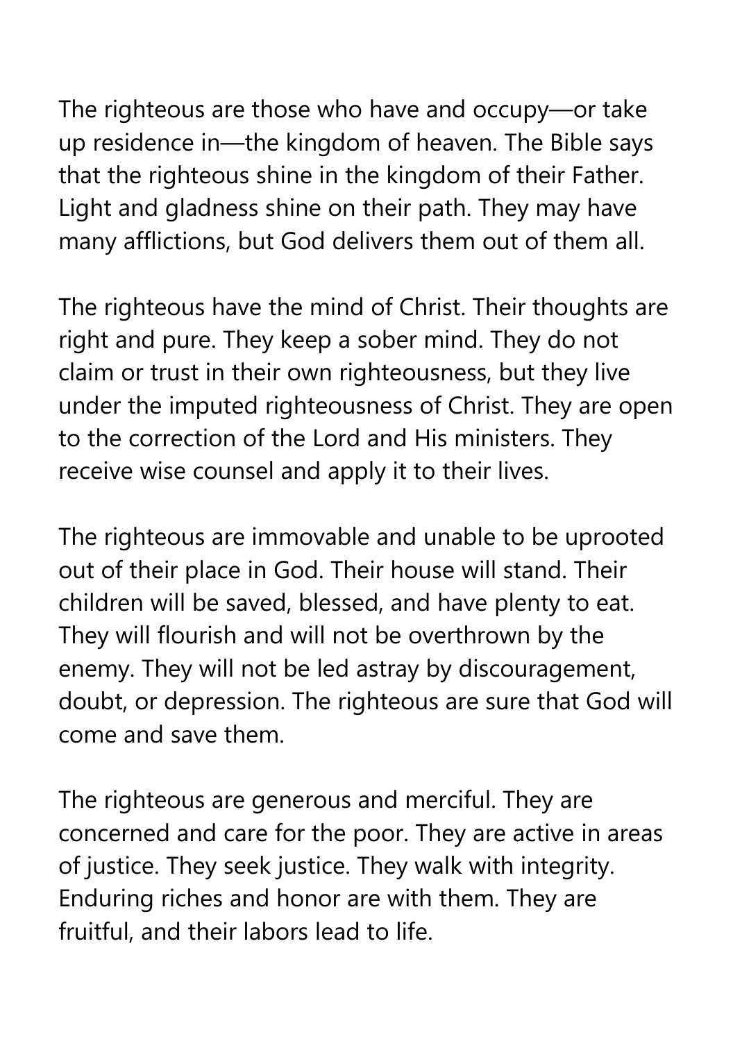The righteous are those who have and occupy—or take up residence in—the kingdom of heaven. The Bible says that the righteous shine in the kingdom of their Father. Light and gladness shine on their path. They may have many afflictions, but God delivers them out of them all.

The righteous have the mind of Christ. Their thoughts are right and pure. They keep a sober mind. They do not claim or trust in their own righteousness, but they live under the imputed righteousness of Christ. They are open to the correction of the Lord and His ministers. They receive wise counsel and apply it to their lives.

The righteous are immovable and unable to be uprooted out of their place in God. Their house will stand. Their children will be saved, blessed, and have plenty to eat. They will flourish and will not be overthrown by the enemy. They will not be led astray by discouragement, doubt, or depression. The righteous are sure that God will come and save them.

The righteous are generous and merciful. They are concerned and care for the poor. They are active in areas of justice. They seek justice. They walk with integrity. Enduring riches and honor are with them. They are fruitful, and their labors lead to life.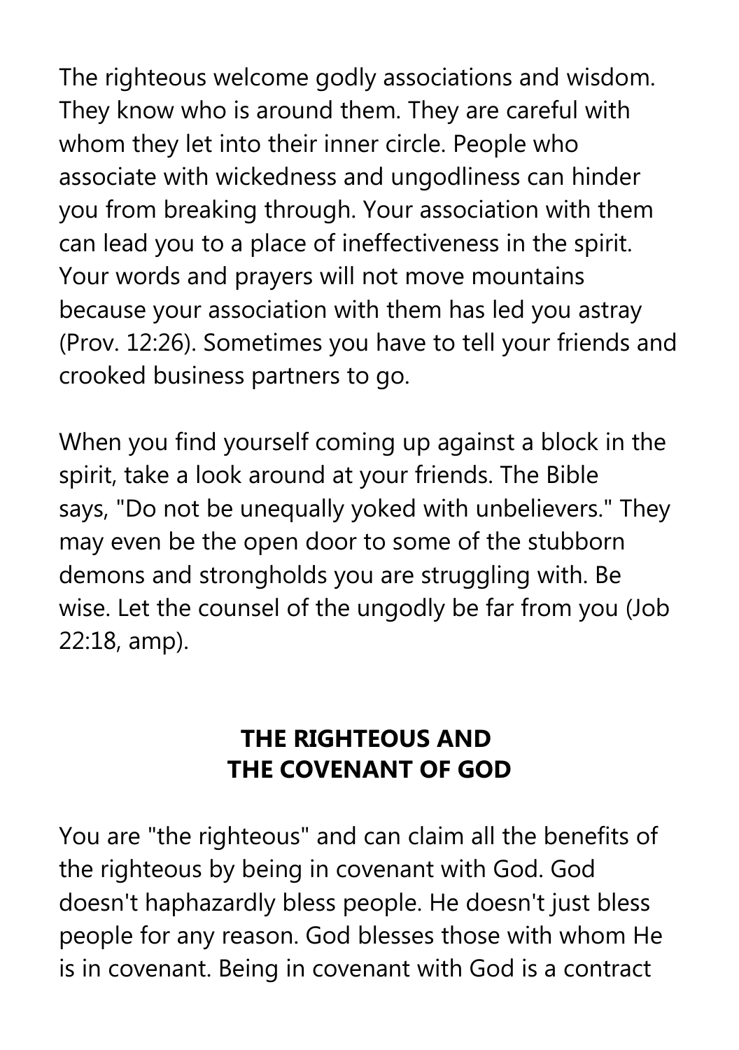The righteous welcome godly associations and wisdom. They know who is around them. They are careful with whom they let into their inner circle. People who associate with wickedness and ungodliness can hinder you from breaking through. Your association with them can lead you to a place of ineffectiveness in the spirit. Your words and prayers will not move mountains because your association with them has led you astray (Prov. 12:26). Sometimes you have to tell your friends and crooked business partners to go.

When you find yourself coming up against a block in the spirit, take a look around at your friends. The Bible says, "Do not be unequally yoked with unbelievers." They may even be the open door to some of the stubborn demons and strongholds you are struggling with. Be wise. Let the counsel of the ungodly be far from you (Job 22:18, amp).

## THE RIGHTEOUS AND THE COVENANT OF GOD

You are "the righteous" and can claim all the benefits of the righteous by being in covenant with God. God doesn't haphazardly bless people. He doesn't just bless people for any reason. God blesses those with whom He is in covenant. Being in covenant with God is a contract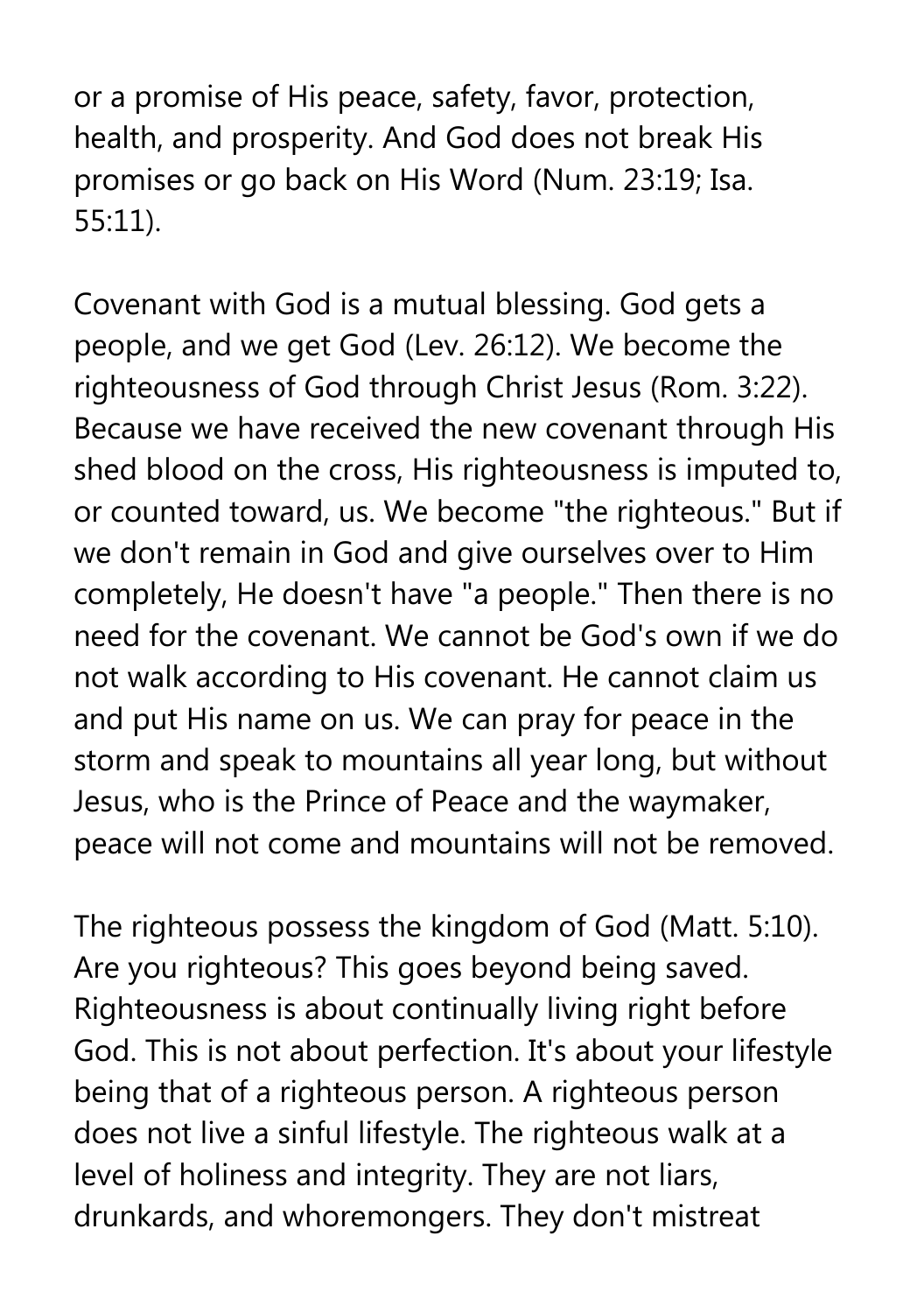or a promise of His peace, safety, favor, protection, health, and prosperity. And God does not break His promises or go back on His Word (Num. 23:19; Isa. 55:11).

Covenant with God is a mutual blessing. God gets a people, and we get God (Lev. 26:12). We become the righteousness of God through Christ Jesus (Rom. 3:22). Because we have received the new covenant through His shed blood on the cross, His righteousness is imputed to, or counted toward, us. We become "the righteous." But if we don't remain in God and give ourselves over to Him completely, He doesn't have "a people." Then there is no need for the covenant. We cannot be God's own if we do not walk according to His covenant. He cannot claim us and put His name on us. We can pray for peace in the storm and speak to mountains all year long, but without Jesus, who is the Prince of Peace and the waymaker, peace will not come and mountains will not be removed.

The righteous possess the kingdom of God (Matt. 5:10). Are you righteous? This goes beyond being saved. Righteousness is about continually living right before God. This is not about perfection. It's about your lifestyle being that of a righteous person. A righteous person does not live a sinful lifestyle. The righteous walk at a level of holiness and integrity. They are not liars, drunkards, and whoremongers. They don't mistreat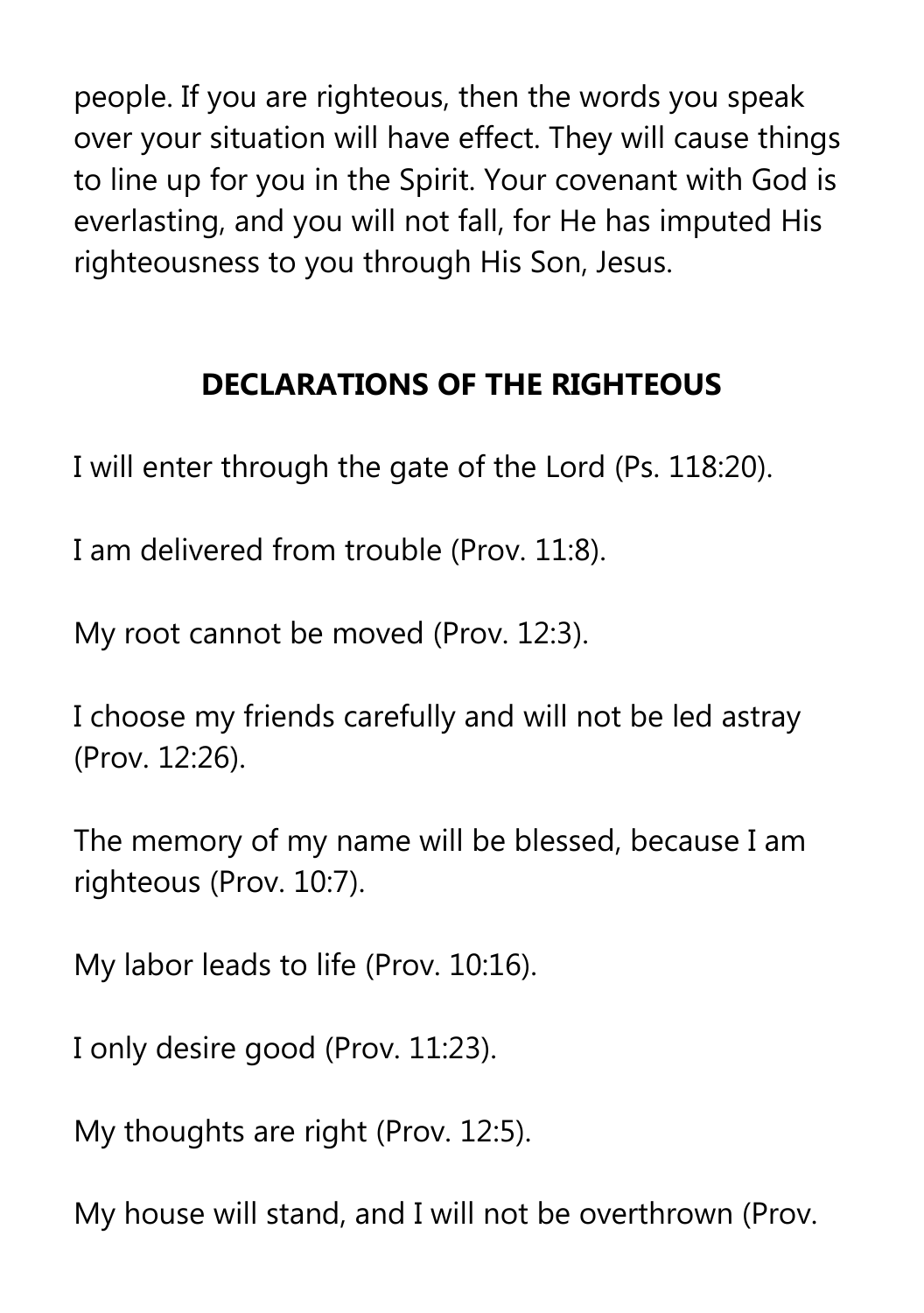people. If you are righteous, then the words you speak over your situation will have effect. They will cause things to line up for you in the Spirit. Your covenant with God is everlasting, and you will not fall, for He has imputed His righteousness to you through His Son, Jesus.

## DECLARATIONS OF THE RIGHTEOUS

I will enter through the gate of the Lord (Ps. 118:20).

I am delivered from trouble (Prov. 11:8).

My root cannot be moved (Prov. 12:3).

I choose my friends carefully and will not be led astray (Prov. 12:26).

The memory of my name will be blessed, because I am righteous (Prov. 10:7).

My labor leads to life (Prov. 10:16).

I only desire good (Prov. 11:23).

My thoughts are right (Prov. 12:5).

My house will stand, and I will not be overthrown (Prov.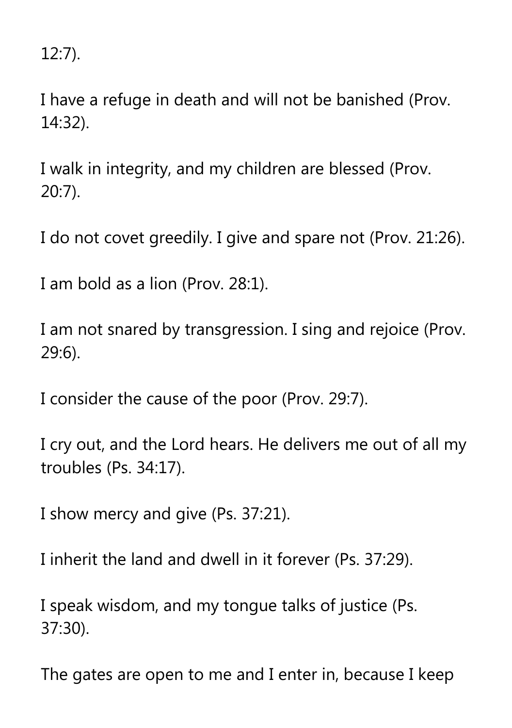12:7).

I have a refuge in death and will not be banished (Prov. 14:32).

I walk in integrity, and my children are blessed (Prov. 20:7).

I do not covet greedily. I give and spare not (Prov. 21:26).

I am bold as a lion (Prov. 28:1).

I am not snared by transgression. I sing and rejoice (Prov. 29:6).

I consider the cause of the poor (Prov. 29:7).

I cry out, and the Lord hears. He delivers me out of all my troubles (Ps. 34:17).

I show mercy and give (Ps. 37:21).

I inherit the land and dwell in it forever (Ps. 37:29).

I speak wisdom, and my tongue talks of justice (Ps. 37:30).

The gates are open to me and I enter in, because I keep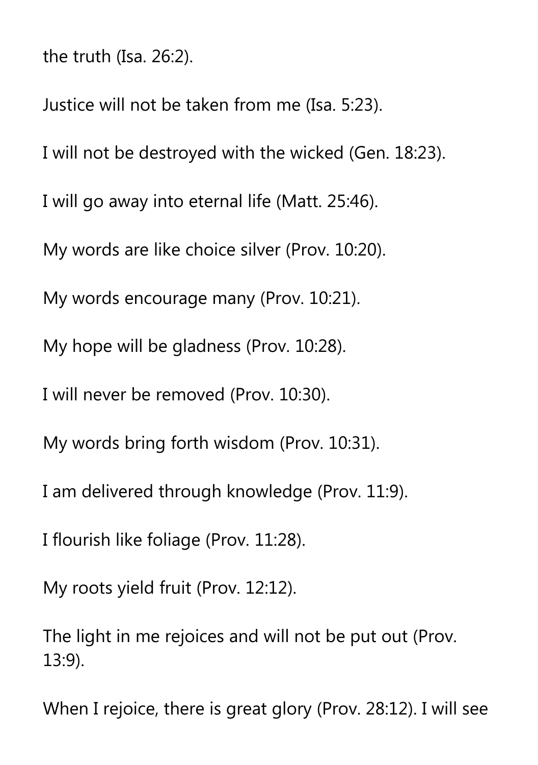the truth (Isa. 26:2).

Justice will not be taken from me (Isa. 5:23).

I will not be destroyed with the wicked (Gen. 18:23).

I will go away into eternal life (Matt. 25:46).

My words are like choice silver (Prov. 10:20).

My words encourage many (Prov. 10:21).

My hope will be gladness (Prov. 10:28).

I will never be removed (Prov. 10:30).

My words bring forth wisdom (Prov. 10:31).

I am delivered through knowledge (Prov. 11:9).

I flourish like foliage (Prov. 11:28).

My roots yield fruit (Prov. 12:12).

The light in me rejoices and will not be put out (Prov. 13:9).

When I rejoice, there is great glory (Prov. 28:12). I will see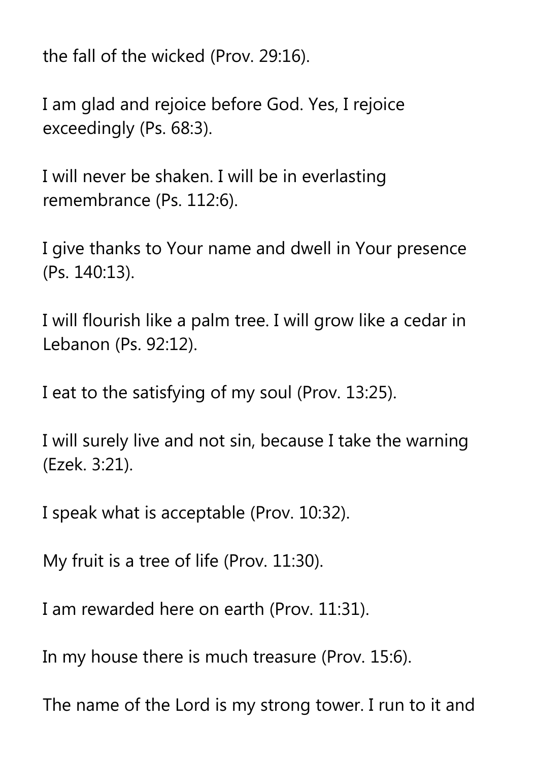the fall of the wicked (Prov. 29:16).

I am glad and rejoice before God. Yes, I rejoice exceedingly (Ps. 68:3).

I will never be shaken. I will be in everlasting remembrance (Ps. 112:6).

I give thanks to Your name and dwell in Your presence (Ps. 140:13).

I will flourish like a palm tree. I will grow like a cedar in Lebanon (Ps. 92:12).

I eat to the satisfying of my soul (Prov. 13:25).

I will surely live and not sin, because I take the warning (Ezek. 3:21).

I speak what is acceptable (Prov. 10:32).

My fruit is a tree of life (Prov. 11:30).

I am rewarded here on earth (Prov. 11:31).

In my house there is much treasure (Prov. 15:6).

The name of the Lord is my strong tower. I run to it and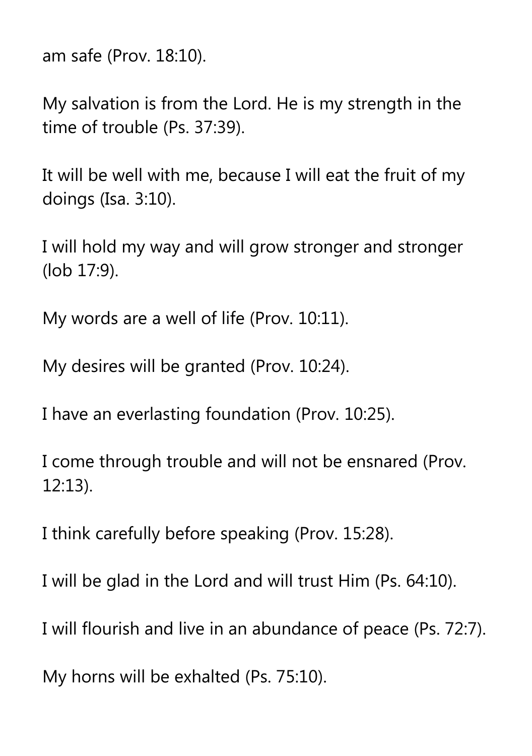am safe (Prov. 18:10).

My salvation is from the Lord. He is my strength in the time of trouble (Ps. 37:39).

It will be well with me, because I will eat the fruit of my doings (Isa. 3:10).

I will hold my way and will grow stronger and stronger (lob 17:9).

My words are a well of life (Prov. 10:11).

My desires will be granted (Prov. 10:24).

I have an everlasting foundation (Prov. 10:25).

I come through trouble and will not be ensnared (Prov. 12:13).

I think carefully before speaking (Prov. 15:28).

I will be glad in the Lord and will trust Him (Ps. 64:10).

I will flourish and live in an abundance of peace (Ps. 72:7).

My horns will be exhalted (Ps. 75:10).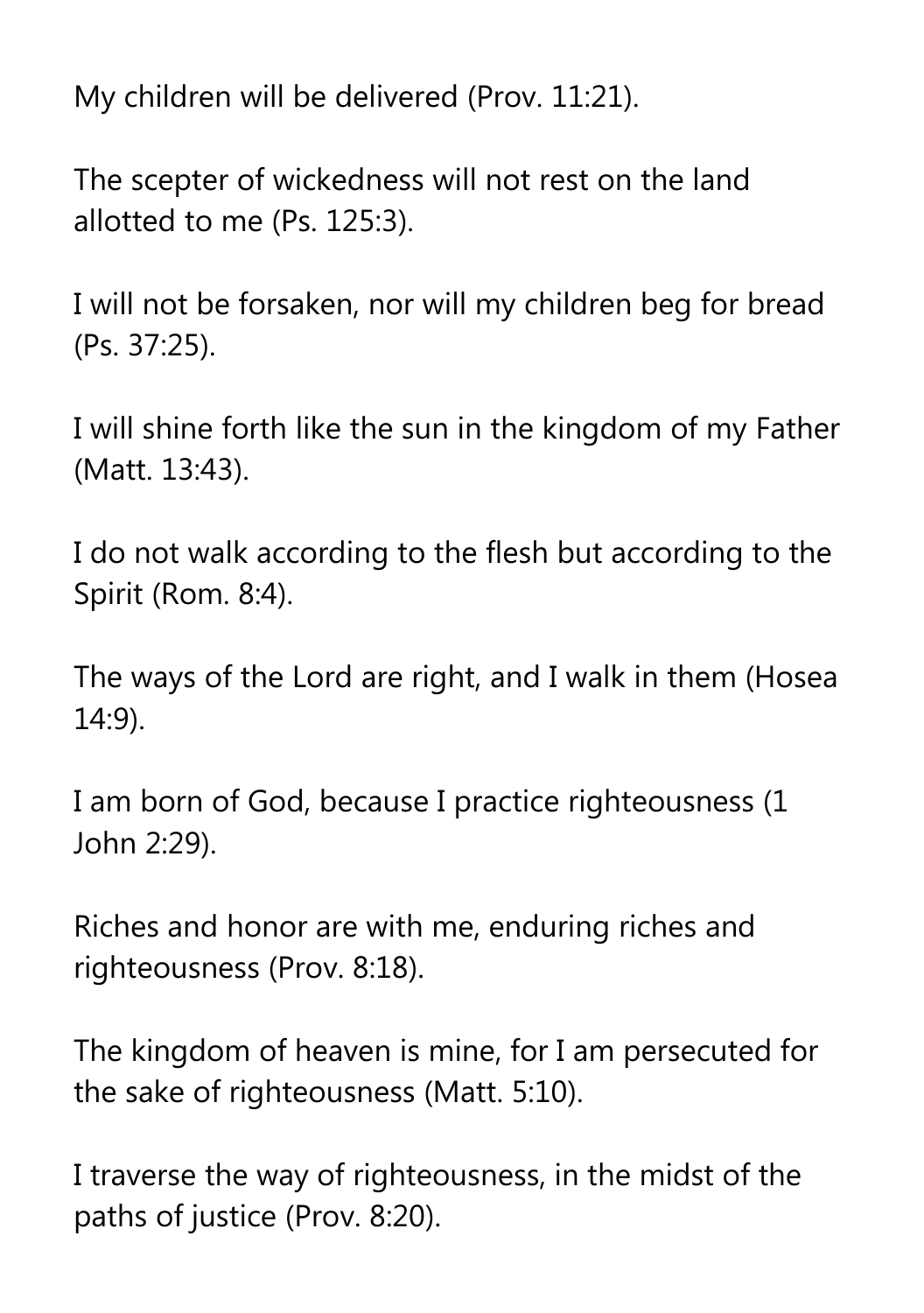My children will be delivered (Prov. 11:21).

The scepter of wickedness will not rest on the land allotted to me (Ps. 125:3).

I will not be forsaken, nor will my children beg for bread (Ps. 37:25).

I will shine forth like the sun in the kingdom of my Father (Matt. 13:43).

I do not walk according to the flesh but according to the Spirit (Rom. 8:4).

The ways of the Lord are right, and I walk in them (Hosea 14:9).

I am born of God, because I practice righteousness (1 John 2:29).

Riches and honor are with me, enduring riches and righteousness (Prov. 8:18).

The kingdom of heaven is mine, for I am persecuted for the sake of righteousness (Matt. 5:10).

I traverse the way of righteousness, in the midst of the paths of justice (Prov. 8:20).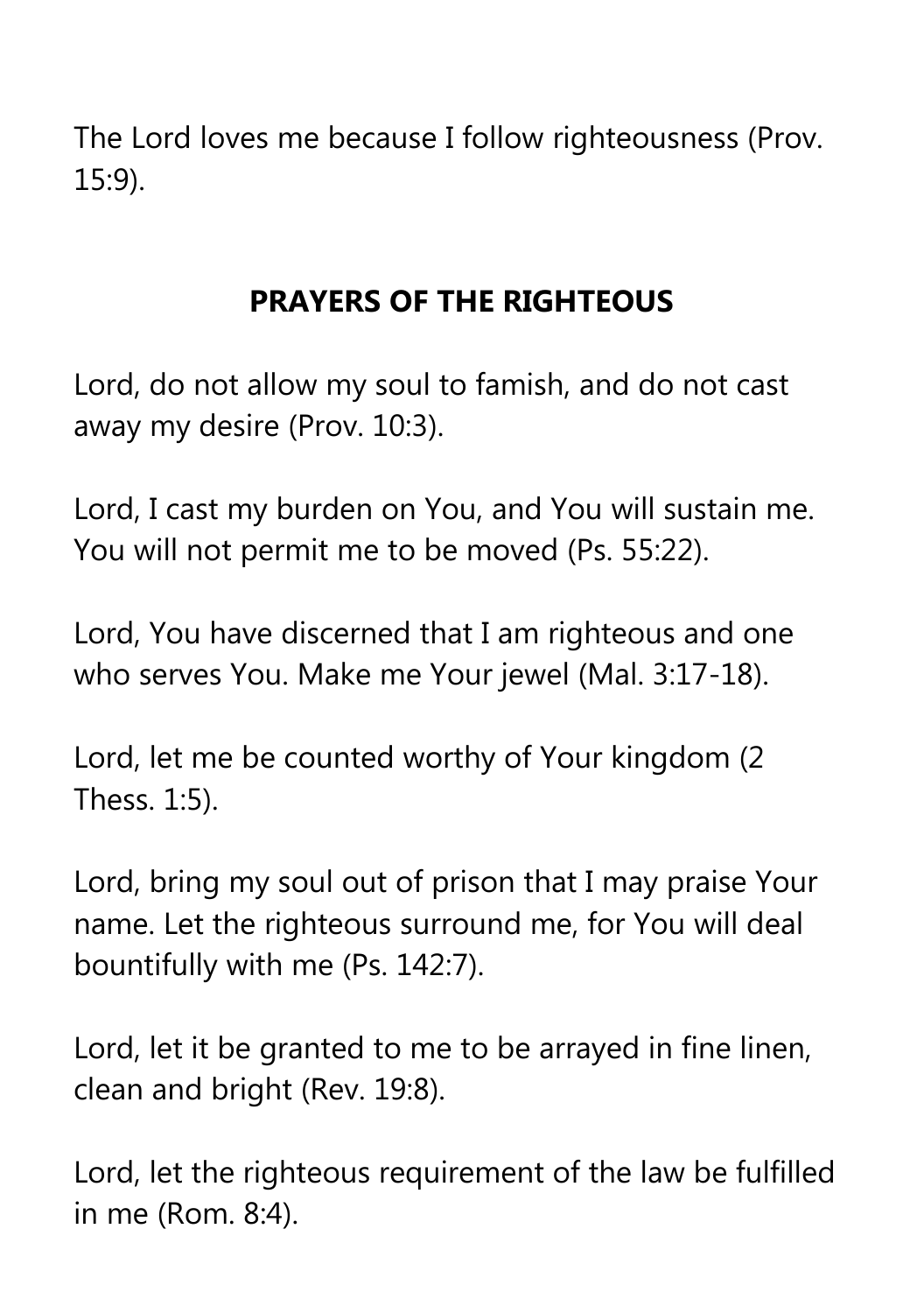The Lord loves me because I follow righteousness (Prov. 15:9).

## PRAYERS OF THE RIGHTEOUS

Lord, do not allow my soul to famish, and do not cast away my desire (Prov. 10:3).

Lord, I cast my burden on You, and You will sustain me. You will not permit me to be moved (Ps. 55:22).

Lord, You have discerned that I am righteous and one who serves You. Make me Your jewel (Mal. 3:17-18).

Lord, let me be counted worthy of Your kingdom (2 Thess. 1:5).

Lord, bring my soul out of prison that I may praise Your name. Let the righteous surround me, for You will deal bountifully with me (Ps. 142:7).

Lord, let it be granted to me to be arrayed in fine linen, clean and bright (Rev. 19:8).

Lord, let the righteous requirement of the law be fulfilled in me (Rom. 8:4).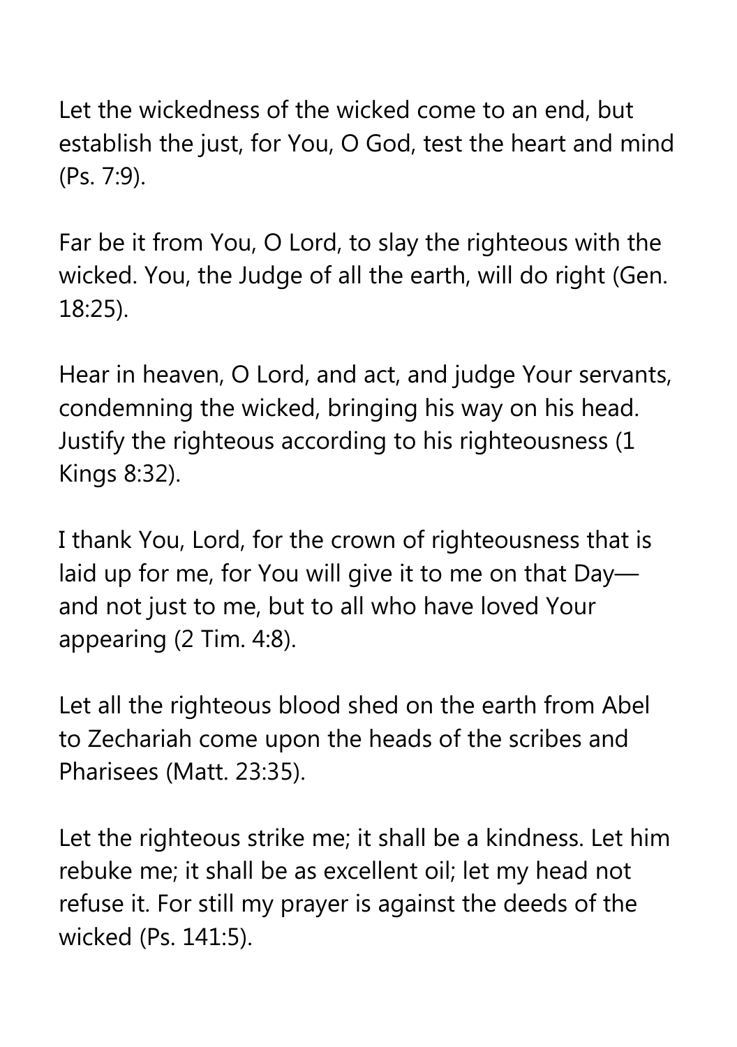Let the wickedness of the wicked come to an end, but establish the just, for You, O God, test the heart and mind (Ps. 7:9).

Far be it from You, O Lord, to slay the righteous with the wicked. You, the Judge of all the earth, will do right (Gen. 18:25).

Hear in heaven, O Lord, and act, and judge Your servants, condemning the wicked, bringing his way on his head. Justify the righteous according to his righteousness (1 Kings 8:32).

I thank You, Lord, for the crown of righteousness that is laid up for me, for You will give it to me on that Day—and not just to me, but to all who have loved Your appearing (2 Tim. 4:8).

Let all the righteous blood shed on the earth from Abel to Zechariah come upon the heads of the scribes and Pharisees (Matt. 23:35).

Let the righteous strike me; it shall be a kindness. Let him rebuke me; it shall be as excellent oil; let my head not refuse it. For still my prayer is against the deeds of the wicked (Ps. 141:5).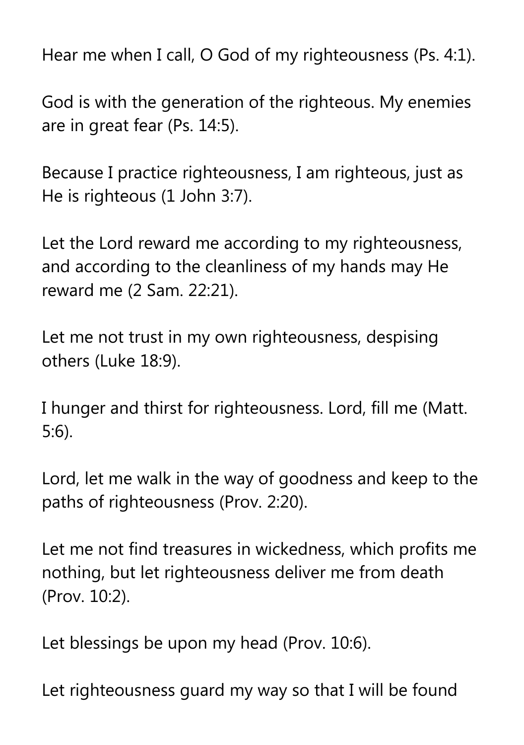Hear me when I call, O God of my righteousness (Ps. 4:1).

God is with the generation of the righteous. My enemies are in great fear (Ps. 14:5).

Because I practice righteousness, I am righteous, just as He is righteous (1 John 3:7).

Let the Lord reward me according to my righteousness, and according to the cleanliness of my hands may He reward me (2 Sam. 22:21).

Let me not trust in my own righteousness, despising others (Luke 18:9).

I hunger and thirst for righteousness. Lord, fill me (Matt. 5:6).

Lord, let me walk in the way of goodness and keep to the paths of righteousness (Prov. 2:20).

Let me not find treasures in wickedness, which profits me nothing, but let righteousness deliver me from death (Prov. 10:2).

Let blessings be upon my head (Prov. 10:6).

Let righteousness guard my way so that I will be found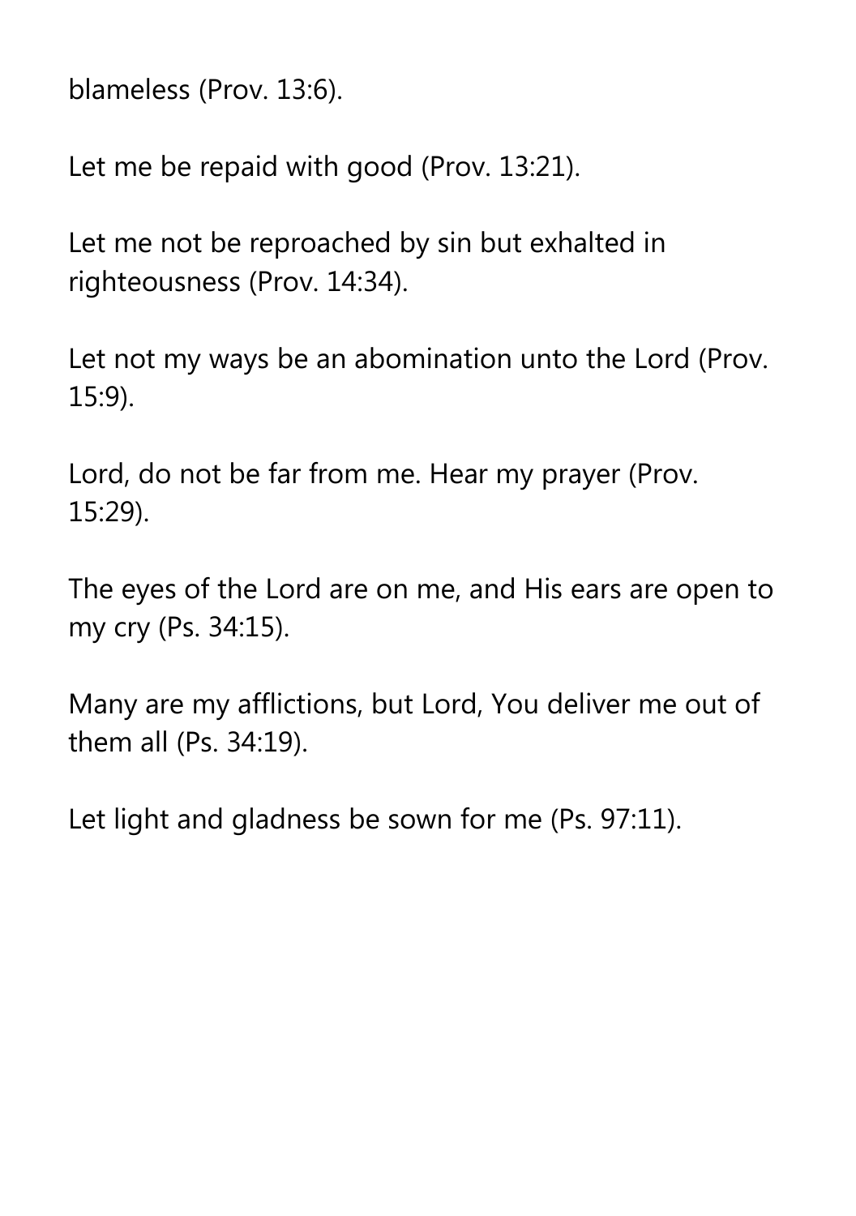blameless (Prov. 13:6).

Let me be repaid with good (Prov. 13:21).

Let me not be reproached by sin but exhalted in righteousness (Prov. 14:34).

Let not my ways be an abomination unto the Lord (Prov. 15:9).

Lord, do not be far from me. Hear my prayer (Prov. 15:29).

The eyes of the Lord are on me, and His ears are open to my cry (Ps. 34:15).

Many are my afflictions, but Lord, You deliver me out of them all (Ps. 34:19).

Let light and gladness be sown for me (Ps. 97:11).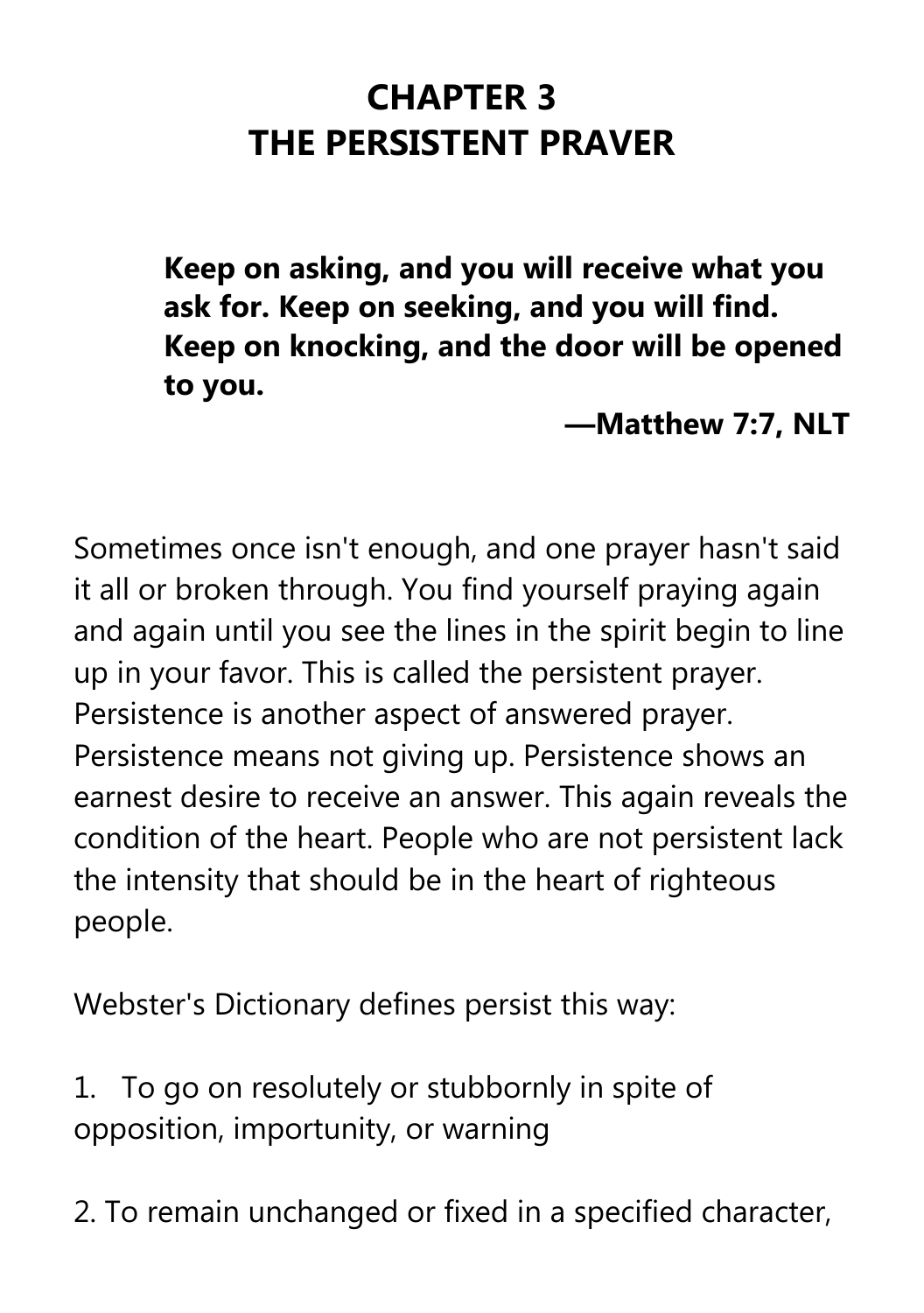# CHAPTER 3
# THE PERSISTENT PRAVER

> **Keep on asking, and you will receive what you ask for. Keep on seeking, and you will find. Keep on knocking, and the door will be opened to you.**
>
> **—Matthew 7:7, NLT**

Sometimes once isn't enough, and one prayer hasn't said it all or broken through. You find yourself praying again and again until you see the lines in the spirit begin to line up in your favor. This is called the persistent prayer. Persistence is another aspect of answered prayer. Persistence means not giving up. Persistence shows an earnest desire to receive an answer. This again reveals the condition of the heart. People who are not persistent lack the intensity that should be in the heart of righteous people.

Webster's Dictionary defines persist this way:

1. To go on resolutely or stubbornly in spite of opposition, importunity, or warning

2. To remain unchanged or fixed in a specified character,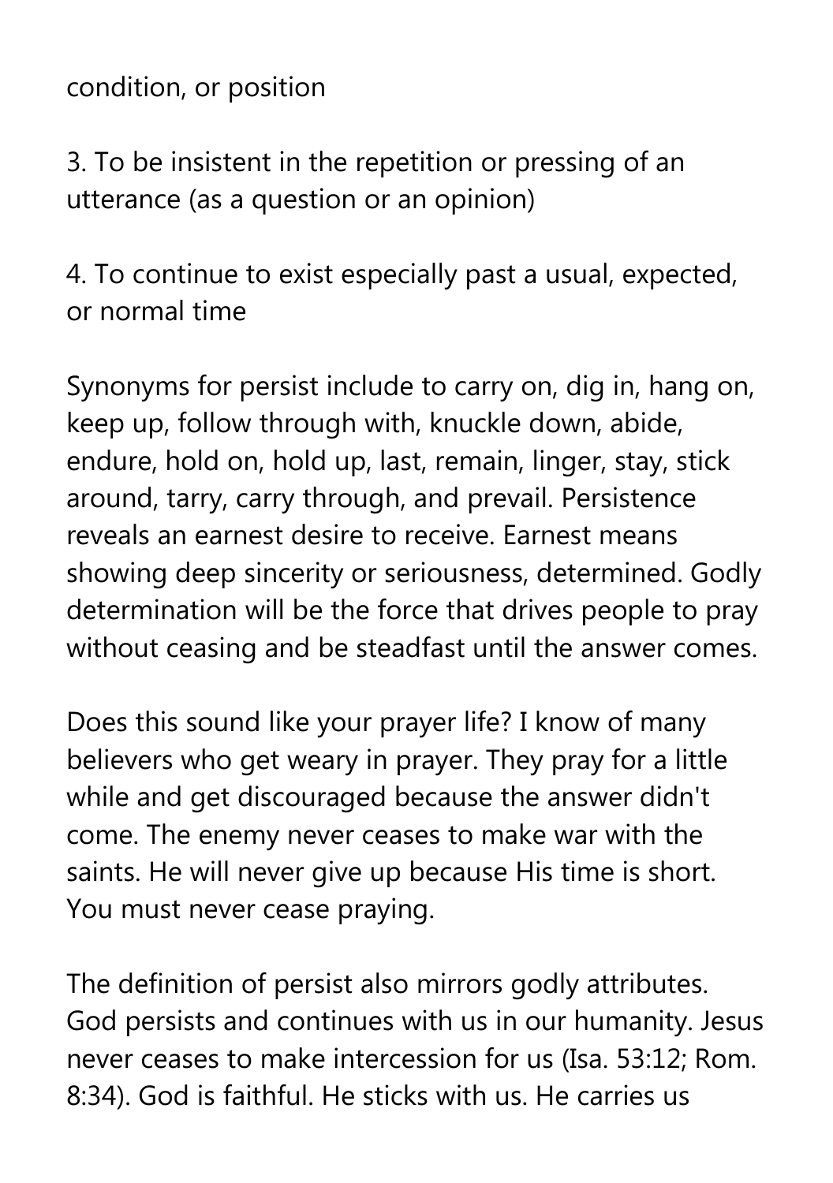condition, or position

3. To be insistent in the repetition or pressing of an utterance (as a question or an opinion)

4. To continue to exist especially past a usual, expected, or normal time

Synonyms for persist include to carry on, dig in, hang on, keep up, follow through with, knuckle down, abide, endure, hold on, hold up, last, remain, linger, stay, stick around, tarry, carry through, and prevail. Persistence reveals an earnest desire to receive. Earnest means showing deep sincerity or seriousness, determined. Godly determination will be the force that drives people to pray without ceasing and be steadfast until the answer comes.

Does this sound like your prayer life? I know of many believers who get weary in prayer. They pray for a little while and get discouraged because the answer didn't come. The enemy never ceases to make war with the saints. He will never give up because His time is short. You must never cease praying.

The definition of persist also mirrors godly attributes. God persists and continues with us in our humanity. Jesus never ceases to make intercession for us (Isa. 53:12; Rom. 8:34). God is faithful. He sticks with us. He carries us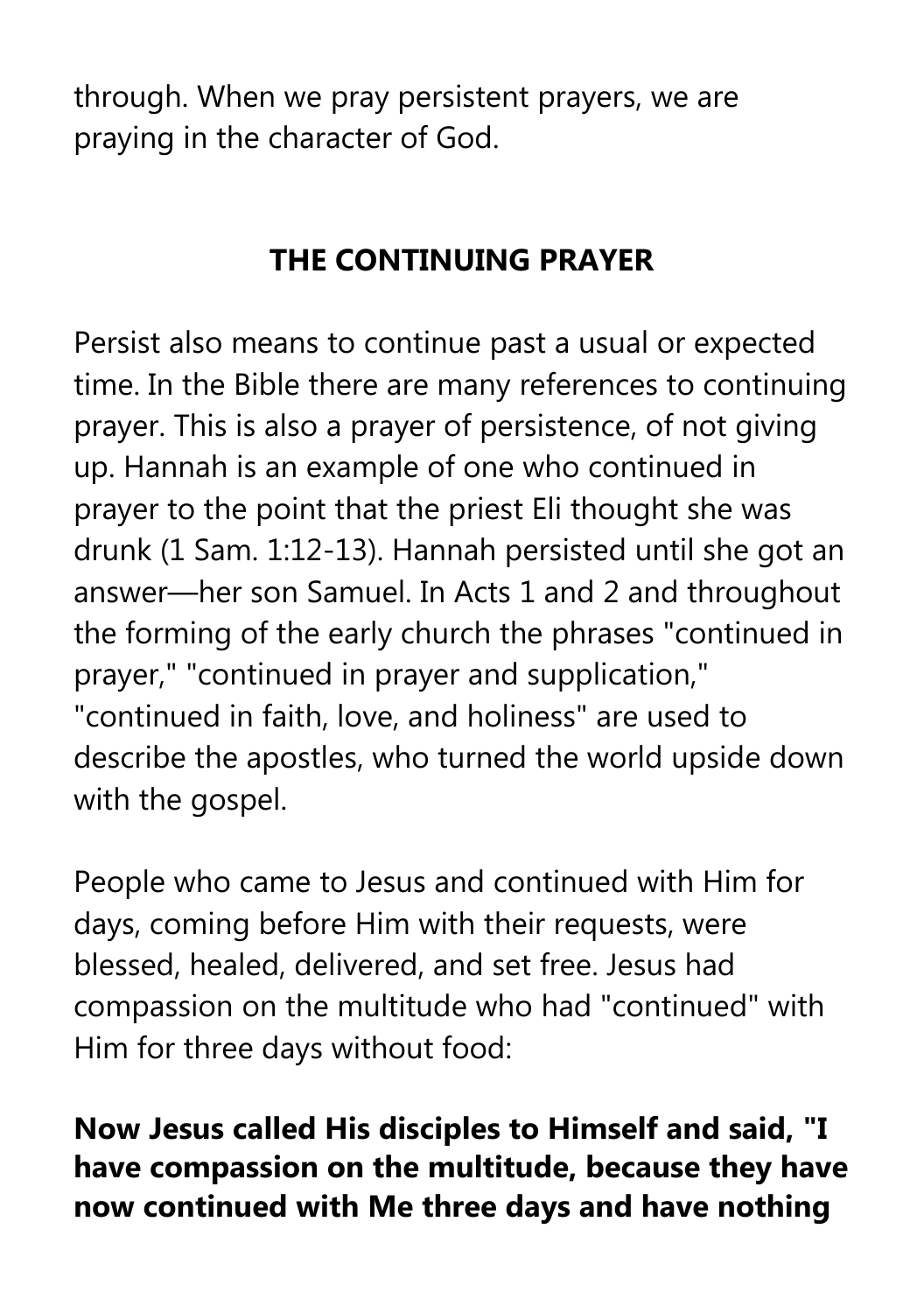through. When we pray persistent prayers, we are praying in the character of God.

## THE CONTINUING PRAYER

Persist also means to continue past a usual or expected time. In the Bible there are many references to continuing prayer. This is also a prayer of persistence, of not giving up. Hannah is an example of one who continued in prayer to the point that the priest Eli thought she was drunk (1 Sam. 1:12-13). Hannah persisted until she got an answer—her son Samuel. In Acts 1 and 2 and throughout the forming of the early church the phrases "continued in prayer," "continued in prayer and supplication," "continued in faith, love, and holiness" are used to describe the apostles, who turned the world upside down with the gospel.

People who came to Jesus and continued with Him for days, coming before Him with their requests, were blessed, healed, delivered, and set free. Jesus had compassion on the multitude who had "continued" with Him for three days without food:

**Now Jesus called His disciples to Himself and said, "I have compassion on the multitude, because they have now continued with Me three days and have nothing**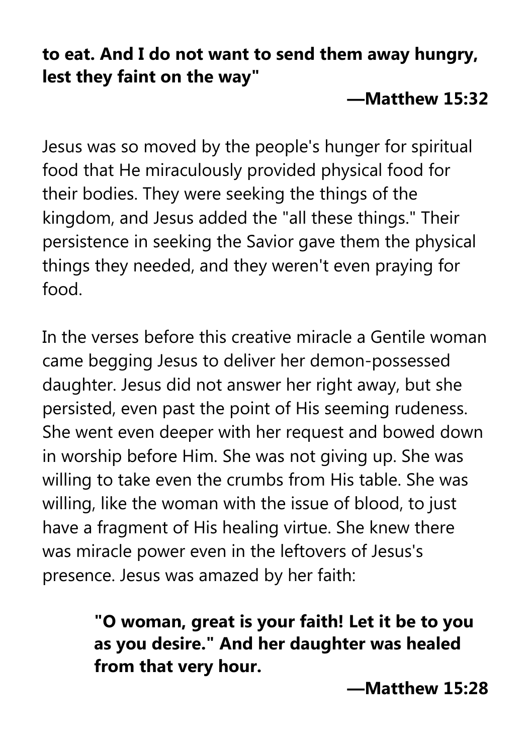**to eat. And I do not want to send them away hungry, lest they faint on the way"**

**—Matthew 15:32**

Jesus was so moved by the people's hunger for spiritual food that He miraculously provided physical food for their bodies. They were seeking the things of the kingdom, and Jesus added the "all these things." Their persistence in seeking the Savior gave them the physical things they needed, and they weren't even praying for food.

In the verses before this creative miracle a Gentile woman came begging Jesus to deliver her demon-possessed daughter. Jesus did not answer her right away, but she persisted, even past the point of His seeming rudeness. She went even deeper with her request and bowed down in worship before Him. She was not giving up. She was willing to take even the crumbs from His table. She was willing, like the woman with the issue of blood, to just have a fragment of His healing virtue. She knew there was miracle power even in the leftovers of Jesus's presence. Jesus was amazed by her faith:

> **"O woman, great is your faith! Let it be to you as you desire." And her daughter was healed from that very hour.**
>
> **—Matthew 15:28**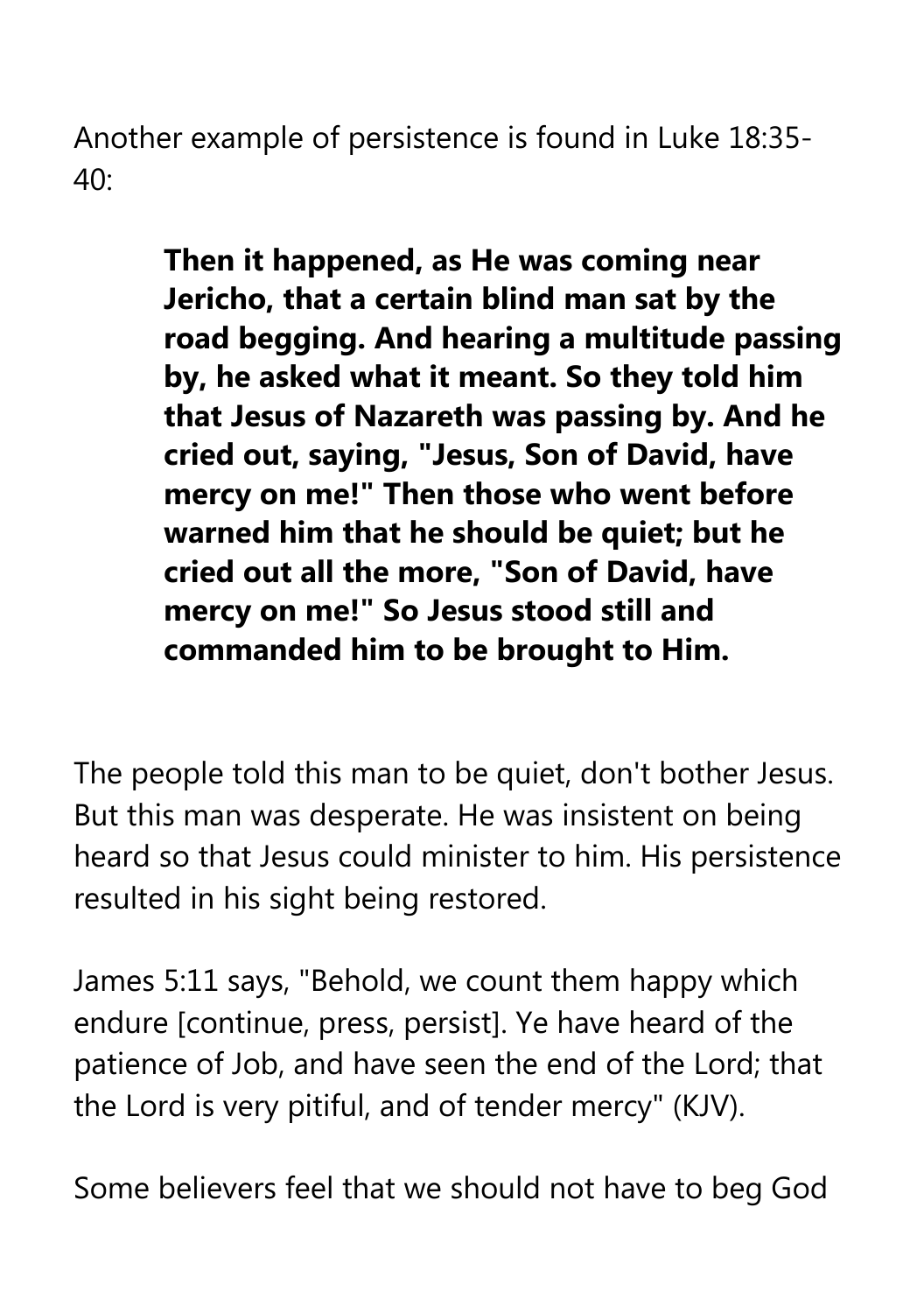Another example of persistence is found in Luke 18:35-40:

> **Then it happened, as He was coming near Jericho, that a certain blind man sat by the road begging. And hearing a multitude passing by, he asked what it meant. So they told him that Jesus of Nazareth was passing by. And he cried out, saying, "Jesus, Son of David, have mercy on me!" Then those who went before warned him that he should be quiet; but he cried out all the more, "Son of David, have mercy on me!" So Jesus stood still and commanded him to be brought to Him.**

The people told this man to be quiet, don't bother Jesus. But this man was desperate. He was insistent on being heard so that Jesus could minister to him. His persistence resulted in his sight being restored.

James 5:11 says, "Behold, we count them happy which endure [continue, press, persist]. Ye have heard of the patience of Job, and have seen the end of the Lord; that the Lord is very pitiful, and of tender mercy" (KJV).

Some believers feel that we should not have to beg God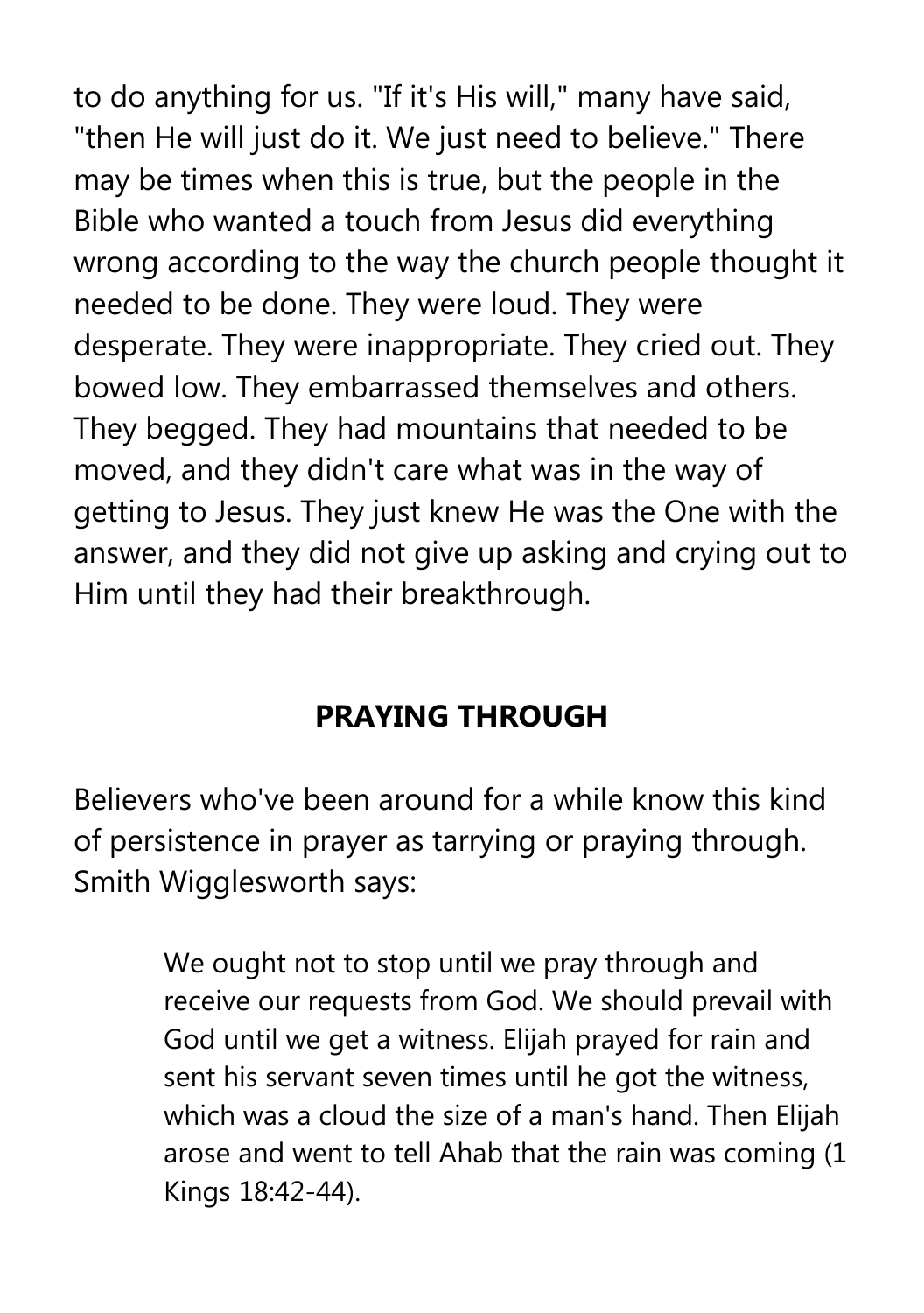to do anything for us. "If it's His will," many have said, "then He will just do it. We just need to believe." There may be times when this is true, but the people in the Bible who wanted a touch from Jesus did everything wrong according to the way the church people thought it needed to be done. They were loud. They were desperate. They were inappropriate. They cried out. They bowed low. They embarrassed themselves and others. They begged. They had mountains that needed to be moved, and they didn't care what was in the way of getting to Jesus. They just knew He was the One with the answer, and they did not give up asking and crying out to Him until they had their breakthrough.

## PRAYING THROUGH

Believers who've been around for a while know this kind of persistence in prayer as tarrying or praying through. Smith Wigglesworth says:

> We ought not to stop until we pray through and receive our requests from God. We should prevail with God until we get a witness. Elijah prayed for rain and sent his servant seven times until he got the witness, which was a cloud the size of a man's hand. Then Elijah arose and went to tell Ahab that the rain was coming (1 Kings 18:42-44).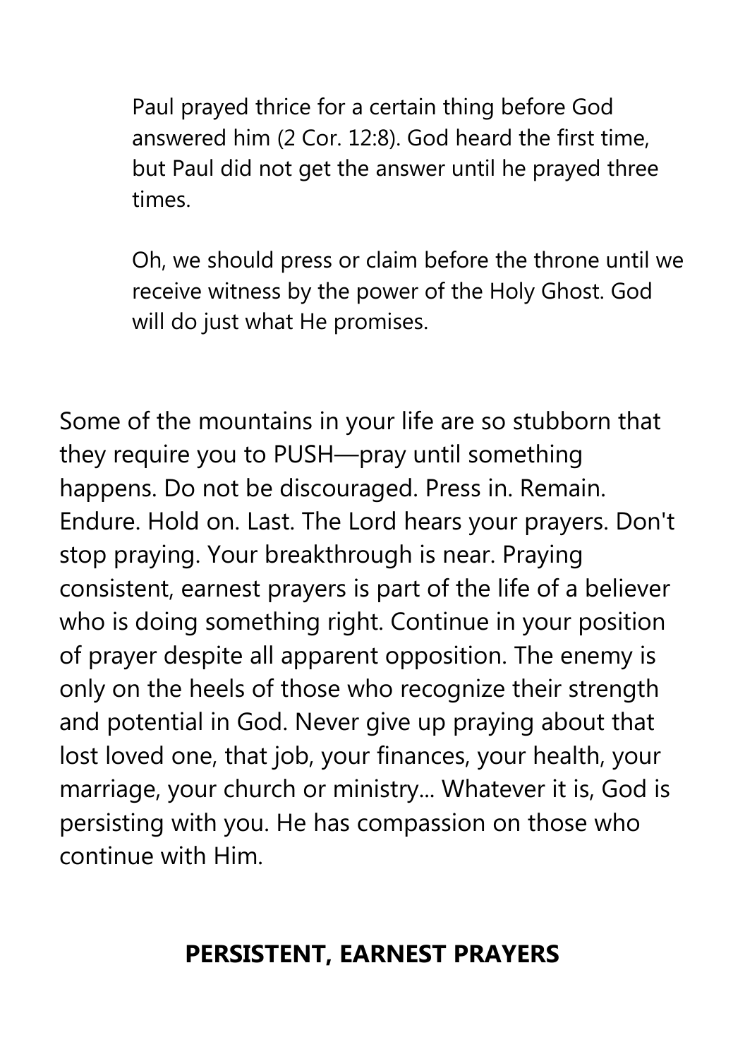> Paul prayed thrice for a certain thing before God answered him (2 Cor. 12:8). God heard the first time, but Paul did not get the answer until he prayed three times.
>
> Oh, we should press or claim before the throne until we receive witness by the power of the Holy Ghost. God will do just what He promises.

Some of the mountains in your life are so stubborn that they require you to PUSH—pray until something happens. Do not be discouraged. Press in. Remain. Endure. Hold on. Last. The Lord hears your prayers. Don't stop praying. Your breakthrough is near. Praying consistent, earnest prayers is part of the life of a believer who is doing something right. Continue in your position of prayer despite all apparent opposition. The enemy is only on the heels of those who recognize their strength and potential in God. Never give up praying about that lost loved one, that job, your finances, your health, your marriage, your church or ministry... Whatever it is, God is persisting with you. He has compassion on those who continue with Him.

## PERSISTENT, EARNEST PRAYERS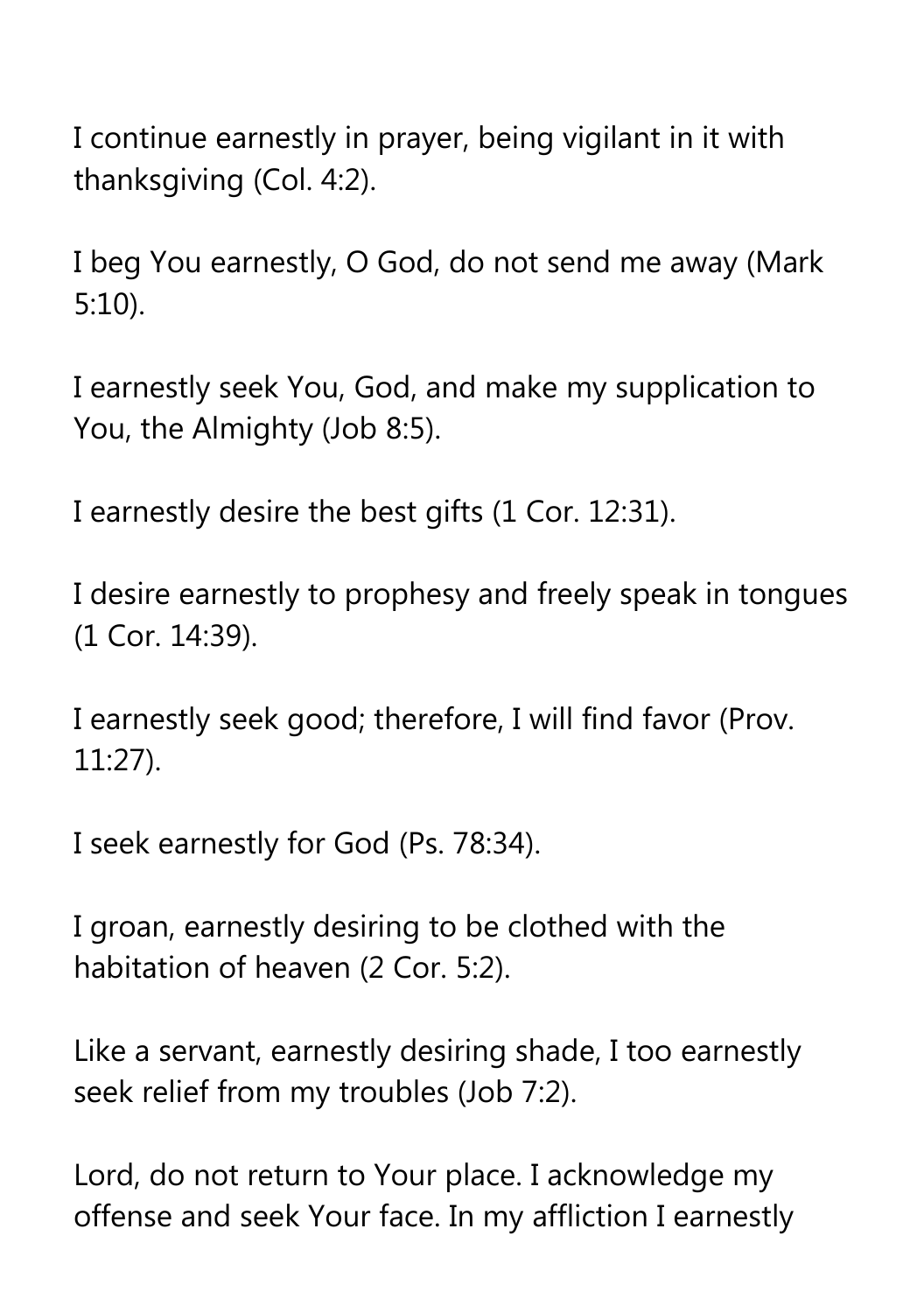I continue earnestly in prayer, being vigilant in it with thanksgiving (Col. 4:2).

I beg You earnestly, O God, do not send me away (Mark 5:10).

I earnestly seek You, God, and make my supplication to You, the Almighty (Job 8:5).

I earnestly desire the best gifts (1 Cor. 12:31).

I desire earnestly to prophesy and freely speak in tongues (1 Cor. 14:39).

I earnestly seek good; therefore, I will find favor (Prov. 11:27).

I seek earnestly for God (Ps. 78:34).

I groan, earnestly desiring to be clothed with the habitation of heaven (2 Cor. 5:2).

Like a servant, earnestly desiring shade, I too earnestly seek relief from my troubles (Job 7:2).

Lord, do not return to Your place. I acknowledge my offense and seek Your face. In my affliction I earnestly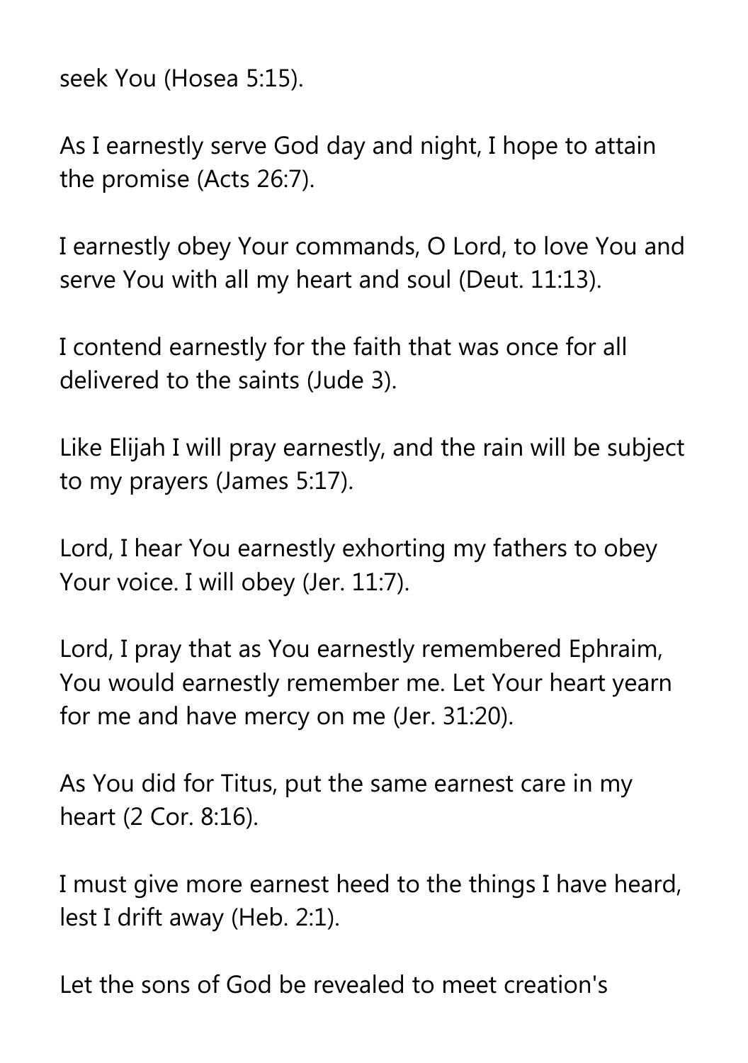seek You (Hosea 5:15).

As I earnestly serve God day and night, I hope to attain the promise (Acts 26:7).

I earnestly obey Your commands, O Lord, to love You and serve You with all my heart and soul (Deut. 11:13).

I contend earnestly for the faith that was once for all delivered to the saints (Jude 3).

Like Elijah I will pray earnestly, and the rain will be subject to my prayers (James 5:17).

Lord, I hear You earnestly exhorting my fathers to obey Your voice. I will obey (Jer. 11:7).

Lord, I pray that as You earnestly remembered Ephraim, You would earnestly remember me. Let Your heart yearn for me and have mercy on me (Jer. 31:20).

As You did for Titus, put the same earnest care in my heart (2 Cor. 8:16).

I must give more earnest heed to the things I have heard, lest I drift away (Heb. 2:1).

Let the sons of God be revealed to meet creation's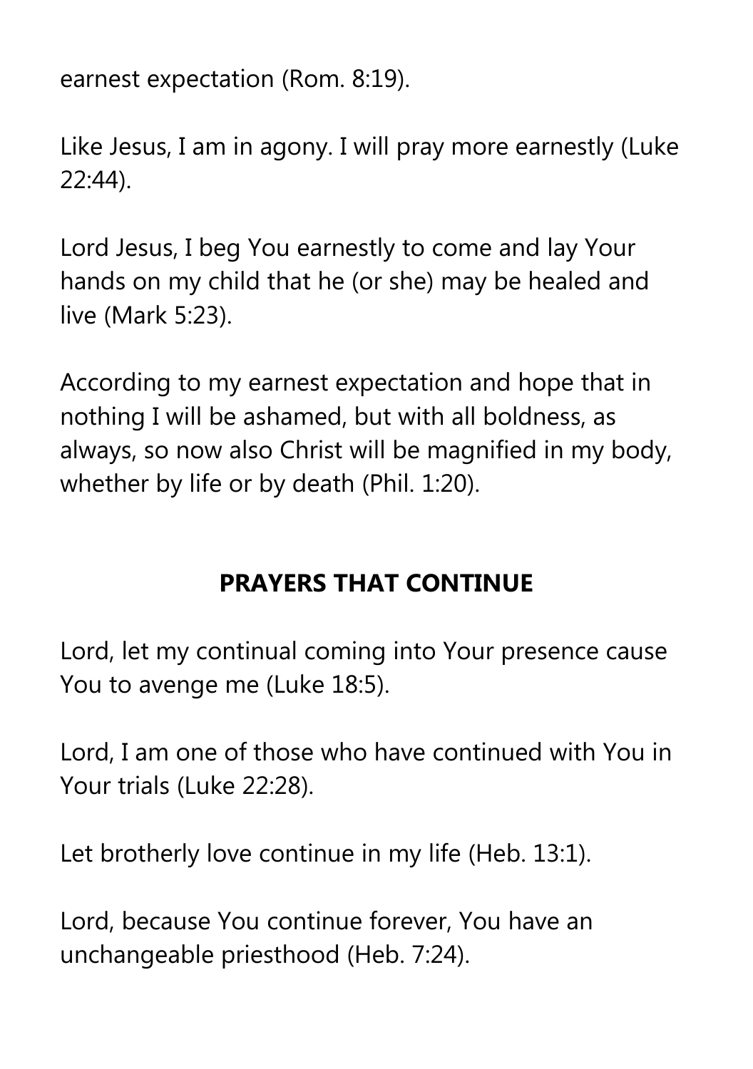earnest expectation (Rom. 8:19).

Like Jesus, I am in agony. I will pray more earnestly (Luke 22:44).

Lord Jesus, I beg You earnestly to come and lay Your hands on my child that he (or she) may be healed and live (Mark 5:23).

According to my earnest expectation and hope that in nothing I will be ashamed, but with all boldness, as always, so now also Christ will be magnified in my body, whether by life or by death (Phil. 1:20).

## PRAYERS THAT CONTINUE

Lord, let my continual coming into Your presence cause You to avenge me (Luke 18:5).

Lord, I am one of those who have continued with You in Your trials (Luke 22:28).

Let brotherly love continue in my life (Heb. 13:1).

Lord, because You continue forever, You have an unchangeable priesthood (Heb. 7:24).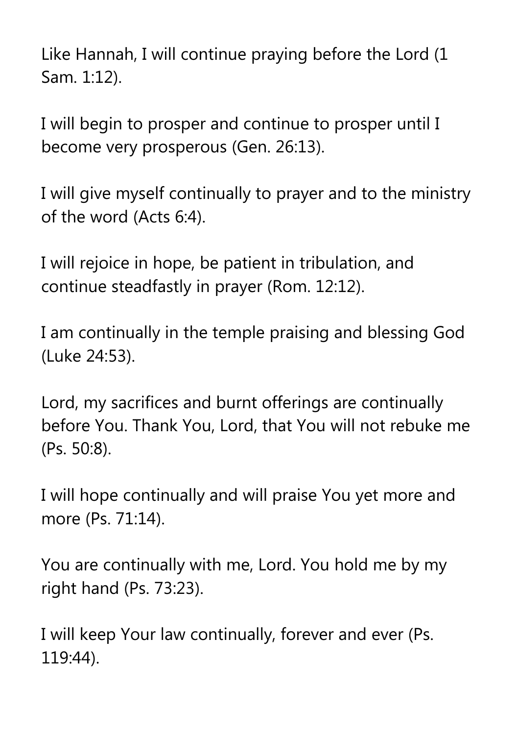Like Hannah, I will continue praying before the Lord (1 Sam. 1:12).

I will begin to prosper and continue to prosper until I become very prosperous (Gen. 26:13).

I will give myself continually to prayer and to the ministry of the word (Acts 6:4).

I will rejoice in hope, be patient in tribulation, and continue steadfastly in prayer (Rom. 12:12).

I am continually in the temple praising and blessing God (Luke 24:53).

Lord, my sacrifices and burnt offerings are continually before You. Thank You, Lord, that You will not rebuke me (Ps. 50:8).

I will hope continually and will praise You yet more and more (Ps. 71:14).

You are continually with me, Lord. You hold me by my right hand (Ps. 73:23).

I will keep Your law continually, forever and ever (Ps. 119:44).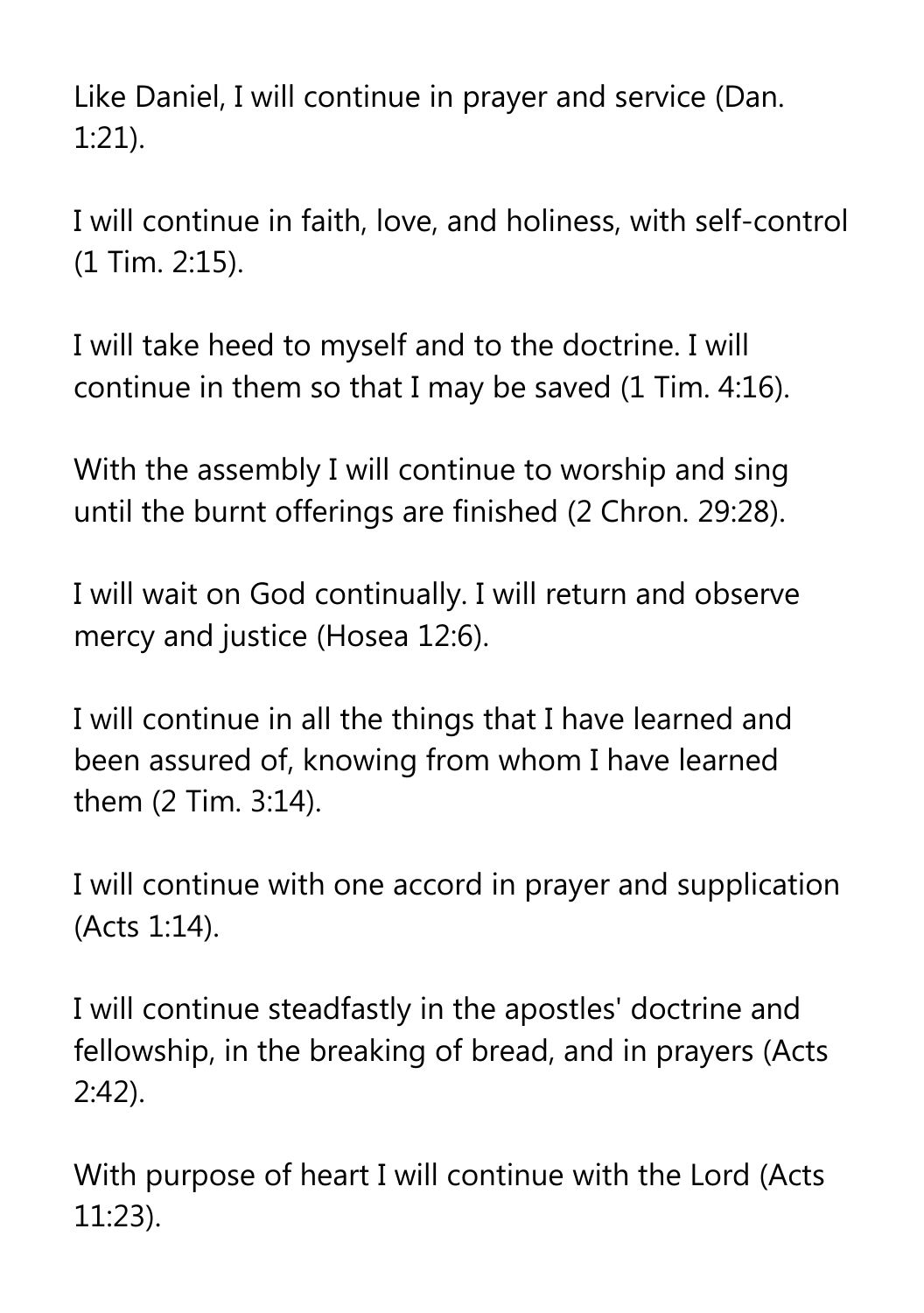Like Daniel, I will continue in prayer and service (Dan. 1:21).

I will continue in faith, love, and holiness, with self-control (1 Tim. 2:15).

I will take heed to myself and to the doctrine. I will continue in them so that I may be saved (1 Tim. 4:16).

With the assembly I will continue to worship and sing until the burnt offerings are finished (2 Chron. 29:28).

I will wait on God continually. I will return and observe mercy and justice (Hosea 12:6).

I will continue in all the things that I have learned and been assured of, knowing from whom I have learned them (2 Tim. 3:14).

I will continue with one accord in prayer and supplication (Acts 1:14).

I will continue steadfastly in the apostles' doctrine and fellowship, in the breaking of bread, and in prayers (Acts 2:42).

With purpose of heart I will continue with the Lord (Acts 11:23).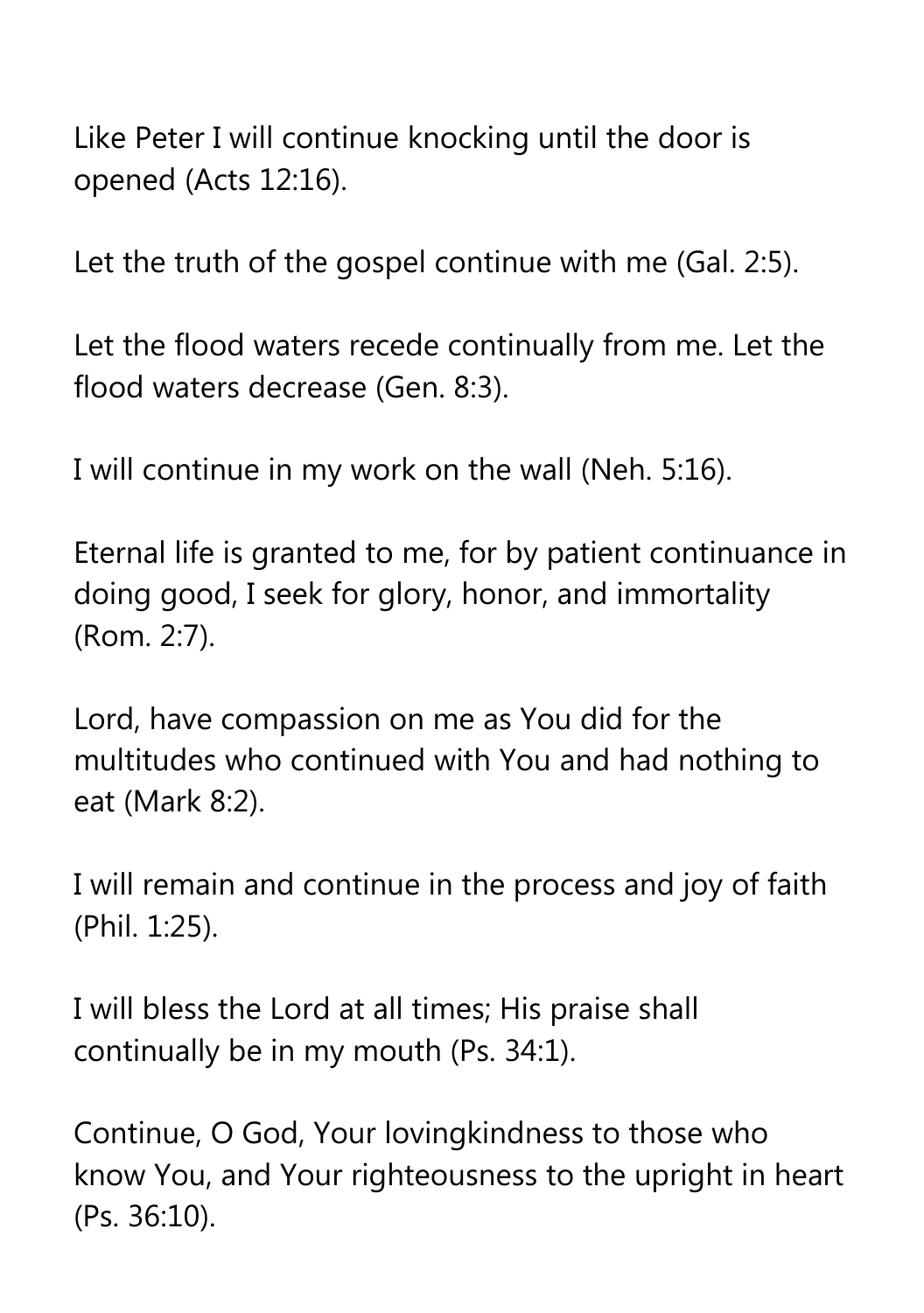Like Peter I will continue knocking until the door is opened (Acts 12:16).

Let the truth of the gospel continue with me (Gal. 2:5).

Let the flood waters recede continually from me. Let the flood waters decrease (Gen. 8:3).

I will continue in my work on the wall (Neh. 5:16).

Eternal life is granted to me, for by patient continuance in doing good, I seek for glory, honor, and immortality (Rom. 2:7).

Lord, have compassion on me as You did for the multitudes who continued with You and had nothing to eat (Mark 8:2).

I will remain and continue in the process and joy of faith (Phil. 1:25).

I will bless the Lord at all times; His praise shall continually be in my mouth (Ps. 34:1).

Continue, O God, Your lovingkindness to those who know You, and Your righteousness to the upright in heart (Ps. 36:10).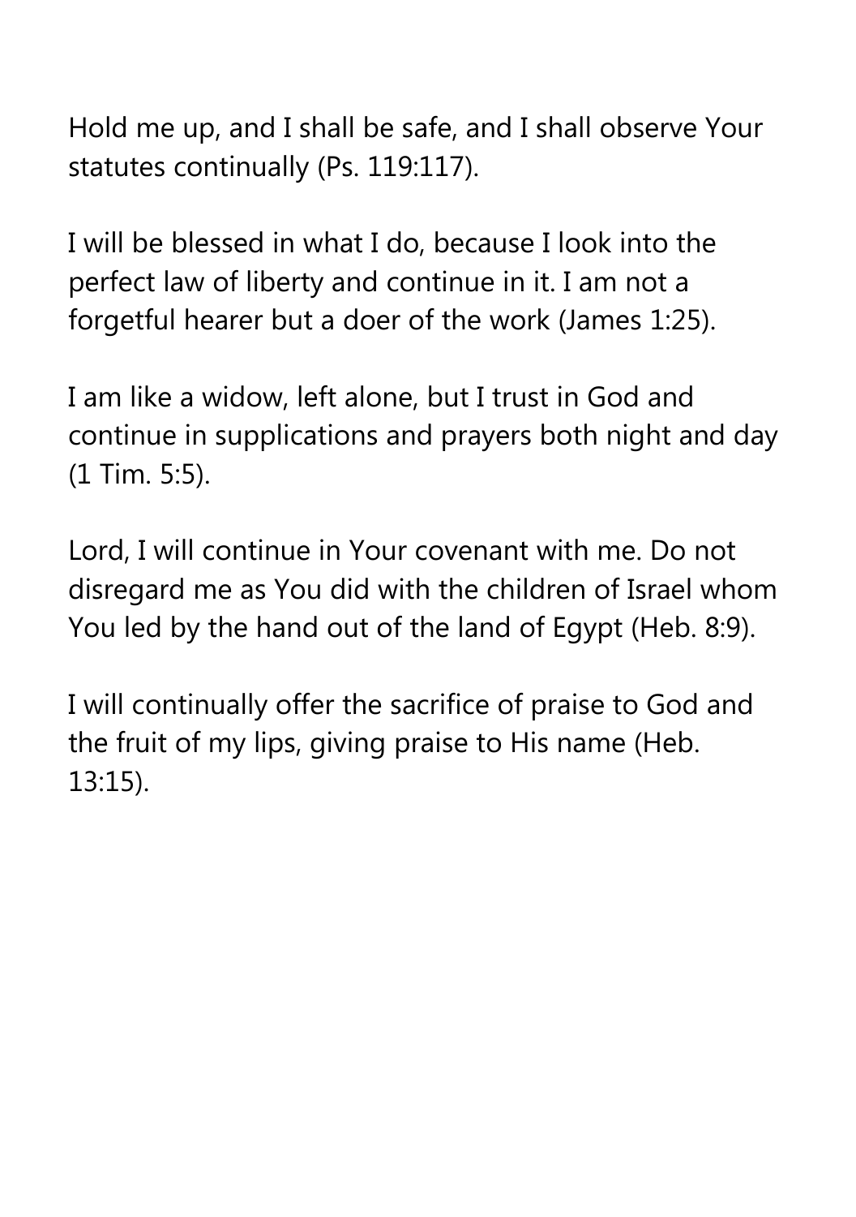Hold me up, and I shall be safe, and I shall observe Your statutes continually (Ps. 119:117).

I will be blessed in what I do, because I look into the perfect law of liberty and continue in it. I am not a forgetful hearer but a doer of the work (James 1:25).

I am like a widow, left alone, but I trust in God and continue in supplications and prayers both night and day (1 Tim. 5:5).

Lord, I will continue in Your covenant with me. Do not disregard me as You did with the children of Israel whom You led by the hand out of the land of Egypt (Heb. 8:9).

I will continually offer the sacrifice of praise to God and the fruit of my lips, giving praise to His name (Heb. 13:15).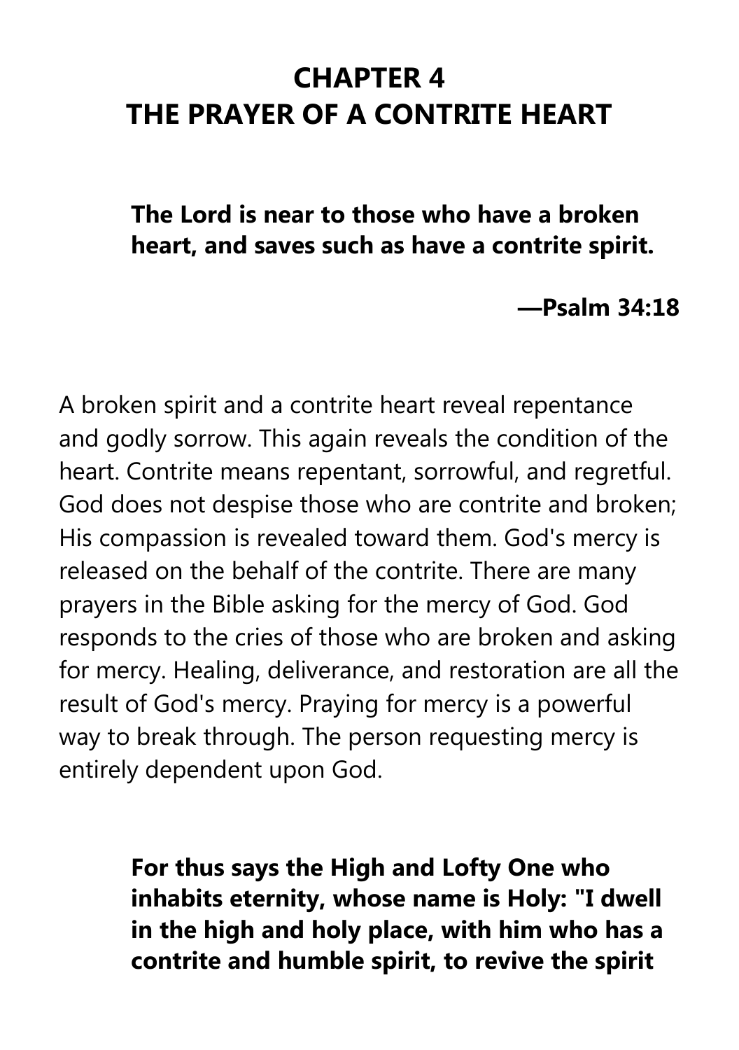# CHAPTER 4
# THE PRAYER OF A CONTRITE HEART

> **The Lord is near to those who have a broken heart, and saves such as have a contrite spirit.**
>
> **—Psalm 34:18**

A broken spirit and a contrite heart reveal repentance and godly sorrow. This again reveals the condition of the heart. Contrite means repentant, sorrowful, and regretful. God does not despise those who are contrite and broken; His compassion is revealed toward them. God's mercy is released on the behalf of the contrite. There are many prayers in the Bible asking for the mercy of God. God responds to the cries of those who are broken and asking for mercy. Healing, deliverance, and restoration are all the result of God's mercy. Praying for mercy is a powerful way to break through. The person requesting mercy is entirely dependent upon God.

> **For thus says the High and Lofty One who inhabits eternity, whose name is Holy: "I dwell in the high and holy place, with him who has a contrite and humble spirit, to revive the spirit**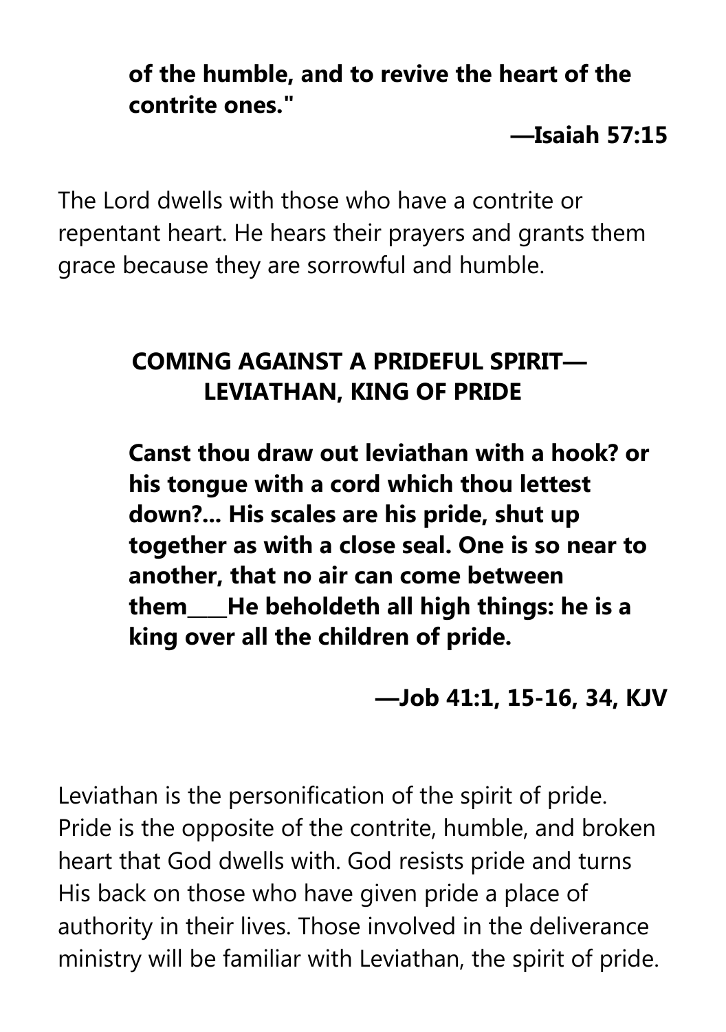**of the humble, and to revive the heart of the contrite ones."**

**—Isaiah 57:15**

The Lord dwells with those who have a contrite or repentant heart. He hears their prayers and grants them grace because they are sorrowful and humble.

## COMING AGAINST A PRIDEFUL SPIRIT—LEVIATHAN, KING OF PRIDE

**Canst thou draw out leviathan with a hook? or his tongue with a cord which thou lettest down?... His scales are his pride, shut up together as with a close seal. One is so near to another, that no air can come between them____He beholdeth all high things: he is a king over all the children of pride.**

**—Job 41:1, 15-16, 34, KJV**

Leviathan is the personification of the spirit of pride. Pride is the opposite of the contrite, humble, and broken heart that God dwells with. God resists pride and turns His back on those who have given pride a place of authority in their lives. Those involved in the deliverance ministry will be familiar with Leviathan, the spirit of pride.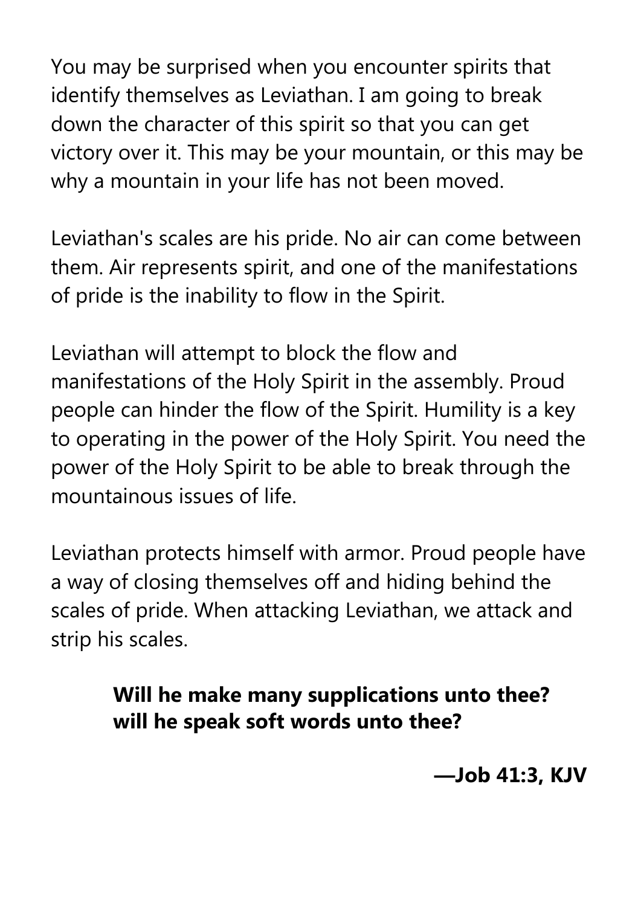You may be surprised when you encounter spirits that identify themselves as Leviathan. I am going to break down the character of this spirit so that you can get victory over it. This may be your mountain, or this may be why a mountain in your life has not been moved.

Leviathan's scales are his pride. No air can come between them. Air represents spirit, and one of the manifestations of pride is the inability to flow in the Spirit.

Leviathan will attempt to block the flow and manifestations of the Holy Spirit in the assembly. Proud people can hinder the flow of the Spirit. Humility is a key to operating in the power of the Holy Spirit. You need the power of the Holy Spirit to be able to break through the mountainous issues of life.

Leviathan protects himself with armor. Proud people have a way of closing themselves off and hiding behind the scales of pride. When attacking Leviathan, we attack and strip his scales.

> **Will he make many supplications unto thee? will he speak soft words unto thee?**
>
> **—Job 41:3, KJV**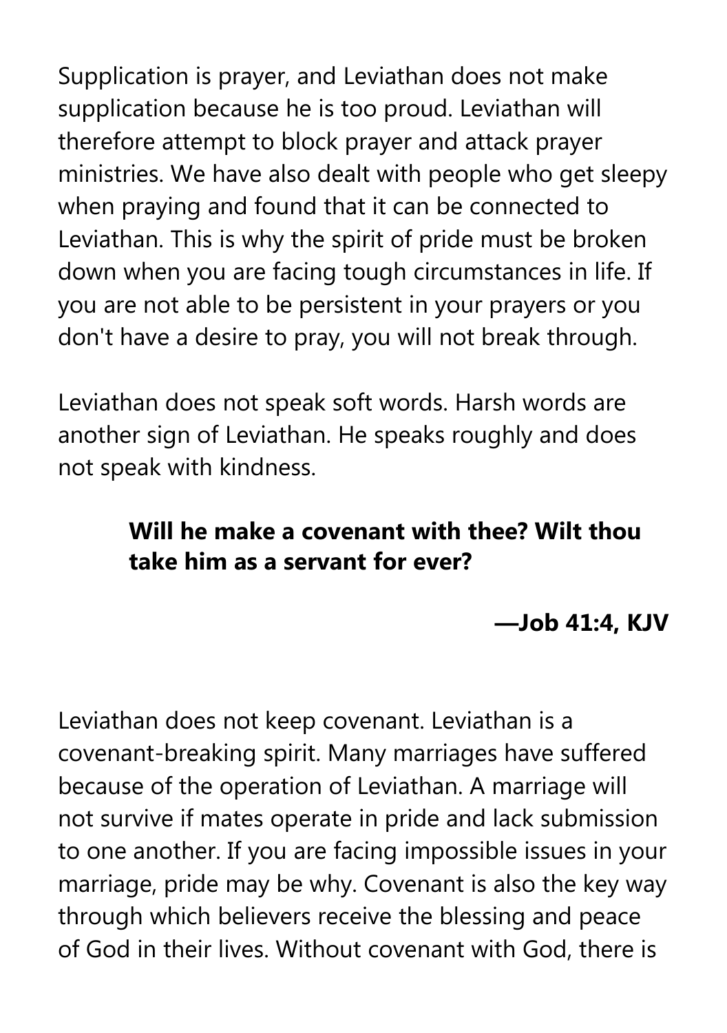Supplication is prayer, and Leviathan does not make supplication because he is too proud. Leviathan will therefore attempt to block prayer and attack prayer ministries. We have also dealt with people who get sleepy when praying and found that it can be connected to Leviathan. This is why the spirit of pride must be broken down when you are facing tough circumstances in life. If you are not able to be persistent in your prayers or you don't have a desire to pray, you will not break through.

Leviathan does not speak soft words. Harsh words are another sign of Leviathan. He speaks roughly and does not speak with kindness.

> **Will he make a covenant with thee? Wilt thou take him as a servant for ever?**
>
> **—Job 41:4, KJV**

Leviathan does not keep covenant. Leviathan is a covenant-breaking spirit. Many marriages have suffered because of the operation of Leviathan. A marriage will not survive if mates operate in pride and lack submission to one another. If you are facing impossible issues in your marriage, pride may be why. Covenant is also the key way through which believers receive the blessing and peace of God in their lives. Without covenant with God, there is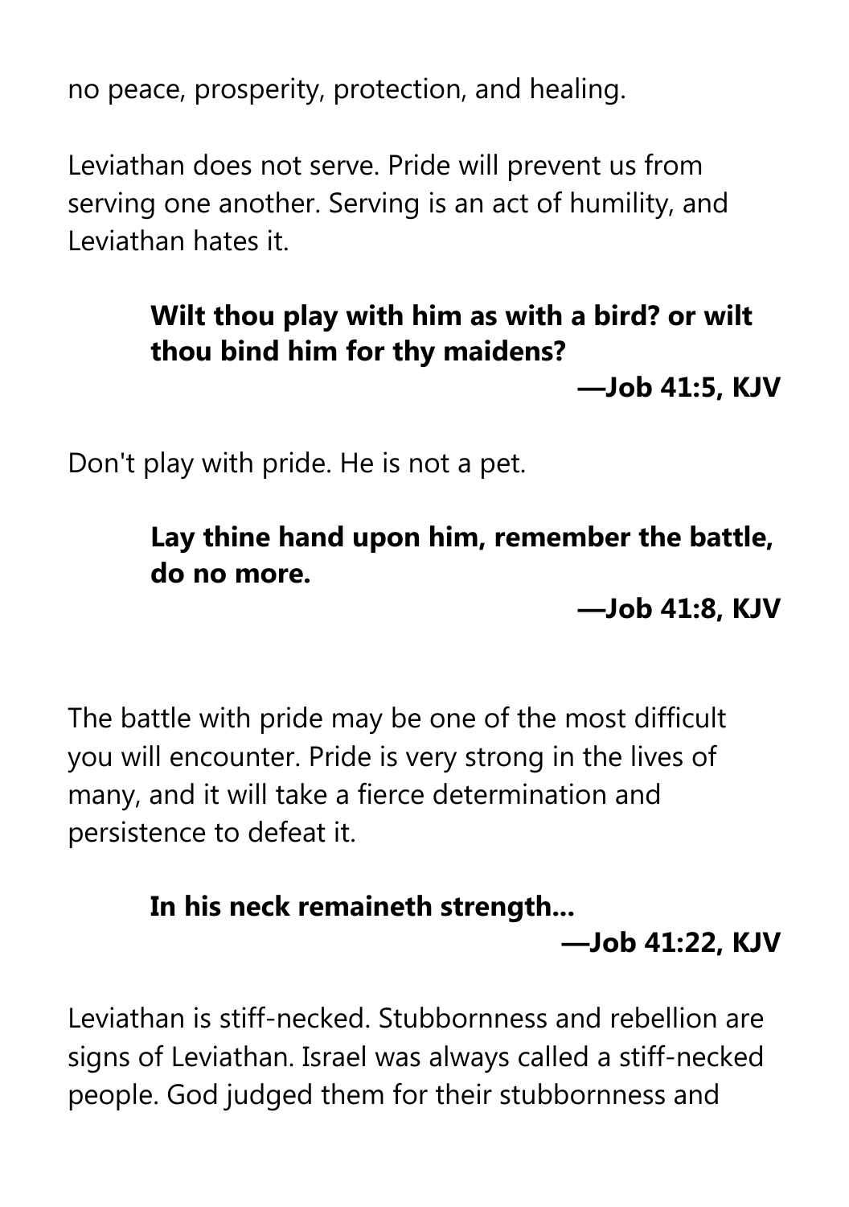no peace, prosperity, protection, and healing.

Leviathan does not serve. Pride will prevent us from serving one another. Serving is an act of humility, and Leviathan hates it.

> **Wilt thou play with him as with a bird? or wilt thou bind him for thy maidens?**
>
> **—Job 41:5, KJV**

Don't play with pride. He is not a pet.

> **Lay thine hand upon him, remember the battle, do no more.**
>
> **—Job 41:8, KJV**

The battle with pride may be one of the most difficult you will encounter. Pride is very strong in the lives of many, and it will take a fierce determination and persistence to defeat it.

> **In his neck remaineth strength...**
>
> **—Job 41:22, KJV**

Leviathan is stiff-necked. Stubbornness and rebellion are signs of Leviathan. Israel was always called a stiff-necked people. God judged them for their stubbornness and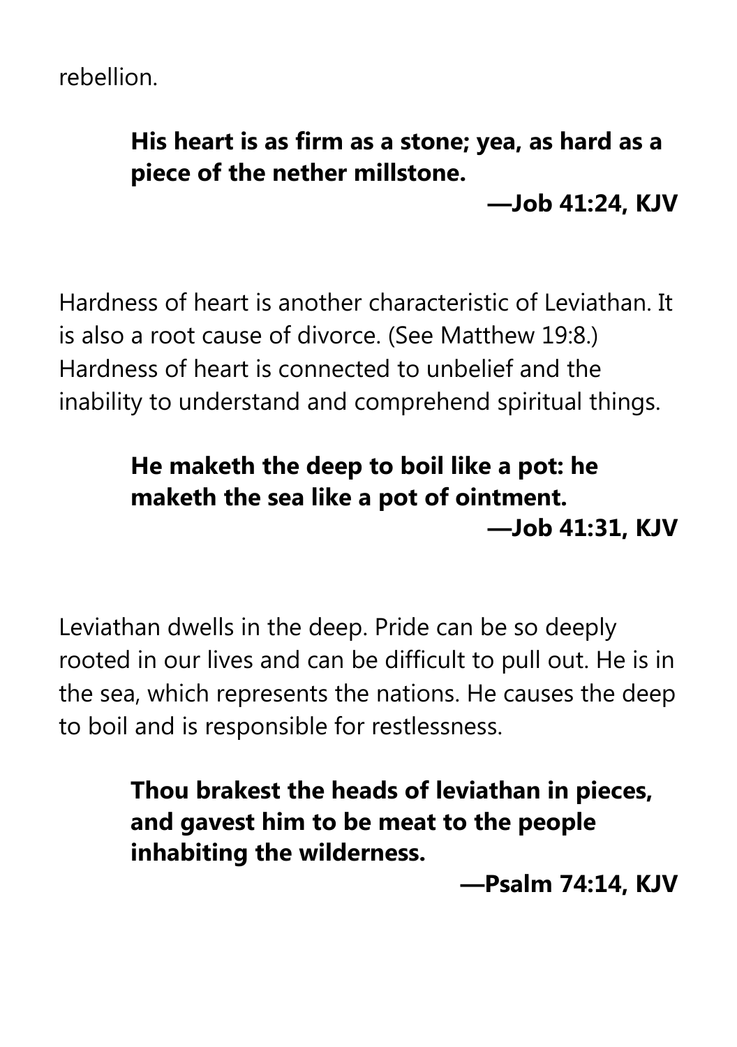rebellion.

> **His heart is as firm as a stone; yea, as hard as a piece of the nether millstone.**
>
> **—Job 41:24, KJV**

Hardness of heart is another characteristic of Leviathan. It is also a root cause of divorce. (See Matthew 19:8.) Hardness of heart is connected to unbelief and the inability to understand and comprehend spiritual things.

> **He maketh the deep to boil like a pot: he maketh the sea like a pot of ointment.**
>
> **—Job 41:31, KJV**

Leviathan dwells in the deep. Pride can be so deeply rooted in our lives and can be difficult to pull out. He is in the sea, which represents the nations. He causes the deep to boil and is responsible for restlessness.

> **Thou brakest the heads of leviathan in pieces, and gavest him to be meat to the people inhabiting the wilderness.**
>
> **—Psalm 74:14, KJV**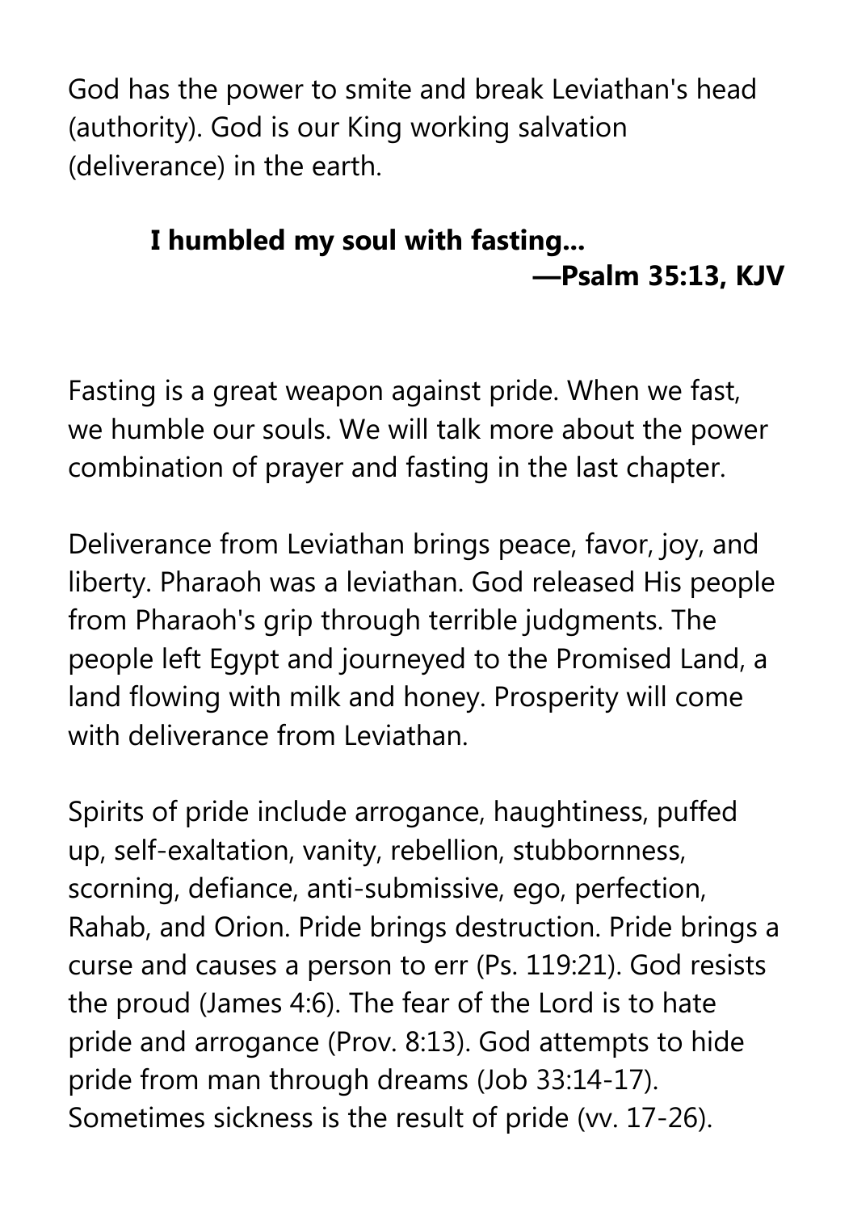God has the power to smite and break Leviathan's head (authority). God is our King working salvation (deliverance) in the earth.

> **I humbled my soul with fasting...**
> **—Psalm 35:13, KJV**

Fasting is a great weapon against pride. When we fast, we humble our souls. We will talk more about the power combination of prayer and fasting in the last chapter.

Deliverance from Leviathan brings peace, favor, joy, and liberty. Pharaoh was a leviathan. God released His people from Pharaoh's grip through terrible judgments. The people left Egypt and journeyed to the Promised Land, a land flowing with milk and honey. Prosperity will come with deliverance from Leviathan.

Spirits of pride include arrogance, haughtiness, puffed up, self-exaltation, vanity, rebellion, stubbornness, scorning, defiance, anti-submissive, ego, perfection, Rahab, and Orion. Pride brings destruction. Pride brings a curse and causes a person to err (Ps. 119:21). God resists the proud (James 4:6). The fear of the Lord is to hate pride and arrogance (Prov. 8:13). God attempts to hide pride from man through dreams (Job 33:14-17). Sometimes sickness is the result of pride (vv. 17-26).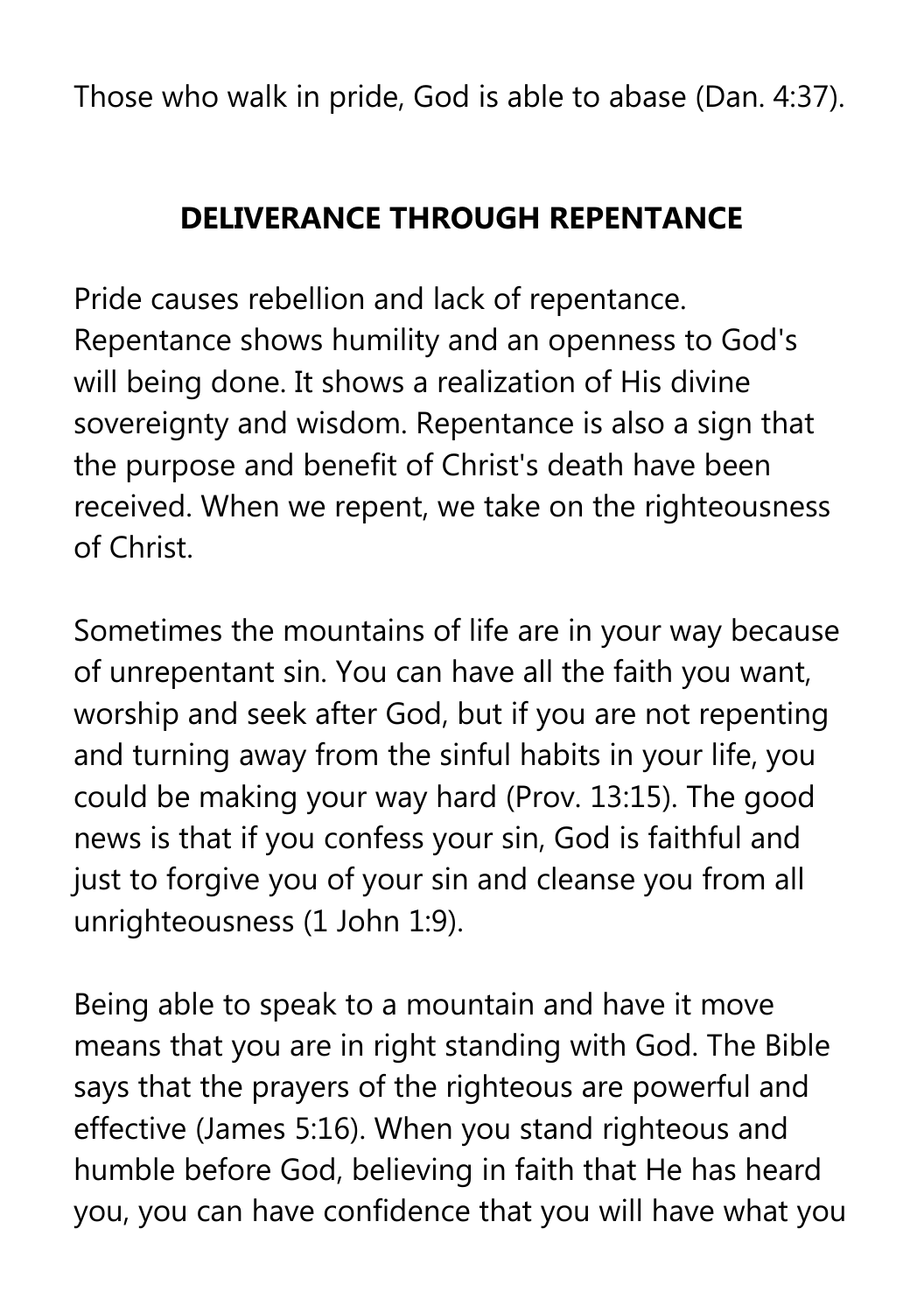Those who walk in pride, God is able to abase (Dan. 4:37).

## DELIVERANCE THROUGH REPENTANCE

Pride causes rebellion and lack of repentance. Repentance shows humility and an openness to God's will being done. It shows a realization of His divine sovereignty and wisdom. Repentance is also a sign that the purpose and benefit of Christ's death have been received. When we repent, we take on the righteousness of Christ.

Sometimes the mountains of life are in your way because of unrepentant sin. You can have all the faith you want, worship and seek after God, but if you are not repenting and turning away from the sinful habits in your life, you could be making your way hard (Prov. 13:15). The good news is that if you confess your sin, God is faithful and just to forgive you of your sin and cleanse you from all unrighteousness (1 John 1:9).

Being able to speak to a mountain and have it move means that you are in right standing with God. The Bible says that the prayers of the righteous are powerful and effective (James 5:16). When you stand righteous and humble before God, believing in faith that He has heard you, you can have confidence that you will have what you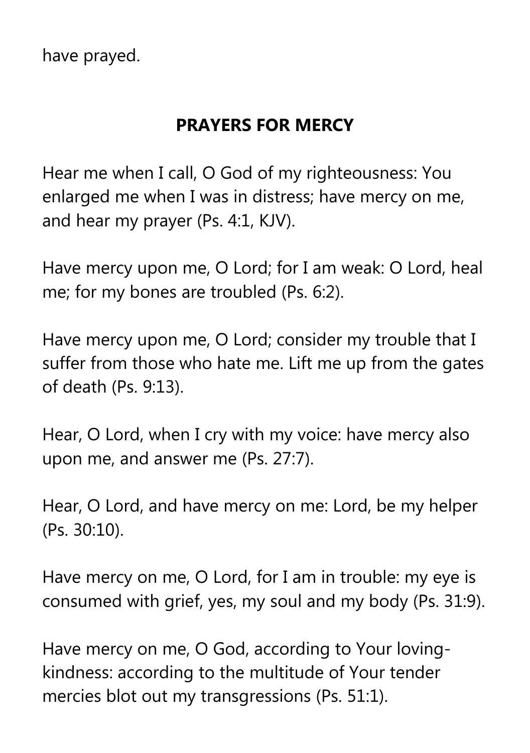have prayed.

## PRAYERS FOR MERCY

Hear me when I call, O God of my righteousness: You enlarged me when I was in distress; have mercy on me, and hear my prayer (Ps. 4:1, KJV).

Have mercy upon me, O Lord; for I am weak: O Lord, heal me; for my bones are troubled (Ps. 6:2).

Have mercy upon me, O Lord; consider my trouble that I suffer from those who hate me. Lift me up from the gates of death (Ps. 9:13).

Hear, O Lord, when I cry with my voice: have mercy also upon me, and answer me (Ps. 27:7).

Hear, O Lord, and have mercy on me: Lord, be my helper (Ps. 30:10).

Have mercy on me, O Lord, for I am in trouble: my eye is consumed with grief, yes, my soul and my body (Ps. 31:9).

Have mercy on me, O God, according to Your loving-kindness: according to the multitude of Your tender mercies blot out my transgressions (Ps. 51:1).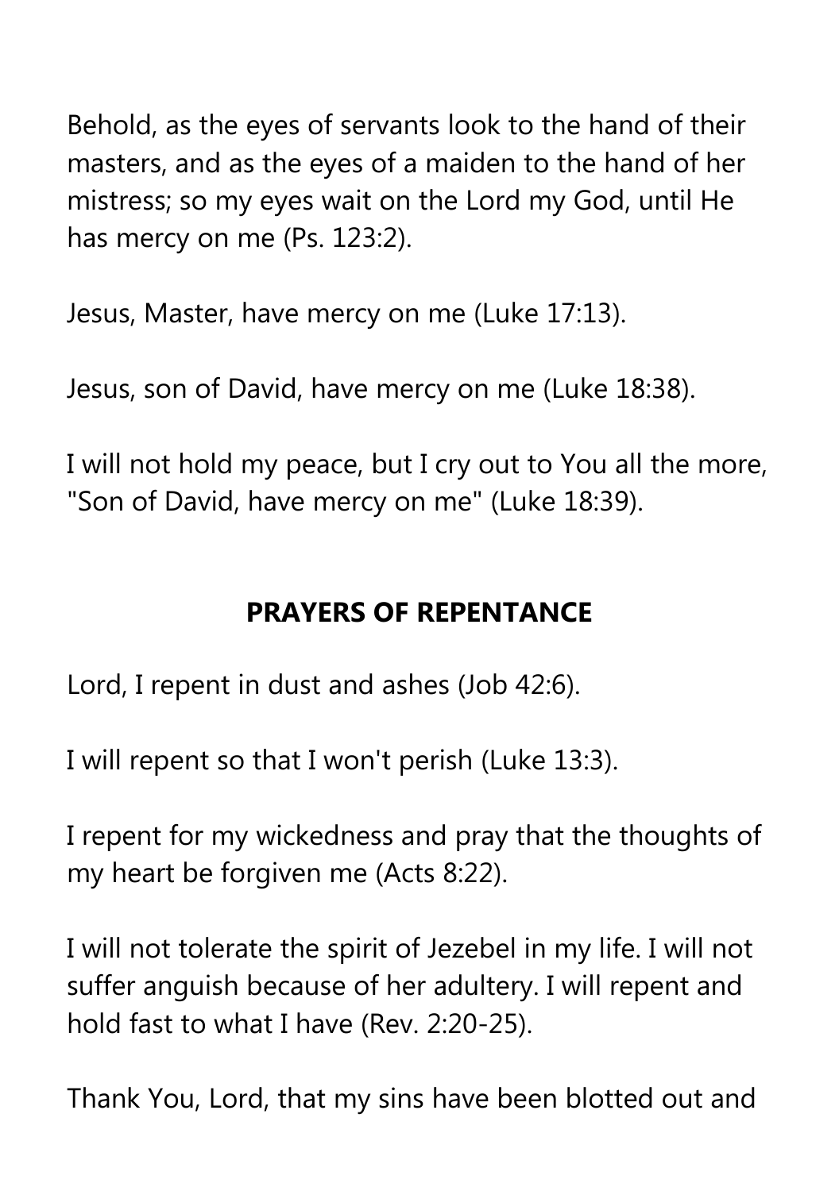Behold, as the eyes of servants look to the hand of their masters, and as the eyes of a maiden to the hand of her mistress; so my eyes wait on the Lord my God, until He has mercy on me (Ps. 123:2).

Jesus, Master, have mercy on me (Luke 17:13).

Jesus, son of David, have mercy on me (Luke 18:38).

I will not hold my peace, but I cry out to You all the more, "Son of David, have mercy on me" (Luke 18:39).

## PRAYERS OF REPENTANCE

Lord, I repent in dust and ashes (Job 42:6).

I will repent so that I won't perish (Luke 13:3).

I repent for my wickedness and pray that the thoughts of my heart be forgiven me (Acts 8:22).

I will not tolerate the spirit of Jezebel in my life. I will not suffer anguish because of her adultery. I will repent and hold fast to what I have (Rev. 2:20-25).

Thank You, Lord, that my sins have been blotted out and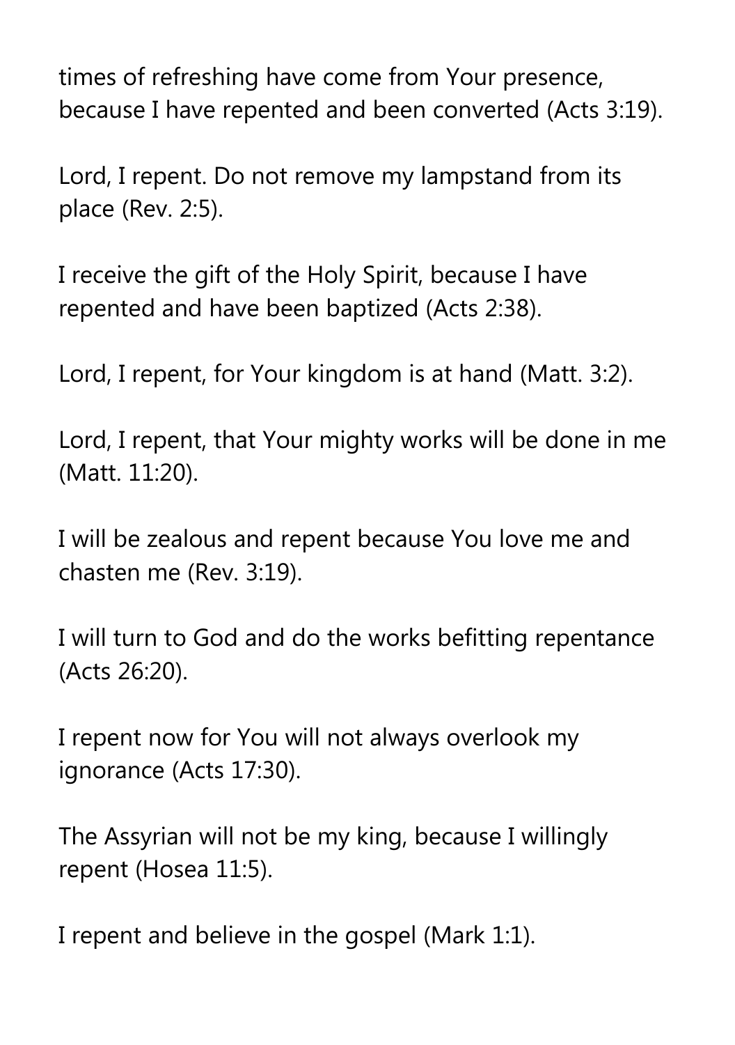times of refreshing have come from Your presence, because I have repented and been converted (Acts 3:19).

Lord, I repent. Do not remove my lampstand from its place (Rev. 2:5).

I receive the gift of the Holy Spirit, because I have repented and have been baptized (Acts 2:38).

Lord, I repent, for Your kingdom is at hand (Matt. 3:2).

Lord, I repent, that Your mighty works will be done in me (Matt. 11:20).

I will be zealous and repent because You love me and chasten me (Rev. 3:19).

I will turn to God and do the works befitting repentance (Acts 26:20).

I repent now for You will not always overlook my ignorance (Acts 17:30).

The Assyrian will not be my king, because I willingly repent (Hosea 11:5).

I repent and believe in the gospel (Mark 1:1).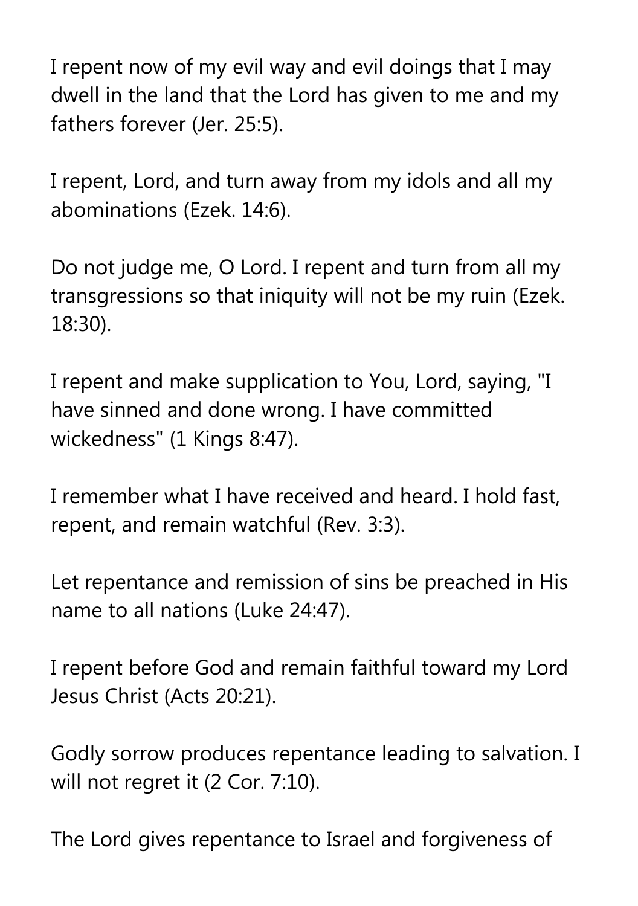I repent now of my evil way and evil doings that I may dwell in the land that the Lord has given to me and my fathers forever (Jer. 25:5).

I repent, Lord, and turn away from my idols and all my abominations (Ezek. 14:6).

Do not judge me, O Lord. I repent and turn from all my transgressions so that iniquity will not be my ruin (Ezek. 18:30).

I repent and make supplication to You, Lord, saying, "I have sinned and done wrong. I have committed wickedness" (1 Kings 8:47).

I remember what I have received and heard. I hold fast, repent, and remain watchful (Rev. 3:3).

Let repentance and remission of sins be preached in His name to all nations (Luke 24:47).

I repent before God and remain faithful toward my Lord Jesus Christ (Acts 20:21).

Godly sorrow produces repentance leading to salvation. I will not regret it (2 Cor. 7:10).

The Lord gives repentance to Israel and forgiveness of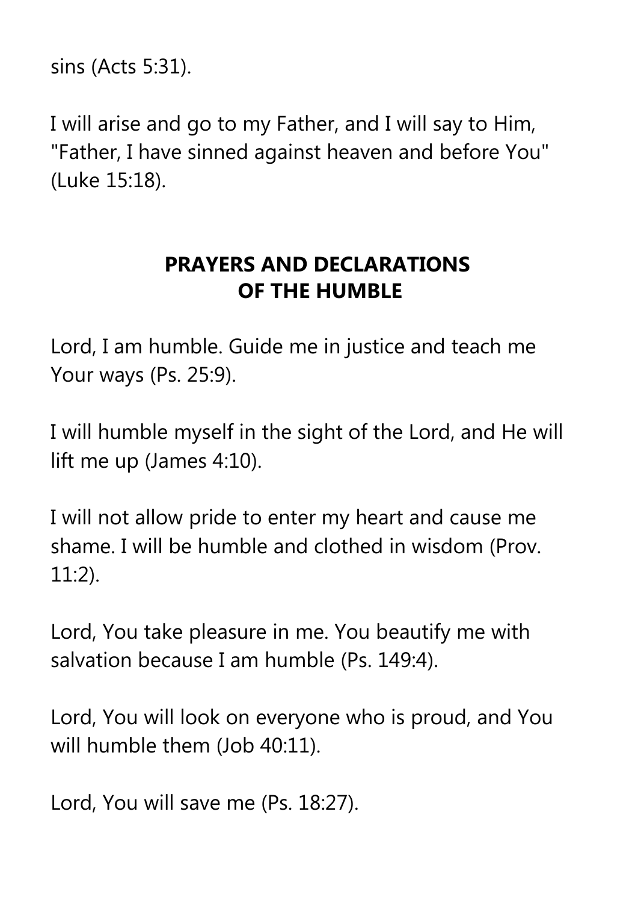sins (Acts 5:31).

I will arise and go to my Father, and I will say to Him, "Father, I have sinned against heaven and before You" (Luke 15:18).

## PRAYERS AND DECLARATIONS OF THE HUMBLE

Lord, I am humble. Guide me in justice and teach me Your ways (Ps. 25:9).

I will humble myself in the sight of the Lord, and He will lift me up (James 4:10).

I will not allow pride to enter my heart and cause me shame. I will be humble and clothed in wisdom (Prov. 11:2).

Lord, You take pleasure in me. You beautify me with salvation because I am humble (Ps. 149:4).

Lord, You will look on everyone who is proud, and You will humble them (Job 40:11).

Lord, You will save me (Ps. 18:27).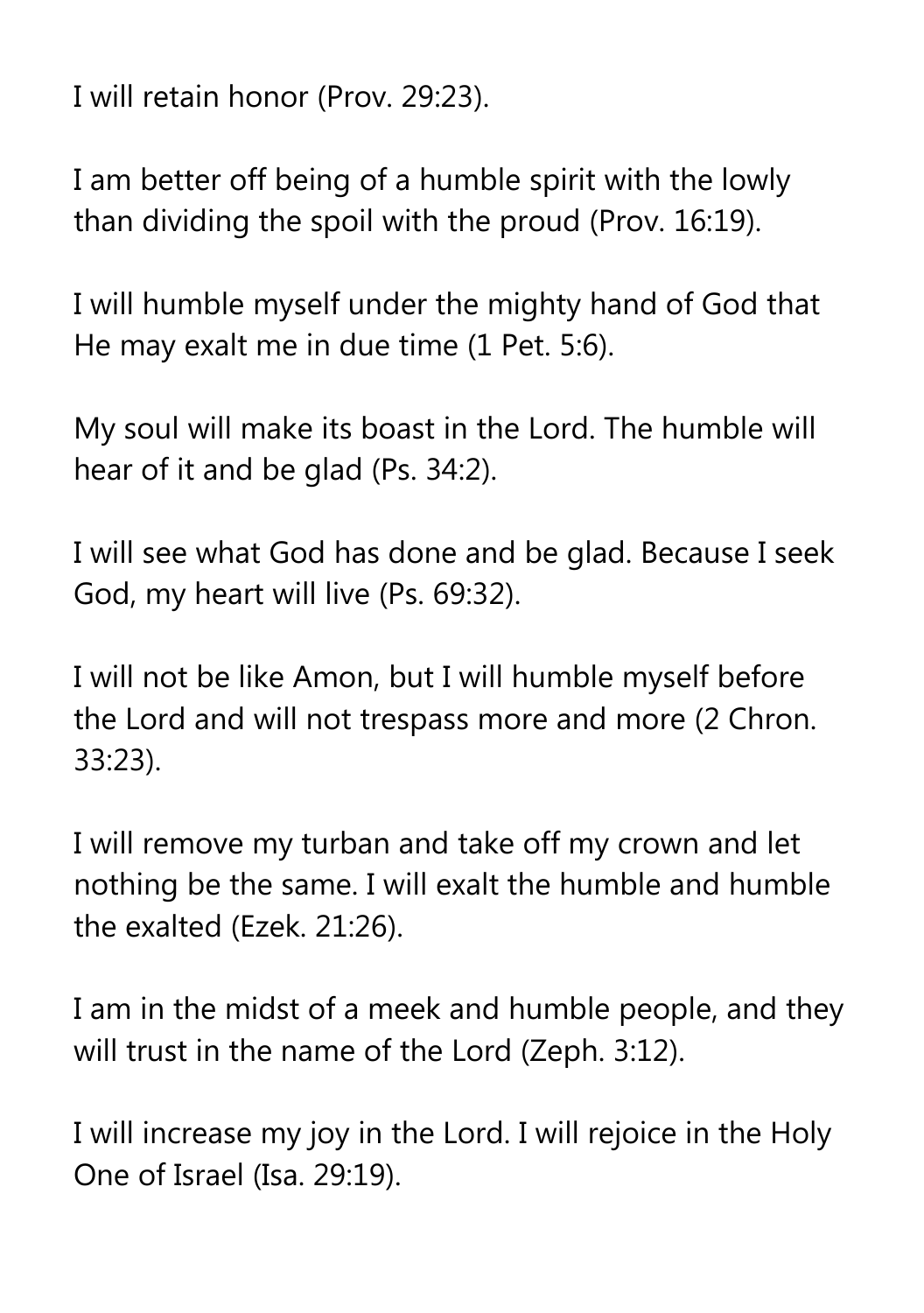I will retain honor (Prov. 29:23).

I am better off being of a humble spirit with the lowly than dividing the spoil with the proud (Prov. 16:19).

I will humble myself under the mighty hand of God that He may exalt me in due time (1 Pet. 5:6).

My soul will make its boast in the Lord. The humble will hear of it and be glad (Ps. 34:2).

I will see what God has done and be glad. Because I seek God, my heart will live (Ps. 69:32).

I will not be like Amon, but I will humble myself before the Lord and will not trespass more and more (2 Chron. 33:23).

I will remove my turban and take off my crown and let nothing be the same. I will exalt the humble and humble the exalted (Ezek. 21:26).

I am in the midst of a meek and humble people, and they will trust in the name of the Lord (Zeph. 3:12).

I will increase my joy in the Lord. I will rejoice in the Holy One of Israel (Isa. 29:19).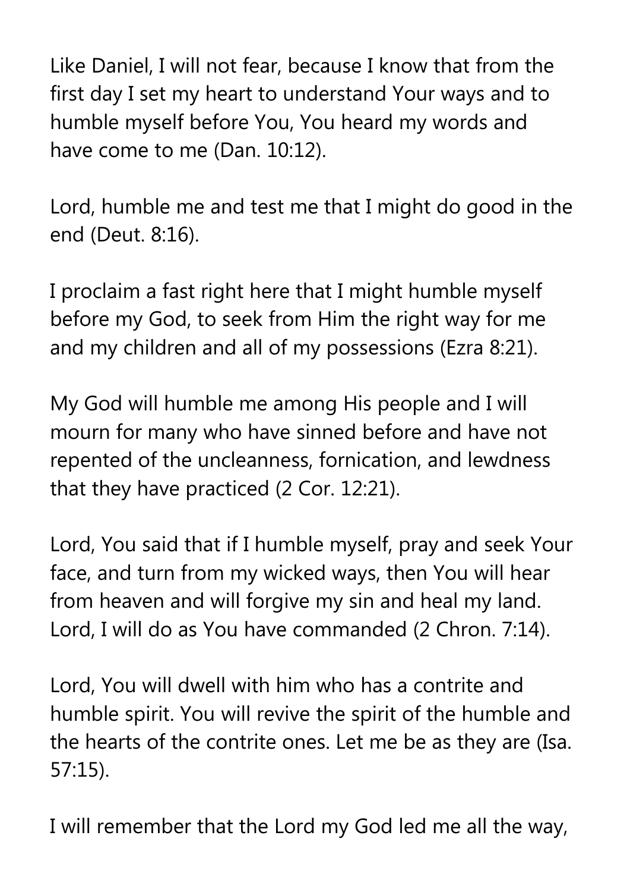Like Daniel, I will not fear, because I know that from the first day I set my heart to understand Your ways and to humble myself before You, You heard my words and have come to me (Dan. 10:12).

Lord, humble me and test me that I might do good in the end (Deut. 8:16).

I proclaim a fast right here that I might humble myself before my God, to seek from Him the right way for me and my children and all of my possessions (Ezra 8:21).

My God will humble me among His people and I will mourn for many who have sinned before and have not repented of the uncleanness, fornication, and lewdness that they have practiced (2 Cor. 12:21).

Lord, You said that if I humble myself, pray and seek Your face, and turn from my wicked ways, then You will hear from heaven and will forgive my sin and heal my land. Lord, I will do as You have commanded (2 Chron. 7:14).

Lord, You will dwell with him who has a contrite and humble spirit. You will revive the spirit of the humble and the hearts of the contrite ones. Let me be as they are (Isa. 57:15).

I will remember that the Lord my God led me all the way,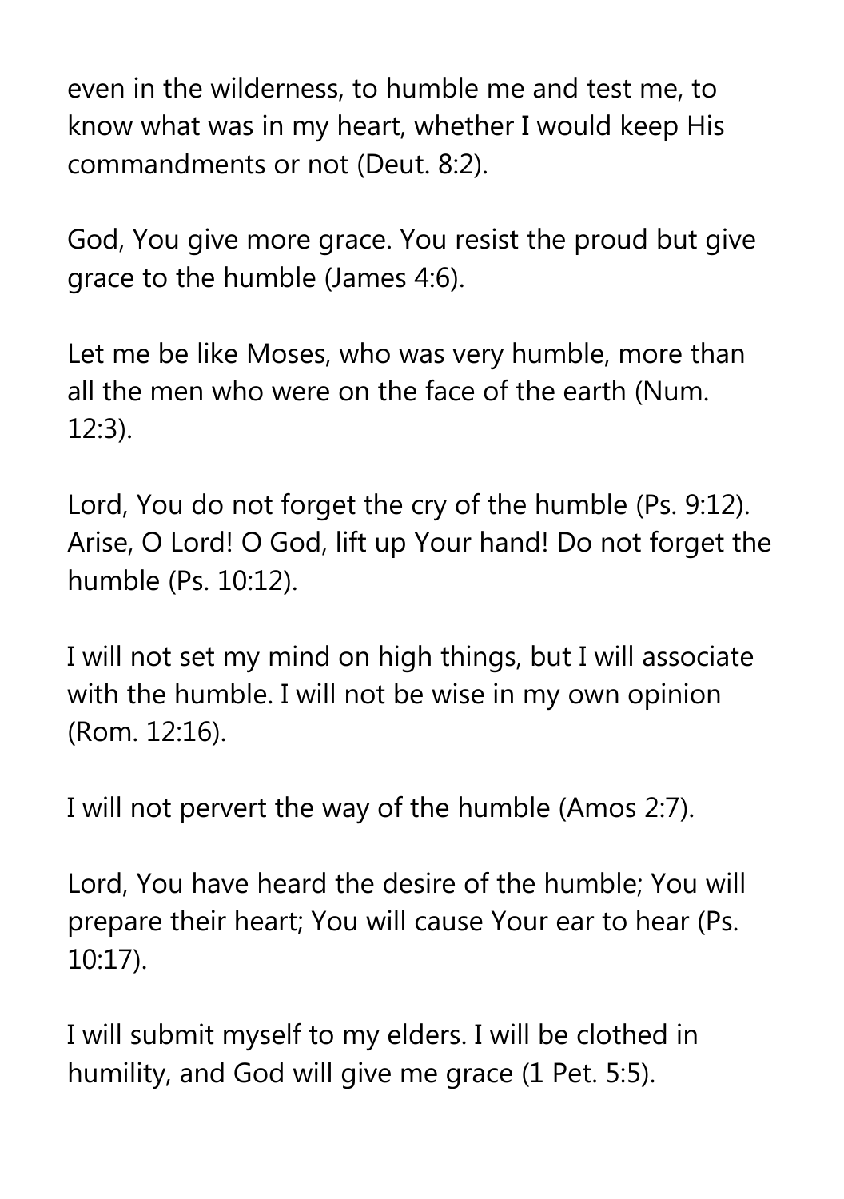even in the wilderness, to humble me and test me, to know what was in my heart, whether I would keep His commandments or not (Deut. 8:2).

God, You give more grace. You resist the proud but give grace to the humble (James 4:6).

Let me be like Moses, who was very humble, more than all the men who were on the face of the earth (Num. 12:3).

Lord, You do not forget the cry of the humble (Ps. 9:12). Arise, O Lord! O God, lift up Your hand! Do not forget the humble (Ps. 10:12).

I will not set my mind on high things, but I will associate with the humble. I will not be wise in my own opinion (Rom. 12:16).

I will not pervert the way of the humble (Amos 2:7).

Lord, You have heard the desire of the humble; You will prepare their heart; You will cause Your ear to hear (Ps. 10:17).

I will submit myself to my elders. I will be clothed in humility, and God will give me grace (1 Pet. 5:5).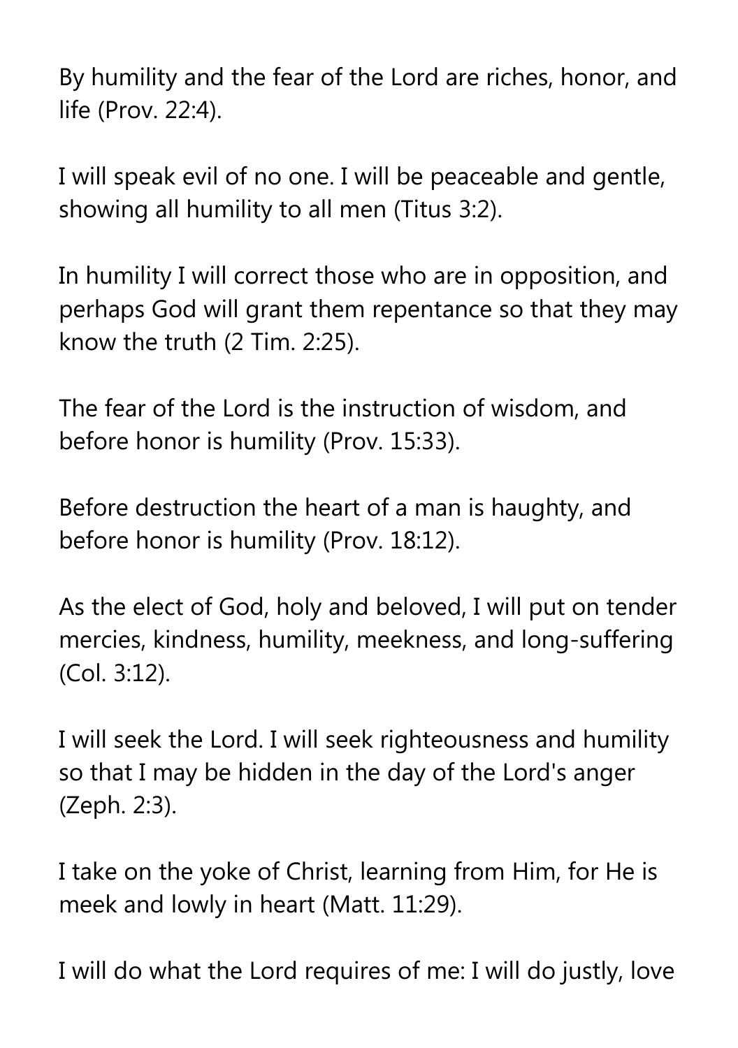By humility and the fear of the Lord are riches, honor, and life (Prov. 22:4).

I will speak evil of no one. I will be peaceable and gentle, showing all humility to all men (Titus 3:2).

In humility I will correct those who are in opposition, and perhaps God will grant them repentance so that they may know the truth (2 Tim. 2:25).

The fear of the Lord is the instruction of wisdom, and before honor is humility (Prov. 15:33).

Before destruction the heart of a man is haughty, and before honor is humility (Prov. 18:12).

As the elect of God, holy and beloved, I will put on tender mercies, kindness, humility, meekness, and long-suffering (Col. 3:12).

I will seek the Lord. I will seek righteousness and humility so that I may be hidden in the day of the Lord's anger (Zeph. 2:3).

I take on the yoke of Christ, learning from Him, for He is meek and lowly in heart (Matt. 11:29).

I will do what the Lord requires of me: I will do justly, love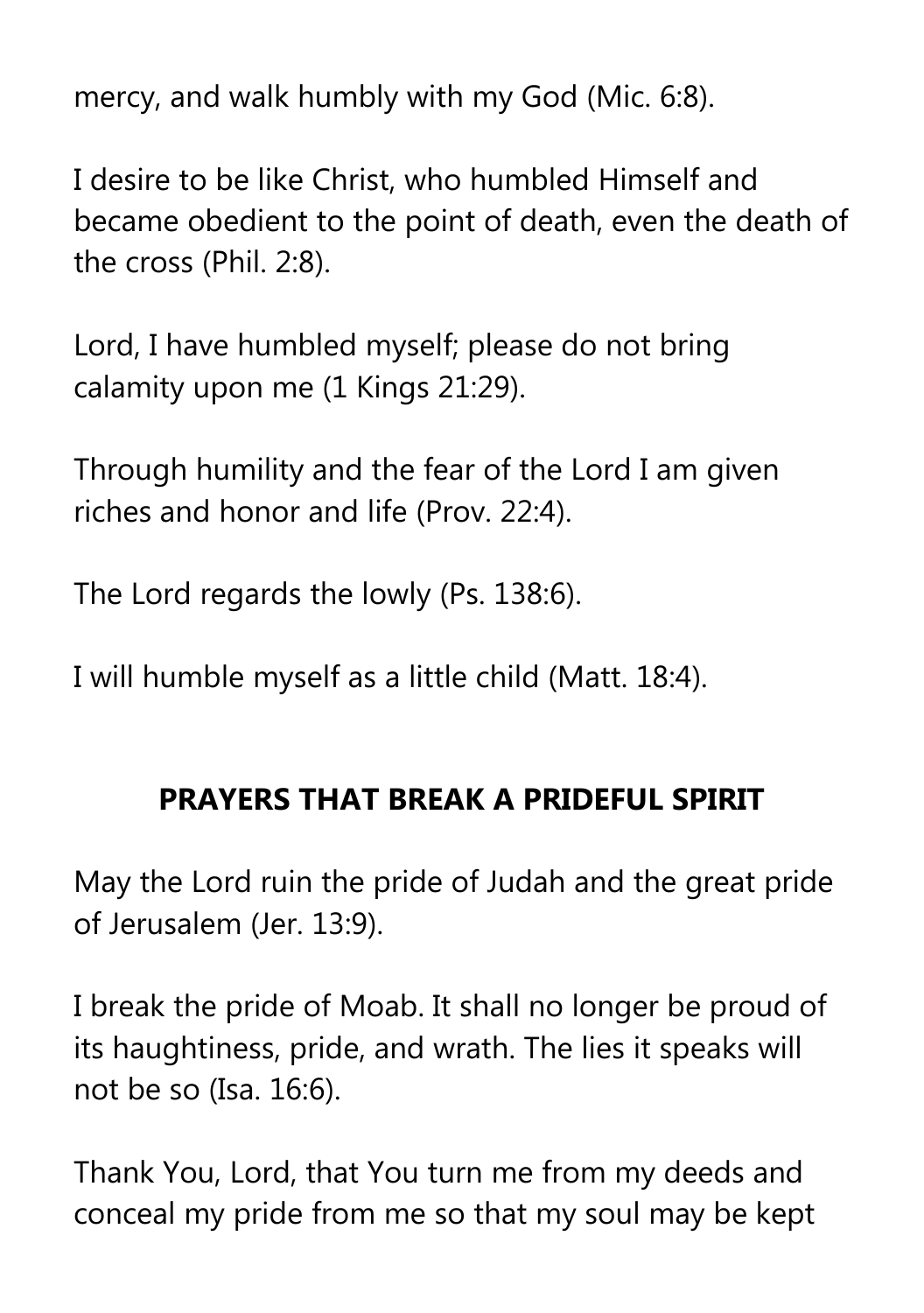mercy, and walk humbly with my God (Mic. 6:8).

I desire to be like Christ, who humbled Himself and became obedient to the point of death, even the death of the cross (Phil. 2:8).

Lord, I have humbled myself; please do not bring calamity upon me (1 Kings 21:29).

Through humility and the fear of the Lord I am given riches and honor and life (Prov. 22:4).

The Lord regards the lowly (Ps. 138:6).

I will humble myself as a little child (Matt. 18:4).

## PRAYERS THAT BREAK A PRIDEFUL SPIRIT

May the Lord ruin the pride of Judah and the great pride of Jerusalem (Jer. 13:9).

I break the pride of Moab. It shall no longer be proud of its haughtiness, pride, and wrath. The lies it speaks will not be so (Isa. 16:6).

Thank You, Lord, that You turn me from my deeds and conceal my pride from me so that my soul may be kept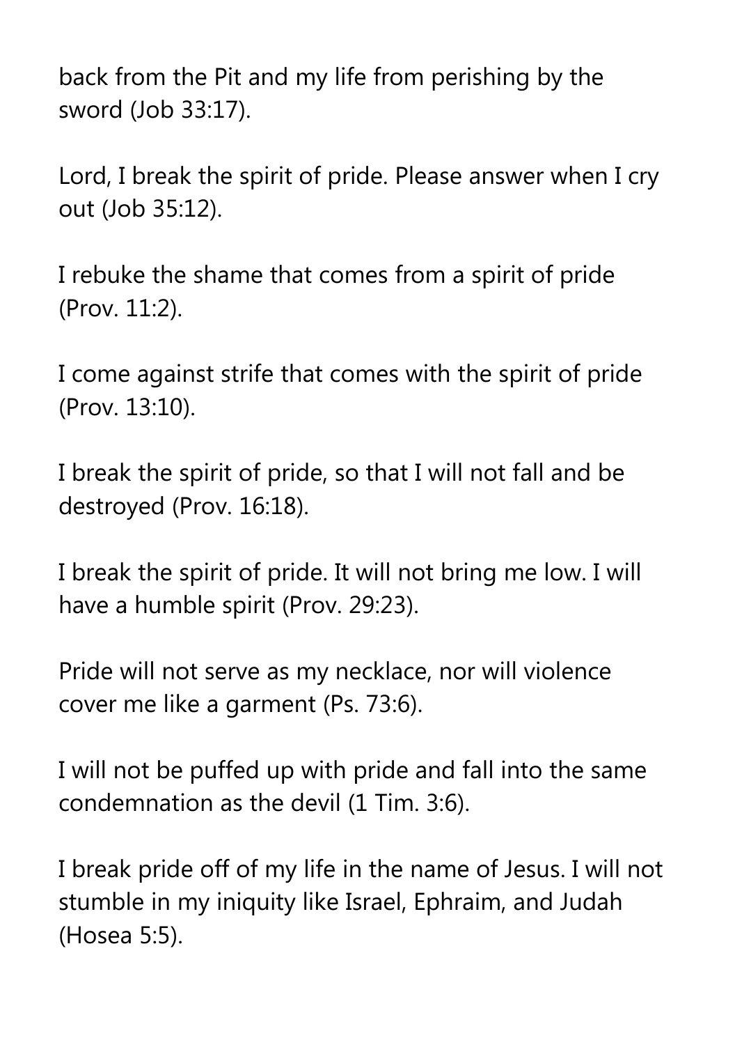back from the Pit and my life from perishing by the sword (Job 33:17).

Lord, I break the spirit of pride. Please answer when I cry out (Job 35:12).

I rebuke the shame that comes from a spirit of pride (Prov. 11:2).

I come against strife that comes with the spirit of pride (Prov. 13:10).

I break the spirit of pride, so that I will not fall and be destroyed (Prov. 16:18).

I break the spirit of pride. It will not bring me low. I will have a humble spirit (Prov. 29:23).

Pride will not serve as my necklace, nor will violence cover me like a garment (Ps. 73:6).

I will not be puffed up with pride and fall into the same condemnation as the devil (1 Tim. 3:6).

I break pride off of my life in the name of Jesus. I will not stumble in my iniquity like Israel, Ephraim, and Judah (Hosea 5:5).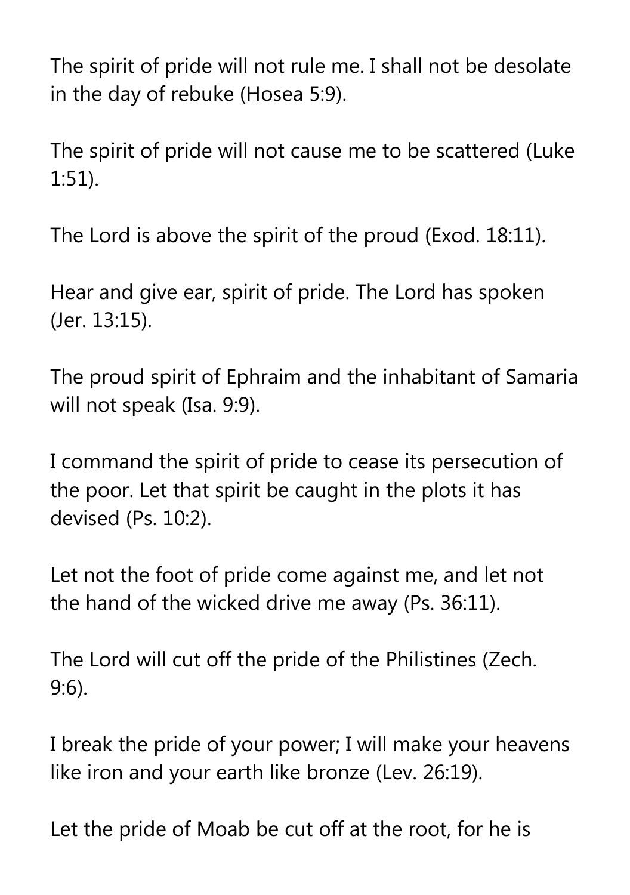The spirit of pride will not rule me. I shall not be desolate in the day of rebuke (Hosea 5:9).

The spirit of pride will not cause me to be scattered (Luke 1:51).

The Lord is above the spirit of the proud (Exod. 18:11).

Hear and give ear, spirit of pride. The Lord has spoken (Jer. 13:15).

The proud spirit of Ephraim and the inhabitant of Samaria will not speak (Isa. 9:9).

I command the spirit of pride to cease its persecution of the poor. Let that spirit be caught in the plots it has devised (Ps. 10:2).

Let not the foot of pride come against me, and let not the hand of the wicked drive me away (Ps. 36:11).

The Lord will cut off the pride of the Philistines (Zech. 9:6).

I break the pride of your power; I will make your heavens like iron and your earth like bronze (Lev. 26:19).

Let the pride of Moab be cut off at the root, for he is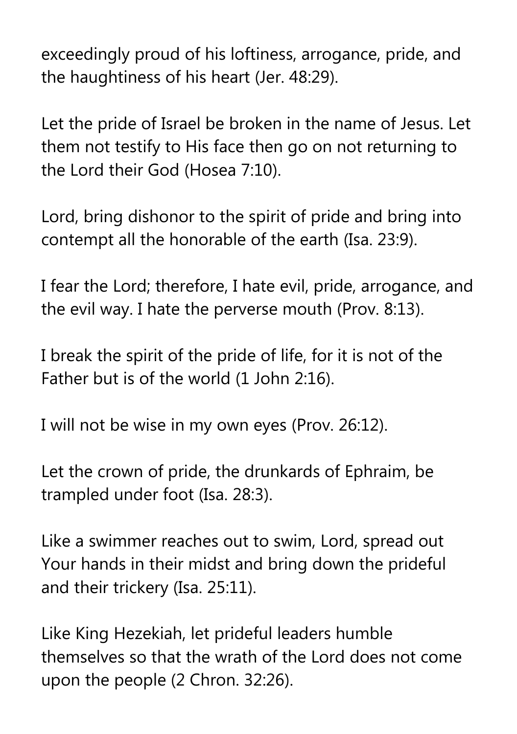exceedingly proud of his loftiness, arrogance, pride, and the haughtiness of his heart (Jer. 48:29).

Let the pride of Israel be broken in the name of Jesus. Let them not testify to His face then go on not returning to the Lord their God (Hosea 7:10).

Lord, bring dishonor to the spirit of pride and bring into contempt all the honorable of the earth (Isa. 23:9).

I fear the Lord; therefore, I hate evil, pride, arrogance, and the evil way. I hate the perverse mouth (Prov. 8:13).

I break the spirit of the pride of life, for it is not of the Father but is of the world (1 John 2:16).

I will not be wise in my own eyes (Prov. 26:12).

Let the crown of pride, the drunkards of Ephraim, be trampled under foot (Isa. 28:3).

Like a swimmer reaches out to swim, Lord, spread out Your hands in their midst and bring down the prideful and their trickery (Isa. 25:11).

Like King Hezekiah, let prideful leaders humble themselves so that the wrath of the Lord does not come upon the people (2 Chron. 32:26).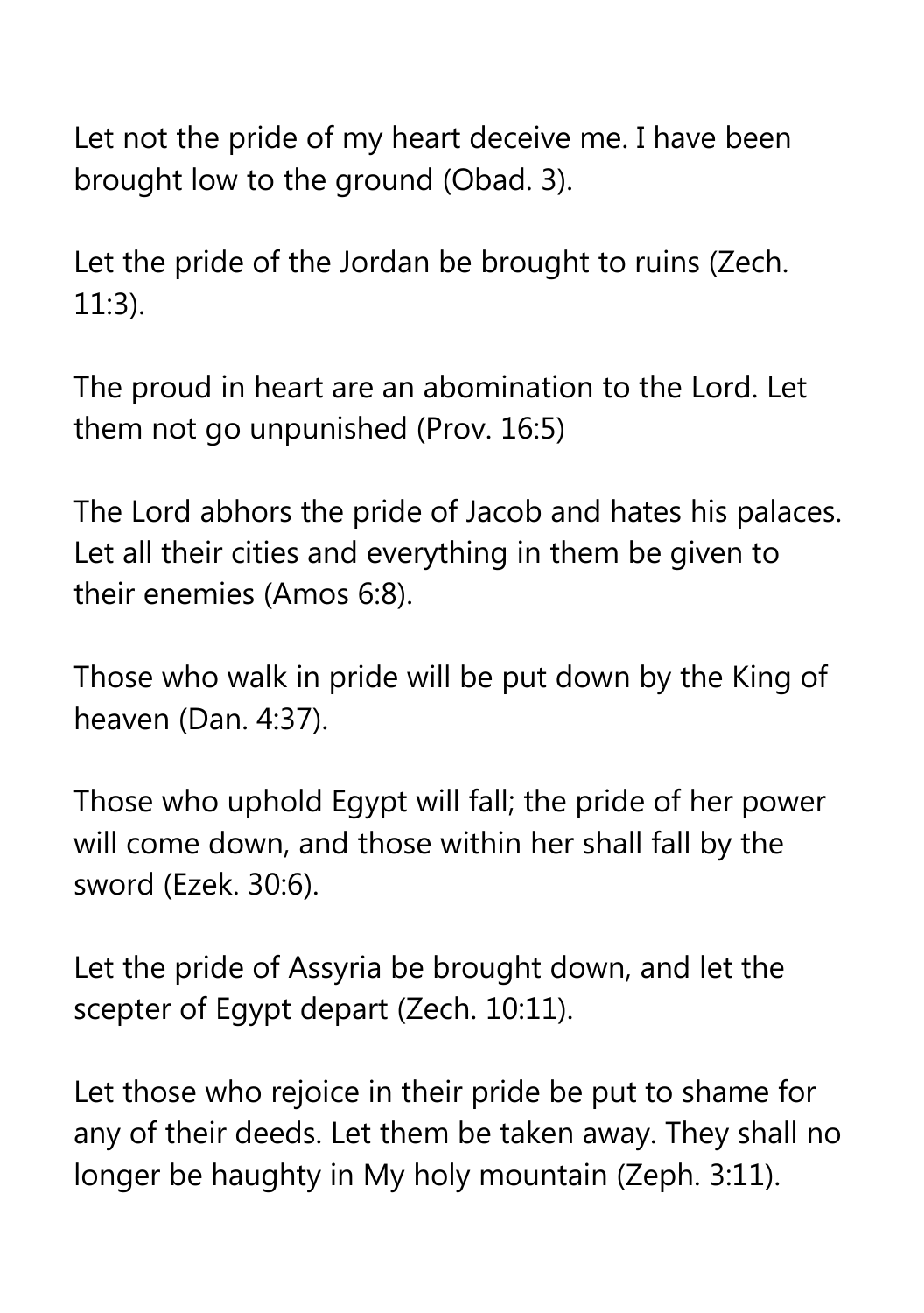Let not the pride of my heart deceive me. I have been brought low to the ground (Obad. 3).

Let the pride of the Jordan be brought to ruins (Zech. 11:3).

The proud in heart are an abomination to the Lord. Let them not go unpunished (Prov. 16:5)

The Lord abhors the pride of Jacob and hates his palaces. Let all their cities and everything in them be given to their enemies (Amos 6:8).

Those who walk in pride will be put down by the King of heaven (Dan. 4:37).

Those who uphold Egypt will fall; the pride of her power will come down, and those within her shall fall by the sword (Ezek. 30:6).

Let the pride of Assyria be brought down, and let the scepter of Egypt depart (Zech. 10:11).

Let those who rejoice in their pride be put to shame for any of their deeds. Let them be taken away. They shall no longer be haughty in My holy mountain (Zeph. 3:11).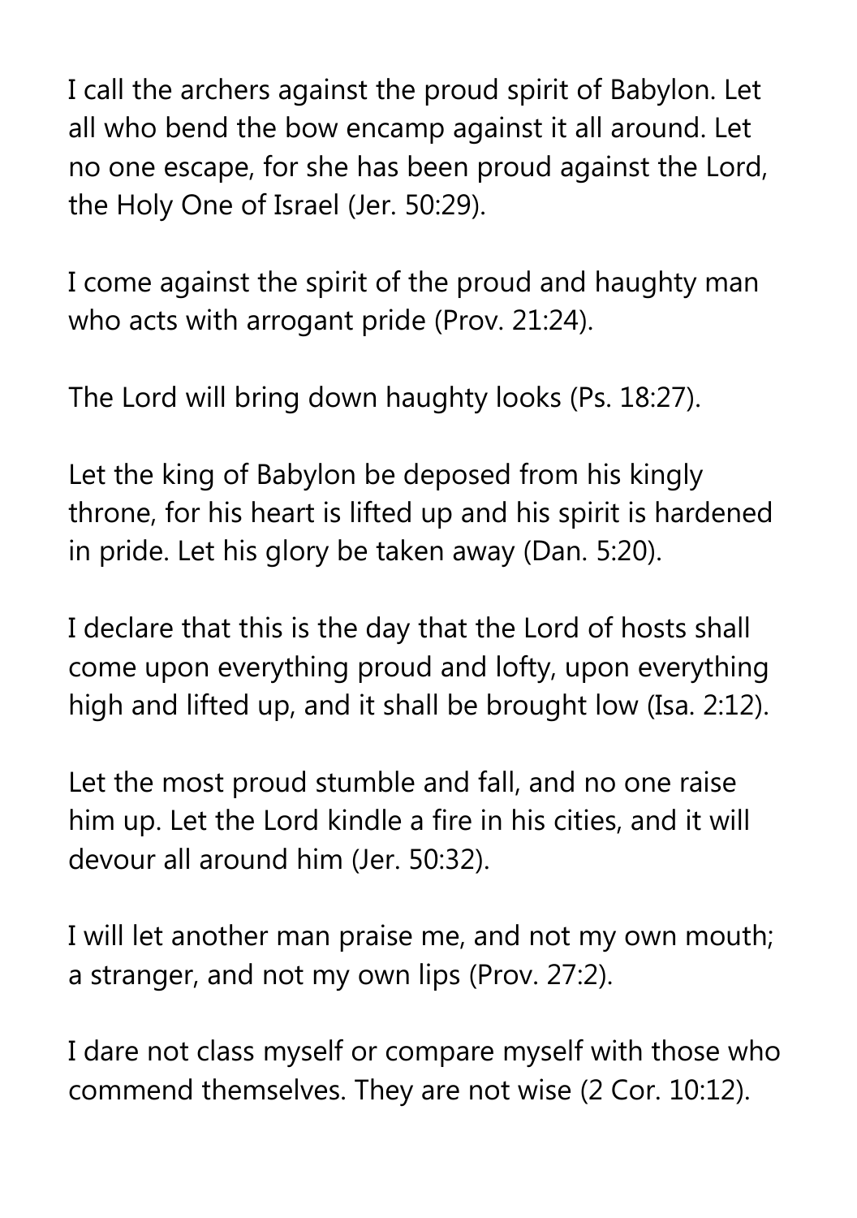I call the archers against the proud spirit of Babylon. Let all who bend the bow encamp against it all around. Let no one escape, for she has been proud against the Lord, the Holy One of Israel (Jer. 50:29).

I come against the spirit of the proud and haughty man who acts with arrogant pride (Prov. 21:24).

The Lord will bring down haughty looks (Ps. 18:27).

Let the king of Babylon be deposed from his kingly throne, for his heart is lifted up and his spirit is hardened in pride. Let his glory be taken away (Dan. 5:20).

I declare that this is the day that the Lord of hosts shall come upon everything proud and lofty, upon everything high and lifted up, and it shall be brought low (Isa. 2:12).

Let the most proud stumble and fall, and no one raise him up. Let the Lord kindle a fire in his cities, and it will devour all around him (Jer. 50:32).

I will let another man praise me, and not my own mouth; a stranger, and not my own lips (Prov. 27:2).

I dare not class myself or compare myself with those who commend themselves. They are not wise (2 Cor. 10:12).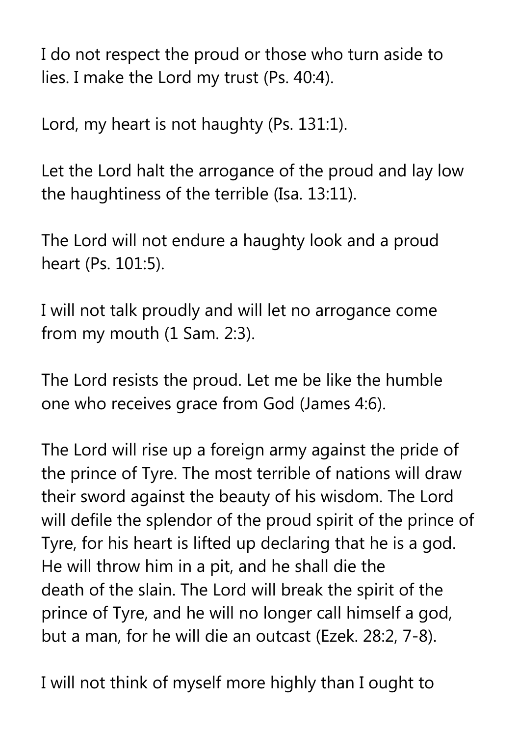I do not respect the proud or those who turn aside to lies. I make the Lord my trust (Ps. 40:4).

Lord, my heart is not haughty (Ps. 131:1).

Let the Lord halt the arrogance of the proud and lay low the haughtiness of the terrible (Isa. 13:11).

The Lord will not endure a haughty look and a proud heart (Ps. 101:5).

I will not talk proudly and will let no arrogance come from my mouth (1 Sam. 2:3).

The Lord resists the proud. Let me be like the humble one who receives grace from God (James 4:6).

The Lord will rise up a foreign army against the pride of the prince of Tyre. The most terrible of nations will draw their sword against the beauty of his wisdom. The Lord will defile the splendor of the proud spirit of the prince of Tyre, for his heart is lifted up declaring that he is a god. He will throw him in a pit, and he shall die the death of the slain. The Lord will break the spirit of the prince of Tyre, and he will no longer call himself a god, but a man, for he will die an outcast (Ezek. 28:2, 7-8).

I will not think of myself more highly than I ought to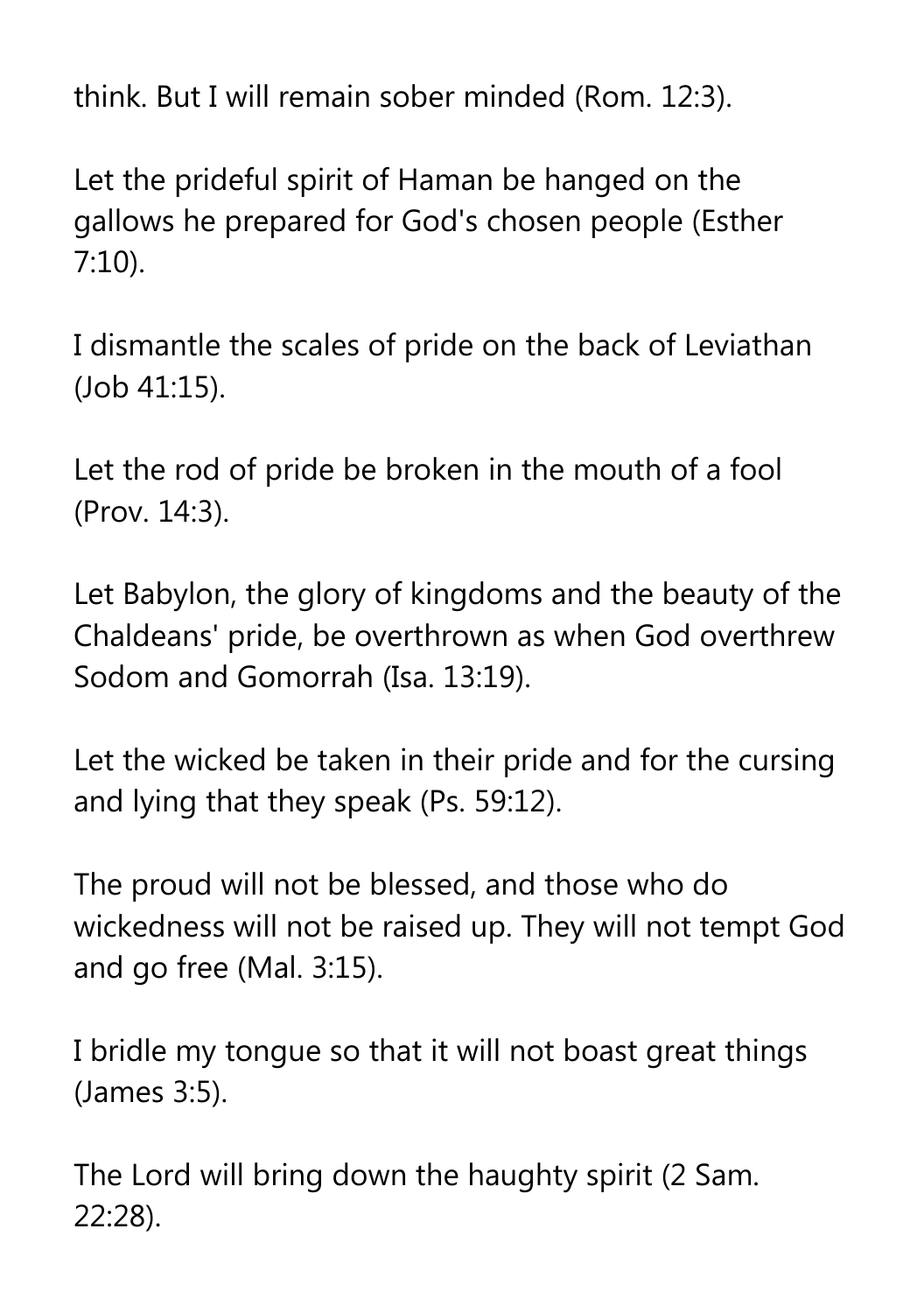think. But I will remain sober minded (Rom. 12:3).

Let the prideful spirit of Haman be hanged on the gallows he prepared for God's chosen people (Esther 7:10).

I dismantle the scales of pride on the back of Leviathan (Job 41:15).

Let the rod of pride be broken in the mouth of a fool (Prov. 14:3).

Let Babylon, the glory of kingdoms and the beauty of the Chaldeans' pride, be overthrown as when God overthrew Sodom and Gomorrah (Isa. 13:19).

Let the wicked be taken in their pride and for the cursing and lying that they speak (Ps. 59:12).

The proud will not be blessed, and those who do wickedness will not be raised up. They will not tempt God and go free (Mal. 3:15).

I bridle my tongue so that it will not boast great things (James 3:5).

The Lord will bring down the haughty spirit (2 Sam. 22:28).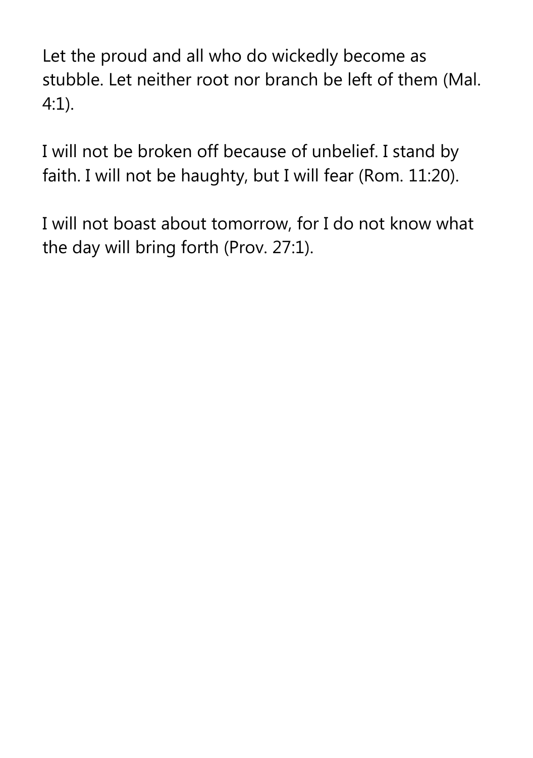Let the proud and all who do wickedly become as stubble. Let neither root nor branch be left of them (Mal. 4:1).

I will not be broken off because of unbelief. I stand by faith. I will not be haughty, but I will fear (Rom. 11:20).

I will not boast about tomorrow, for I do not know what the day will bring forth (Prov. 27:1).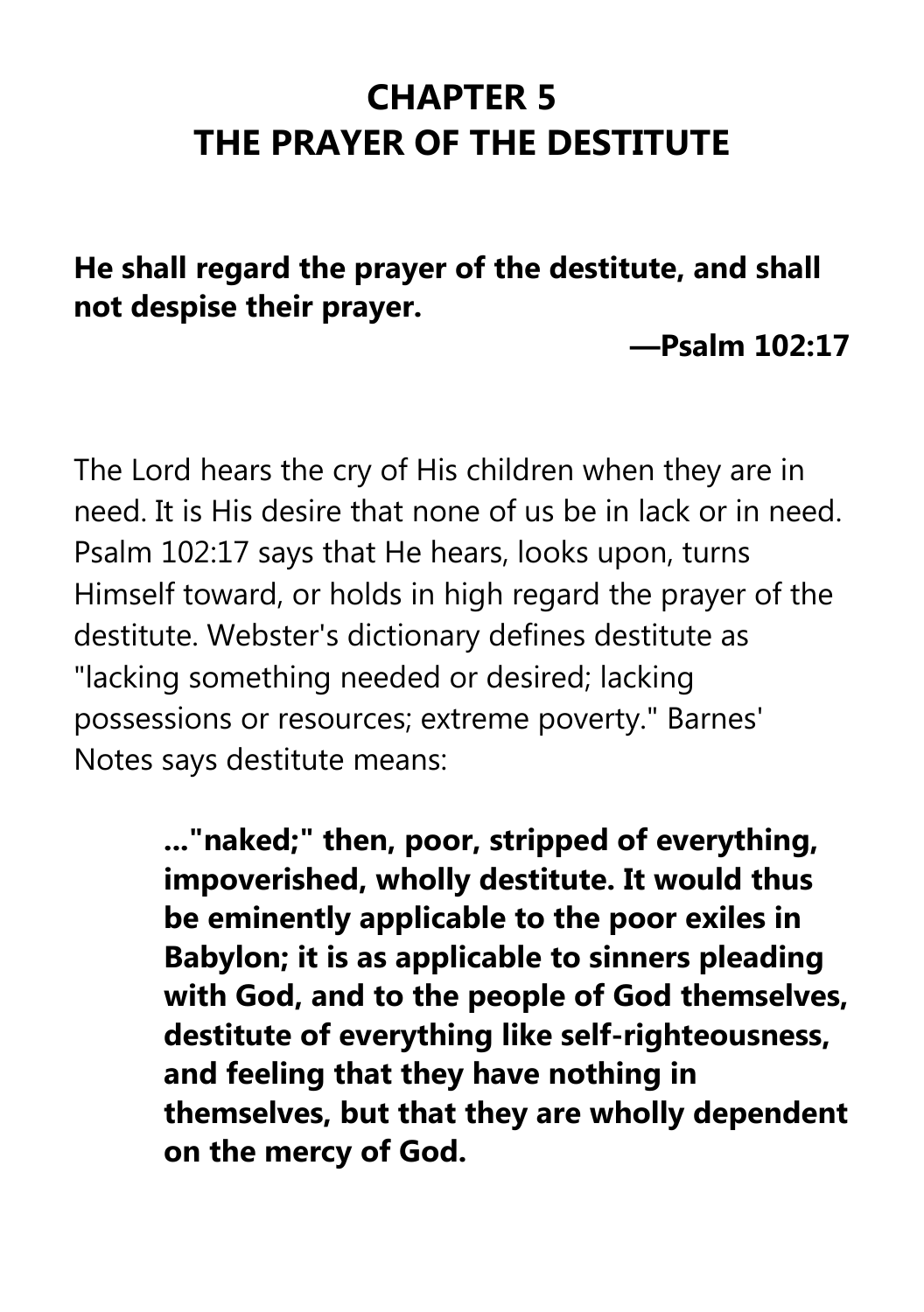# CHAPTER 5
# THE PRAYER OF THE DESTITUTE

**He shall regard the prayer of the destitute, and shall not despise their prayer.**

**—Psalm 102:17**

The Lord hears the cry of His children when they are in need. It is His desire that none of us be in lack or in need. Psalm 102:17 says that He hears, looks upon, turns Himself toward, or holds in high regard the prayer of the destitute. Webster's dictionary defines destitute as "lacking something needed or desired; lacking possessions or resources; extreme poverty." Barnes' Notes says destitute means:

> **..."naked;" then, poor, stripped of everything, impoverished, wholly destitute. It would thus be eminently applicable to the poor exiles in Babylon; it is as applicable to sinners pleading with God, and to the people of God themselves, destitute of everything like self-righteousness, and feeling that they have nothing in themselves, but that they are wholly dependent on the mercy of God.**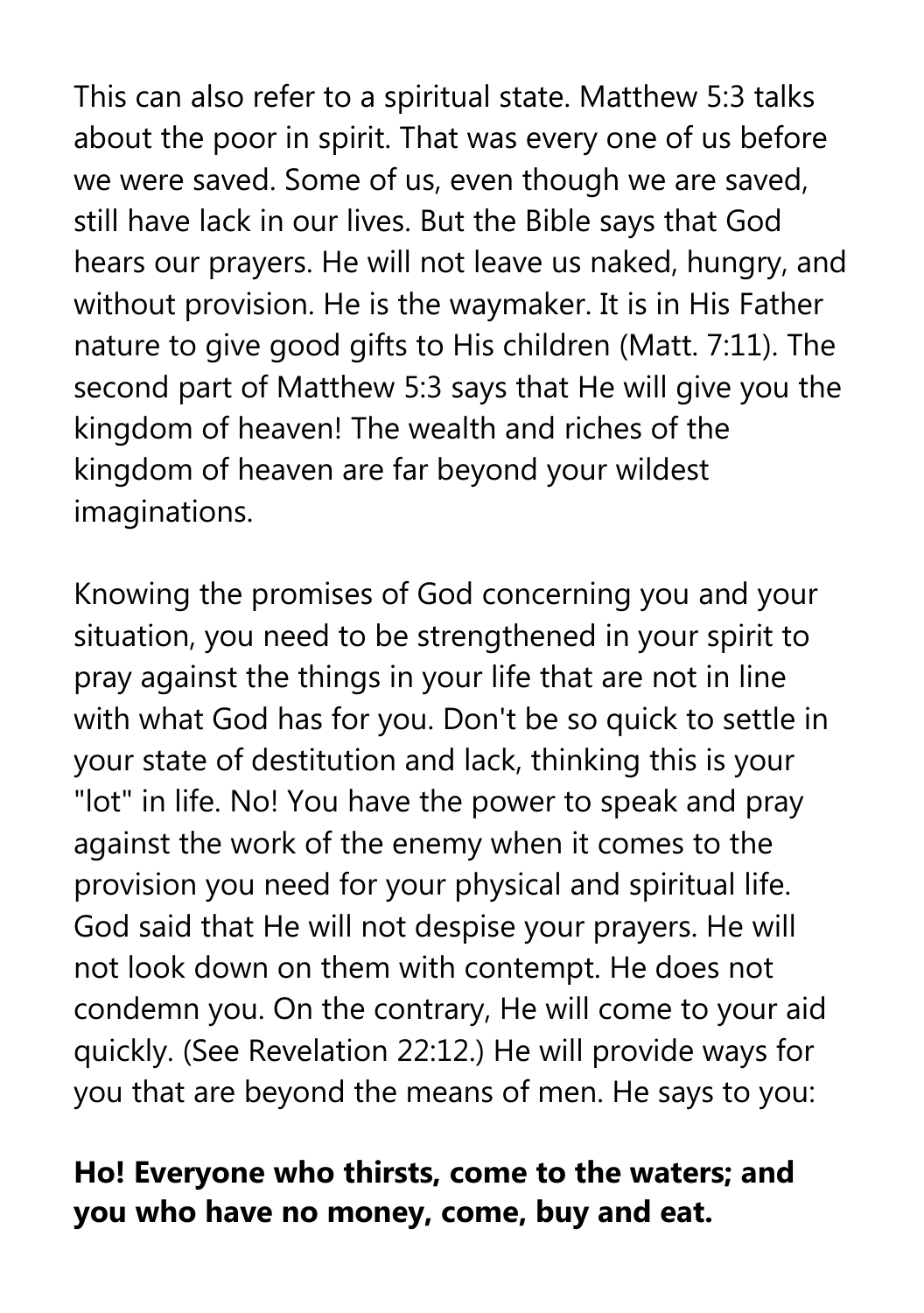This can also refer to a spiritual state. Matthew 5:3 talks about the poor in spirit. That was every one of us before we were saved. Some of us, even though we are saved, still have lack in our lives. But the Bible says that God hears our prayers. He will not leave us naked, hungry, and without provision. He is the waymaker. It is in His Father nature to give good gifts to His children (Matt. 7:11). The second part of Matthew 5:3 says that He will give you the kingdom of heaven! The wealth and riches of the kingdom of heaven are far beyond your wildest imaginations.

Knowing the promises of God concerning you and your situation, you need to be strengthened in your spirit to pray against the things in your life that are not in line with what God has for you. Don't be so quick to settle in your state of destitution and lack, thinking this is your "lot" in life. No! You have the power to speak and pray against the work of the enemy when it comes to the provision you need for your physical and spiritual life. God said that He will not despise your prayers. He will not look down on them with contempt. He does not condemn you. On the contrary, He will come to your aid quickly. (See Revelation 22:12.) He will provide ways for you that are beyond the means of men. He says to you:

**Ho! Everyone who thirsts, come to the waters; and you who have no money, come, buy and eat.**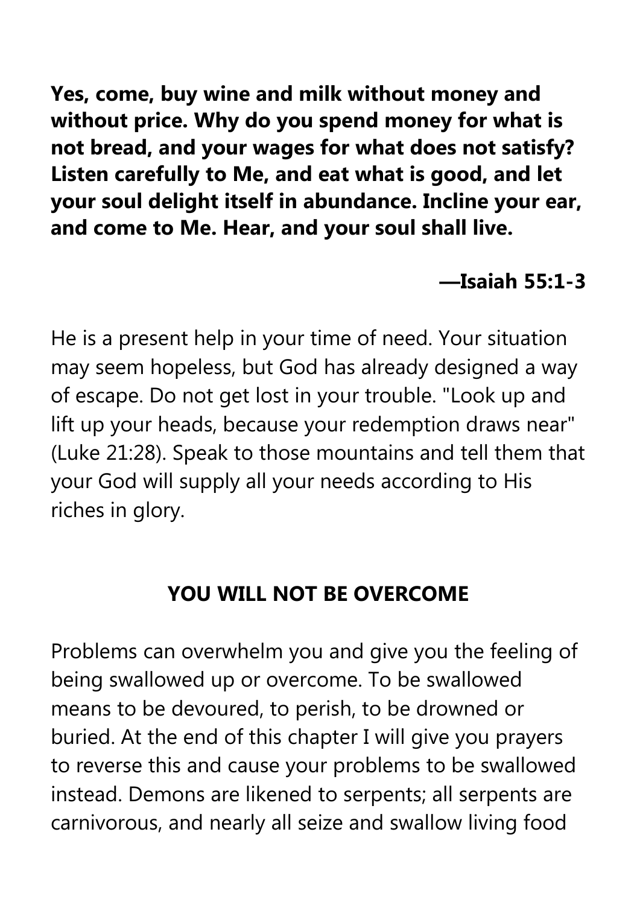**Yes, come, buy wine and milk without money and without price. Why do you spend money for what is not bread, and your wages for what does not satisfy? Listen carefully to Me, and eat what is good, and let your soul delight itself in abundance. Incline your ear, and come to Me. Hear, and your soul shall live.**

**—Isaiah 55:1-3**

He is a present help in your time of need. Your situation may seem hopeless, but God has already designed a way of escape. Do not get lost in your trouble. "Look up and lift up your heads, because your redemption draws near" (Luke 21:28). Speak to those mountains and tell them that your God will supply all your needs according to His riches in glory.

## YOU WILL NOT BE OVERCOME

Problems can overwhelm you and give you the feeling of being swallowed up or overcome. To be swallowed means to be devoured, to perish, to be drowned or buried. At the end of this chapter I will give you prayers to reverse this and cause your problems to be swallowed instead. Demons are likened to serpents; all serpents are carnivorous, and nearly all seize and swallow living food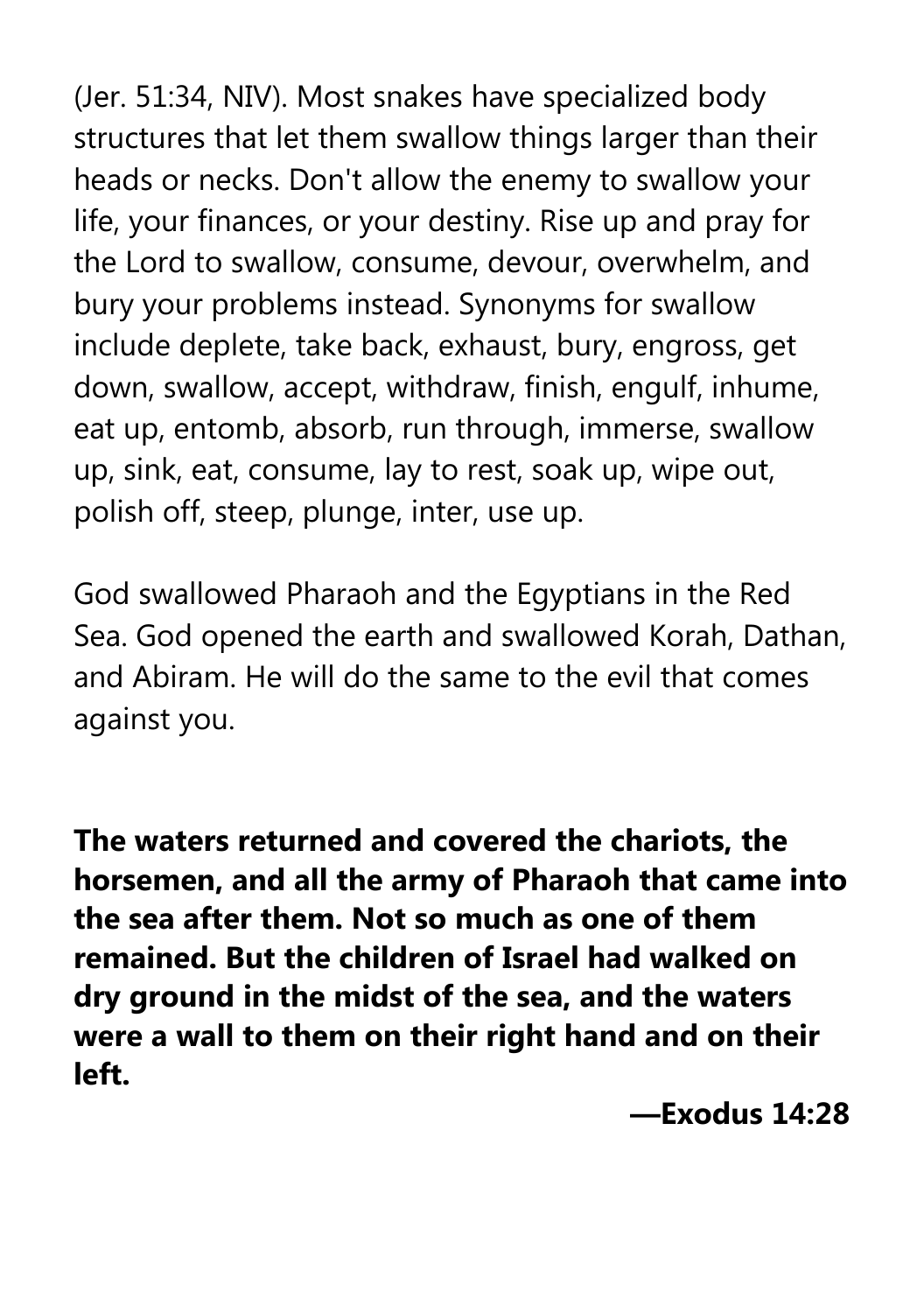(Jer. 51:34, NIV). Most snakes have specialized body structures that let them swallow things larger than their heads or necks. Don't allow the enemy to swallow your life, your finances, or your destiny. Rise up and pray for the Lord to swallow, consume, devour, overwhelm, and bury your problems instead. Synonyms for swallow include deplete, take back, exhaust, bury, engross, get down, swallow, accept, withdraw, finish, engulf, inhume, eat up, entomb, absorb, run through, immerse, swallow up, sink, eat, consume, lay to rest, soak up, wipe out, polish off, steep, plunge, inter, use up.

God swallowed Pharaoh and the Egyptians in the Red Sea. God opened the earth and swallowed Korah, Dathan, and Abiram. He will do the same to the evil that comes against you.

**The waters returned and covered the chariots, the horsemen, and all the army of Pharaoh that came into the sea after them. Not so much as one of them remained. But the children of Israel had walked on dry ground in the midst of the sea, and the waters were a wall to them on their right hand and on their left.**

**—Exodus 14:28**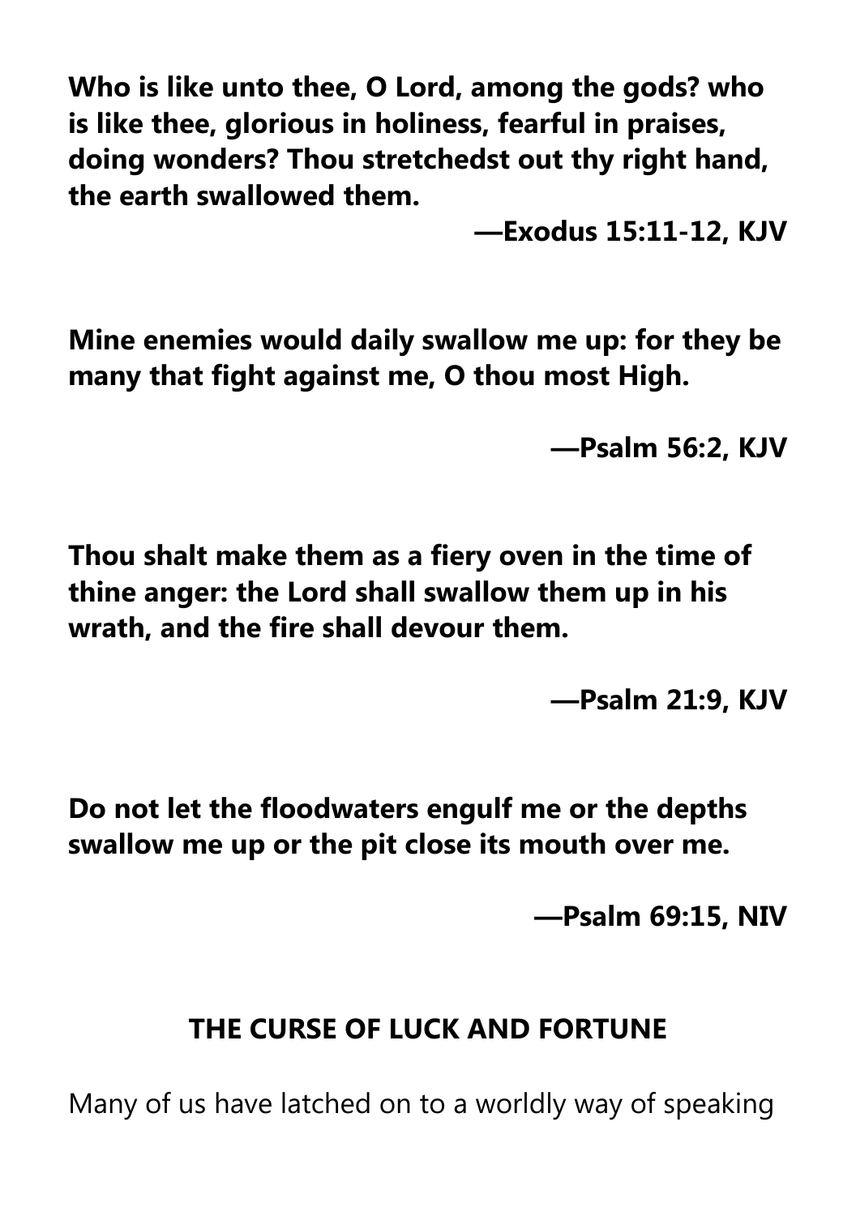**Who is like unto thee, O Lord, among the gods? who is like thee, glorious in holiness, fearful in praises, doing wonders? Thou stretchedst out thy right hand, the earth swallowed them.**

**—Exodus 15:11-12, KJV**

**Mine enemies would daily swallow me up: for they be many that fight against me, O thou most High.**

**—Psalm 56:2, KJV**

**Thou shalt make them as a fiery oven in the time of thine anger: the Lord shall swallow them up in his wrath, and the fire shall devour them.**

**—Psalm 21:9, KJV**

**Do not let the floodwaters engulf me or the depths swallow me up or the pit close its mouth over me.**

**—Psalm 69:15, NIV**

## THE CURSE OF LUCK AND FORTUNE

Many of us have latched on to a worldly way of speaking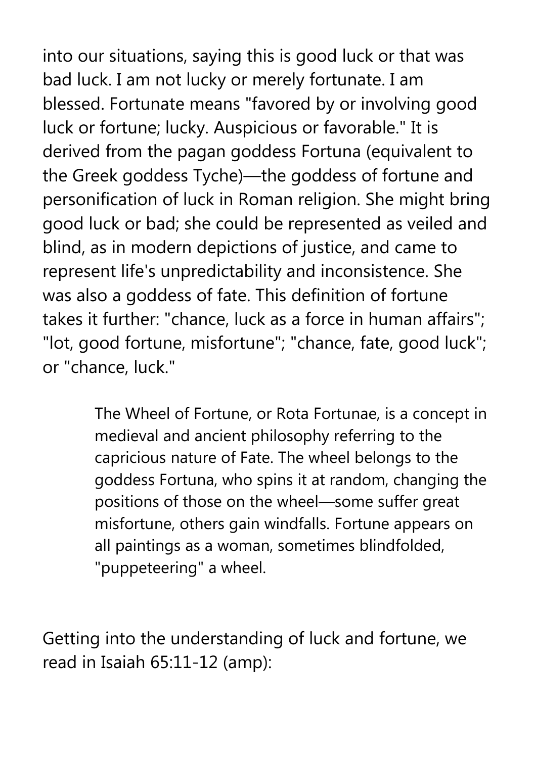into our situations, saying this is good luck or that was bad luck. I am not lucky or merely fortunate. I am blessed. Fortunate means "favored by or involving good luck or fortune; lucky. Auspicious or favorable." It is derived from the pagan goddess Fortuna (equivalent to the Greek goddess Tyche)—the goddess of fortune and personification of luck in Roman religion. She might bring good luck or bad; she could be represented as veiled and blind, as in modern depictions of justice, and came to represent life's unpredictability and inconsistence. She was also a goddess of fate. This definition of fortune takes it further: "chance, luck as a force in human affairs"; "lot, good fortune, misfortune"; "chance, fate, good luck"; or "chance, luck."

> The Wheel of Fortune, or Rota Fortunae, is a concept in medieval and ancient philosophy referring to the capricious nature of Fate. The wheel belongs to the goddess Fortuna, who spins it at random, changing the positions of those on the wheel—some suffer great misfortune, others gain windfalls. Fortune appears on all paintings as a woman, sometimes blindfolded, "puppeteering" a wheel.

Getting into the understanding of luck and fortune, we read in Isaiah 65:11-12 (amp):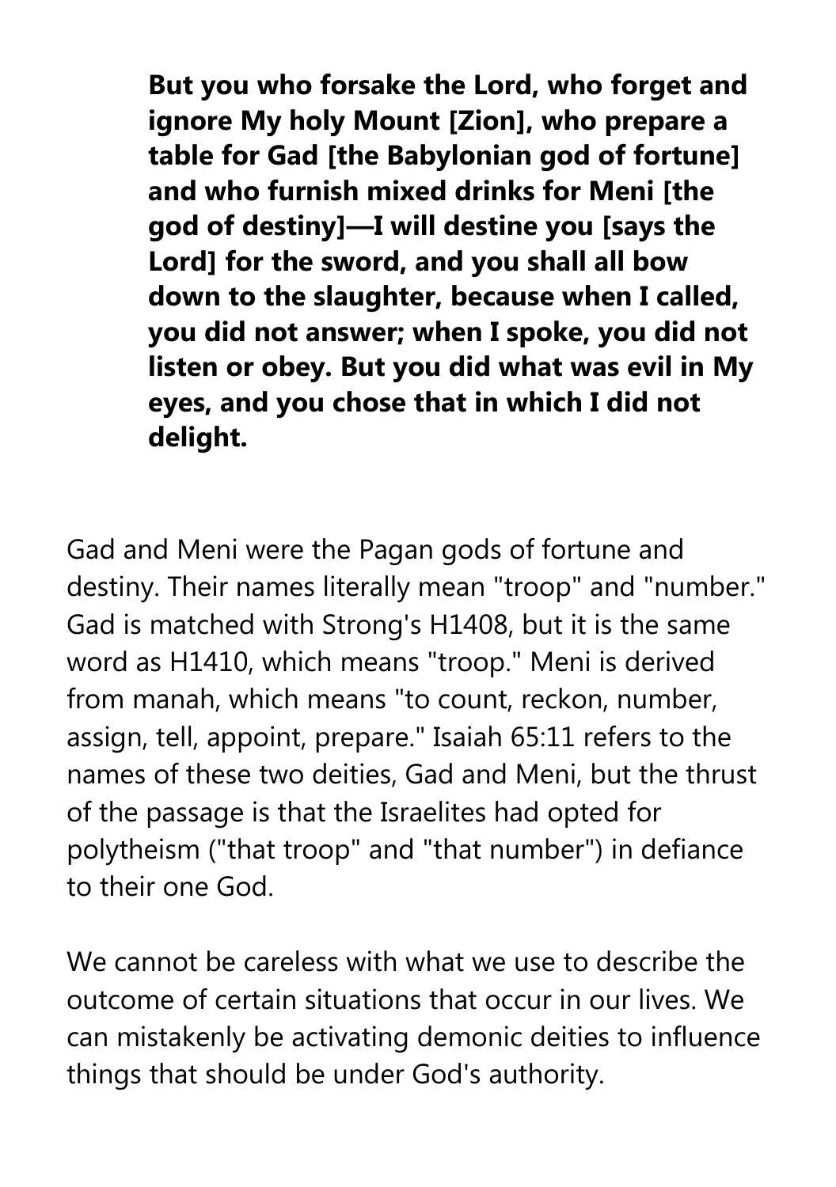> **But you who forsake the Lord, who forget and ignore My holy Mount [Zion], who prepare a table for Gad [the Babylonian god of fortune] and who furnish mixed drinks for Meni [the god of destiny]—I will destine you [says the Lord] for the sword, and you shall all bow down to the slaughter, because when I called, you did not answer; when I spoke, you did not listen or obey. But you did what was evil in My eyes, and you chose that in which I did not delight.**

Gad and Meni were the Pagan gods of fortune and destiny. Their names literally mean "troop" and "number." Gad is matched with Strong's H1408, but it is the same word as H1410, which means "troop." Meni is derived from manah, which means "to count, reckon, number, assign, tell, appoint, prepare." Isaiah 65:11 refers to the names of these two deities, Gad and Meni, but the thrust of the passage is that the Israelites had opted for polytheism ("that troop" and "that number") in defiance to their one God.

We cannot be careless with what we use to describe the outcome of certain situations that occur in our lives. We can mistakenly be activating demonic deities to influence things that should be under God's authority.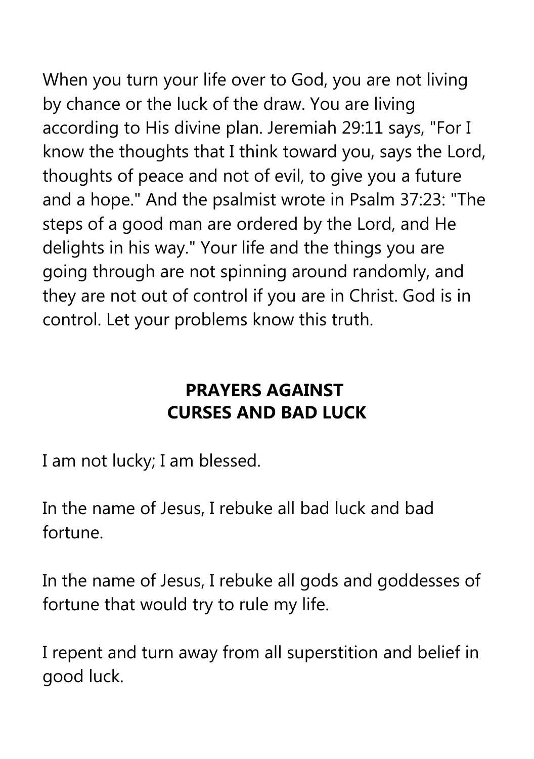When you turn your life over to God, you are not living by chance or the luck of the draw. You are living according to His divine plan. Jeremiah 29:11 says, "For I know the thoughts that I think toward you, says the Lord, thoughts of peace and not of evil, to give you a future and a hope." And the psalmist wrote in Psalm 37:23: "The steps of a good man are ordered by the Lord, and He delights in his way." Your life and the things you are going through are not spinning around randomly, and they are not out of control if you are in Christ. God is in control. Let your problems know this truth.

## PRAYERS AGAINST CURSES AND BAD LUCK

I am not lucky; I am blessed.

In the name of Jesus, I rebuke all bad luck and bad fortune.

In the name of Jesus, I rebuke all gods and goddesses of fortune that would try to rule my life.

I repent and turn away from all superstition and belief in good luck.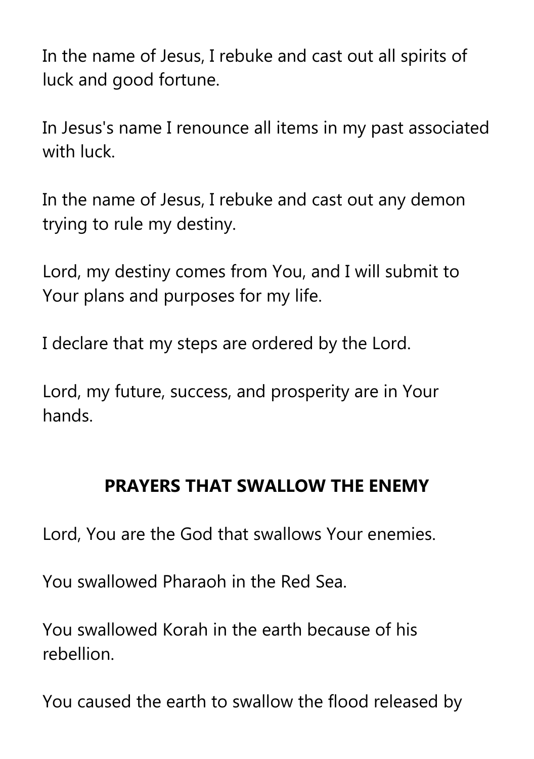In the name of Jesus, I rebuke and cast out all spirits of luck and good fortune.

In Jesus's name I renounce all items in my past associated with luck.

In the name of Jesus, I rebuke and cast out any demon trying to rule my destiny.

Lord, my destiny comes from You, and I will submit to Your plans and purposes for my life.

I declare that my steps are ordered by the Lord.

Lord, my future, success, and prosperity are in Your hands.

## PRAYERS THAT SWALLOW THE ENEMY

Lord, You are the God that swallows Your enemies.

You swallowed Pharaoh in the Red Sea.

You swallowed Korah in the earth because of his rebellion.

You caused the earth to swallow the flood released by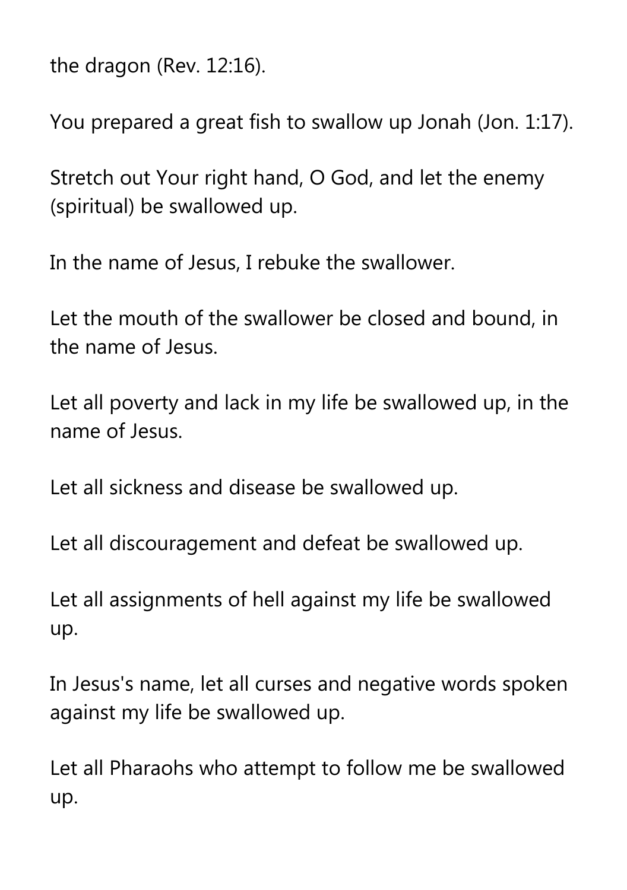the dragon (Rev. 12:16).

You prepared a great fish to swallow up Jonah (Jon. 1:17).

Stretch out Your right hand, O God, and let the enemy (spiritual) be swallowed up.

In the name of Jesus, I rebuke the swallower.

Let the mouth of the swallower be closed and bound, in the name of Jesus.

Let all poverty and lack in my life be swallowed up, in the name of Jesus.

Let all sickness and disease be swallowed up.

Let all discouragement and defeat be swallowed up.

Let all assignments of hell against my life be swallowed up.

In Jesus's name, let all curses and negative words spoken against my life be swallowed up.

Let all Pharaohs who attempt to follow me be swallowed up.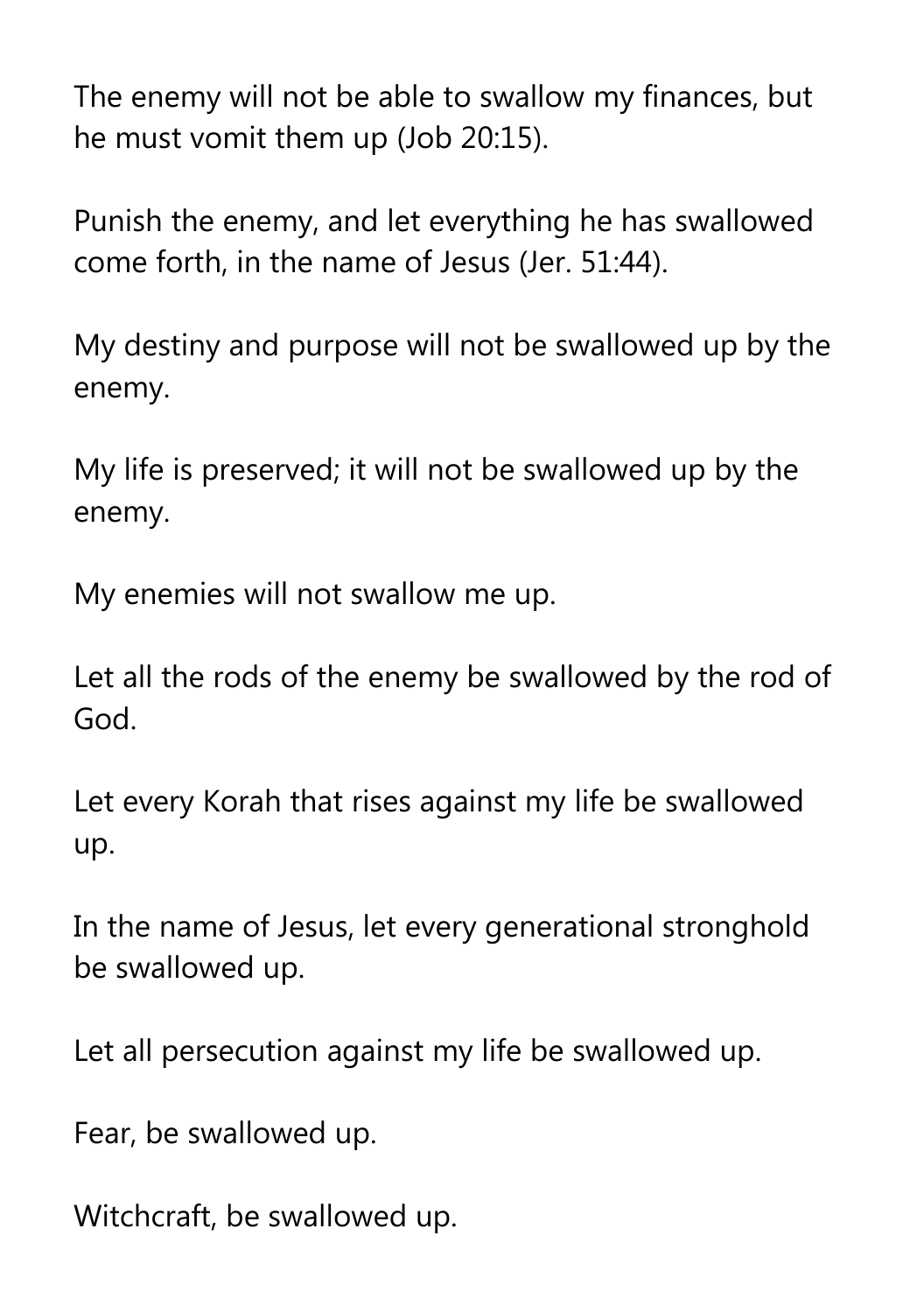The enemy will not be able to swallow my finances, but he must vomit them up (Job 20:15).

Punish the enemy, and let everything he has swallowed come forth, in the name of Jesus (Jer. 51:44).

My destiny and purpose will not be swallowed up by the enemy.

My life is preserved; it will not be swallowed up by the enemy.

My enemies will not swallow me up.

Let all the rods of the enemy be swallowed by the rod of God.

Let every Korah that rises against my life be swallowed up.

In the name of Jesus, let every generational stronghold be swallowed up.

Let all persecution against my life be swallowed up.

Fear, be swallowed up.

Witchcraft, be swallowed up.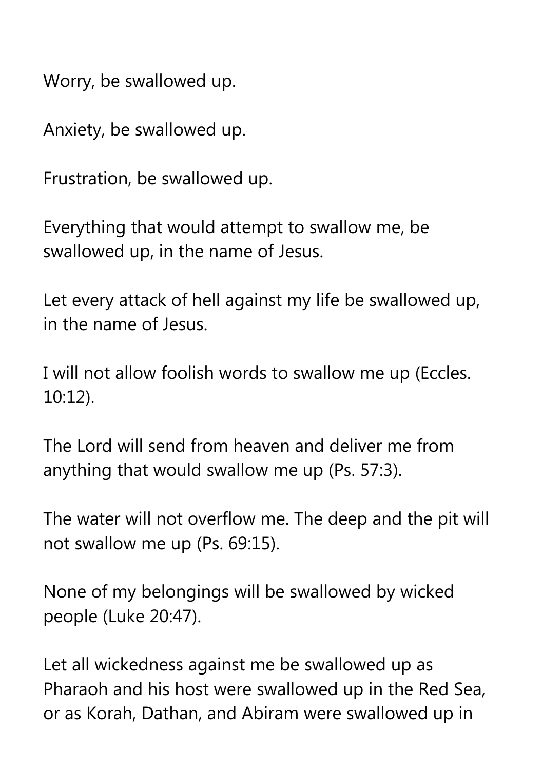Worry, be swallowed up.

Anxiety, be swallowed up.

Frustration, be swallowed up.

Everything that would attempt to swallow me, be swallowed up, in the name of Jesus.

Let every attack of hell against my life be swallowed up, in the name of Jesus.

I will not allow foolish words to swallow me up (Eccles. 10:12).

The Lord will send from heaven and deliver me from anything that would swallow me up (Ps. 57:3).

The water will not overflow me. The deep and the pit will not swallow me up (Ps. 69:15).

None of my belongings will be swallowed by wicked people (Luke 20:47).

Let all wickedness against me be swallowed up as Pharaoh and his host were swallowed up in the Red Sea, or as Korah, Dathan, and Abiram were swallowed up in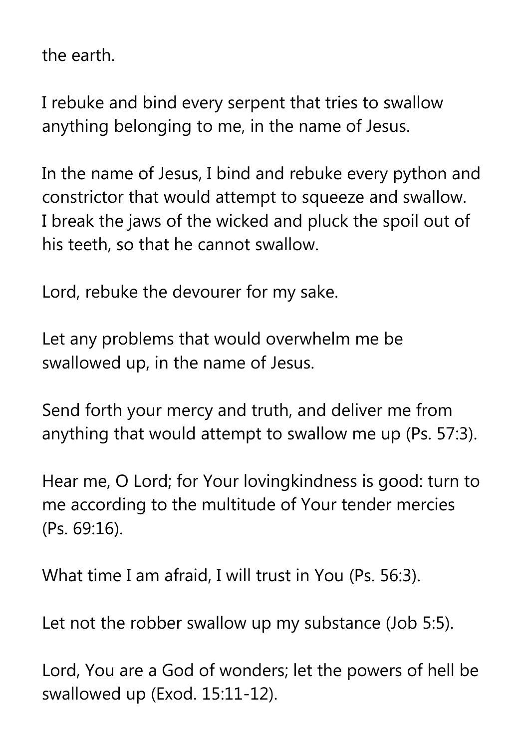the earth.

I rebuke and bind every serpent that tries to swallow anything belonging to me, in the name of Jesus.

In the name of Jesus, I bind and rebuke every python and constrictor that would attempt to squeeze and swallow. I break the jaws of the wicked and pluck the spoil out of his teeth, so that he cannot swallow.

Lord, rebuke the devourer for my sake.

Let any problems that would overwhelm me be swallowed up, in the name of Jesus.

Send forth your mercy and truth, and deliver me from anything that would attempt to swallow me up (Ps. 57:3).

Hear me, O Lord; for Your lovingkindness is good: turn to me according to the multitude of Your tender mercies (Ps. 69:16).

What time I am afraid, I will trust in You (Ps. 56:3).

Let not the robber swallow up my substance (Job 5:5).

Lord, You are a God of wonders; let the powers of hell be swallowed up (Exod. 15:11-12).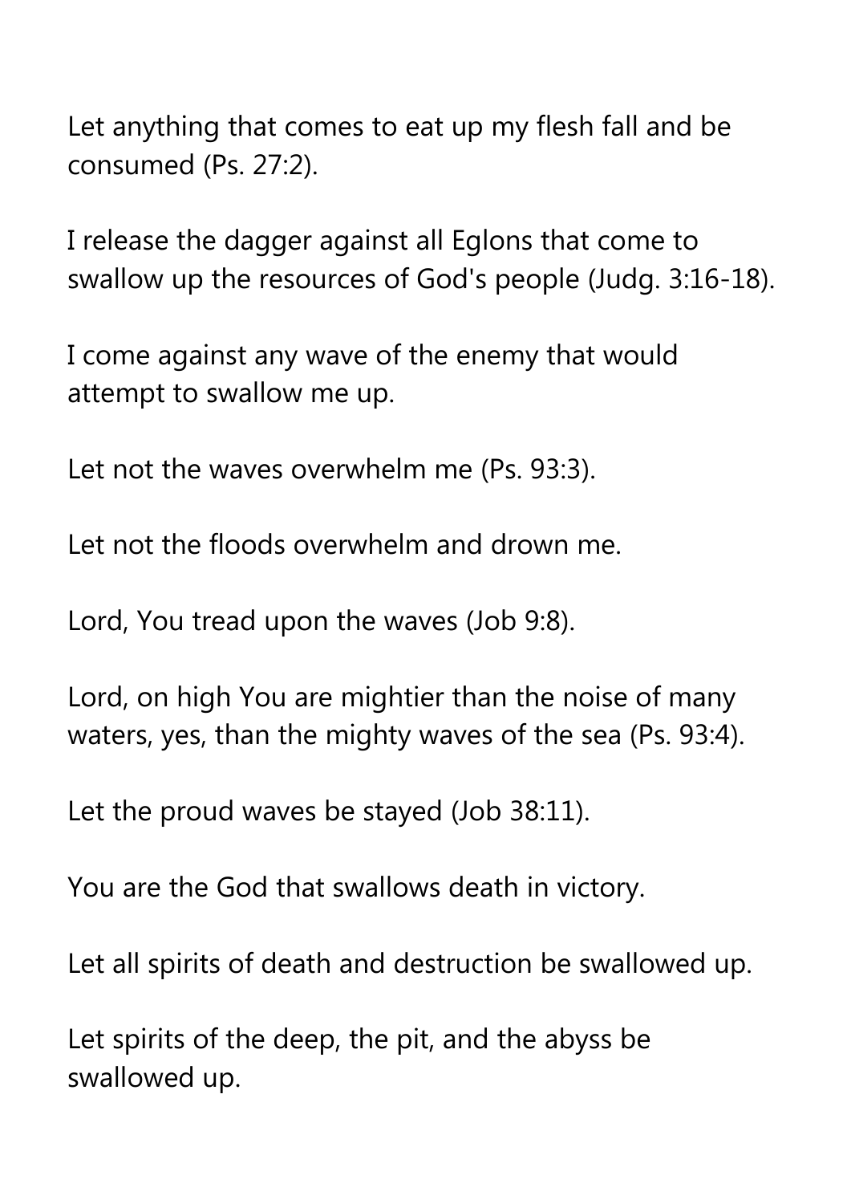Let anything that comes to eat up my flesh fall and be consumed (Ps. 27:2).

I release the dagger against all Eglons that come to swallow up the resources of God's people (Judg. 3:16-18).

I come against any wave of the enemy that would attempt to swallow me up.

Let not the waves overwhelm me (Ps. 93:3).

Let not the floods overwhelm and drown me.

Lord, You tread upon the waves (Job 9:8).

Lord, on high You are mightier than the noise of many waters, yes, than the mighty waves of the sea (Ps. 93:4).

Let the proud waves be stayed (Job 38:11).

You are the God that swallows death in victory.

Let all spirits of death and destruction be swallowed up.

Let spirits of the deep, the pit, and the abyss be swallowed up.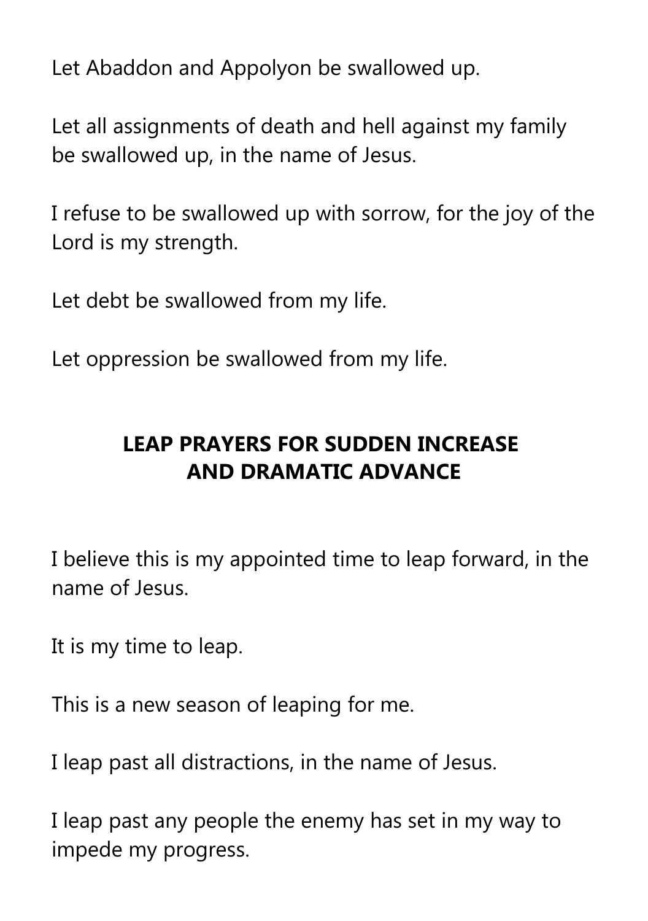Let Abaddon and Appolyon be swallowed up.

Let all assignments of death and hell against my family be swallowed up, in the name of Jesus.

I refuse to be swallowed up with sorrow, for the joy of the Lord is my strength.

Let debt be swallowed from my life.

Let oppression be swallowed from my life.

## LEAP PRAYERS FOR SUDDEN INCREASE AND DRAMATIC ADVANCE

I believe this is my appointed time to leap forward, in the name of Jesus.

It is my time to leap.

This is a new season of leaping for me.

I leap past all distractions, in the name of Jesus.

I leap past any people the enemy has set in my way to impede my progress.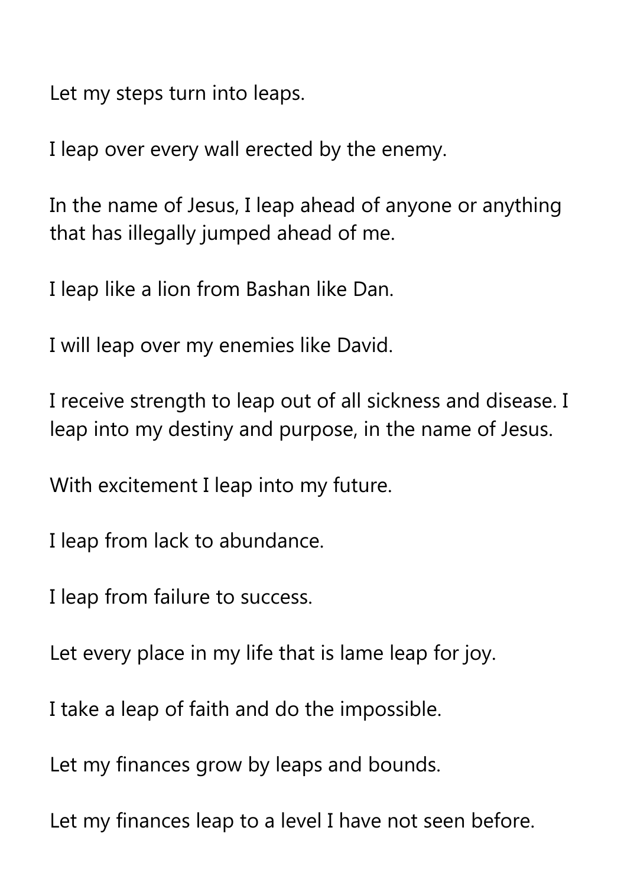Let my steps turn into leaps.

I leap over every wall erected by the enemy.

In the name of Jesus, I leap ahead of anyone or anything that has illegally jumped ahead of me.

I leap like a lion from Bashan like Dan.

I will leap over my enemies like David.

I receive strength to leap out of all sickness and disease. I leap into my destiny and purpose, in the name of Jesus.

With excitement I leap into my future.

I leap from lack to abundance.

I leap from failure to success.

Let every place in my life that is lame leap for joy.

I take a leap of faith and do the impossible.

Let my finances grow by leaps and bounds.

Let my finances leap to a level I have not seen before.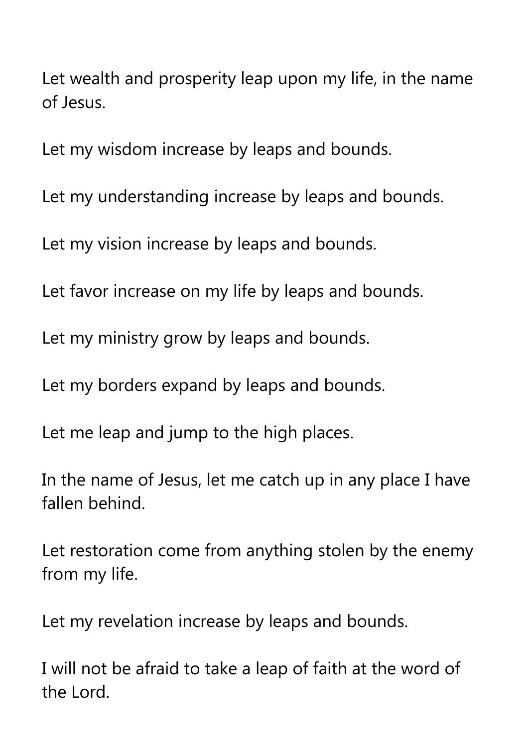Let wealth and prosperity leap upon my life, in the name of Jesus.

Let my wisdom increase by leaps and bounds.

Let my understanding increase by leaps and bounds.

Let my vision increase by leaps and bounds.

Let favor increase on my life by leaps and bounds.

Let my ministry grow by leaps and bounds.

Let my borders expand by leaps and bounds.

Let me leap and jump to the high places.

In the name of Jesus, let me catch up in any place I have fallen behind.

Let restoration come from anything stolen by the enemy from my life.

Let my revelation increase by leaps and bounds.

I will not be afraid to take a leap of faith at the word of the Lord.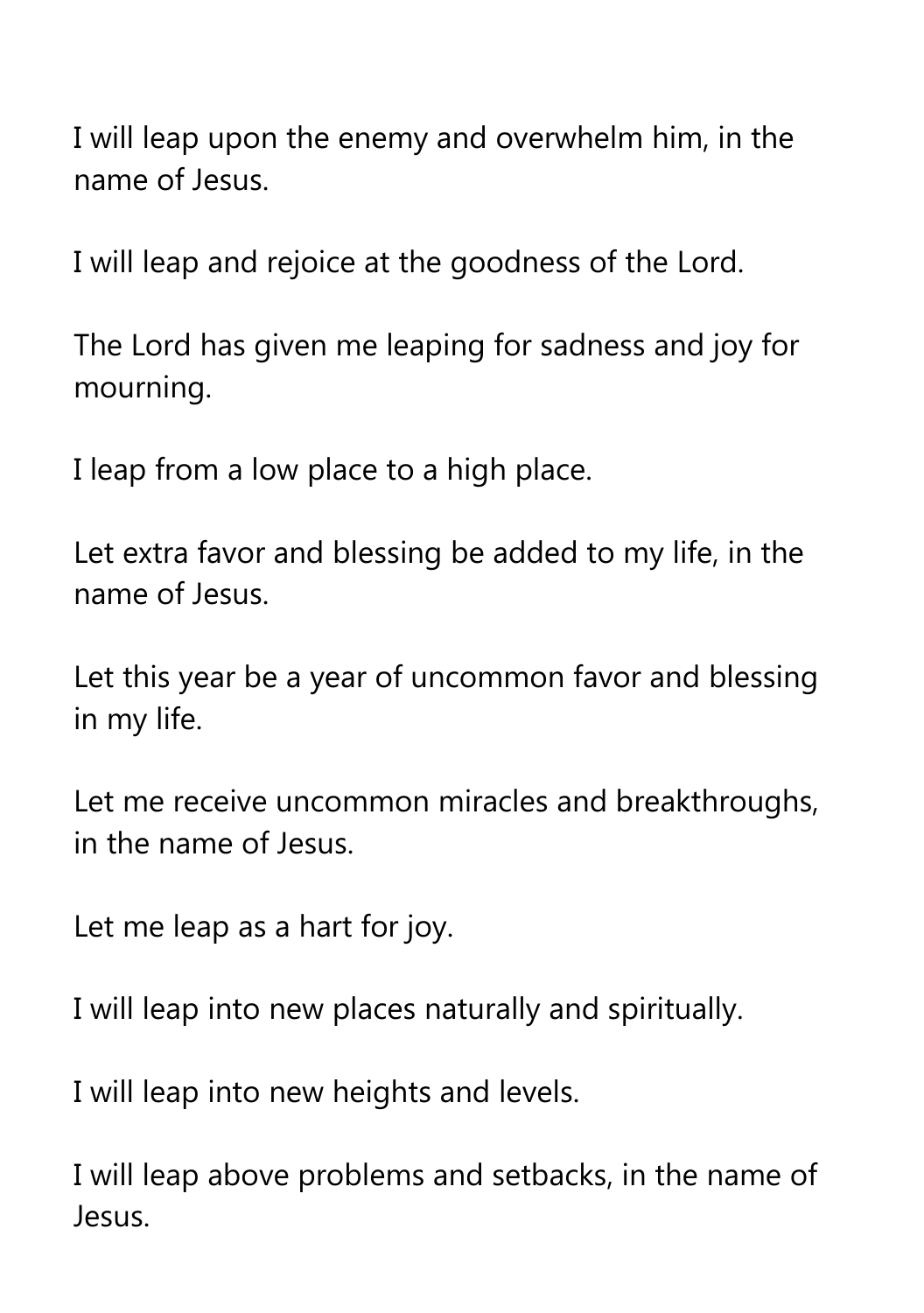I will leap upon the enemy and overwhelm him, in the name of Jesus.

I will leap and rejoice at the goodness of the Lord.

The Lord has given me leaping for sadness and joy for mourning.

I leap from a low place to a high place.

Let extra favor and blessing be added to my life, in the name of Jesus.

Let this year be a year of uncommon favor and blessing in my life.

Let me receive uncommon miracles and breakthroughs, in the name of Jesus.

Let me leap as a hart for joy.

I will leap into new places naturally and spiritually.

I will leap into new heights and levels.

I will leap above problems and setbacks, in the name of Jesus.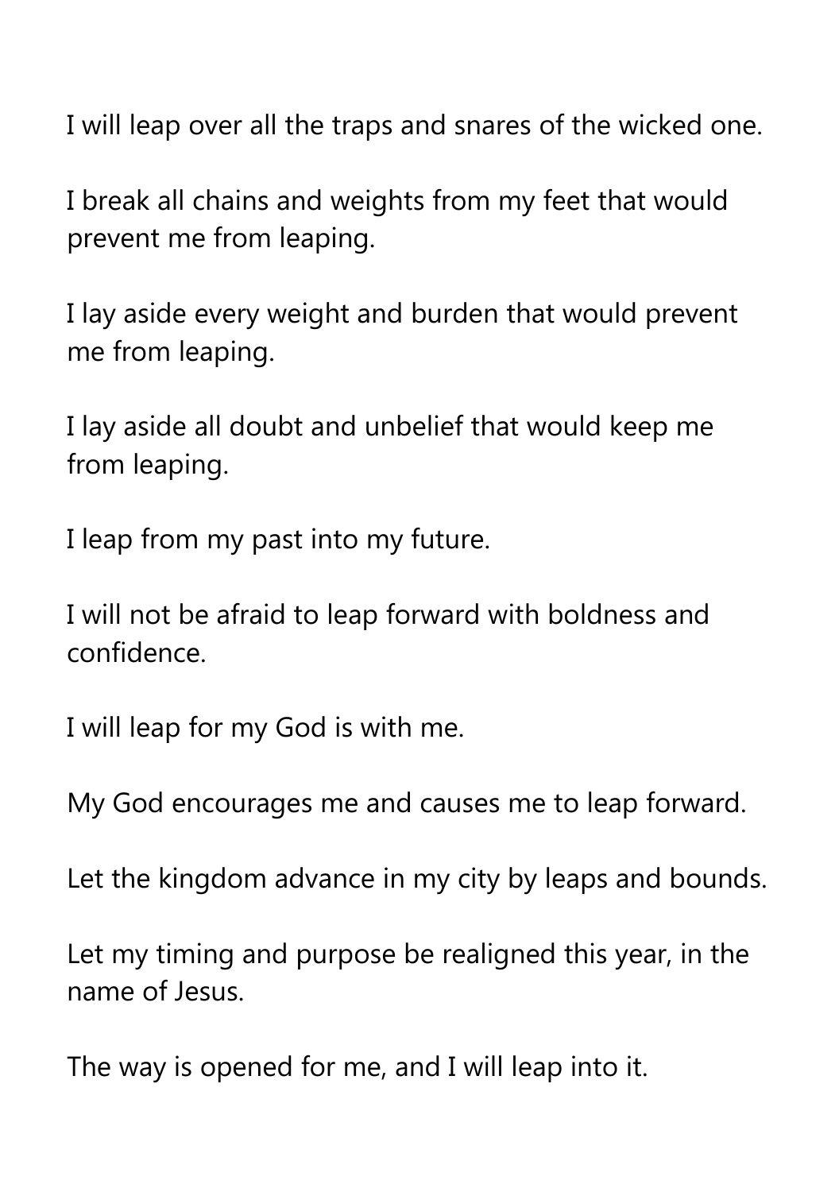I will leap over all the traps and snares of the wicked one.

I break all chains and weights from my feet that would prevent me from leaping.

I lay aside every weight and burden that would prevent me from leaping.

I lay aside all doubt and unbelief that would keep me from leaping.

I leap from my past into my future.

I will not be afraid to leap forward with boldness and confidence.

I will leap for my God is with me.

My God encourages me and causes me to leap forward.

Let the kingdom advance in my city by leaps and bounds.

Let my timing and purpose be realigned this year, in the name of Jesus.

The way is opened for me, and I will leap into it.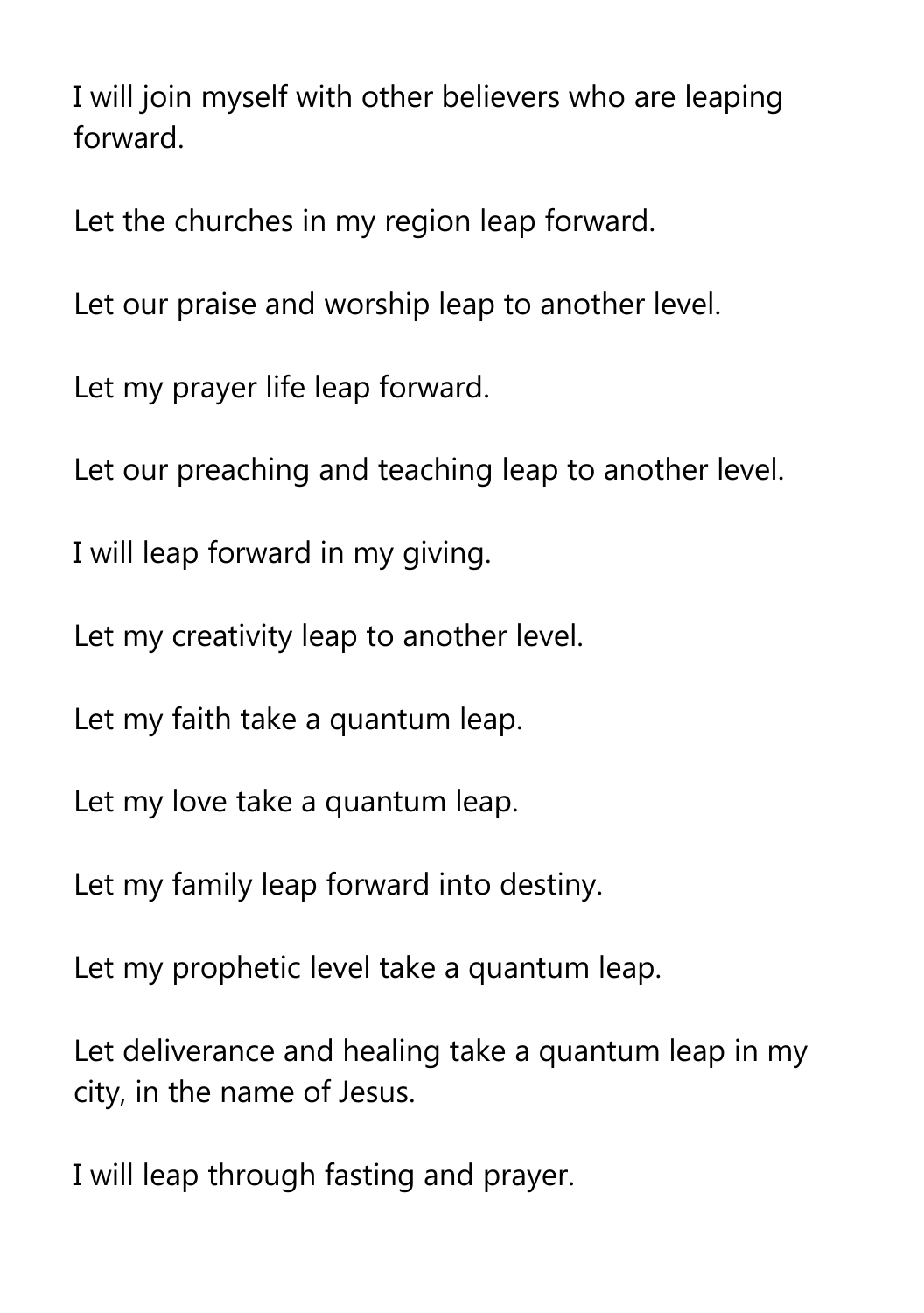I will join myself with other believers who are leaping forward.

Let the churches in my region leap forward.

Let our praise and worship leap to another level.

Let my prayer life leap forward.

Let our preaching and teaching leap to another level.

I will leap forward in my giving.

Let my creativity leap to another level.

Let my faith take a quantum leap.

Let my love take a quantum leap.

Let my family leap forward into destiny.

Let my prophetic level take a quantum leap.

Let deliverance and healing take a quantum leap in my city, in the name of Jesus.

I will leap through fasting and prayer.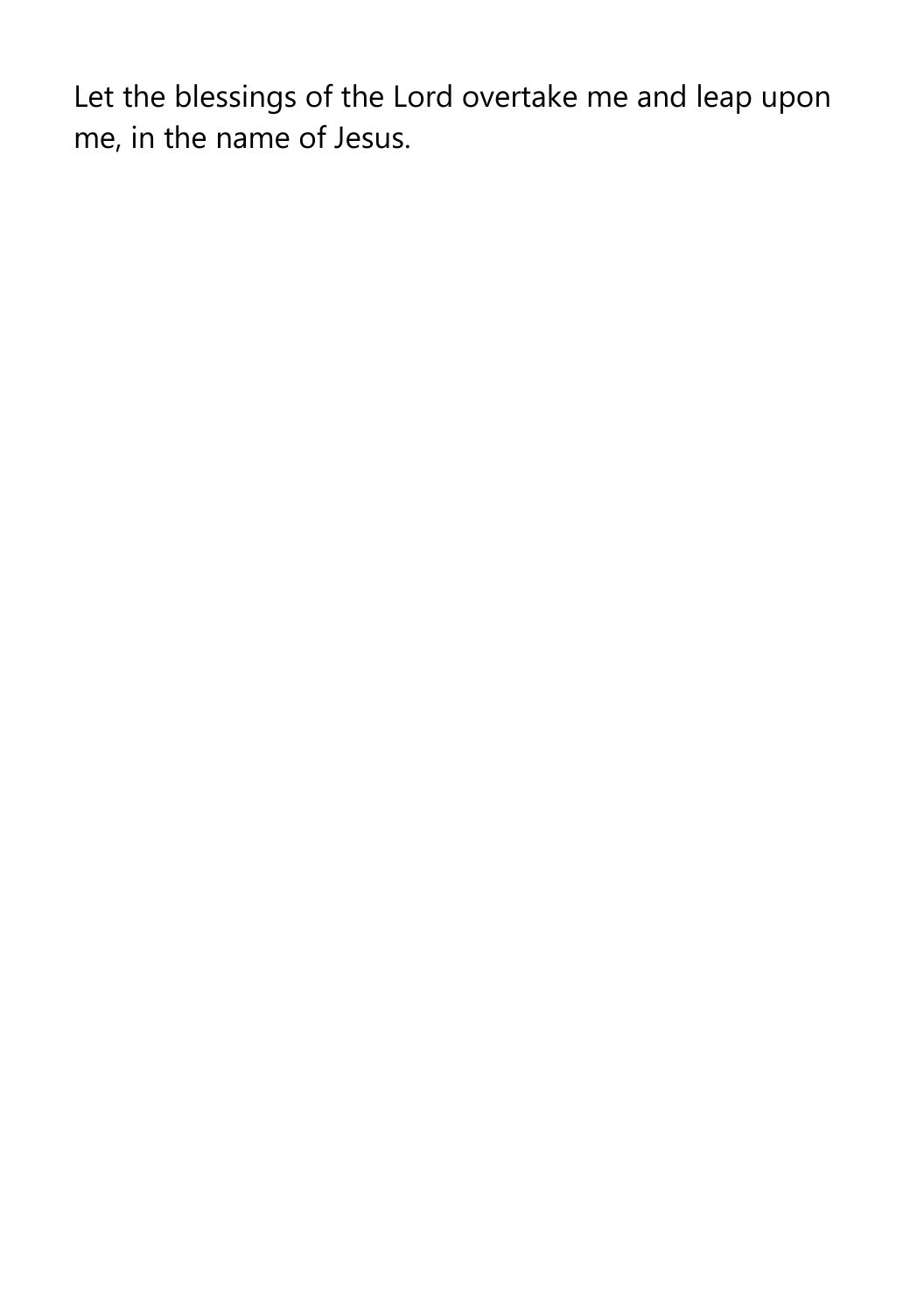Let the blessings of the Lord overtake me and leap upon me, in the name of Jesus.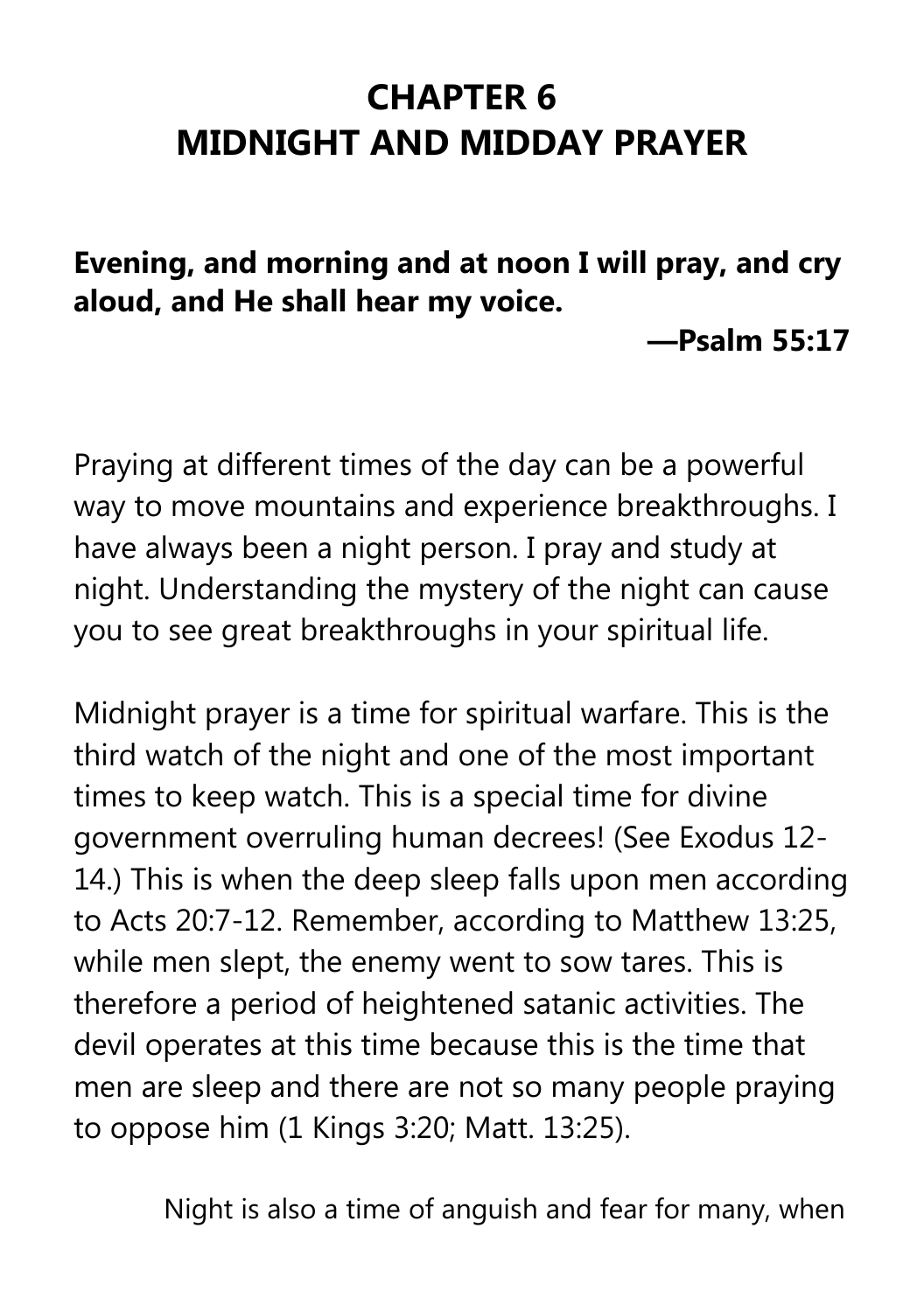# CHAPTER 6
# MIDNIGHT AND MIDDAY PRAYER

**Evening, and morning and at noon I will pray, and cry aloud, and He shall hear my voice.**

**—Psalm 55:17**

Praying at different times of the day can be a powerful way to move mountains and experience breakthroughs. I have always been a night person. I pray and study at night. Understanding the mystery of the night can cause you to see great breakthroughs in your spiritual life.

Midnight prayer is a time for spiritual warfare. This is the third watch of the night and one of the most important times to keep watch. This is a special time for divine government overruling human decrees! (See Exodus 12-14.) This is when the deep sleep falls upon men according to Acts 20:7-12. Remember, according to Matthew 13:25, while men slept, the enemy went to sow tares. This is therefore a period of heightened satanic activities. The devil operates at this time because this is the time that men are sleep and there are not so many people praying to oppose him (1 Kings 3:20; Matt. 13:25).

Night is also a time of anguish and fear for many, when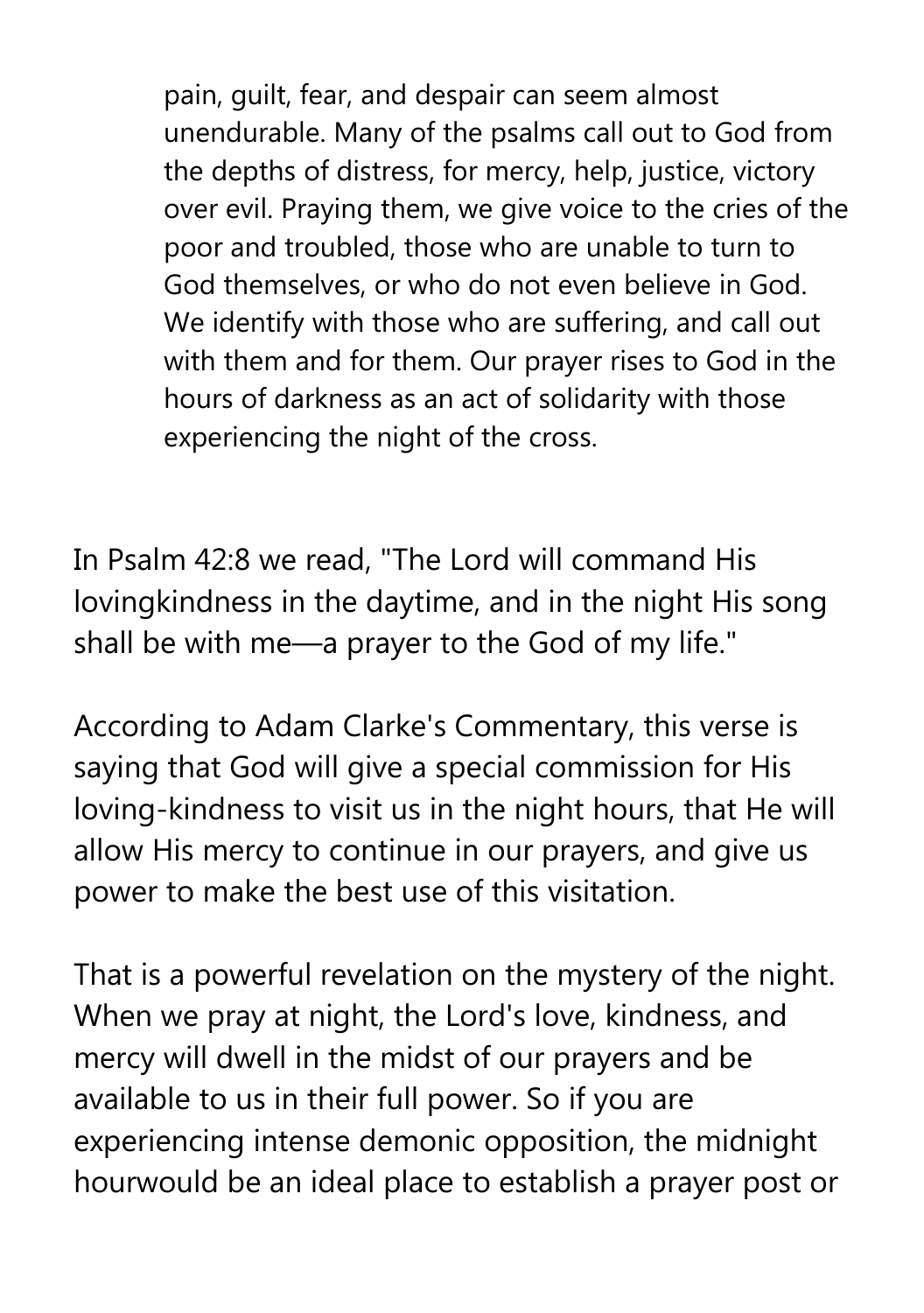> pain, guilt, fear, and despair can seem almost unendurable. Many of the psalms call out to God from the depths of distress, for mercy, help, justice, victory over evil. Praying them, we give voice to the cries of the poor and troubled, those who are unable to turn to God themselves, or who do not even believe in God. We identify with those who are suffering, and call out with them and for them. Our prayer rises to God in the hours of darkness as an act of solidarity with those experiencing the night of the cross.

In Psalm 42:8 we read, "The Lord will command His lovingkindness in the daytime, and in the night His song shall be with me—a prayer to the God of my life."

According to Adam Clarke's Commentary, this verse is saying that God will give a special commission for His loving-kindness to visit us in the night hours, that He will allow His mercy to continue in our prayers, and give us power to make the best use of this visitation.

That is a powerful revelation on the mystery of the night. When we pray at night, the Lord's love, kindness, and mercy will dwell in the midst of our prayers and be available to us in their full power. So if you are experiencing intense demonic opposition, the midnight hourwould be an ideal place to establish a prayer post or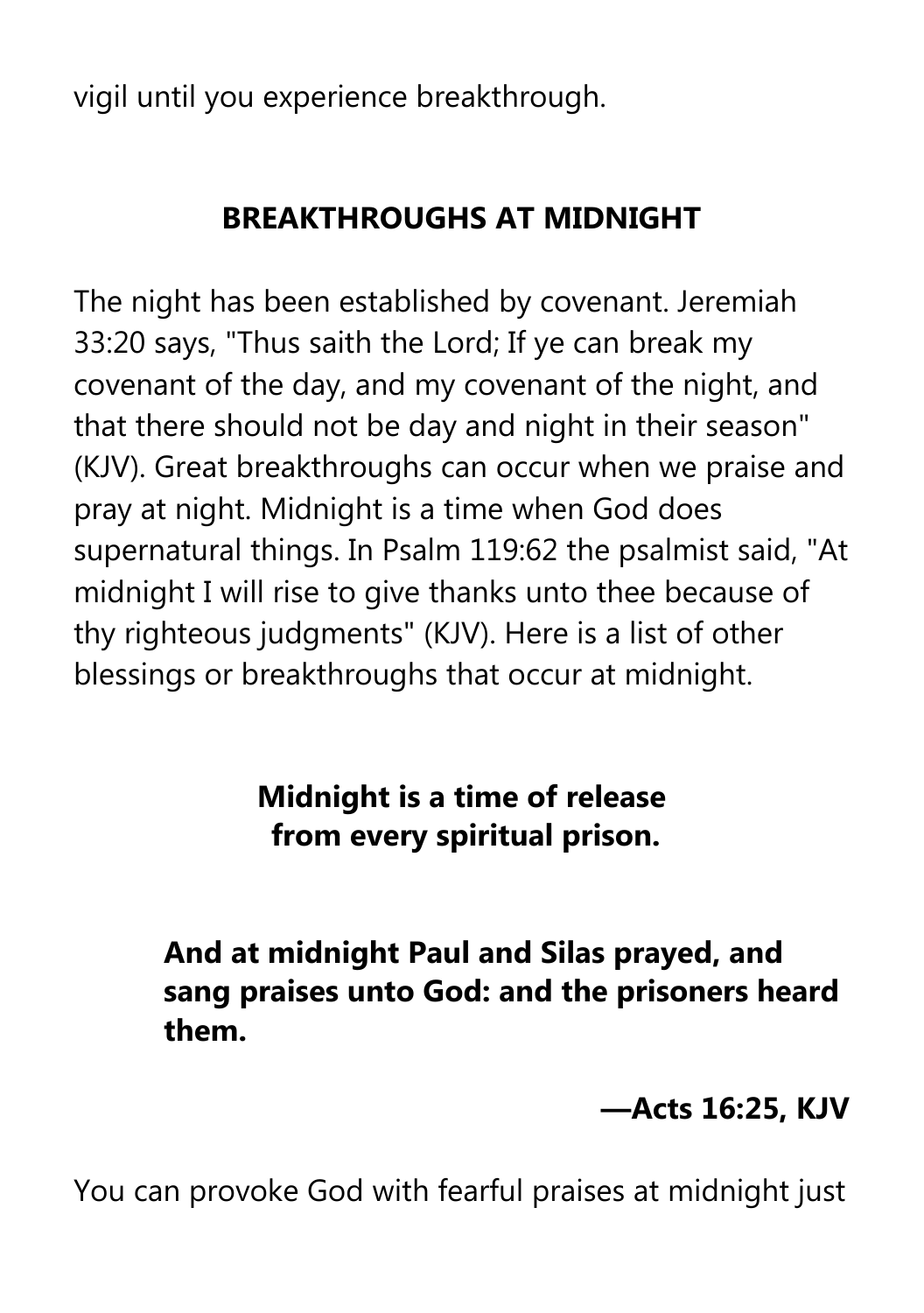vigil until you experience breakthrough.

## BREAKTHROUGHS AT MIDNIGHT

The night has been established by covenant. Jeremiah 33:20 says, "Thus saith the Lord; If ye can break my covenant of the day, and my covenant of the night, and that there should not be day and night in their season" (KJV). Great breakthroughs can occur when we praise and pray at night. Midnight is a time when God does supernatural things. In Psalm 119:62 the psalmist said, "At midnight I will rise to give thanks unto thee because of thy righteous judgments" (KJV). Here is a list of other blessings or breakthroughs that occur at midnight.

**Midnight is a time of release from every spiritual prison.**

> **And at midnight Paul and Silas prayed, and sang praises unto God: and the prisoners heard them.**
>
> **—Acts 16:25, KJV**

You can provoke God with fearful praises at midnight just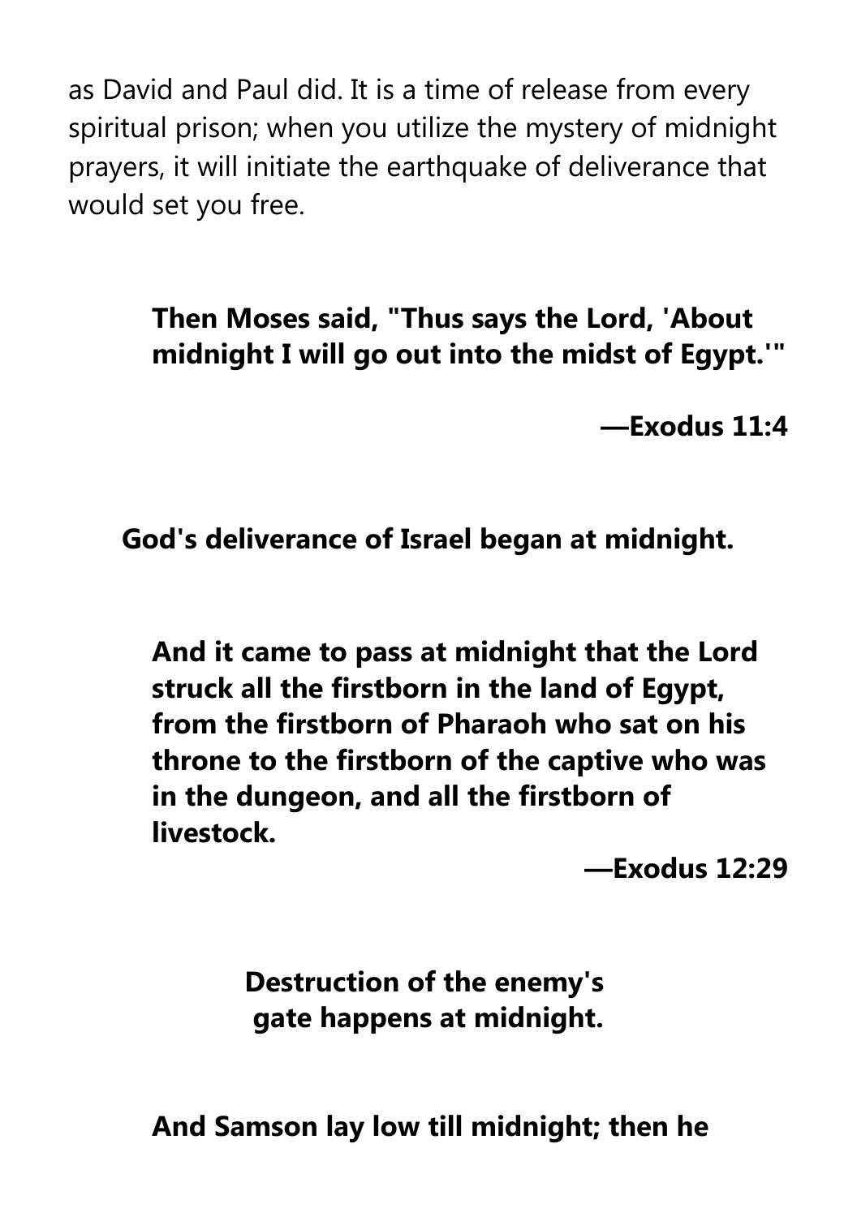as David and Paul did. It is a time of release from every spiritual prison; when you utilize the mystery of midnight prayers, it will initiate the earthquake of deliverance that would set you free.

> **Then Moses said, "Thus says the Lord, 'About midnight I will go out into the midst of Egypt.'"**
>
> **—Exodus 11:4**

**God's deliverance of Israel began at midnight.**

> **And it came to pass at midnight that the Lord struck all the firstborn in the land of Egypt, from the firstborn of Pharaoh who sat on his throne to the firstborn of the captive who was in the dungeon, and all the firstborn of livestock.**
>
> **—Exodus 12:29**

**Destruction of the enemy's gate happens at midnight.**

> **And Samson lay low till midnight; then he**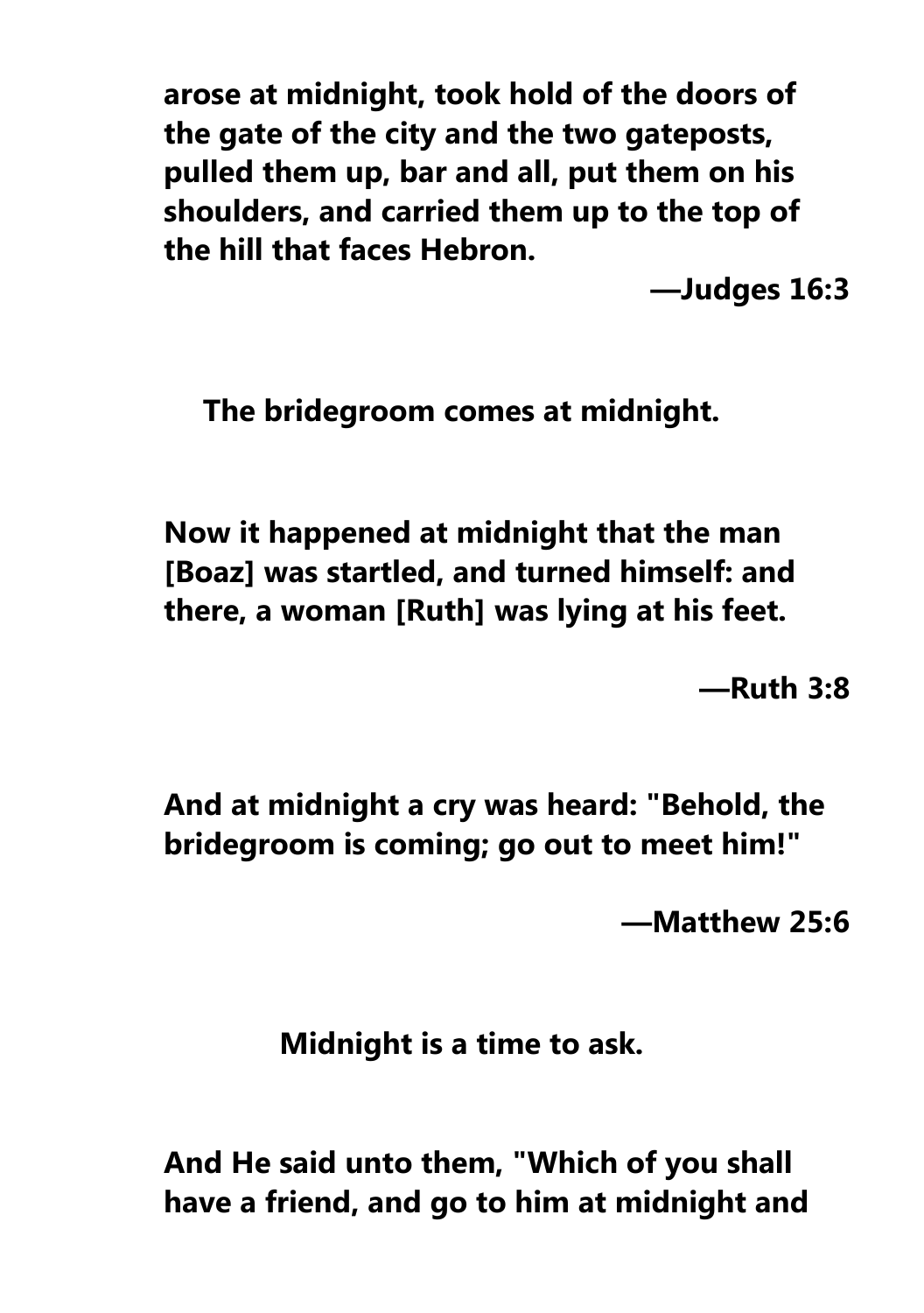**arose at midnight, took hold of the doors of the gate of the city and the two gateposts, pulled them up, bar and all, put them on his shoulders, and carried them up to the top of the hill that faces Hebron.**

**—Judges 16:3**

**The bridegroom comes at midnight.**

**Now it happened at midnight that the man [Boaz] was startled, and turned himself: and there, a woman [Ruth] was lying at his feet.**

**—Ruth 3:8**

**And at midnight a cry was heard: "Behold, the bridegroom is coming; go out to meet him!"**

**—Matthew 25:6**

**Midnight is a time to ask.**

**And He said unto them, "Which of you shall have a friend, and go to him at midnight and**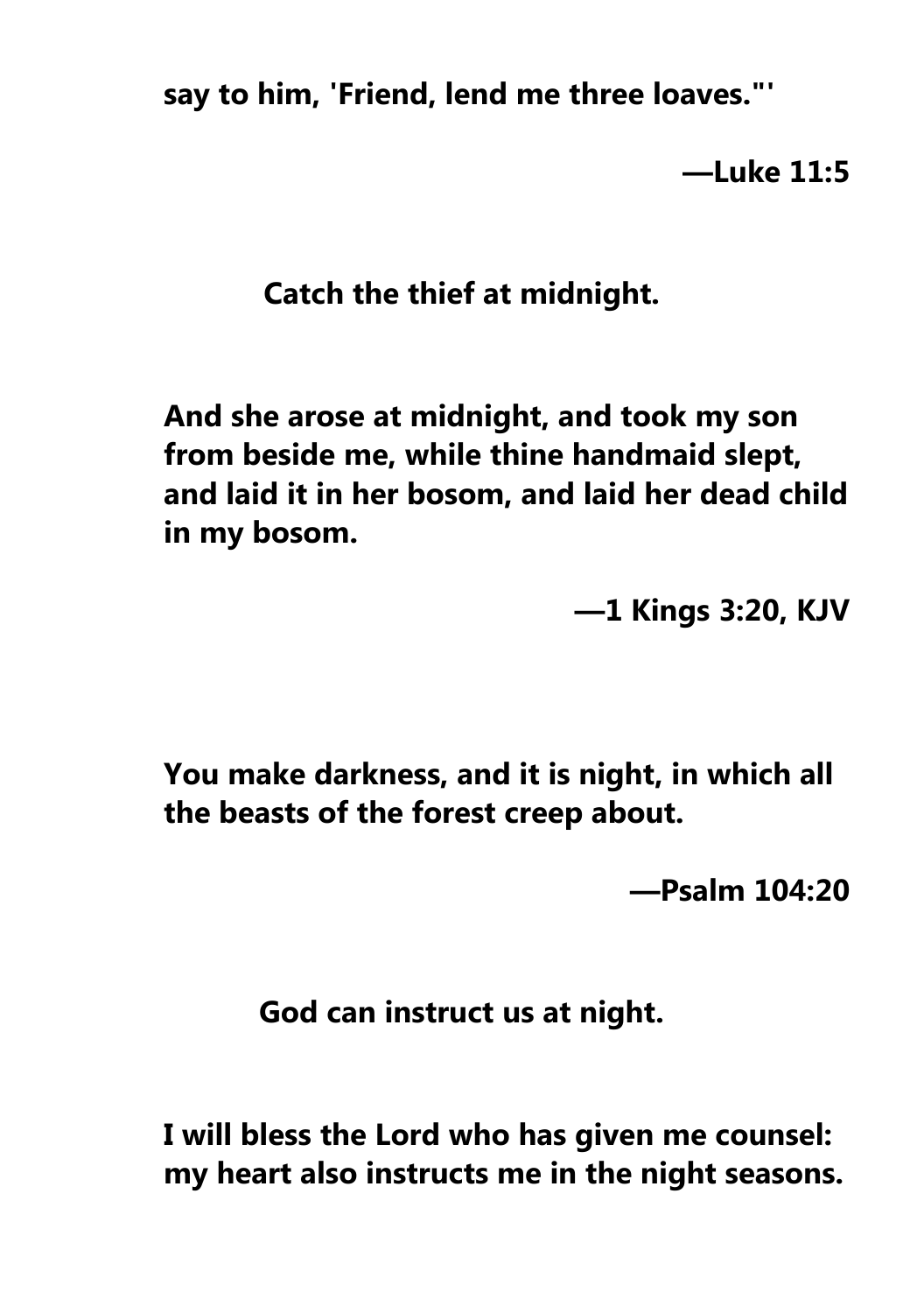**say to him, 'Friend, lend me three loaves."'**

**—Luke 11:5**

**Catch the thief at midnight.**

**And she arose at midnight, and took my son from beside me, while thine handmaid slept, and laid it in her bosom, and laid her dead child in my bosom.**

**—1 Kings 3:20, KJV**

**You make darkness, and it is night, in which all the beasts of the forest creep about.**

**—Psalm 104:20**

**God can instruct us at night.**

**I will bless the Lord who has given me counsel: my heart also instructs me in the night seasons.**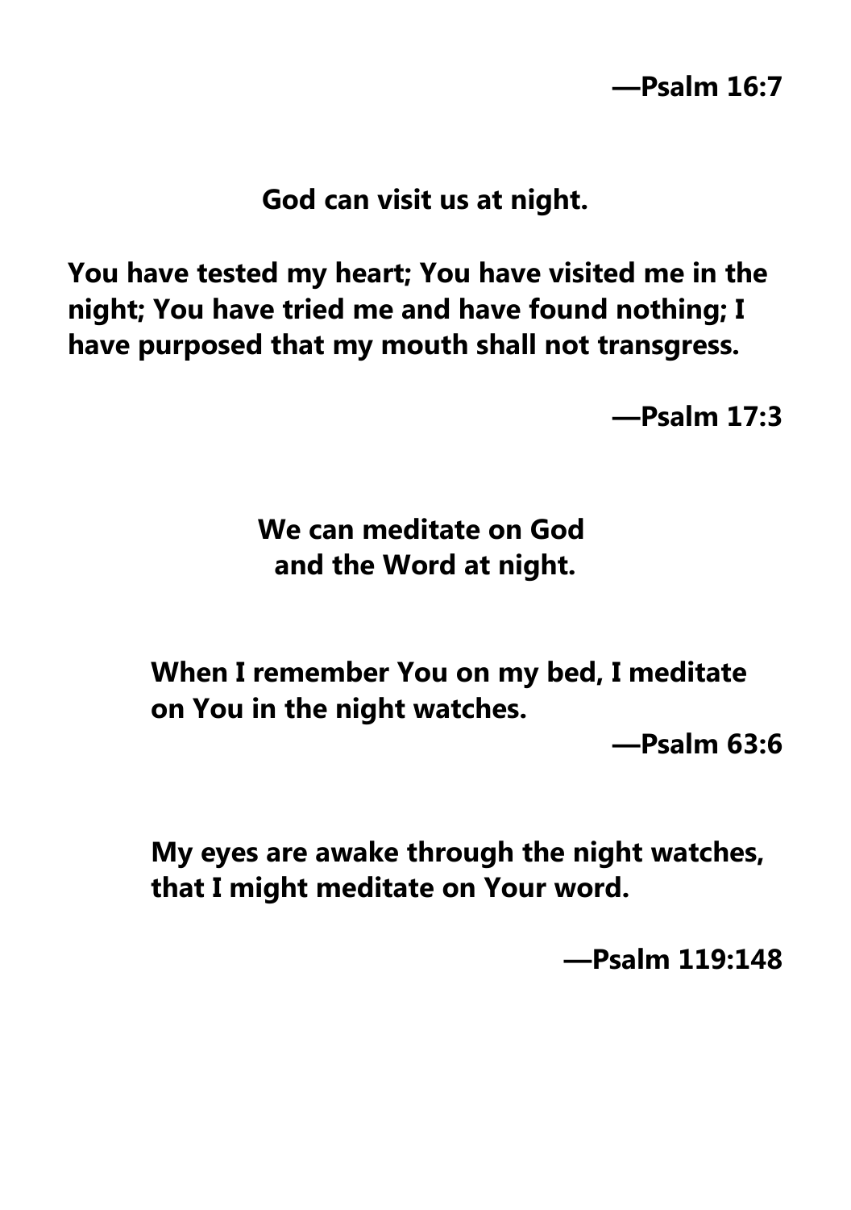**—Psalm 16:7**

**God can visit us at night.**

**You have tested my heart; You have visited me in the night; You have tried me and have found nothing; I have purposed that my mouth shall not transgress.**

**—Psalm 17:3**

**We can meditate on God and the Word at night.**

**When I remember You on my bed, I meditate on You in the night watches.**

**—Psalm 63:6**

**My eyes are awake through the night watches, that I might meditate on Your word.**

**—Psalm 119:148**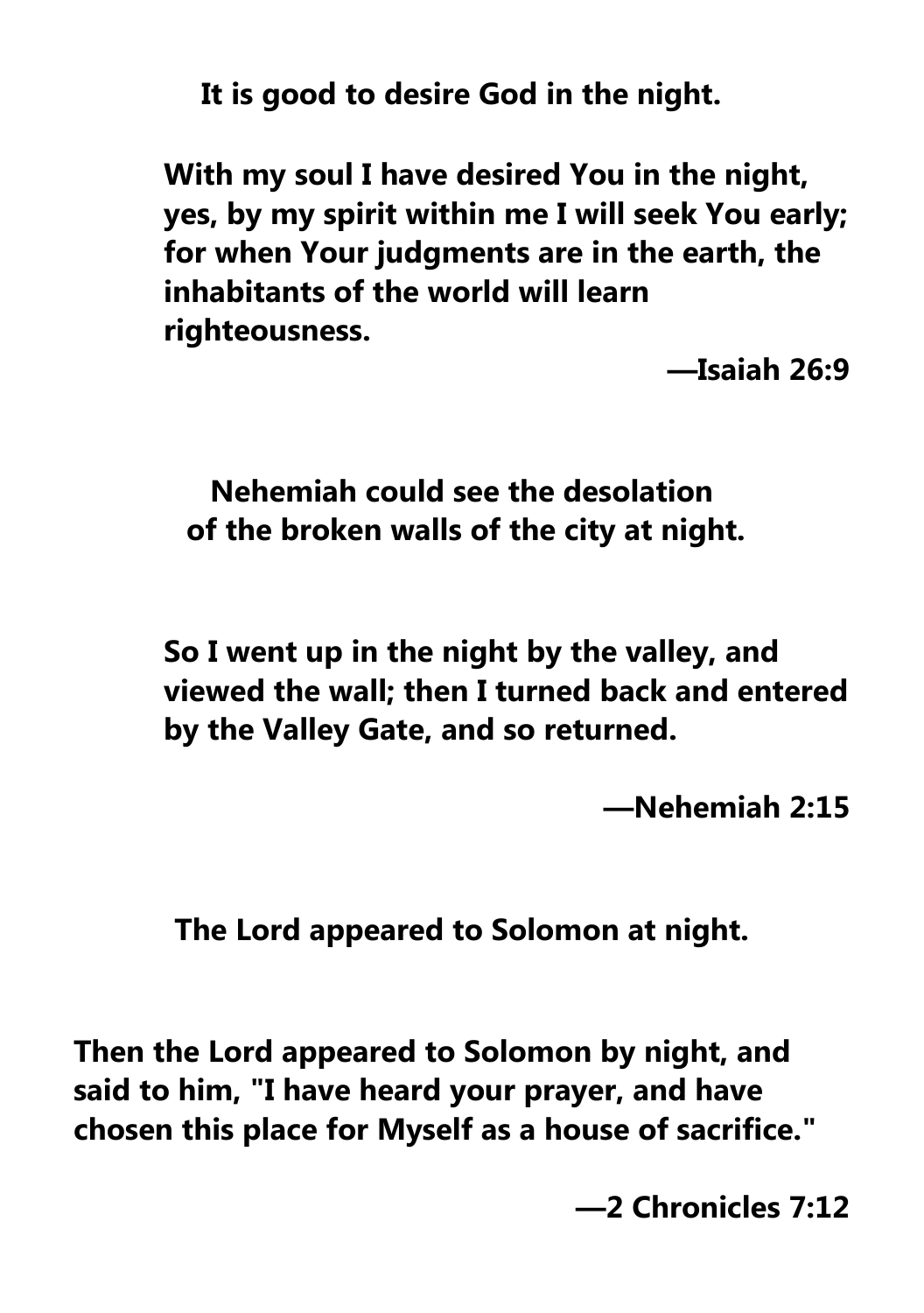**It is good to desire God in the night.**

**With my soul I have desired You in the night, yes, by my spirit within me I will seek You early; for when Your judgments are in the earth, the inhabitants of the world will learn righteousness.**

**—Isaiah 26:9**

**Nehemiah could see the desolation of the broken walls of the city at night.**

**So I went up in the night by the valley, and viewed the wall; then I turned back and entered by the Valley Gate, and so returned.**

**—Nehemiah 2:15**

**The Lord appeared to Solomon at night.**

**Then the Lord appeared to Solomon by night, and said to him, "I have heard your prayer, and have chosen this place for Myself as a house of sacrifice."**

**—2 Chronicles 7:12**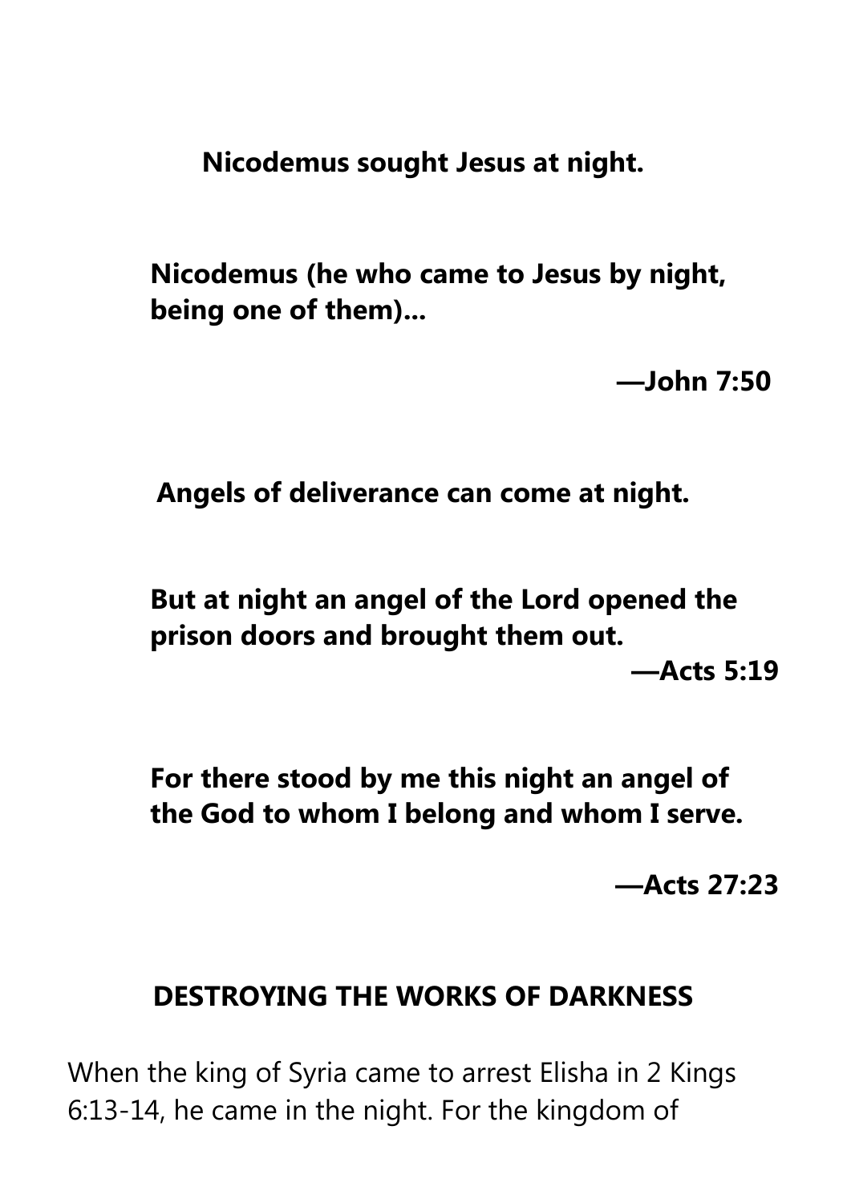**Nicodemus sought Jesus at night.**

> **Nicodemus (he who came to Jesus by night, being one of them)...**
>
> **—John 7:50**

**Angels of deliverance can come at night.**

> **But at night an angel of the Lord opened the prison doors and brought them out.**
>
> **—Acts 5:19**

> **For there stood by me this night an angel of the God to whom I belong and whom I serve.**
>
> **—Acts 27:23**

## DESTROYING THE WORKS OF DARKNESS

When the king of Syria came to arrest Elisha in 2 Kings 6:13-14, he came in the night. For the kingdom of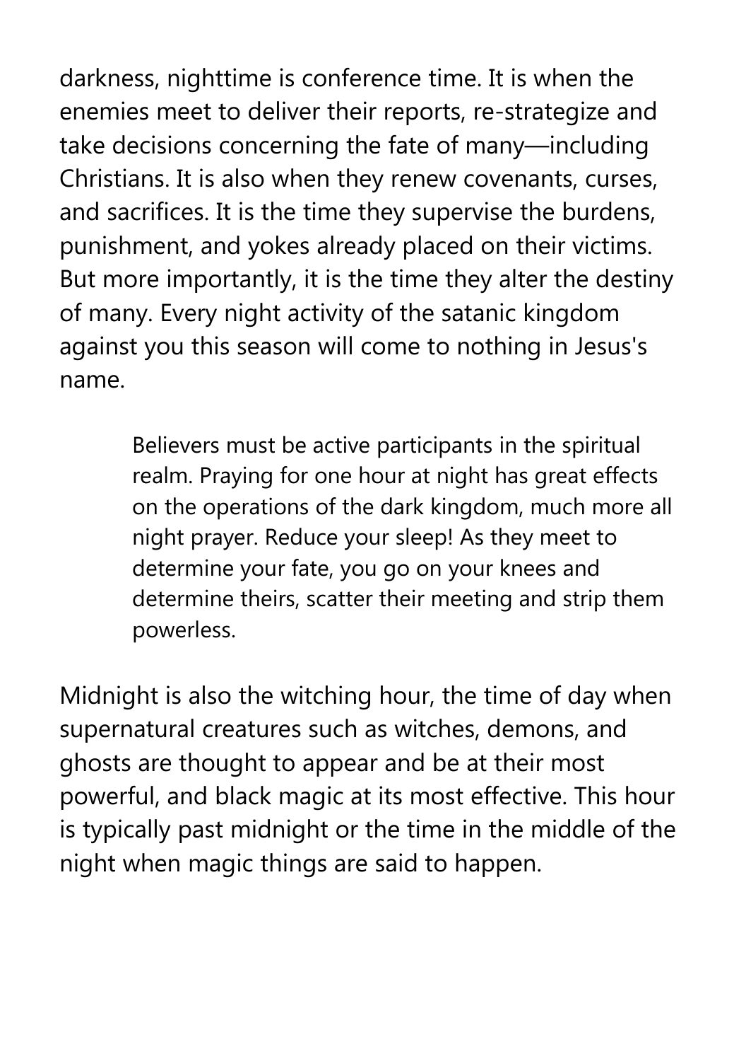darkness, nighttime is conference time. It is when the enemies meet to deliver their reports, re-strategize and take decisions concerning the fate of many—including Christians. It is also when they renew covenants, curses, and sacrifices. It is the time they supervise the burdens, punishment, and yokes already placed on their victims. But more importantly, it is the time they alter the destiny of many. Every night activity of the satanic kingdom against you this season will come to nothing in Jesus's name.

> Believers must be active participants in the spiritual realm. Praying for one hour at night has great effects on the operations of the dark kingdom, much more all night prayer. Reduce your sleep! As they meet to determine your fate, you go on your knees and determine theirs, scatter their meeting and strip them powerless.

Midnight is also the witching hour, the time of day when supernatural creatures such as witches, demons, and ghosts are thought to appear and be at their most powerful, and black magic at its most effective. This hour is typically past midnight or the time in the middle of the night when magic things are said to happen.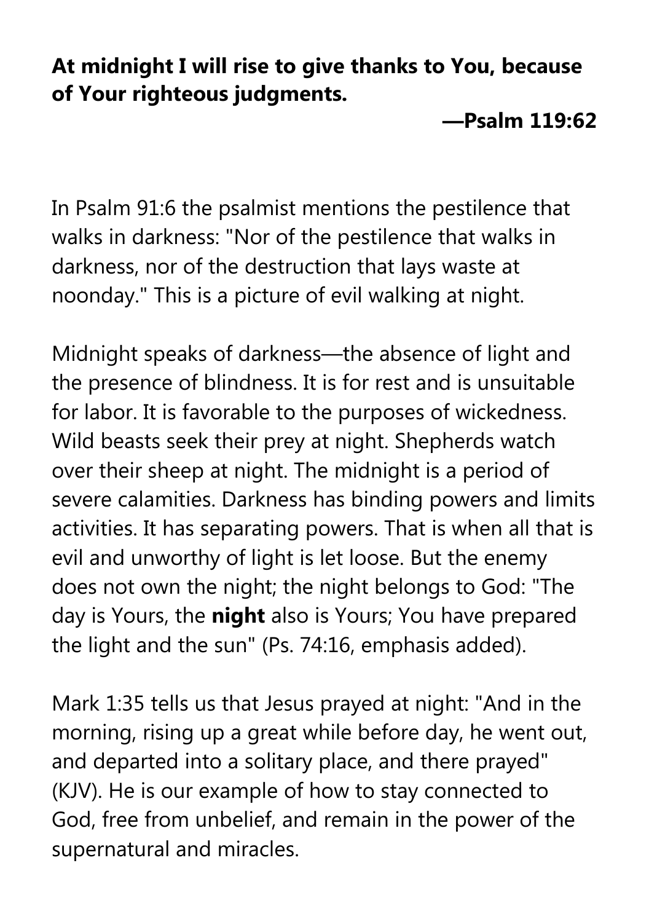**At midnight I will rise to give thanks to You, because of Your righteous judgments.**

**—Psalm 119:62**

In Psalm 91:6 the psalmist mentions the pestilence that walks in darkness: "Nor of the pestilence that walks in darkness, nor of the destruction that lays waste at noonday." This is a picture of evil walking at night.

Midnight speaks of darkness—the absence of light and the presence of blindness. It is for rest and is unsuitable for labor. It is favorable to the purposes of wickedness. Wild beasts seek their prey at night. Shepherds watch over their sheep at night. The midnight is a period of severe calamities. Darkness has binding powers and limits activities. It has separating powers. That is when all that is evil and unworthy of light is let loose. But the enemy does not own the night; the night belongs to God: "The day is Yours, the **night** also is Yours; You have prepared the light and the sun" (Ps. 74:16, emphasis added).

Mark 1:35 tells us that Jesus prayed at night: "And in the morning, rising up a great while before day, he went out, and departed into a solitary place, and there prayed" (KJV). He is our example of how to stay connected to God, free from unbelief, and remain in the power of the supernatural and miracles.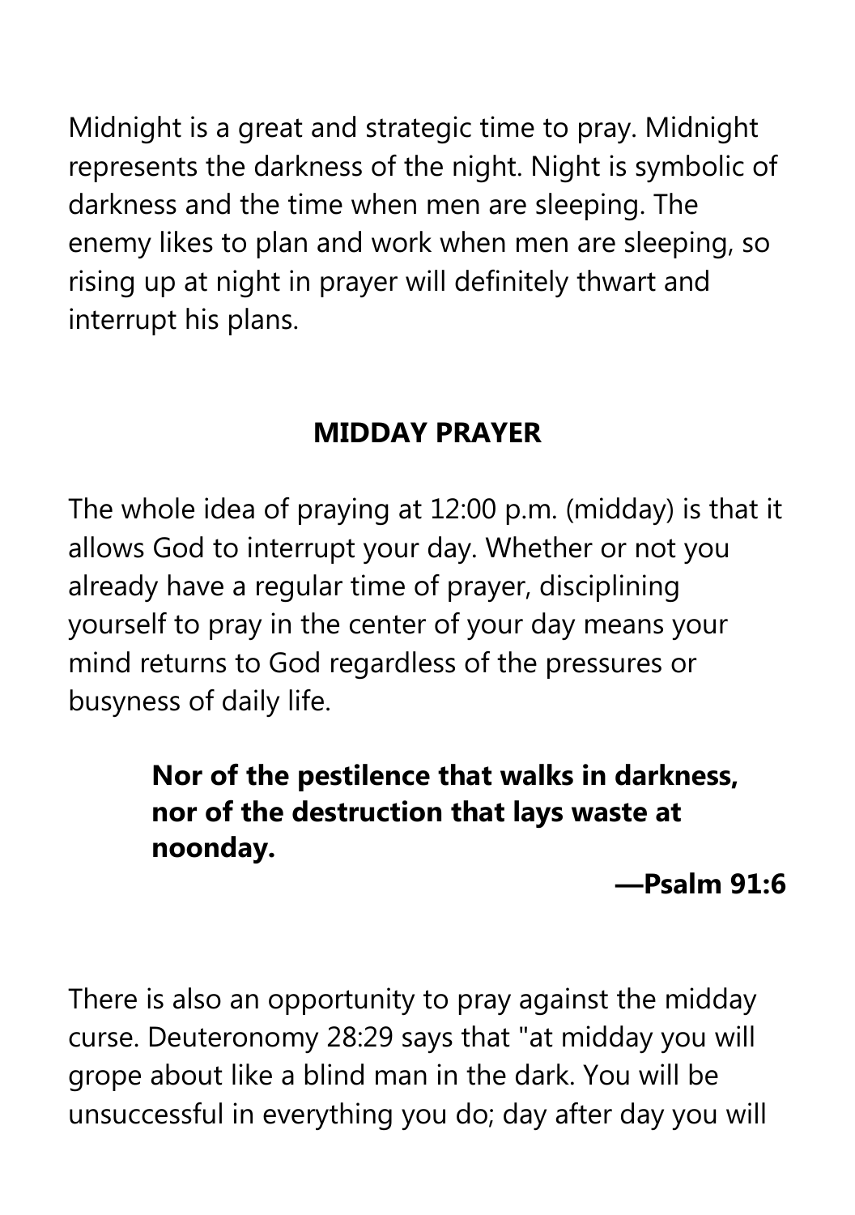Midnight is a great and strategic time to pray. Midnight represents the darkness of the night. Night is symbolic of darkness and the time when men are sleeping. The enemy likes to plan and work when men are sleeping, so rising up at night in prayer will definitely thwart and interrupt his plans.

## MIDDAY PRAYER

The whole idea of praying at 12:00 p.m. (midday) is that it allows God to interrupt your day. Whether or not you already have a regular time of prayer, disciplining yourself to pray in the center of your day means your mind returns to God regardless of the pressures or busyness of daily life.

> **Nor of the pestilence that walks in darkness, nor of the destruction that lays waste at noonday.**
>
> **—Psalm 91:6**

There is also an opportunity to pray against the midday curse. Deuteronomy 28:29 says that "at midday you will grope about like a blind man in the dark. You will be unsuccessful in everything you do; day after day you will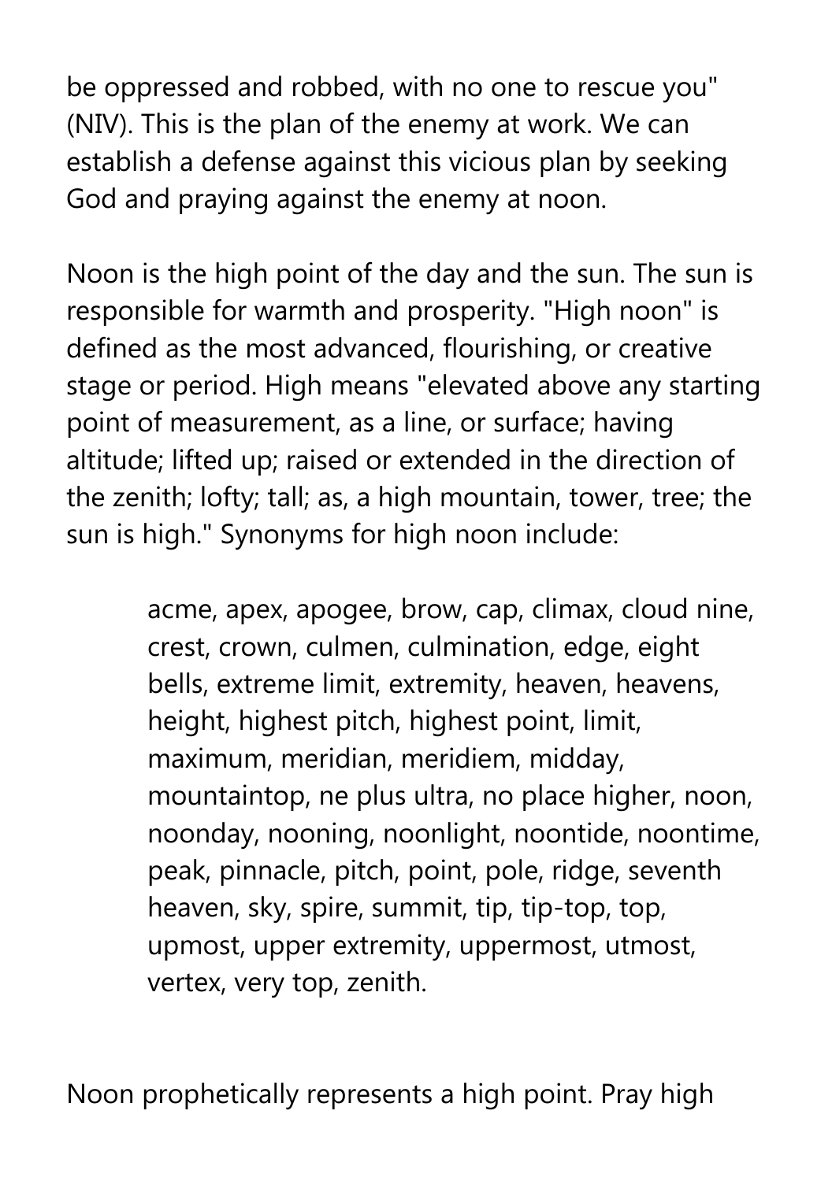be oppressed and robbed, with no one to rescue you" (NIV). This is the plan of the enemy at work. We can establish a defense against this vicious plan by seeking God and praying against the enemy at noon.

Noon is the high point of the day and the sun. The sun is responsible for warmth and prosperity. "High noon" is defined as the most advanced, flourishing, or creative stage or period. High means "elevated above any starting point of measurement, as a line, or surface; having altitude; lifted up; raised or extended in the direction of the zenith; lofty; tall; as, a high mountain, tower, tree; the sun is high." Synonyms for high noon include:

> acme, apex, apogee, brow, cap, climax, cloud nine, crest, crown, culmen, culmination, edge, eight bells, extreme limit, extremity, heaven, heavens, height, highest pitch, highest point, limit, maximum, meridian, meridiem, midday, mountaintop, ne plus ultra, no place higher, noon, noonday, nooning, noonlight, noontide, noontime, peak, pinnacle, pitch, point, pole, ridge, seventh heaven, sky, spire, summit, tip, tip-top, top, upmost, upper extremity, uppermost, utmost, vertex, very top, zenith.

Noon prophetically represents a high point. Pray high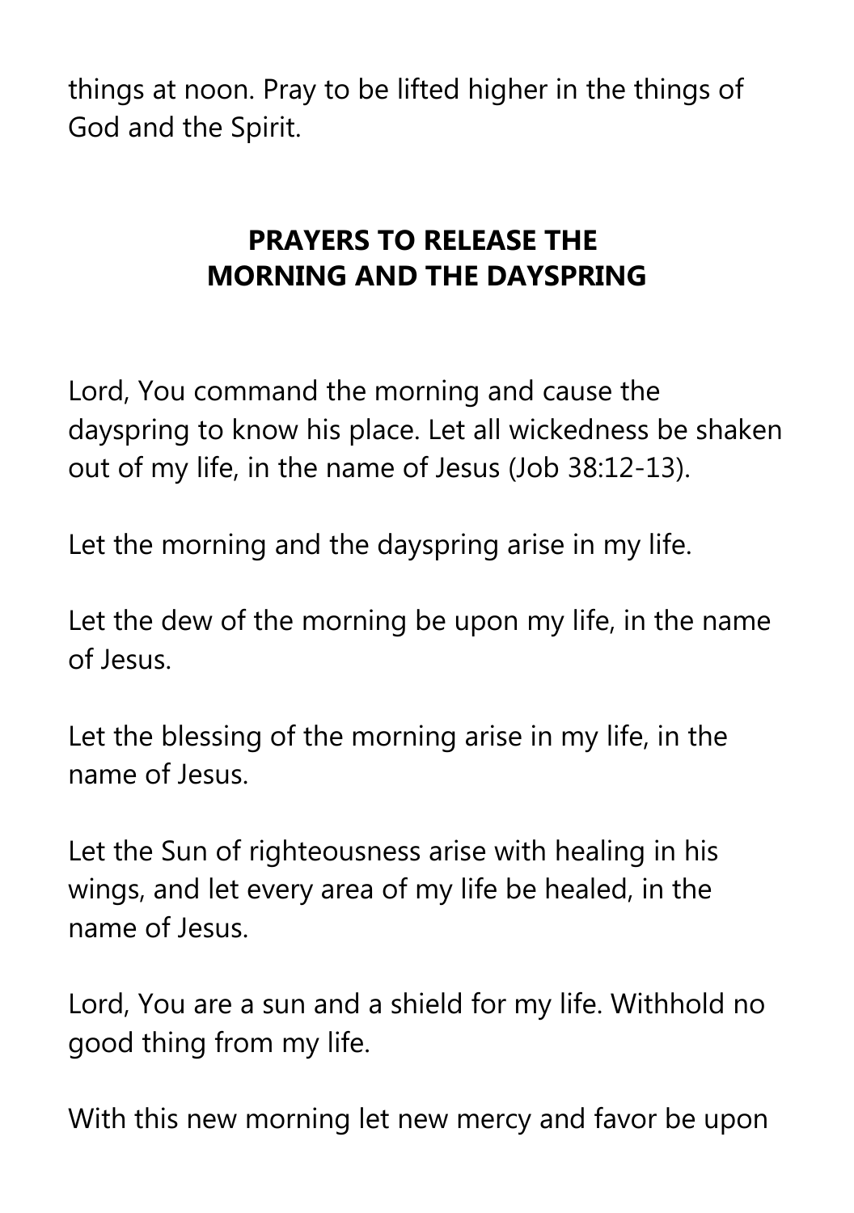things at noon. Pray to be lifted higher in the things of God and the Spirit.

## PRAYERS TO RELEASE THE MORNING AND THE DAYSPRING

Lord, You command the morning and cause the dayspring to know his place. Let all wickedness be shaken out of my life, in the name of Jesus (Job 38:12-13).

Let the morning and the dayspring arise in my life.

Let the dew of the morning be upon my life, in the name of Jesus.

Let the blessing of the morning arise in my life, in the name of Jesus.

Let the Sun of righteousness arise with healing in his wings, and let every area of my life be healed, in the name of Jesus.

Lord, You are a sun and a shield for my life. Withhold no good thing from my life.

With this new morning let new mercy and favor be upon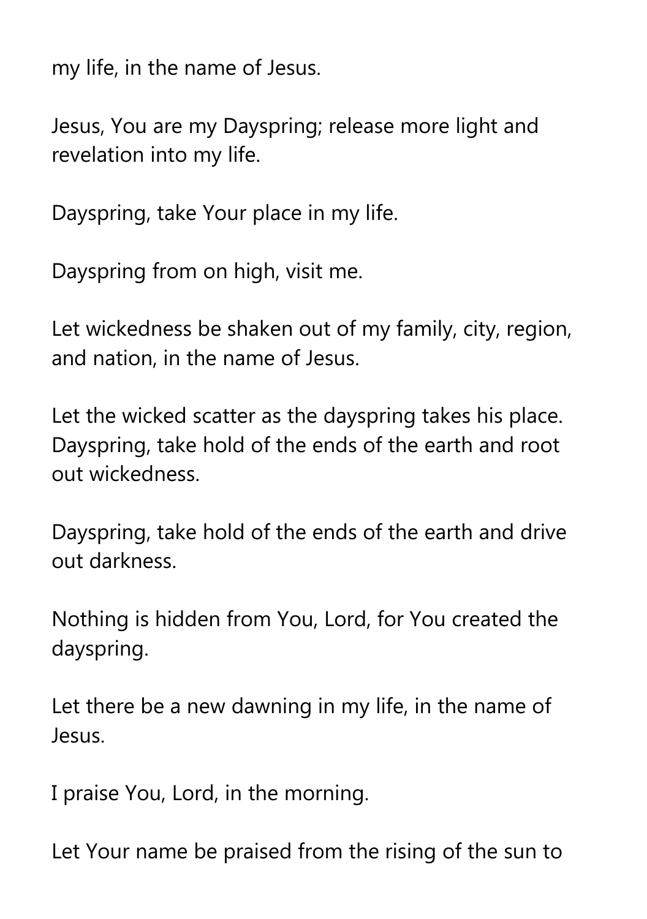my life, in the name of Jesus.

Jesus, You are my Dayspring; release more light and revelation into my life.

Dayspring, take Your place in my life.

Dayspring from on high, visit me.

Let wickedness be shaken out of my family, city, region, and nation, in the name of Jesus.

Let the wicked scatter as the dayspring takes his place. Dayspring, take hold of the ends of the earth and root out wickedness.

Dayspring, take hold of the ends of the earth and drive out darkness.

Nothing is hidden from You, Lord, for You created the dayspring.

Let there be a new dawning in my life, in the name of Jesus.

I praise You, Lord, in the morning.

Let Your name be praised from the rising of the sun to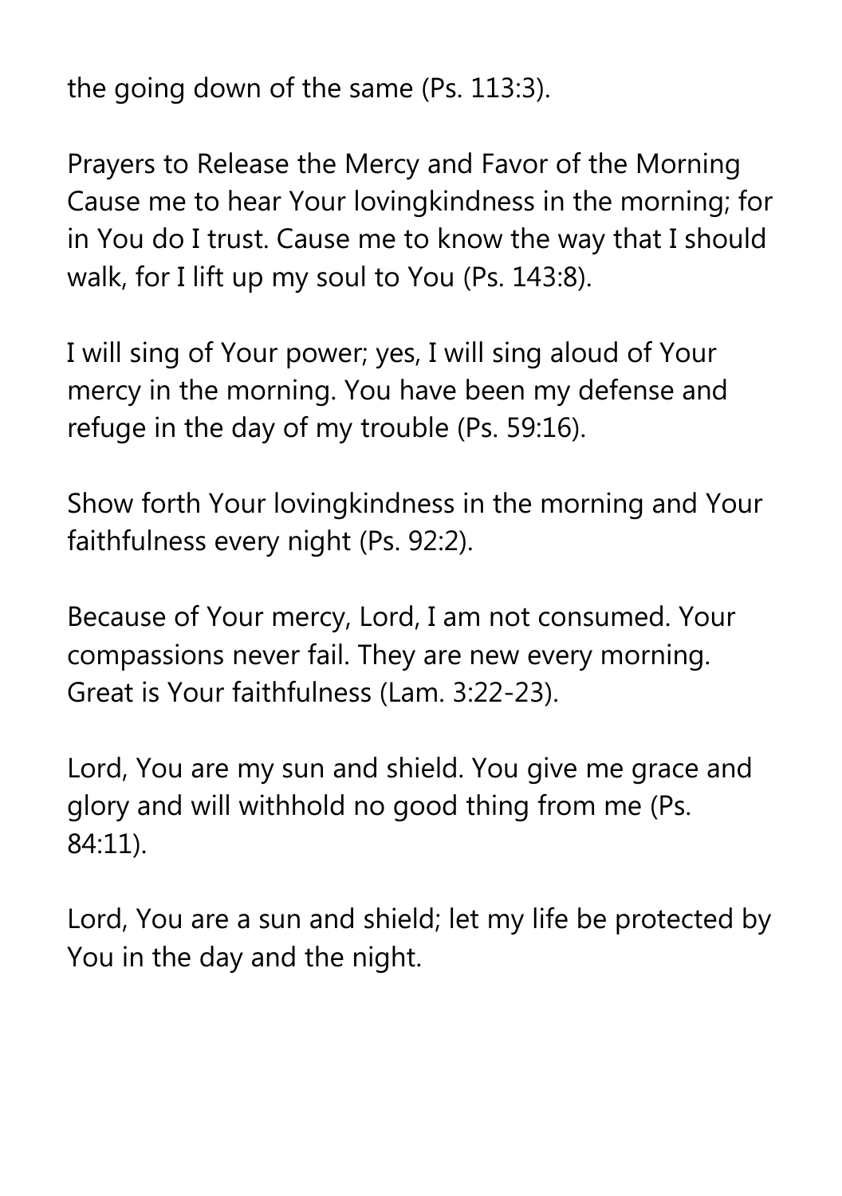the going down of the same (Ps. 113:3).

## Prayers to Release the Mercy and Favor of the Morning

Cause me to hear Your lovingkindness in the morning; for in You do I trust. Cause me to know the way that I should walk, for I lift up my soul to You (Ps. 143:8).

I will sing of Your power; yes, I will sing aloud of Your mercy in the morning. You have been my defense and refuge in the day of my trouble (Ps. 59:16).

Show forth Your lovingkindness in the morning and Your faithfulness every night (Ps. 92:2).

Because of Your mercy, Lord, I am not consumed. Your compassions never fail. They are new every morning. Great is Your faithfulness (Lam. 3:22-23).

Lord, You are my sun and shield. You give me grace and glory and will withhold no good thing from me (Ps. 84:11).

Lord, You are a sun and shield; let my life be protected by You in the day and the night.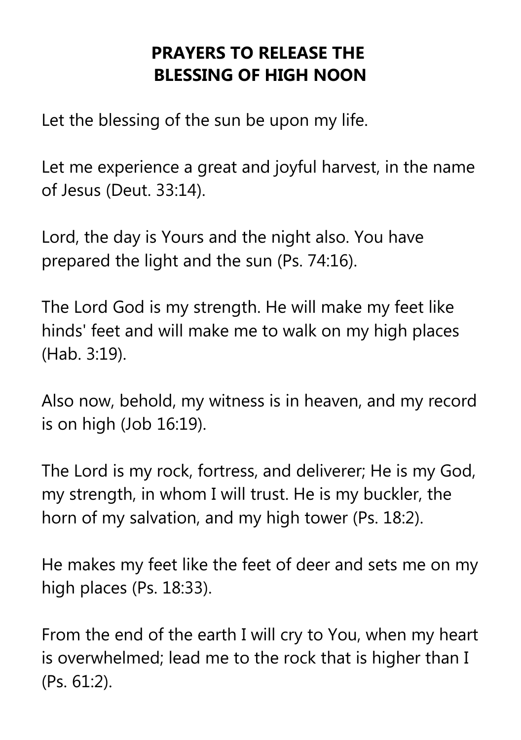**PRAYERS TO RELEASE THE BLESSING OF HIGH NOON**

Let the blessing of the sun be upon my life.

Let me experience a great and joyful harvest, in the name of Jesus (Deut. 33:14).

Lord, the day is Yours and the night also. You have prepared the light and the sun (Ps. 74:16).

The Lord God is my strength. He will make my feet like hinds' feet and will make me to walk on my high places (Hab. 3:19).

Also now, behold, my witness is in heaven, and my record is on high (Job 16:19).

The Lord is my rock, fortress, and deliverer; He is my God, my strength, in whom I will trust. He is my buckler, the horn of my salvation, and my high tower (Ps. 18:2).

He makes my feet like the feet of deer and sets me on my high places (Ps. 18:33).

From the end of the earth I will cry to You, when my heart is overwhelmed; lead me to the rock that is higher than I (Ps. 61:2).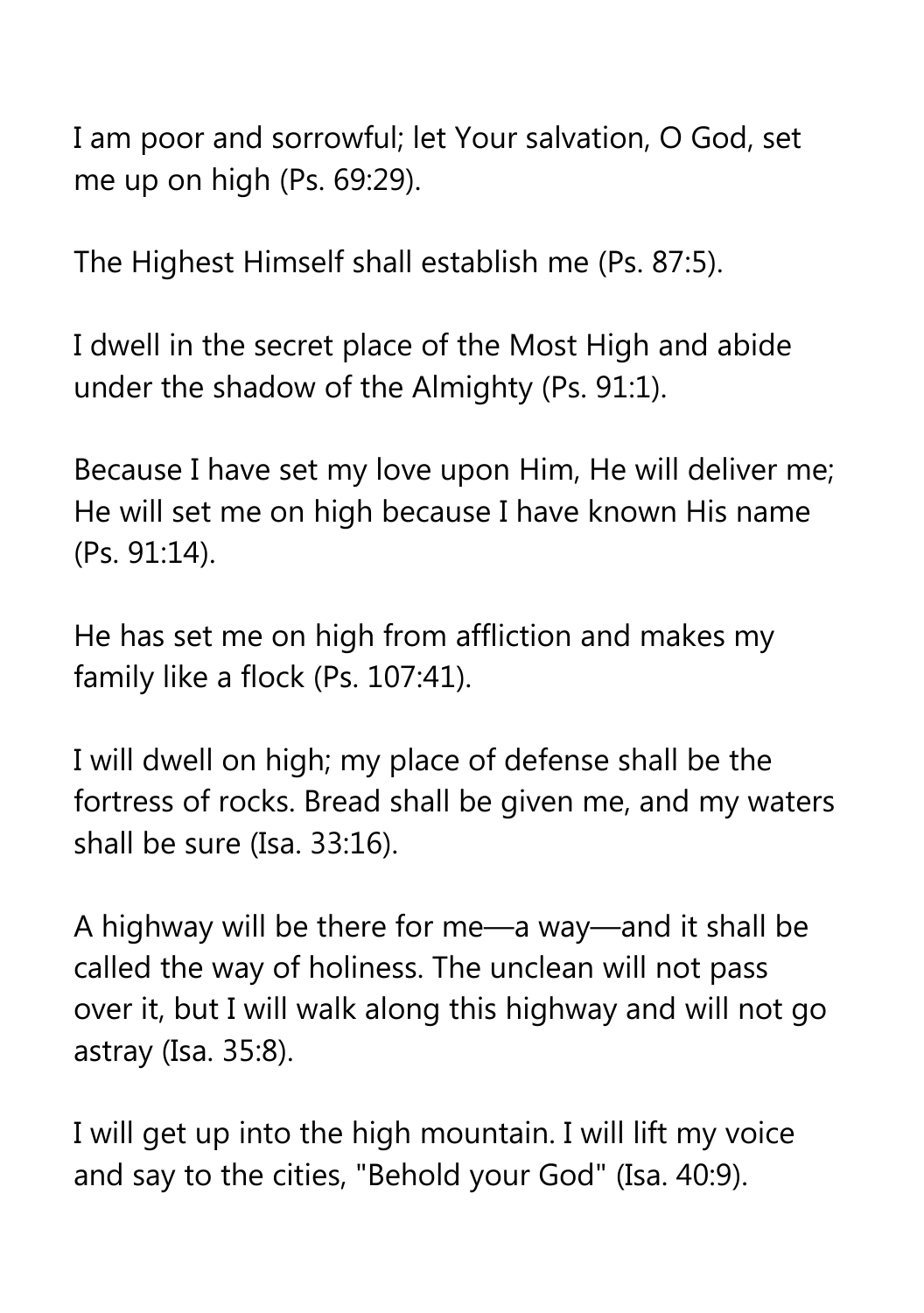I am poor and sorrowful; let Your salvation, O God, set me up on high (Ps. 69:29).

The Highest Himself shall establish me (Ps. 87:5).

I dwell in the secret place of the Most High and abide under the shadow of the Almighty (Ps. 91:1).

Because I have set my love upon Him, He will deliver me; He will set me on high because I have known His name (Ps. 91:14).

He has set me on high from affliction and makes my family like a flock (Ps. 107:41).

I will dwell on high; my place of defense shall be the fortress of rocks. Bread shall be given me, and my waters shall be sure (Isa. 33:16).

A highway will be there for me—a way—and it shall be called the way of holiness. The unclean will not pass over it, but I will walk along this highway and will not go astray (Isa. 35:8).

I will get up into the high mountain. I will lift my voice and say to the cities, "Behold your God" (Isa. 40:9).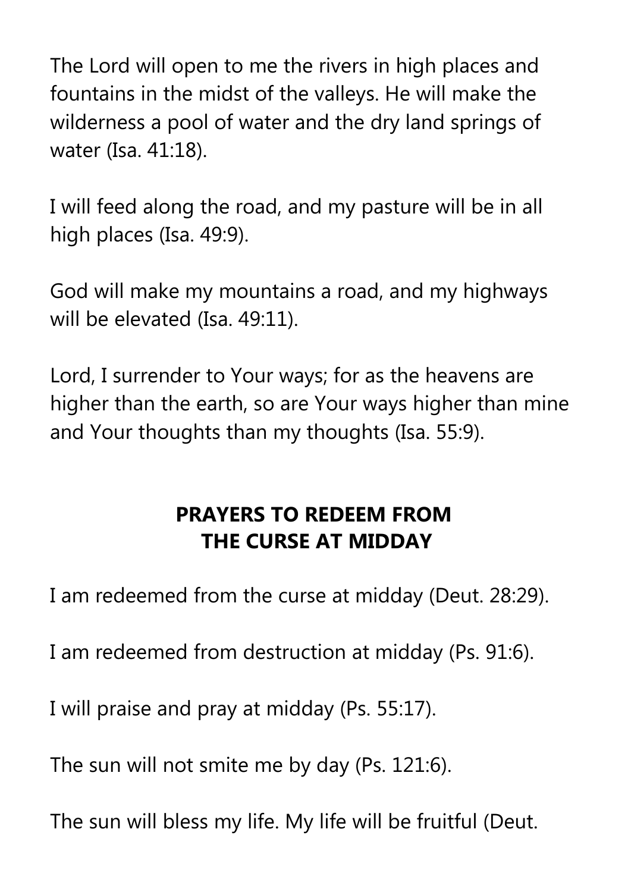The Lord will open to me the rivers in high places and fountains in the midst of the valleys. He will make the wilderness a pool of water and the dry land springs of water (Isa. 41:18).

I will feed along the road, and my pasture will be in all high places (Isa. 49:9).

God will make my mountains a road, and my highways will be elevated (Isa. 49:11).

Lord, I surrender to Your ways; for as the heavens are higher than the earth, so are Your ways higher than mine and Your thoughts than my thoughts (Isa. 55:9).

## PRAYERS TO REDEEM FROM THE CURSE AT MIDDAY

I am redeemed from the curse at midday (Deut. 28:29).

I am redeemed from destruction at midday (Ps. 91:6).

I will praise and pray at midday (Ps. 55:17).

The sun will not smite me by day (Ps. 121:6).

The sun will bless my life. My life will be fruitful (Deut.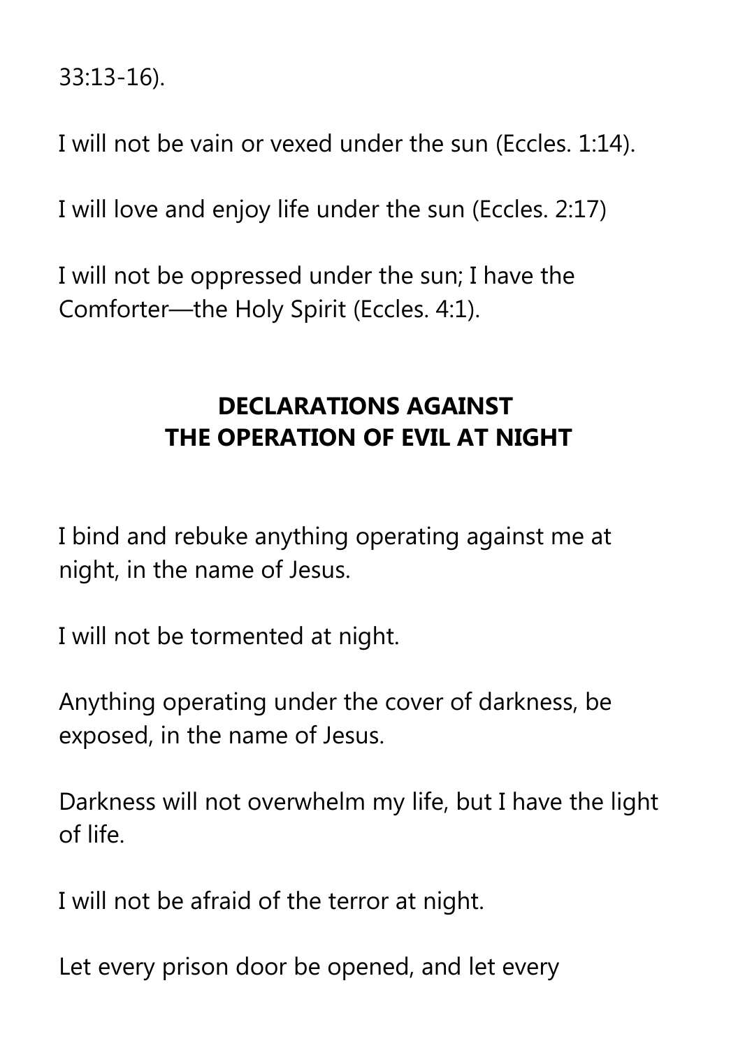33:13-16).

I will not be vain or vexed under the sun (Eccles. 1:14).

I will love and enjoy life under the sun (Eccles. 2:17)

I will not be oppressed under the sun; I have the Comforter—the Holy Spirit (Eccles. 4:1).

## DECLARATIONS AGAINST THE OPERATION OF EVIL AT NIGHT

I bind and rebuke anything operating against me at night, in the name of Jesus.

I will not be tormented at night.

Anything operating under the cover of darkness, be exposed, in the name of Jesus.

Darkness will not overwhelm my life, but I have the light of life.

I will not be afraid of the terror at night.

Let every prison door be opened, and let every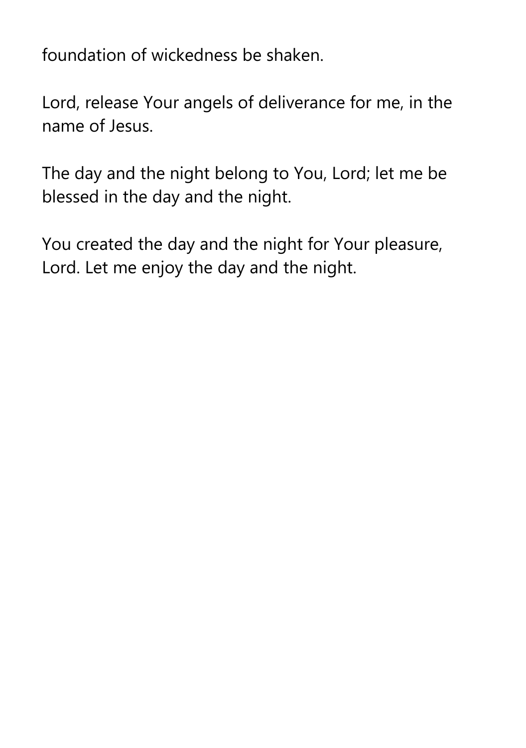foundation of wickedness be shaken.

Lord, release Your angels of deliverance for me, in the name of Jesus.

The day and the night belong to You, Lord; let me be blessed in the day and the night.

You created the day and the night for Your pleasure, Lord. Let me enjoy the day and the night.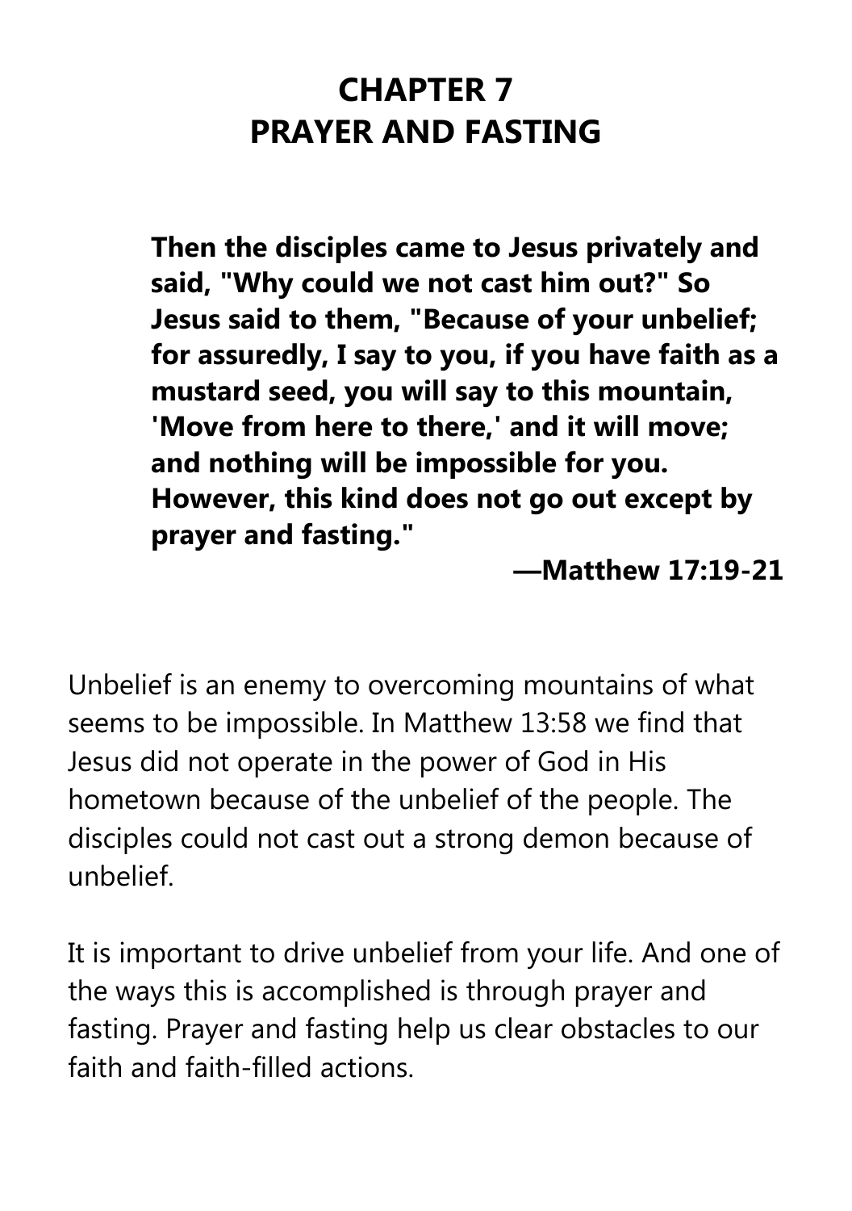# CHAPTER 7
# PRAYER AND FASTING

> **Then the disciples came to Jesus privately and said, "Why could we not cast him out?" So Jesus said to them, "Because of your unbelief; for assuredly, I say to you, if you have faith as a mustard seed, you will say to this mountain, 'Move from here to there,' and it will move; and nothing will be impossible for you. However, this kind does not go out except by prayer and fasting."**
>
> **—Matthew 17:19-21**

Unbelief is an enemy to overcoming mountains of what seems to be impossible. In Matthew 13:58 we find that Jesus did not operate in the power of God in His hometown because of the unbelief of the people. The disciples could not cast out a strong demon because of unbelief.

It is important to drive unbelief from your life. And one of the ways this is accomplished is through prayer and fasting. Prayer and fasting help us clear obstacles to our faith and faith-filled actions.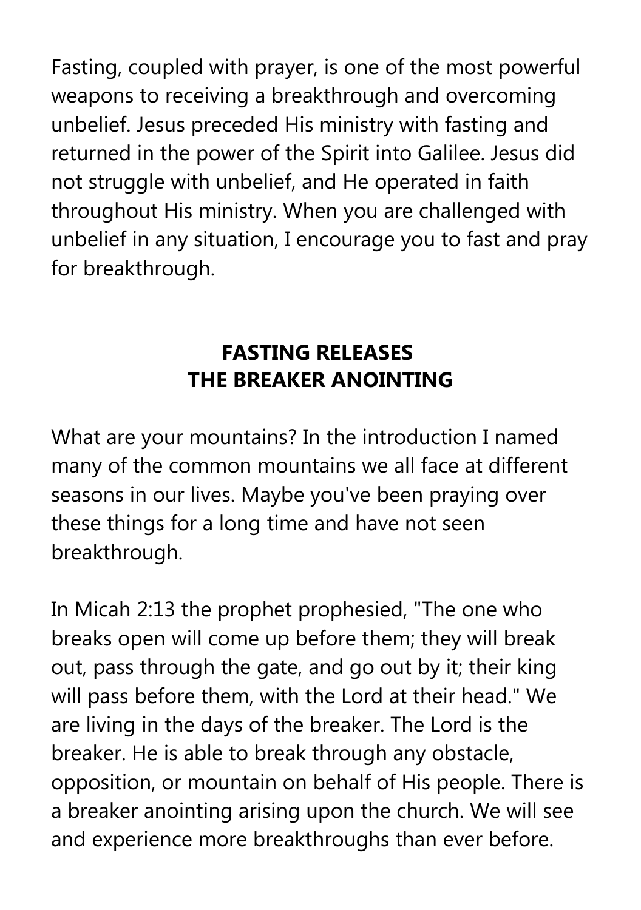Fasting, coupled with prayer, is one of the most powerful weapons to receiving a breakthrough and overcoming unbelief. Jesus preceded His ministry with fasting and returned in the power of the Spirit into Galilee. Jesus did not struggle with unbelief, and He operated in faith throughout His ministry. When you are challenged with unbelief in any situation, I encourage you to fast and pray for breakthrough.

## FASTING RELEASES THE BREAKER ANOINTING

What are your mountains? In the introduction I named many of the common mountains we all face at different seasons in our lives. Maybe you've been praying over these things for a long time and have not seen breakthrough.

In Micah 2:13 the prophet prophesied, "The one who breaks open will come up before them; they will break out, pass through the gate, and go out by it; their king will pass before them, with the Lord at their head." We are living in the days of the breaker. The Lord is the breaker. He is able to break through any obstacle, opposition, or mountain on behalf of His people. There is a breaker anointing arising upon the church. We will see and experience more breakthroughs than ever before.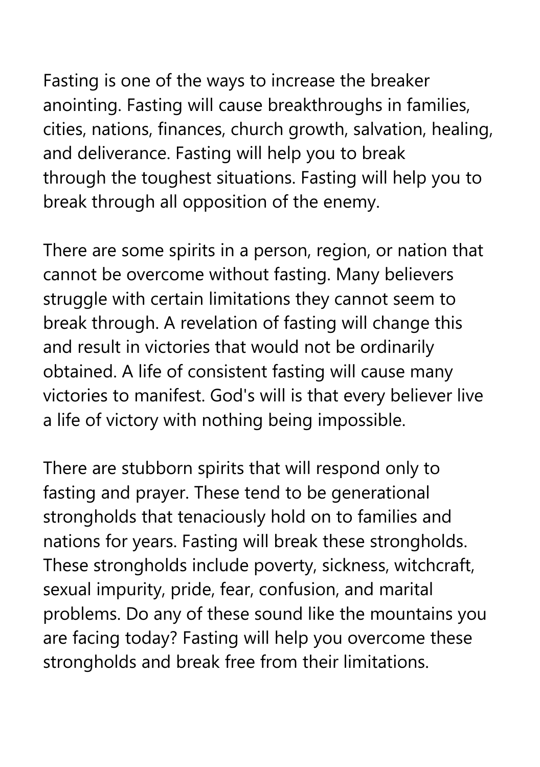Fasting is one of the ways to increase the breaker anointing. Fasting will cause breakthroughs in families, cities, nations, finances, church growth, salvation, healing, and deliverance. Fasting will help you to break through the toughest situations. Fasting will help you to break through all opposition of the enemy.

There are some spirits in a person, region, or nation that cannot be overcome without fasting. Many believers struggle with certain limitations they cannot seem to break through. A revelation of fasting will change this and result in victories that would not be ordinarily obtained. A life of consistent fasting will cause many victories to manifest. God's will is that every believer live a life of victory with nothing being impossible.

There are stubborn spirits that will respond only to fasting and prayer. These tend to be generational strongholds that tenaciously hold on to families and nations for years. Fasting will break these strongholds. These strongholds include poverty, sickness, witchcraft, sexual impurity, pride, fear, confusion, and marital problems. Do any of these sound like the mountains you are facing today? Fasting will help you overcome these strongholds and break free from their limitations.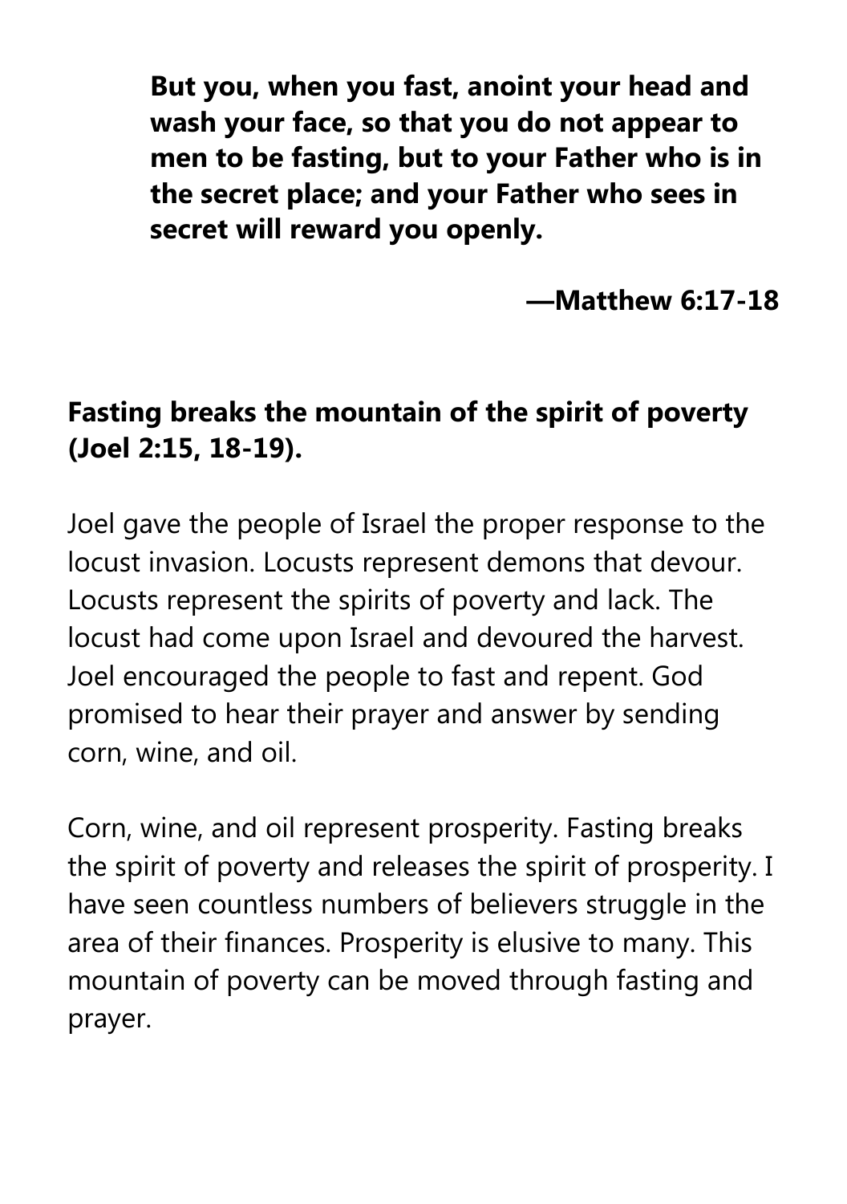> **But you, when you fast, anoint your head and wash your face, so that you do not appear to men to be fasting, but to your Father who is in the secret place; and your Father who sees in secret will reward you openly.**
>
> **—Matthew 6:17-18**

**Fasting breaks the mountain of the spirit of poverty (Joel 2:15, 18-19).**

Joel gave the people of Israel the proper response to the locust invasion. Locusts represent demons that devour. Locusts represent the spirits of poverty and lack. The locust had come upon Israel and devoured the harvest. Joel encouraged the people to fast and repent. God promised to hear their prayer and answer by sending corn, wine, and oil.

Corn, wine, and oil represent prosperity. Fasting breaks the spirit of poverty and releases the spirit of prosperity. I have seen countless numbers of believers struggle in the area of their finances. Prosperity is elusive to many. This mountain of poverty can be moved through fasting and prayer.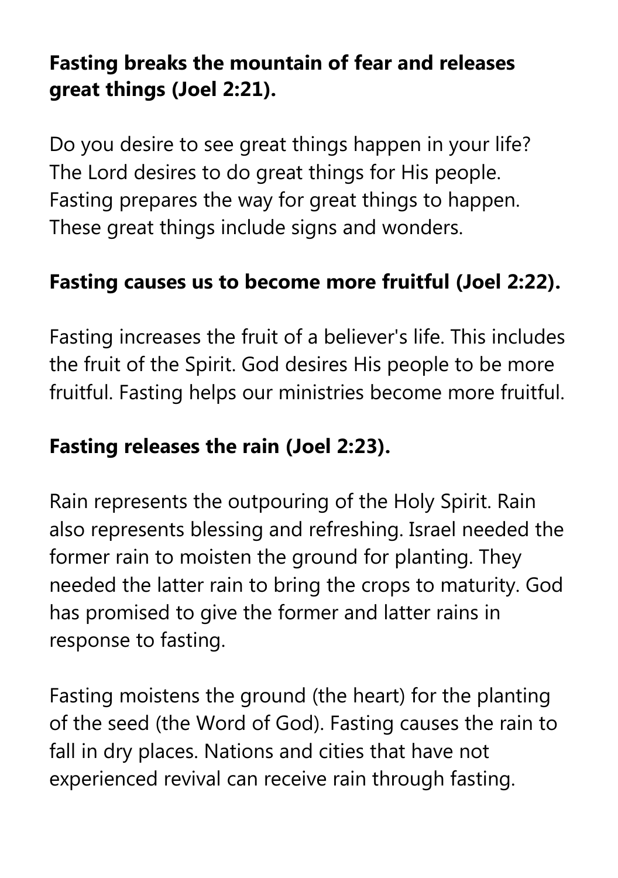**Fasting breaks the mountain of fear and releases great things (Joel 2:21).**

Do you desire to see great things happen in your life? The Lord desires to do great things for His people. Fasting prepares the way for great things to happen. These great things include signs and wonders.

**Fasting causes us to become more fruitful (Joel 2:22).**

Fasting increases the fruit of a believer's life. This includes the fruit of the Spirit. God desires His people to be more fruitful. Fasting helps our ministries become more fruitful.

**Fasting releases the rain (Joel 2:23).**

Rain represents the outpouring of the Holy Spirit. Rain also represents blessing and refreshing. Israel needed the former rain to moisten the ground for planting. They needed the latter rain to bring the crops to maturity. God has promised to give the former and latter rains in response to fasting.

Fasting moistens the ground (the heart) for the planting of the seed (the Word of God). Fasting causes the rain to fall in dry places. Nations and cities that have not experienced revival can receive rain through fasting.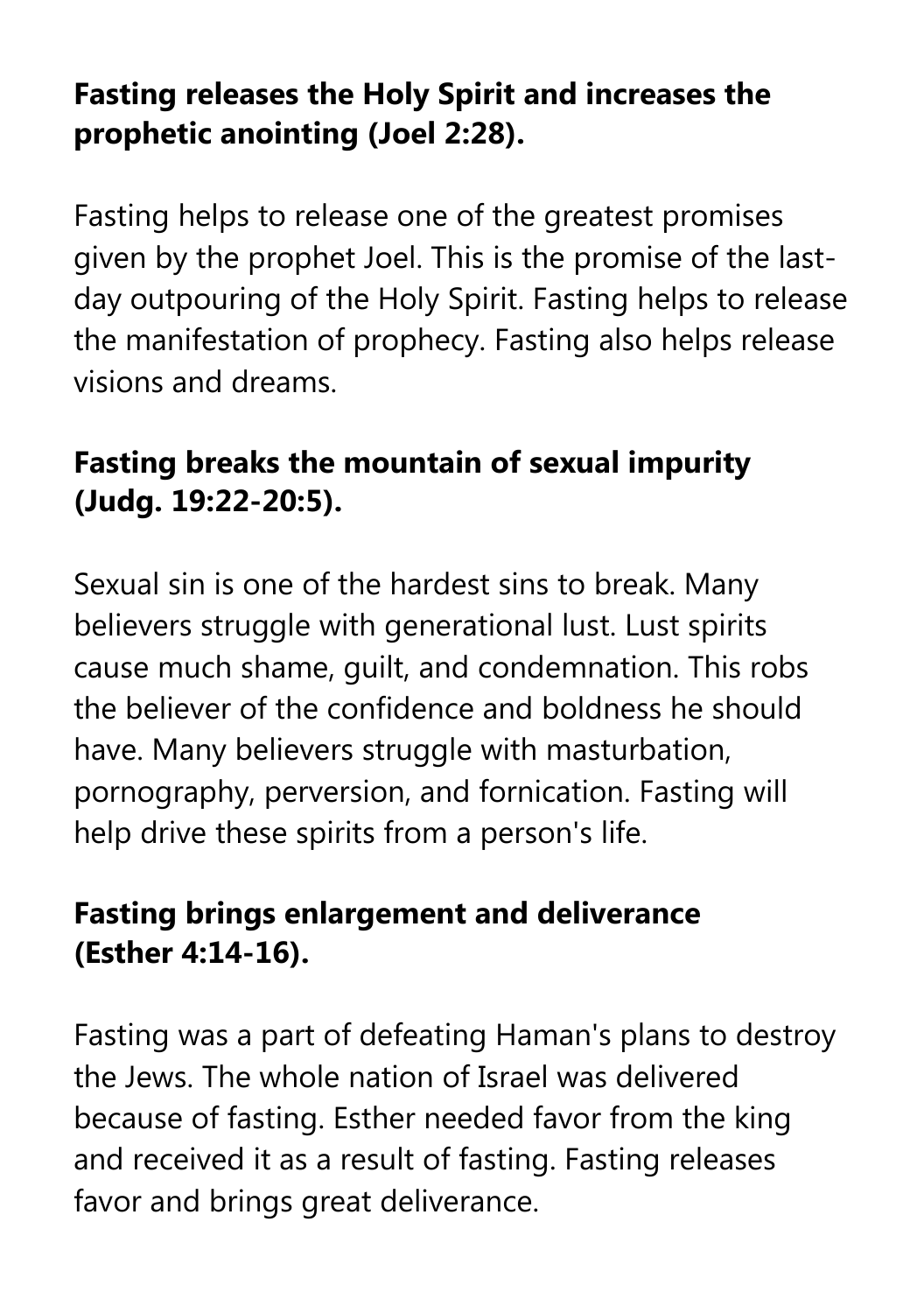**Fasting releases the Holy Spirit and increases the prophetic anointing (Joel 2:28).**

Fasting helps to release one of the greatest promises given by the prophet Joel. This is the promise of the last-day outpouring of the Holy Spirit. Fasting helps to release the manifestation of prophecy. Fasting also helps release visions and dreams.

**Fasting breaks the mountain of sexual impurity (Judg. 19:22-20:5).**

Sexual sin is one of the hardest sins to break. Many believers struggle with generational lust. Lust spirits cause much shame, guilt, and condemnation. This robs the believer of the confidence and boldness he should have. Many believers struggle with masturbation, pornography, perversion, and fornication. Fasting will help drive these spirits from a person's life.

**Fasting brings enlargement and deliverance (Esther 4:14-16).**

Fasting was a part of defeating Haman's plans to destroy the Jews. The whole nation of Israel was delivered because of fasting. Esther needed favor from the king and received it as a result of fasting. Fasting releases favor and brings great deliverance.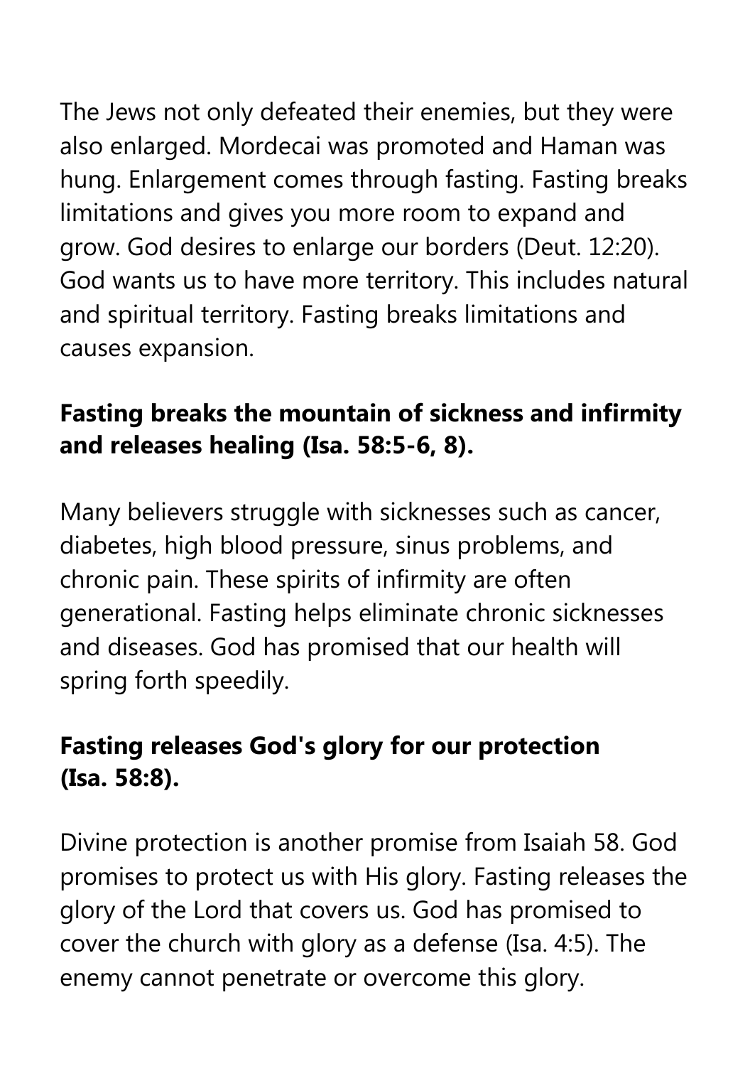The Jews not only defeated their enemies, but they were also enlarged. Mordecai was promoted and Haman was hung. Enlargement comes through fasting. Fasting breaks limitations and gives you more room to expand and grow. God desires to enlarge our borders (Deut. 12:20). God wants us to have more territory. This includes natural and spiritual territory. Fasting breaks limitations and causes expansion.

**Fasting breaks the mountain of sickness and infirmity and releases healing (Isa. 58:5-6, 8).**

Many believers struggle with sicknesses such as cancer, diabetes, high blood pressure, sinus problems, and chronic pain. These spirits of infirmity are often generational. Fasting helps eliminate chronic sicknesses and diseases. God has promised that our health will spring forth speedily.

**Fasting releases God's glory for our protection (Isa. 58:8).**

Divine protection is another promise from Isaiah 58. God promises to protect us with His glory. Fasting releases the glory of the Lord that covers us. God has promised to cover the church with glory as a defense (Isa. 4:5). The enemy cannot penetrate or overcome this glory.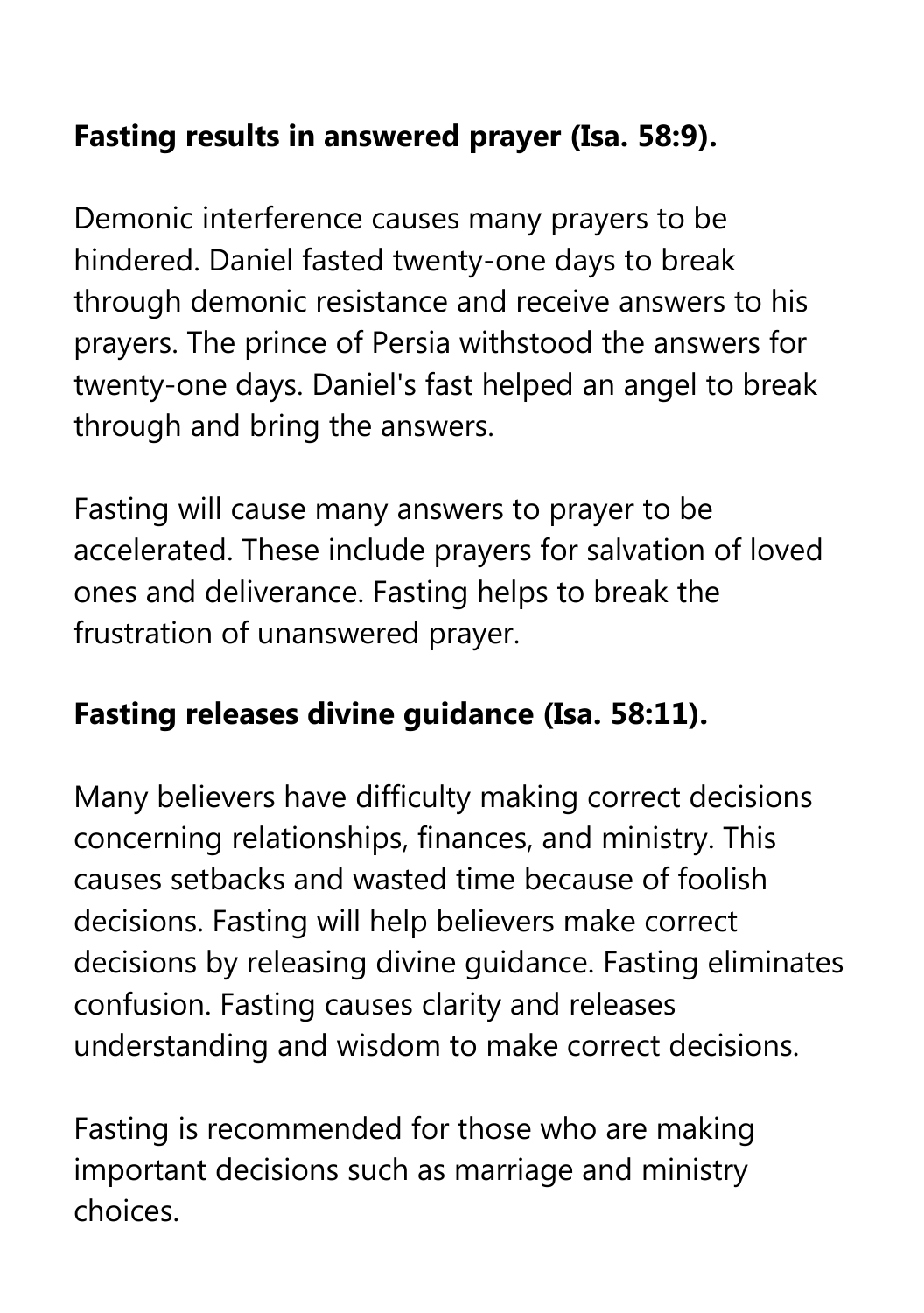**Fasting results in answered prayer (Isa. 58:9).**

Demonic interference causes many prayers to be hindered. Daniel fasted twenty-one days to break through demonic resistance and receive answers to his prayers. The prince of Persia withstood the answers for twenty-one days. Daniel's fast helped an angel to break through and bring the answers.

Fasting will cause many answers to prayer to be accelerated. These include prayers for salvation of loved ones and deliverance. Fasting helps to break the frustration of unanswered prayer.

**Fasting releases divine guidance (Isa. 58:11).**

Many believers have difficulty making correct decisions concerning relationships, finances, and ministry. This causes setbacks and wasted time because of foolish decisions. Fasting will help believers make correct decisions by releasing divine guidance. Fasting eliminates confusion. Fasting causes clarity and releases understanding and wisdom to make correct decisions.

Fasting is recommended for those who are making important decisions such as marriage and ministry choices.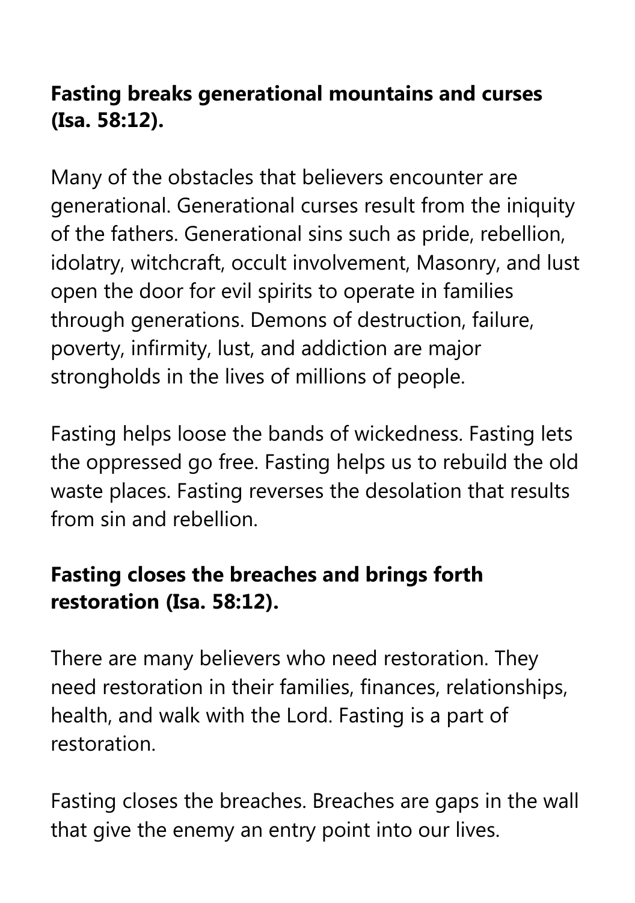**Fasting breaks generational mountains and curses (Isa. 58:12).**

Many of the obstacles that believers encounter are generational. Generational curses result from the iniquity of the fathers. Generational sins such as pride, rebellion, idolatry, witchcraft, occult involvement, Masonry, and lust open the door for evil spirits to operate in families through generations. Demons of destruction, failure, poverty, infirmity, lust, and addiction are major strongholds in the lives of millions of people.

Fasting helps loose the bands of wickedness. Fasting lets the oppressed go free. Fasting helps us to rebuild the old waste places. Fasting reverses the desolation that results from sin and rebellion.

**Fasting closes the breaches and brings forth restoration (Isa. 58:12).**

There are many believers who need restoration. They need restoration in their families, finances, relationships, health, and walk with the Lord. Fasting is a part of restoration.

Fasting closes the breaches. Breaches are gaps in the wall that give the enemy an entry point into our lives.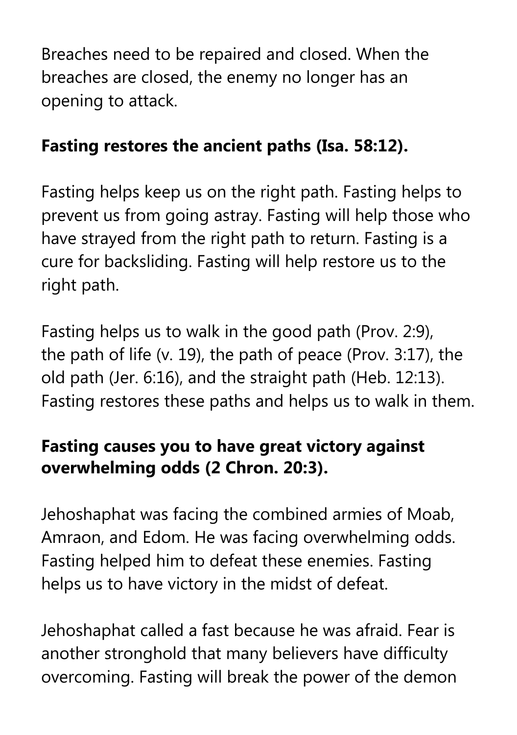Breaches need to be repaired and closed. When the breaches are closed, the enemy no longer has an opening to attack.

**Fasting restores the ancient paths (Isa. 58:12).**

Fasting helps keep us on the right path. Fasting helps to prevent us from going astray. Fasting will help those who have strayed from the right path to return. Fasting is a cure for backsliding. Fasting will help restore us to the right path.

Fasting helps us to walk in the good path (Prov. 2:9), the path of life (v. 19), the path of peace (Prov. 3:17), the old path (Jer. 6:16), and the straight path (Heb. 12:13). Fasting restores these paths and helps us to walk in them.

**Fasting causes you to have great victory against overwhelming odds (2 Chron. 20:3).**

Jehoshaphat was facing the combined armies of Moab, Amraon, and Edom. He was facing overwhelming odds. Fasting helped him to defeat these enemies. Fasting helps us to have victory in the midst of defeat.

Jehoshaphat called a fast because he was afraid. Fear is another stronghold that many believers have difficulty overcoming. Fasting will break the power of the demon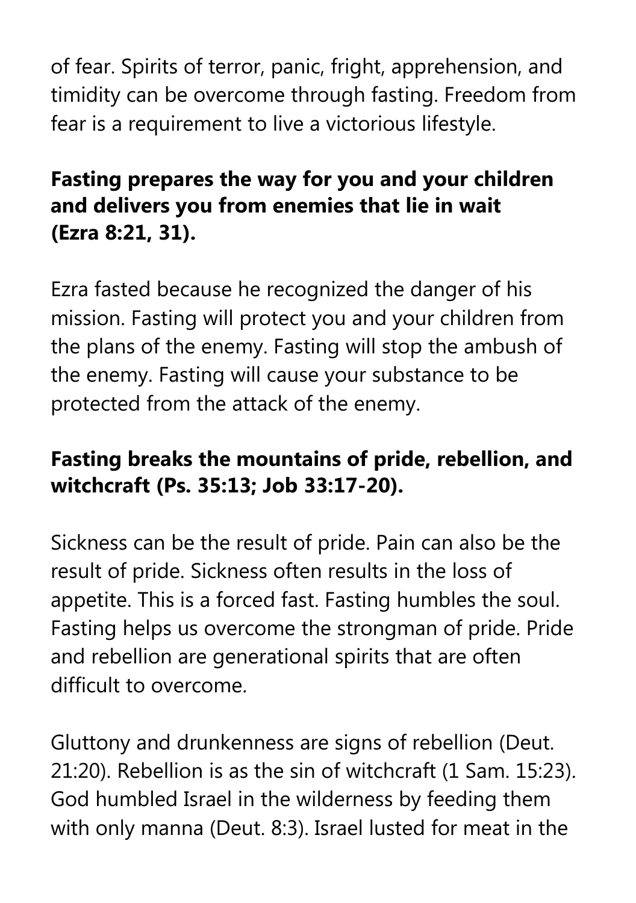of fear. Spirits of terror, panic, fright, apprehension, and timidity can be overcome through fasting. Freedom from fear is a requirement to live a victorious lifestyle.

**Fasting prepares the way for you and your children and delivers you from enemies that lie in wait (Ezra 8:21, 31).**

Ezra fasted because he recognized the danger of his mission. Fasting will protect you and your children from the plans of the enemy. Fasting will stop the ambush of the enemy. Fasting will cause your substance to be protected from the attack of the enemy.

**Fasting breaks the mountains of pride, rebellion, and witchcraft (Ps. 35:13; Job 33:17-20).**

Sickness can be the result of pride. Pain can also be the result of pride. Sickness often results in the loss of appetite. This is a forced fast. Fasting humbles the soul. Fasting helps us overcome the strongman of pride. Pride and rebellion are generational spirits that are often difficult to overcome.

Gluttony and drunkenness are signs of rebellion (Deut. 21:20). Rebellion is as the sin of witchcraft (1 Sam. 15:23). God humbled Israel in the wilderness by feeding them with only manna (Deut. 8:3). Israel lusted for meat in the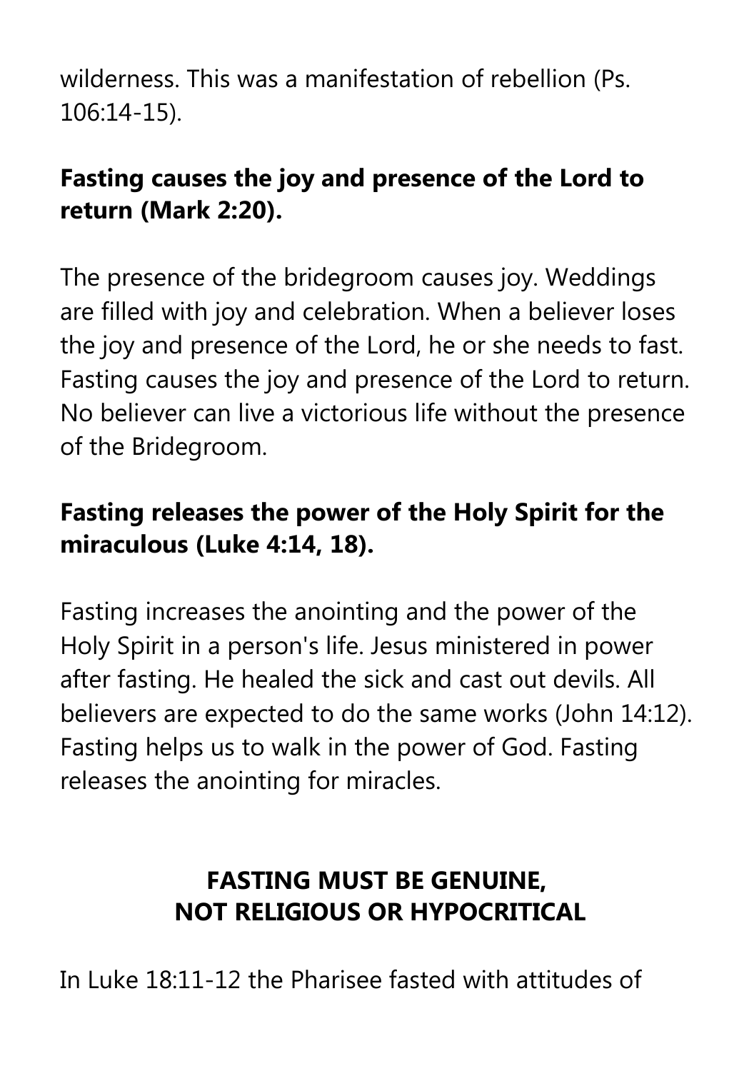wilderness. This was a manifestation of rebellion (Ps. 106:14-15).

**Fasting causes the joy and presence of the Lord to return (Mark 2:20).**

The presence of the bridegroom causes joy. Weddings are filled with joy and celebration. When a believer loses the joy and presence of the Lord, he or she needs to fast. Fasting causes the joy and presence of the Lord to return. No believer can live a victorious life without the presence of the Bridegroom.

**Fasting releases the power of the Holy Spirit for the miraculous (Luke 4:14, 18).**

Fasting increases the anointing and the power of the Holy Spirit in a person's life. Jesus ministered in power after fasting. He healed the sick and cast out devils. All believers are expected to do the same works (John 14:12). Fasting helps us to walk in the power of God. Fasting releases the anointing for miracles.

## FASTING MUST BE GENUINE, NOT RELIGIOUS OR HYPOCRITICAL

In Luke 18:11-12 the Pharisee fasted with attitudes of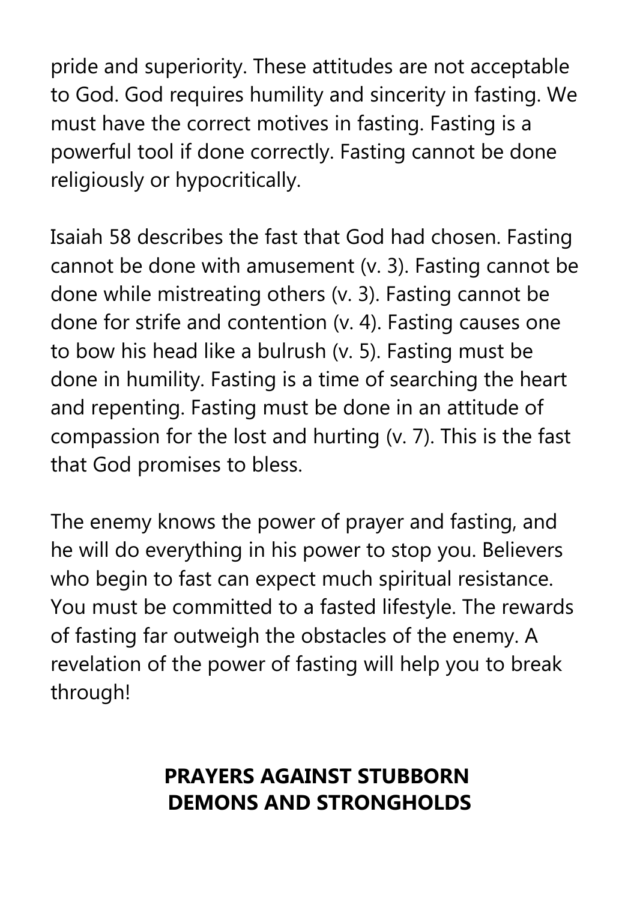pride and superiority. These attitudes are not acceptable to God. God requires humility and sincerity in fasting. We must have the correct motives in fasting. Fasting is a powerful tool if done correctly. Fasting cannot be done religiously or hypocritically.

Isaiah 58 describes the fast that God had chosen. Fasting cannot be done with amusement (v. 3). Fasting cannot be done while mistreating others (v. 3). Fasting cannot be done for strife and contention (v. 4). Fasting causes one to bow his head like a bulrush (v. 5). Fasting must be done in humility. Fasting is a time of searching the heart and repenting. Fasting must be done in an attitude of compassion for the lost and hurting (v. 7). This is the fast that God promises to bless.

The enemy knows the power of prayer and fasting, and he will do everything in his power to stop you. Believers who begin to fast can expect much spiritual resistance. You must be committed to a fasted lifestyle. The rewards of fasting far outweigh the obstacles of the enemy. A revelation of the power of fasting will help you to break through!

## PRAYERS AGAINST STUBBORN DEMONS AND STRONGHOLDS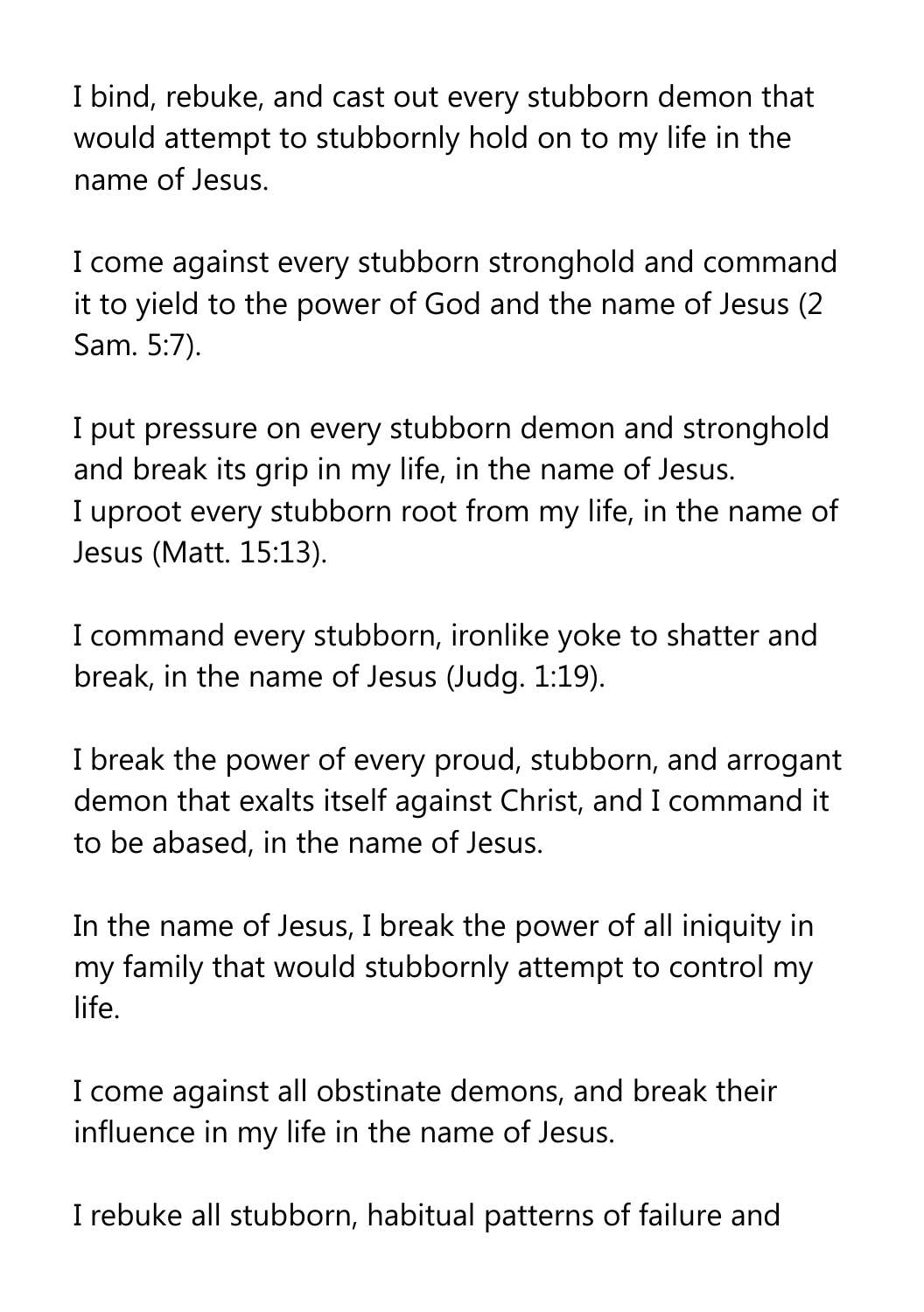I bind, rebuke, and cast out every stubborn demon that would attempt to stubbornly hold on to my life in the name of Jesus.

I come against every stubborn stronghold and command it to yield to the power of God and the name of Jesus (2 Sam. 5:7).

I put pressure on every stubborn demon and stronghold and break its grip in my life, in the name of Jesus.
I uproot every stubborn root from my life, in the name of Jesus (Matt. 15:13).

I command every stubborn, ironlike yoke to shatter and break, in the name of Jesus (Judg. 1:19).

I break the power of every proud, stubborn, and arrogant demon that exalts itself against Christ, and I command it to be abased, in the name of Jesus.

In the name of Jesus, I break the power of all iniquity in my family that would stubbornly attempt to control my life.

I come against all obstinate demons, and break their influence in my life in the name of Jesus.

I rebuke all stubborn, habitual patterns of failure and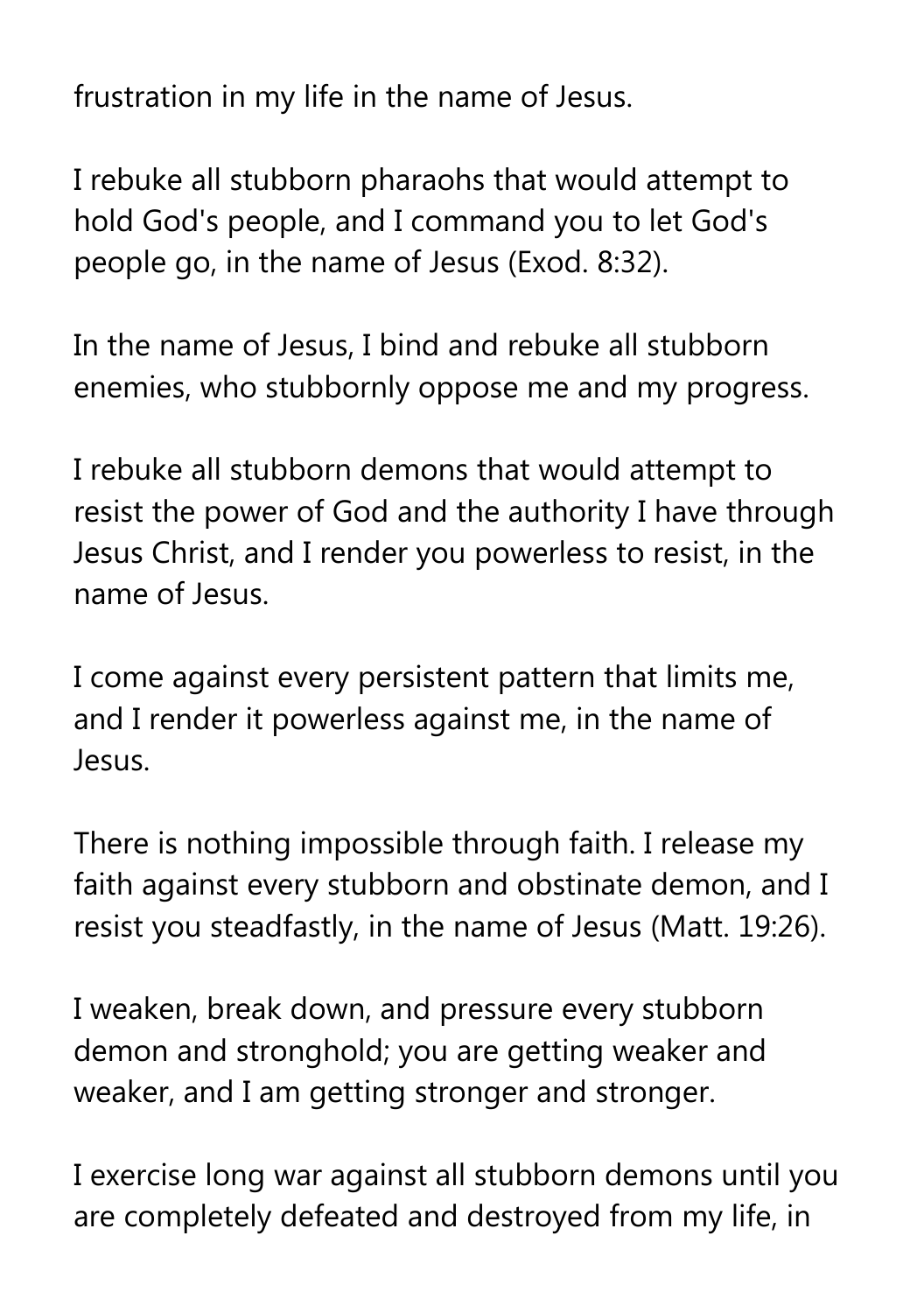frustration in my life in the name of Jesus.

I rebuke all stubborn pharaohs that would attempt to hold God's people, and I command you to let God's people go, in the name of Jesus (Exod. 8:32).

In the name of Jesus, I bind and rebuke all stubborn enemies, who stubbornly oppose me and my progress.

I rebuke all stubborn demons that would attempt to resist the power of God and the authority I have through Jesus Christ, and I render you powerless to resist, in the name of Jesus.

I come against every persistent pattern that limits me, and I render it powerless against me, in the name of Jesus.

There is nothing impossible through faith. I release my faith against every stubborn and obstinate demon, and I resist you steadfastly, in the name of Jesus (Matt. 19:26).

I weaken, break down, and pressure every stubborn demon and stronghold; you are getting weaker and weaker, and I am getting stronger and stronger.

I exercise long war against all stubborn demons until you are completely defeated and destroyed from my life, in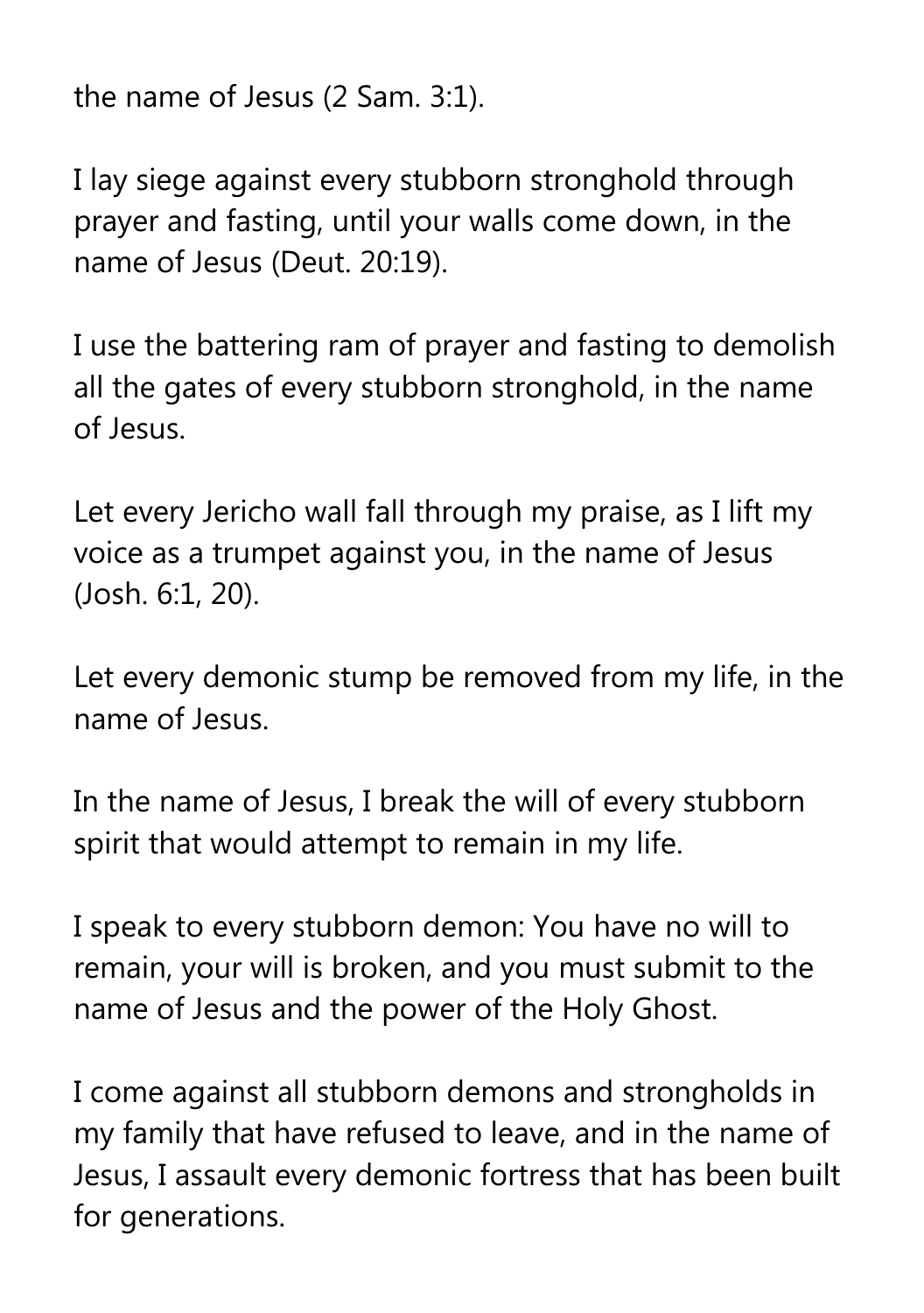the name of Jesus (2 Sam. 3:1).

I lay siege against every stubborn stronghold through prayer and fasting, until your walls come down, in the name of Jesus (Deut. 20:19).

I use the battering ram of prayer and fasting to demolish all the gates of every stubborn stronghold, in the name of Jesus.

Let every Jericho wall fall through my praise, as I lift my voice as a trumpet against you, in the name of Jesus (Josh. 6:1, 20).

Let every demonic stump be removed from my life, in the name of Jesus.

In the name of Jesus, I break the will of every stubborn spirit that would attempt to remain in my life.

I speak to every stubborn demon: You have no will to remain, your will is broken, and you must submit to the name of Jesus and the power of the Holy Ghost.

I come against all stubborn demons and strongholds in my family that have refused to leave, and in the name of Jesus, I assault every demonic fortress that has been built for generations.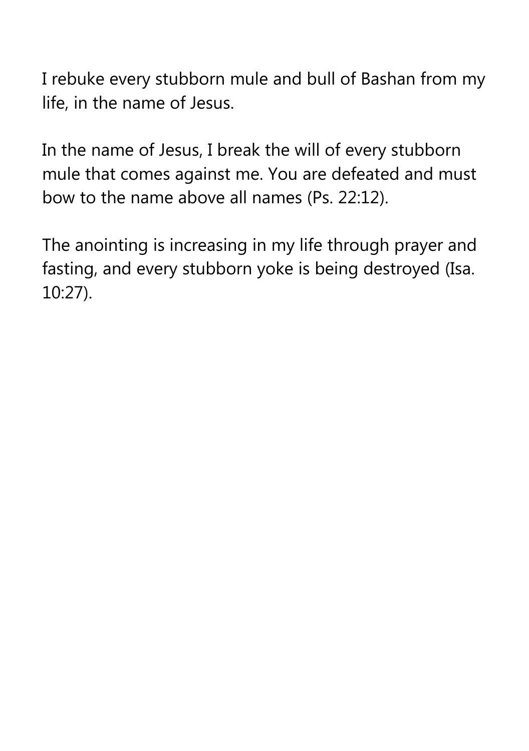I rebuke every stubborn mule and bull of Bashan from my life, in the name of Jesus.

In the name of Jesus, I break the will of every stubborn mule that comes against me. You are defeated and must bow to the name above all names (Ps. 22:12).

The anointing is increasing in my life through prayer and fasting, and every stubborn yoke is being destroyed (Isa. 10:27).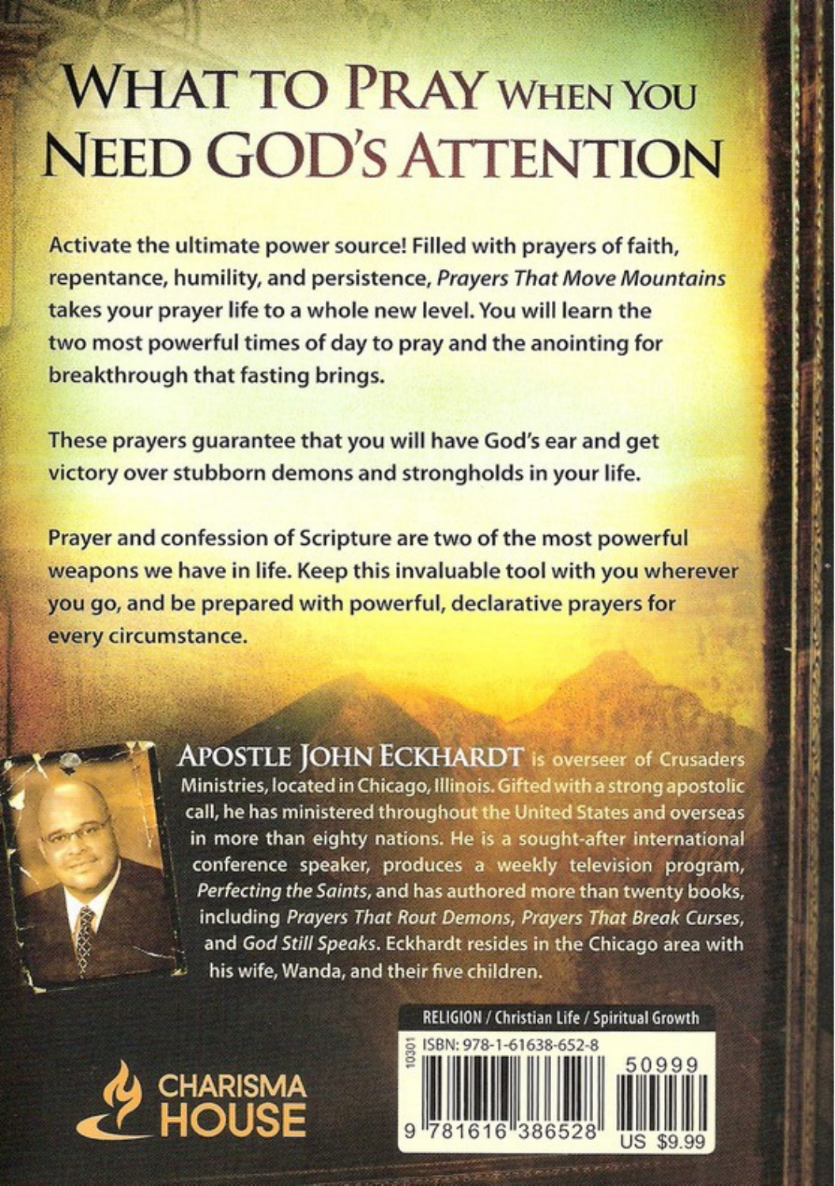# WHAT TO PRAY WHEN YOU NEED GOD'S ATTENTION

Activate the ultimate power source! Filled with prayers of faith, repentance, humility, and persistence, *Prayers That Move Mountains* takes your prayer life to a whole new level. You will learn the two most powerful times of day to pray and the anointing for breakthrough that fasting brings.

These prayers guarantee that you will have God's ear and get victory over stubborn demons and strongholds in your life.

Prayer and confession of Scripture are two of the most powerful weapons we have in life. Keep this invaluable tool with you wherever you go, and be prepared with powerful, declarative prayers for every circumstance.

**APOSTLE JOHN ECKHARDT** is overseer of Crusaders Ministries, located in Chicago, Illinois. Gifted with a strong apostolic call, he has ministered throughout the United States and overseas in more than eighty nations. He is a sought-after international conference speaker, produces a weekly television program, *Perfecting the Saints*, and has authored more than twenty books, including *Prayers That Rout Demons*, *Prayers That Break Curses*, and *God Still Speaks*. Eckhardt resides in the Chicago area with his wife, Wanda, and their five children.

RELIGION / Christian Life / Spiritual Growth

10301

ISBN: 978-1-61638-652-8

9 781616 386528

50999

US $9.99

CHARISMA HOUSE